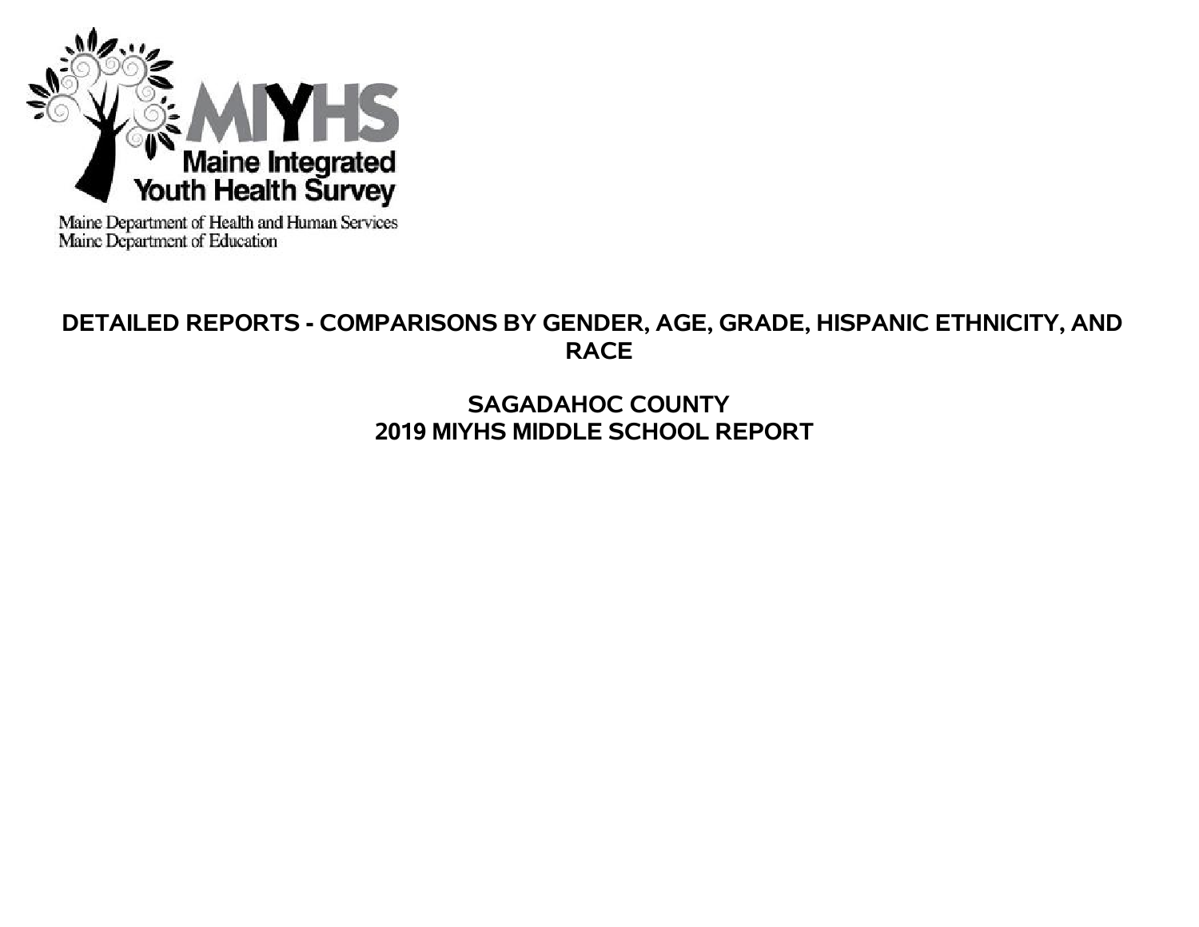MIYHS

Maine Integrated Youth Health Survey

Maine Department of Health and Human Services
Maine Department of Education

# DETAILED REPORTS - COMPARISONS BY GENDER, AGE, GRADE, HISPANIC ETHNICITY, AND RACE

## SAGADAHOC COUNTY
## 2019 MIYHS MIDDLE SCHOOL REPORT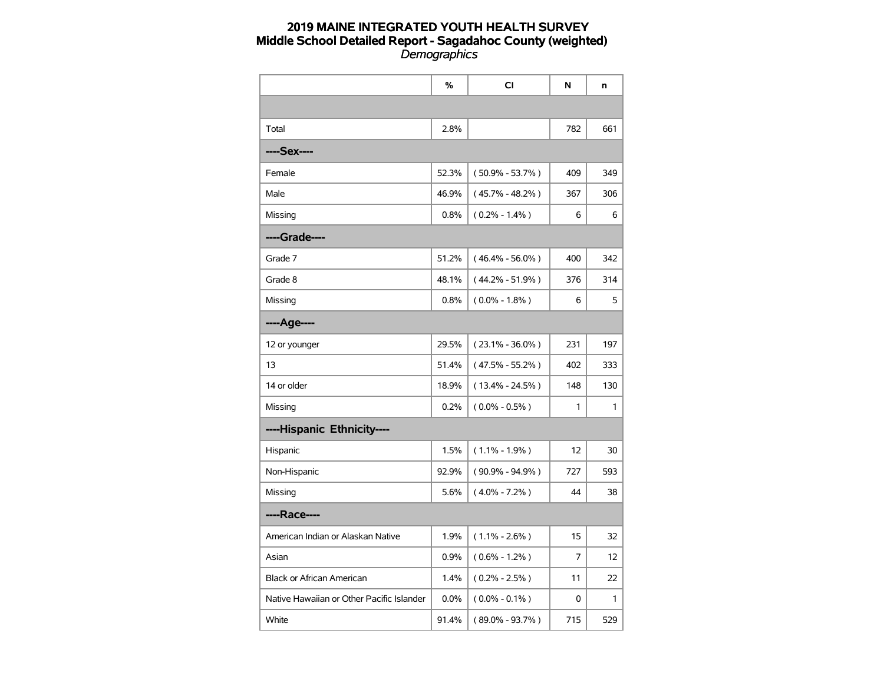# 2019 MAINE INTEGRATED YOUTH HEALTH SURVEY
## Middle School Detailed Report - Sagadahoc County (weighted)
*Demographics*

| | % | CI | N | n |
|---|---|---|---|---|
| | | | | |
| Total | 2.8% | | 782 | 661 |
| **----Sex----** | | | | |
| Female | 52.3% | ( 50.9% - 53.7% ) | 409 | 349 |
| Male | 46.9% | ( 45.7% - 48.2% ) | 367 | 306 |
| Missing | 0.8% | ( 0.2% - 1.4% ) | 6 | 6 |
| **----Grade----** | | | | |
| Grade 7 | 51.2% | ( 46.4% - 56.0% ) | 400 | 342 |
| Grade 8 | 48.1% | ( 44.2% - 51.9% ) | 376 | 314 |
| Missing | 0.8% | ( 0.0% - 1.8% ) | 6 | 5 |
| **----Age----** | | | | |
| 12 or younger | 29.5% | ( 23.1% - 36.0% ) | 231 | 197 |
| 13 | 51.4% | ( 47.5% - 55.2% ) | 402 | 333 |
| 14 or older | 18.9% | ( 13.4% - 24.5% ) | 148 | 130 |
| Missing | 0.2% | ( 0.0% - 0.5% ) | 1 | 1 |
| **----Hispanic Ethnicity----** | | | | |
| Hispanic | 1.5% | ( 1.1% - 1.9% ) | 12 | 30 |
| Non-Hispanic | 92.9% | ( 90.9% - 94.9% ) | 727 | 593 |
| Missing | 5.6% | ( 4.0% - 7.2% ) | 44 | 38 |
| **----Race----** | | | | |
| American Indian or Alaskan Native | 1.9% | ( 1.1% - 2.6% ) | 15 | 32 |
| Asian | 0.9% | ( 0.6% - 1.2% ) | 7 | 12 |
| Black or African American | 1.4% | ( 0.2% - 2.5% ) | 11 | 22 |
| Native Hawaiian or Other Pacific Islander | 0.0% | ( 0.0% - 0.1% ) | 0 | 1 |
| White | 91.4% | ( 89.0% - 93.7% ) | 715 | 529 |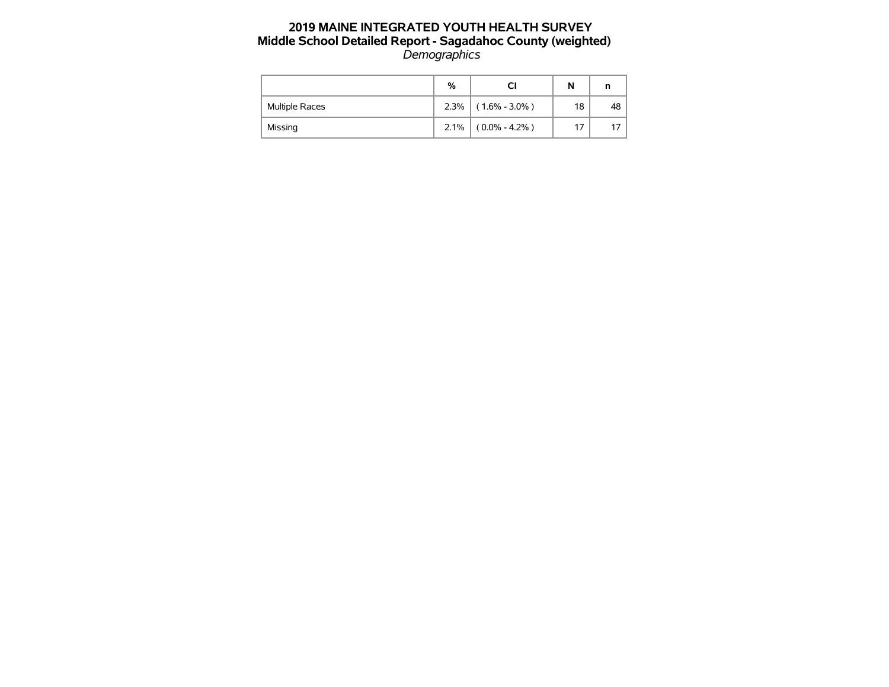# 2019 MAINE INTEGRATED YOUTH HEALTH SURVEY
## Middle School Detailed Report - Sagadahoc County (weighted)
*Demographics*

| | % | CI | N | n |
|---|---|---|---|---|
| Multiple Races | 2.3% | ( 1.6% - 3.0% ) | 18 | 48 |
| Missing | 2.1% | ( 0.0% - 4.2% ) | 17 | 17 |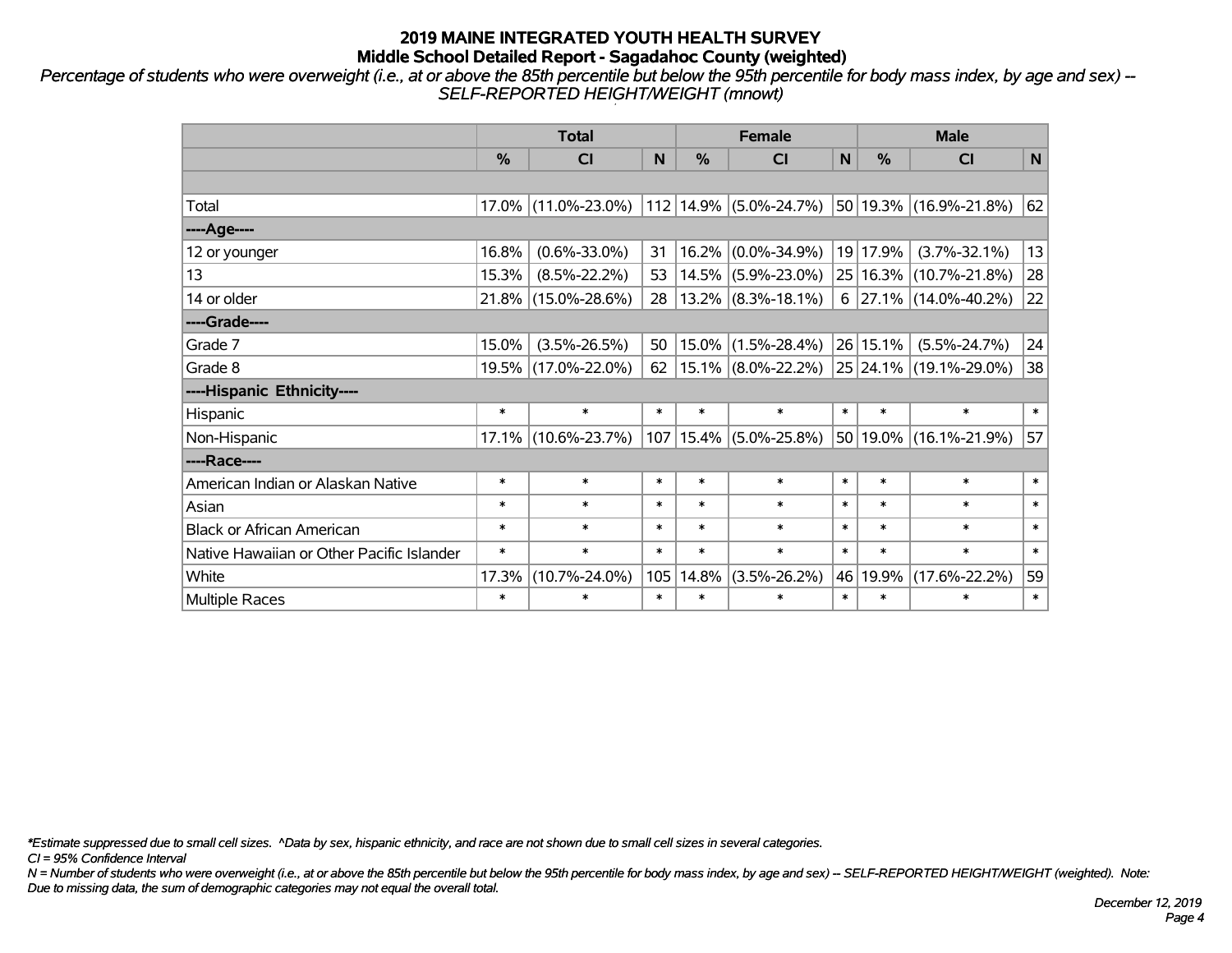## 2019 MAINE INTEGRATED YOUTH HEALTH SURVEY
### Middle School Detailed Report - Sagadahoc County (weighted)

*Percentage of students who were overweight (i.e., at or above the 85th percentile but below the 95th percentile for body mass index, by age and sex) -- SELF-REPORTED HEIGHT/WEIGHT (mnowt)*

| | Total | | | Female | | | Male | | |
|---|---|---|---|---|---|---|---|---|---|
| | % | CI | N | % | CI | N | % | CI | N |
| | | | | | | | | | |
| Total | 17.0% | (11.0%-23.0%) | 112 | 14.9% | (5.0%-24.7%) | 50 | 19.3% | (16.9%-21.8%) | 62 |
| ----Age---- | | | | | | | | | |
| 12 or younger | 16.8% | (0.6%-33.0%) | 31 | 16.2% | (0.0%-34.9%) | 19 | 17.9% | (3.7%-32.1%) | 13 |
| 13 | 15.3% | (8.5%-22.2%) | 53 | 14.5% | (5.9%-23.0%) | 25 | 16.3% | (10.7%-21.8%) | 28 |
| 14 or older | 21.8% | (15.0%-28.6%) | 28 | 13.2% | (8.3%-18.1%) | 6 | 27.1% | (14.0%-40.2%) | 22 |
| ----Grade---- | | | | | | | | | |
| Grade 7 | 15.0% | (3.5%-26.5%) | 50 | 15.0% | (1.5%-28.4%) | 26 | 15.1% | (5.5%-24.7%) | 24 |
| Grade 8 | 19.5% | (17.0%-22.0%) | 62 | 15.1% | (8.0%-22.2%) | 25 | 24.1% | (19.1%-29.0%) | 38 |
| ----Hispanic Ethnicity---- | | | | | | | | | |
| Hispanic | * | * | * | * | * | * | * | * | * |
| Non-Hispanic | 17.1% | (10.6%-23.7%) | 107 | 15.4% | (5.0%-25.8%) | 50 | 19.0% | (16.1%-21.9%) | 57 |
| ----Race---- | | | | | | | | | |
| American Indian or Alaskan Native | * | * | * | * | * | * | * | * | * |
| Asian | * | * | * | * | * | * | * | * | * |
| Black or African American | * | * | * | * | * | * | * | * | * |
| Native Hawaiian or Other Pacific Islander | * | * | * | * | * | * | * | * | * |
| White | 17.3% | (10.7%-24.0%) | 105 | 14.8% | (3.5%-26.2%) | 46 | 19.9% | (17.6%-22.2%) | 59 |
| Multiple Races | * | * | * | * | * | * | * | * | * |

*\*Estimate suppressed due to small cell sizes. ^Data by sex, hispanic ethnicity, and race are not shown due to small cell sizes in several categories.*

*CI = 95% Confidence Interval*

*N = Number of students who were overweight (i.e., at or above the 85th percentile but below the 95th percentile for body mass index, by age and sex) -- SELF-REPORTED HEIGHT/WEIGHT (weighted). Note: Due to missing data, the sum of demographic categories may not equal the overall total.*

*December 12, 2019*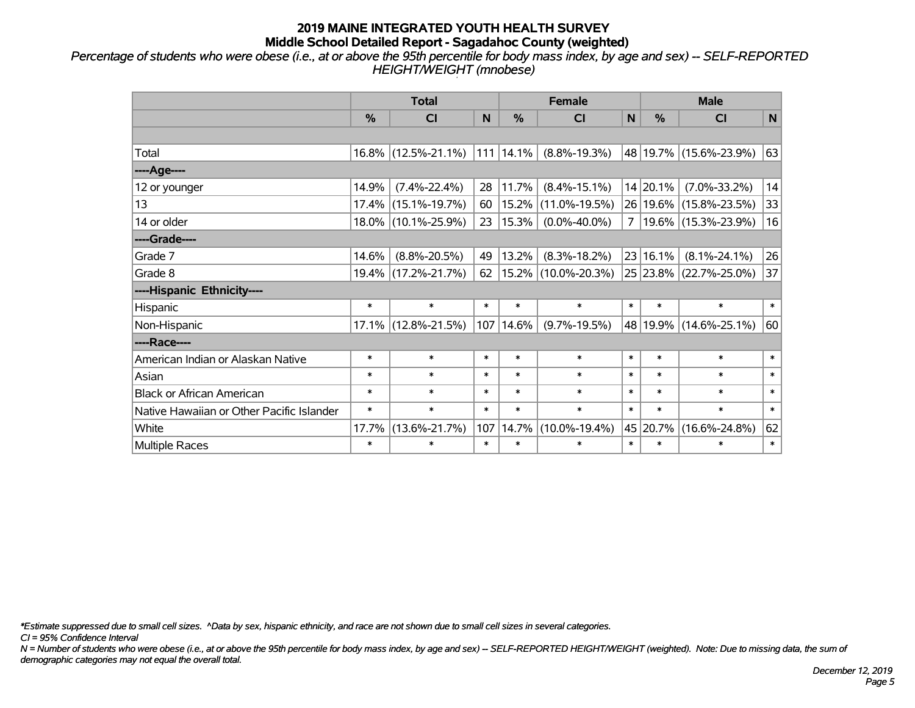# 2019 MAINE INTEGRATED YOUTH HEALTH SURVEY
## Middle School Detailed Report - Sagadahoc County (weighted)

*Percentage of students who were obese (i.e., at or above the 95th percentile for body mass index, by age and sex) -- SELF-REPORTED HEIGHT/WEIGHT (mnobese)*

| | Total | | | Female | | | Male | | |
|---|---|---|---|---|---|---|---|---|---|
| | % | CI | N | % | CI | N | % | CI | N |
| | | | | | | | | | |
| Total | 16.8% | (12.5%-21.1%) | 111 | 14.1% | (8.8%-19.3%) | 48 | 19.7% | (15.6%-23.9%) | 63 |
| ----Age---- | | | | | | | | | |
| 12 or younger | 14.9% | (7.4%-22.4%) | 28 | 11.7% | (8.4%-15.1%) | 14 | 20.1% | (7.0%-33.2%) | 14 |
| 13 | 17.4% | (15.1%-19.7%) | 60 | 15.2% | (11.0%-19.5%) | 26 | 19.6% | (15.8%-23.5%) | 33 |
| 14 or older | 18.0% | (10.1%-25.9%) | 23 | 15.3% | (0.0%-40.0%) | 7 | 19.6% | (15.3%-23.9%) | 16 |
| ----Grade---- | | | | | | | | | |
| Grade 7 | 14.6% | (8.8%-20.5%) | 49 | 13.2% | (8.3%-18.2%) | 23 | 16.1% | (8.1%-24.1%) | 26 |
| Grade 8 | 19.4% | (17.2%-21.7%) | 62 | 15.2% | (10.0%-20.3%) | 25 | 23.8% | (22.7%-25.0%) | 37 |
| ----Hispanic Ethnicity---- | | | | | | | | | |
| Hispanic | * | * | * | * | * | * | * | * | * |
| Non-Hispanic | 17.1% | (12.8%-21.5%) | 107 | 14.6% | (9.7%-19.5%) | 48 | 19.9% | (14.6%-25.1%) | 60 |
| ----Race---- | | | | | | | | | |
| American Indian or Alaskan Native | * | * | * | * | * | * | * | * | * |
| Asian | * | * | * | * | * | * | * | * | * |
| Black or African American | * | * | * | * | * | * | * | * | * |
| Native Hawaiian or Other Pacific Islander | * | * | * | * | * | * | * | * | * |
| White | 17.7% | (13.6%-21.7%) | 107 | 14.7% | (10.0%-19.4%) | 45 | 20.7% | (16.6%-24.8%) | 62 |
| Multiple Races | * | * | * | * | * | * | * | * | * |

*\*Estimate suppressed due to small cell sizes. ^Data by sex, hispanic ethnicity, and race are not shown due to small cell sizes in several categories.*

*CI = 95% Confidence Interval*

*N = Number of students who were obese (i.e., at or above the 95th percentile for body mass index, by age and sex) -- SELF-REPORTED HEIGHT/WEIGHT (weighted). Note: Due to missing data, the sum of demographic categories may not equal the overall total.*

*December 12, 2019*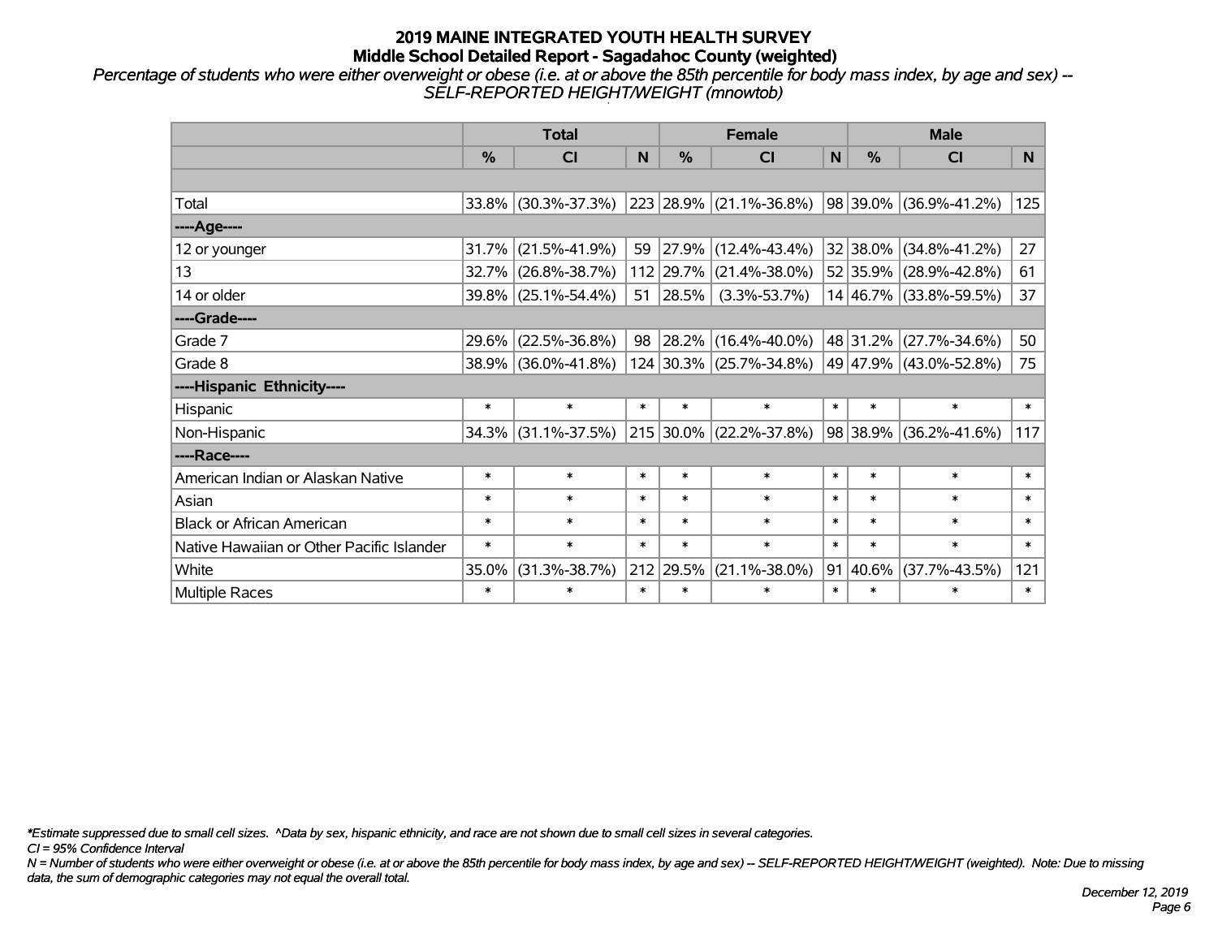# 2019 MAINE INTEGRATED YOUTH HEALTH SURVEY
## Middle School Detailed Report - Sagadahoc County (weighted)

*Percentage of students who were either overweight or obese (i.e. at or above the 85th percentile for body mass index, by age and sex) -- SELF-REPORTED HEIGHT/WEIGHT (mnowtob)*

| | Total | | | Female | | | Male | | |
|---|---|---|---|---|---|---|---|---|---|
| | % | CI | N | % | CI | N | % | CI | N |
| | | | | | | | | | |
| Total | 33.8% | (30.3%-37.3%) | 223 | 28.9% | (21.1%-36.8%) | 98 | 39.0% | (36.9%-41.2%) | 125 |
| ----Age---- | | | | | | | | | |
| 12 or younger | 31.7% | (21.5%-41.9%) | 59 | 27.9% | (12.4%-43.4%) | 32 | 38.0% | (34.8%-41.2%) | 27 |
| 13 | 32.7% | (26.8%-38.7%) | 112 | 29.7% | (21.4%-38.0%) | 52 | 35.9% | (28.9%-42.8%) | 61 |
| 14 or older | 39.8% | (25.1%-54.4%) | 51 | 28.5% | (3.3%-53.7%) | 14 | 46.7% | (33.8%-59.5%) | 37 |
| ----Grade---- | | | | | | | | | |
| Grade 7 | 29.6% | (22.5%-36.8%) | 98 | 28.2% | (16.4%-40.0%) | 48 | 31.2% | (27.7%-34.6%) | 50 |
| Grade 8 | 38.9% | (36.0%-41.8%) | 124 | 30.3% | (25.7%-34.8%) | 49 | 47.9% | (43.0%-52.8%) | 75 |
| ----Hispanic Ethnicity---- | | | | | | | | | |
| Hispanic | * | * | * | * | * | * | * | * | * |
| Non-Hispanic | 34.3% | (31.1%-37.5%) | 215 | 30.0% | (22.2%-37.8%) | 98 | 38.9% | (36.2%-41.6%) | 117 |
| ----Race---- | | | | | | | | | |
| American Indian or Alaskan Native | * | * | * | * | * | * | * | * | * |
| Asian | * | * | * | * | * | * | * | * | * |
| Black or African American | * | * | * | * | * | * | * | * | * |
| Native Hawaiian or Other Pacific Islander | * | * | * | * | * | * | * | * | * |
| White | 35.0% | (31.3%-38.7%) | 212 | 29.5% | (21.1%-38.0%) | 91 | 40.6% | (37.7%-43.5%) | 121 |
| Multiple Races | * | * | * | * | * | * | * | * | * |

*\*Estimate suppressed due to small cell sizes. ^Data by sex, hispanic ethnicity, and race are not shown due to small cell sizes in several categories.*

*CI = 95% Confidence Interval*

*N = Number of students who were either overweight or obese (i.e. at or above the 85th percentile for body mass index, by age and sex) -- SELF-REPORTED HEIGHT/WEIGHT (weighted). Note: Due to missing data, the sum of demographic categories may not equal the overall total.*

*December 12, 2019*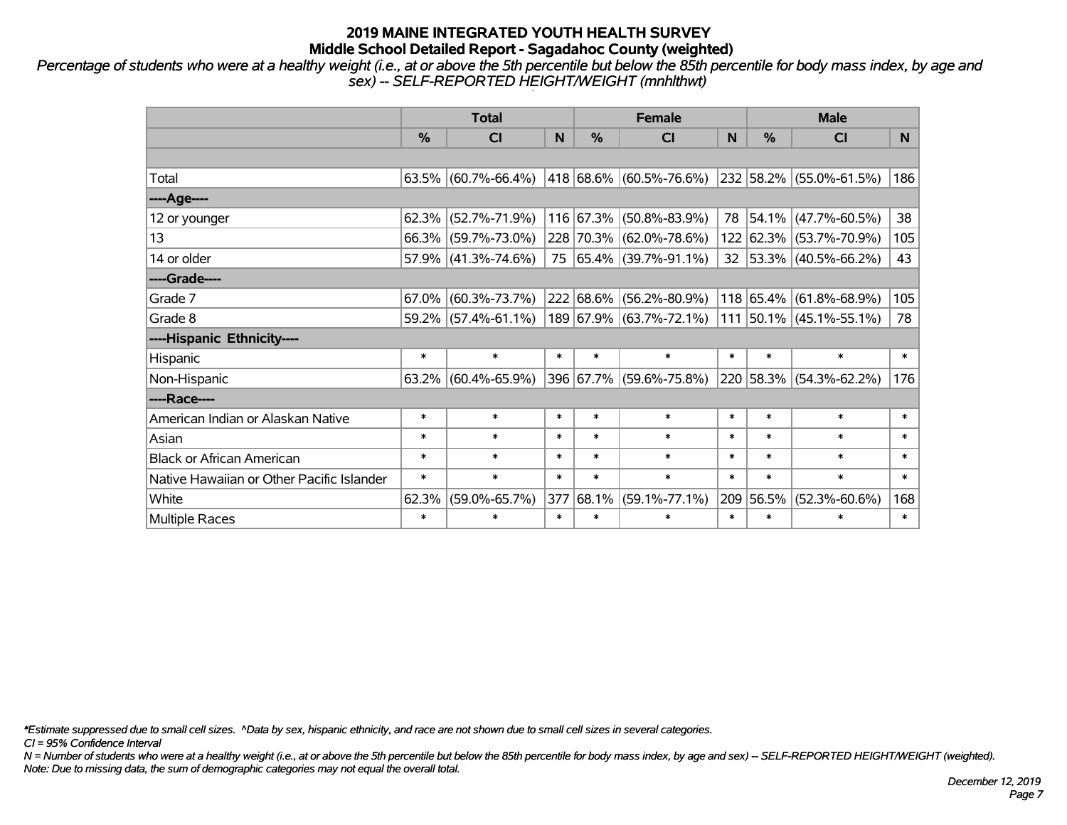# 2019 MAINE INTEGRATED YOUTH HEALTH SURVEY

## Middle School Detailed Report - Sagadahoc County (weighted)

*Percentage of students who were at a healthy weight (i.e., at or above the 5th percentile but below the 85th percentile for body mass index, by age and sex) -- SELF-REPORTED HEIGHT/WEIGHT (mnhlthwt)*

| | Total | | | Female | | | Male | | |
|---|---|---|---|---|---|---|---|---|---|
| | % | CI | N | % | CI | N | % | CI | N |
| Total | 63.5% | (60.7%-66.4%) | 418 | 68.6% | (60.5%-76.6%) | 232 | 58.2% | (55.0%-61.5%) | 186 |
| ----Age---- | | | | | | | | | |
| 12 or younger | 62.3% | (52.7%-71.9%) | 116 | 67.3% | (50.8%-83.9%) | 78 | 54.1% | (47.7%-60.5%) | 38 |
| 13 | 66.3% | (59.7%-73.0%) | 228 | 70.3% | (62.0%-78.6%) | 122 | 62.3% | (53.7%-70.9%) | 105 |
| 14 or older | 57.9% | (41.3%-74.6%) | 75 | 65.4% | (39.7%-91.1%) | 32 | 53.3% | (40.5%-66.2%) | 43 |
| ----Grade---- | | | | | | | | | |
| Grade 7 | 67.0% | (60.3%-73.7%) | 222 | 68.6% | (56.2%-80.9%) | 118 | 65.4% | (61.8%-68.9%) | 105 |
| Grade 8 | 59.2% | (57.4%-61.1%) | 189 | 67.9% | (63.7%-72.1%) | 111 | 50.1% | (45.1%-55.1%) | 78 |
| ----Hispanic Ethnicity---- | | | | | | | | | |
| Hispanic | * | * | * | * | * | * | * | * | * |
| Non-Hispanic | 63.2% | (60.4%-65.9%) | 396 | 67.7% | (59.6%-75.8%) | 220 | 58.3% | (54.3%-62.2%) | 176 |
| ----Race---- | | | | | | | | | |
| American Indian or Alaskan Native | * | * | * | * | * | * | * | * | * |
| Asian | * | * | * | * | * | * | * | * | * |
| Black or African American | * | * | * | * | * | * | * | * | * |
| Native Hawaiian or Other Pacific Islander | * | * | * | * | * | * | * | * | * |
| White | 62.3% | (59.0%-65.7%) | 377 | 68.1% | (59.1%-77.1%) | 209 | 56.5% | (52.3%-60.6%) | 168 |
| Multiple Races | * | * | * | * | * | * | * | * | * |

*\*Estimate suppressed due to small cell sizes. ^Data by sex, hispanic ethnicity, and race are not shown due to small cell sizes in several categories.*

*CI = 95% Confidence Interval*

*N = Number of students who were at a healthy weight (i.e., at or above the 5th percentile but below the 85th percentile for body mass index, by age and sex) -- SELF-REPORTED HEIGHT/WEIGHT (weighted).*

*Note: Due to missing data, the sum of demographic categories may not equal the overall total.*

*December 12, 2019*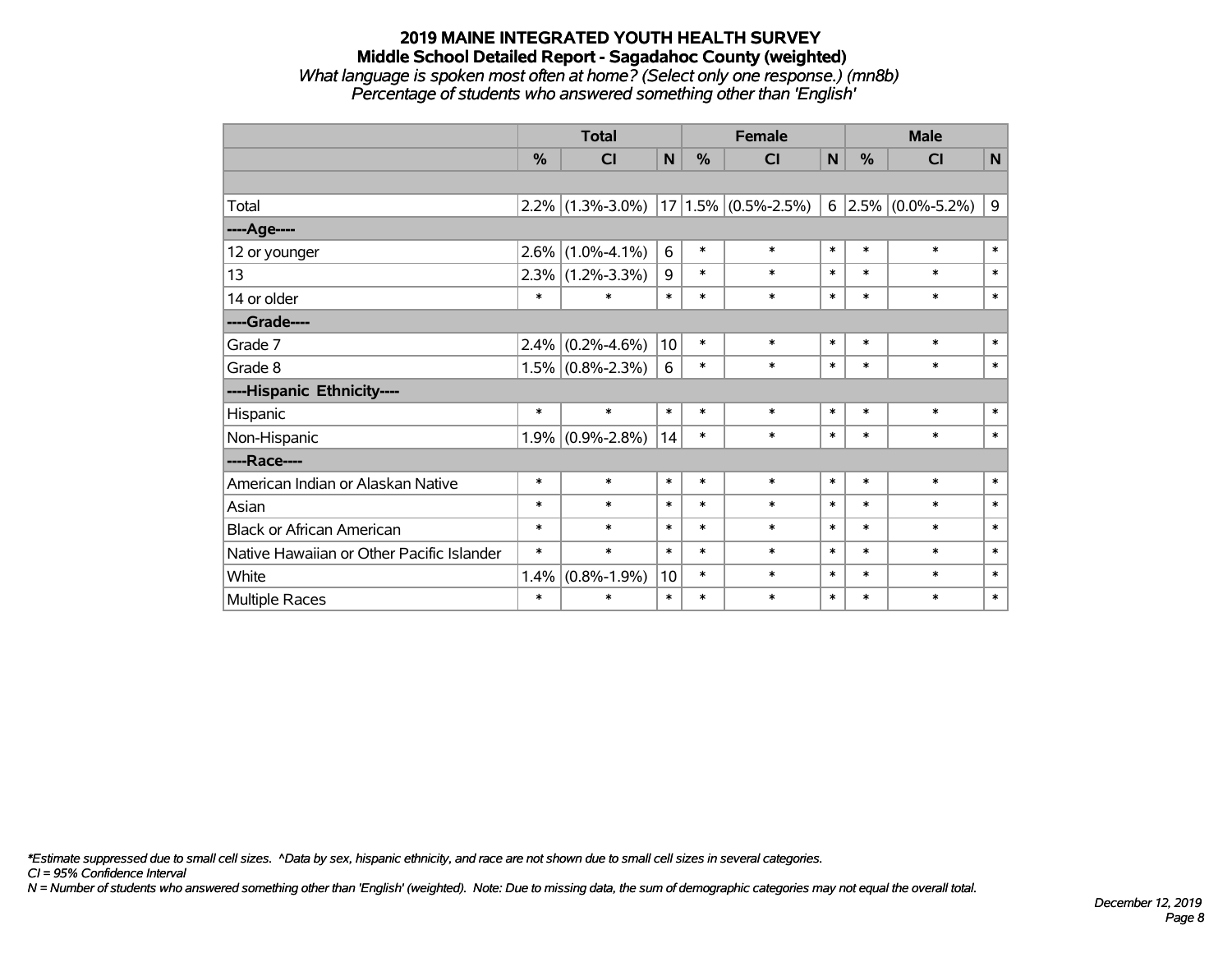# 2019 MAINE INTEGRATED YOUTH HEALTH SURVEY

## Middle School Detailed Report - Sagadahoc County (weighted)

*What language is spoken most often at home? (Select only one response.) (mn8b)*

*Percentage of students who answered something other than 'English'*

| | Total | | | Female | | | Male | | |
|---|---|---|---|---|---|---|---|---|---|
| | % | CI | N | % | CI | N | % | CI | N |
| | | | | | | | | | |
| Total | 2.2% | (1.3%-3.0%) | 17 | 1.5% | (0.5%-2.5%) | 6 | 2.5% | (0.0%-5.2%) | 9 |
| ----Age---- | | | | | | | | | |
| 12 or younger | 2.6% | (1.0%-4.1%) | 6 | * | * | * | * | * | * |
| 13 | 2.3% | (1.2%-3.3%) | 9 | * | * | * | * | * | * |
| 14 or older | * | * | * | * | * | * | * | * | * |
| ----Grade---- | | | | | | | | | |
| Grade 7 | 2.4% | (0.2%-4.6%) | 10 | * | * | * | * | * | * |
| Grade 8 | 1.5% | (0.8%-2.3%) | 6 | * | * | * | * | * | * |
| ----Hispanic Ethnicity---- | | | | | | | | | |
| Hispanic | * | * | * | * | * | * | * | * | * |
| Non-Hispanic | 1.9% | (0.9%-2.8%) | 14 | * | * | * | * | * | * |
| ----Race---- | | | | | | | | | |
| American Indian or Alaskan Native | * | * | * | * | * | * | * | * | * |
| Asian | * | * | * | * | * | * | * | * | * |
| Black or African American | * | * | * | * | * | * | * | * | * |
| Native Hawaiian or Other Pacific Islander | * | * | * | * | * | * | * | * | * |
| White | 1.4% | (0.8%-1.9%) | 10 | * | * | * | * | * | * |
| Multiple Races | * | * | * | * | * | * | * | * | * |

*\*Estimate suppressed due to small cell sizes. ^Data by sex, hispanic ethnicity, and race are not shown due to small cell sizes in several categories.*

*CI = 95% Confidence Interval*

*N = Number of students who answered something other than 'English' (weighted). Note: Due to missing data, the sum of demographic categories may not equal the overall total.*

*December 12, 2019*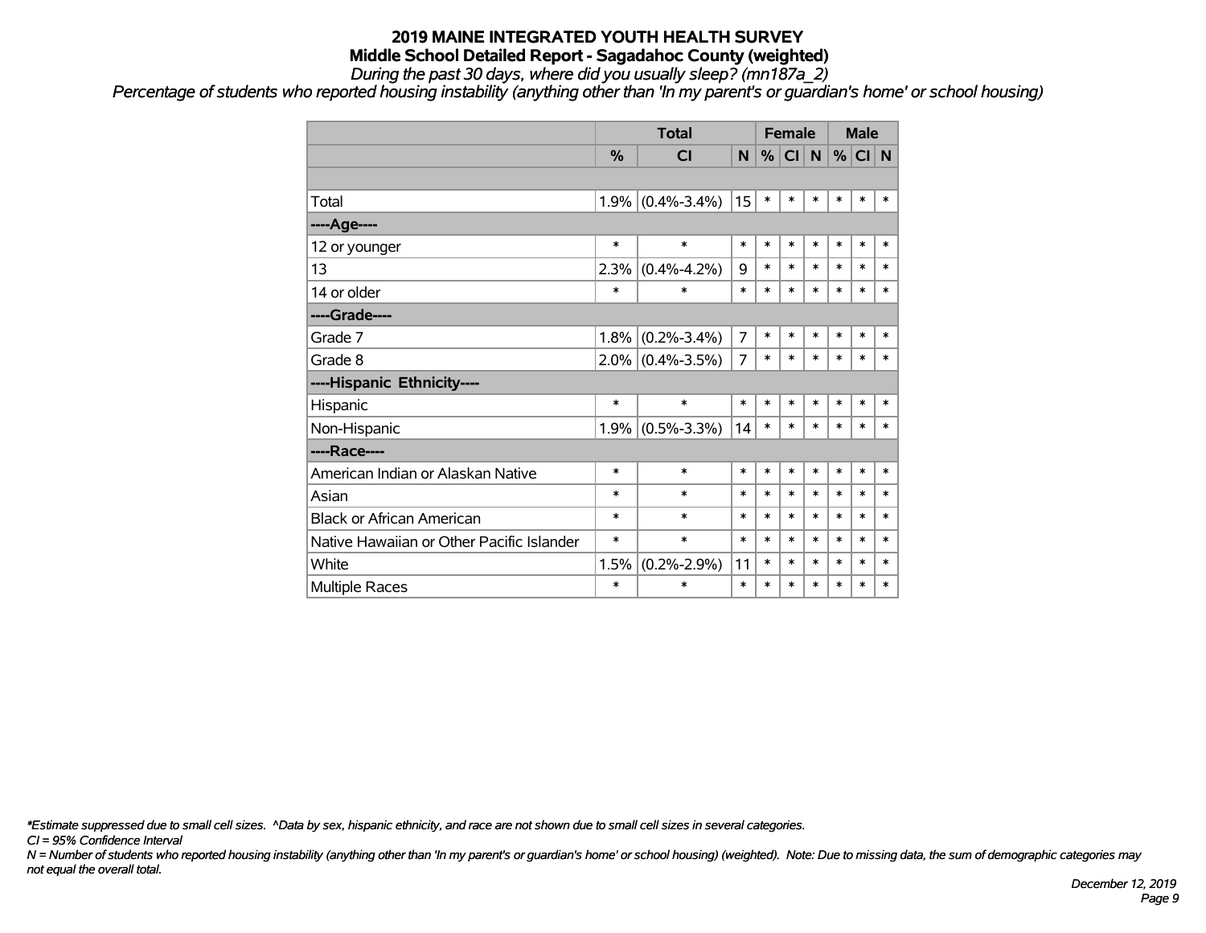# 2019 MAINE INTEGRATED YOUTH HEALTH SURVEY

## Middle School Detailed Report - Sagadahoc County (weighted)

*During the past 30 days, where did you usually sleep? (mn187a_2)*

*Percentage of students who reported housing instability (anything other than 'In my parent's or guardian's home' or school housing)*

| | Total | | | Female | | | Male | | |
|---|---|---|---|---|---|---|---|---|---|
| | % | CI | N | % | CI | N | % | CI | N |
| | | | | | | | | | |
| Total | 1.9% | (0.4%-3.4%) | 15 | * | * | * | * | * | * |
| ----Age---- | | | | | | | | | |
| 12 or younger | * | * | * | * | * | * | * | * | * |
| 13 | 2.3% | (0.4%-4.2%) | 9 | * | * | * | * | * | * |
| 14 or older | * | * | * | * | * | * | * | * | * |
| ----Grade---- | | | | | | | | | |
| Grade 7 | 1.8% | (0.2%-3.4%) | 7 | * | * | * | * | * | * |
| Grade 8 | 2.0% | (0.4%-3.5%) | 7 | * | * | * | * | * | * |
| ----Hispanic Ethnicity---- | | | | | | | | | |
| Hispanic | * | * | * | * | * | * | * | * | * |
| Non-Hispanic | 1.9% | (0.5%-3.3%) | 14 | * | * | * | * | * | * |
| ----Race---- | | | | | | | | | |
| American Indian or Alaskan Native | * | * | * | * | * | * | * | * | * |
| Asian | * | * | * | * | * | * | * | * | * |
| Black or African American | * | * | * | * | * | * | * | * | * |
| Native Hawaiian or Other Pacific Islander | * | * | * | * | * | * | * | * | * |
| White | 1.5% | (0.2%-2.9%) | 11 | * | * | * | * | * | * |
| Multiple Races | * | * | * | * | * | * | * | * | * |

*\*Estimate suppressed due to small cell sizes. ^Data by sex, hispanic ethnicity, and race are not shown due to small cell sizes in several categories.*

*CI = 95% Confidence Interval*

*N = Number of students who reported housing instability (anything other than 'In my parent's or guardian's home' or school housing) (weighted). Note: Due to missing data, the sum of demographic categories may not equal the overall total.*

*December 12, 2019*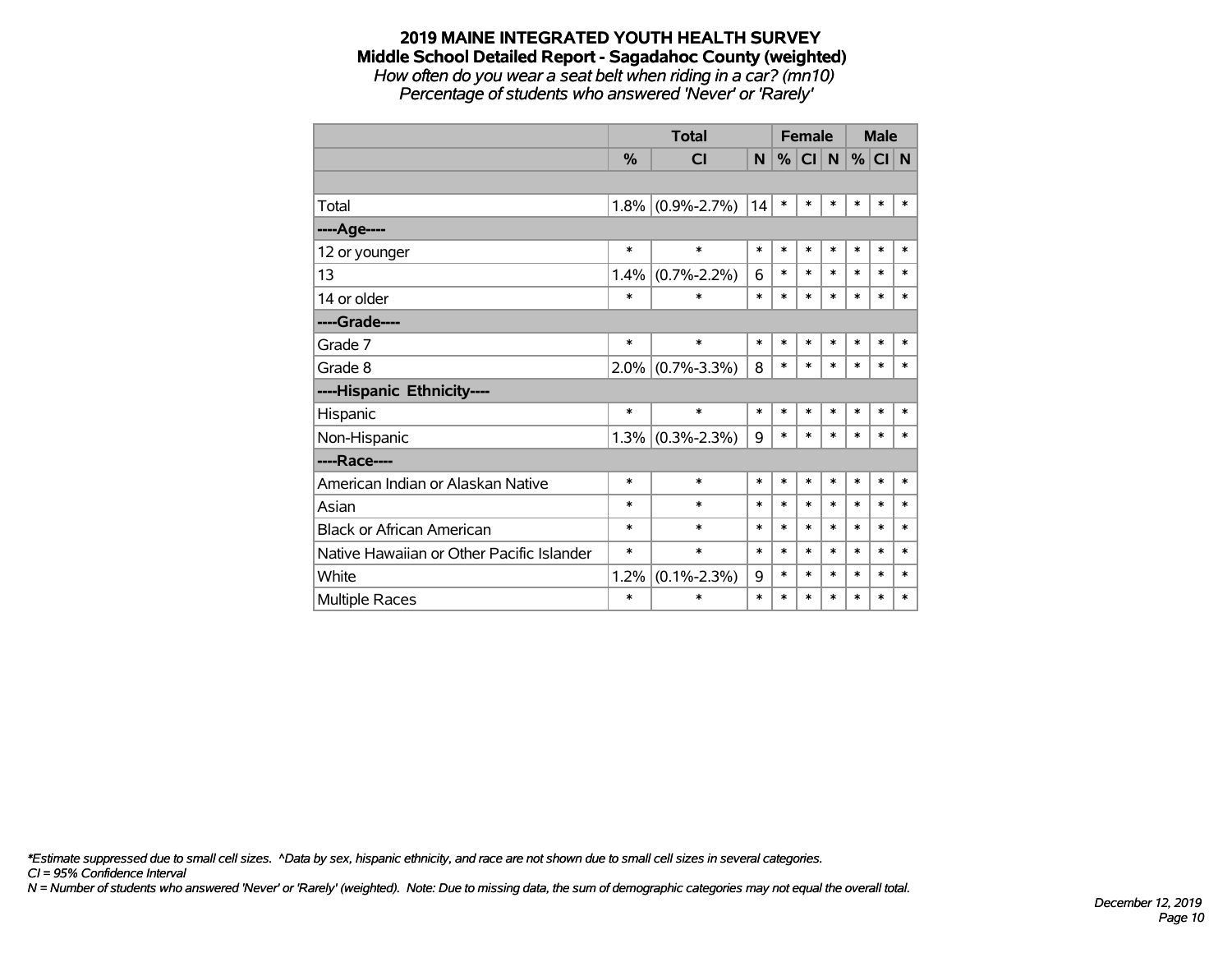# 2019 MAINE INTEGRATED YOUTH HEALTH SURVEY

## Middle School Detailed Report - Sagadahoc County (weighted)

*How often do you wear a seat belt when riding in a car? (mn10)*

*Percentage of students who answered 'Never' or 'Rarely'*

| | Total | | | Female | | | Male | | |
|---|---|---|---|---|---|---|---|---|---|
| | % | CI | N | % | CI | N | % | CI | N |
| | | | | | | | | | |
| Total | 1.8% | (0.9%-2.7%) | 14 | * | * | * | * | * | * |
| ----Age---- | | | | | | | | | |
| 12 or younger | * | * | * | * | * | * | * | * | * |
| 13 | 1.4% | (0.7%-2.2%) | 6 | * | * | * | * | * | * |
| 14 or older | * | * | * | * | * | * | * | * | * |
| ----Grade---- | | | | | | | | | |
| Grade 7 | * | * | * | * | * | * | * | * | * |
| Grade 8 | 2.0% | (0.7%-3.3%) | 8 | * | * | * | * | * | * |
| ----Hispanic Ethnicity---- | | | | | | | | | |
| Hispanic | * | * | * | * | * | * | * | * | * |
| Non-Hispanic | 1.3% | (0.3%-2.3%) | 9 | * | * | * | * | * | * |
| ----Race---- | | | | | | | | | |
| American Indian or Alaskan Native | * | * | * | * | * | * | * | * | * |
| Asian | * | * | * | * | * | * | * | * | * |
| Black or African American | * | * | * | * | * | * | * | * | * |
| Native Hawaiian or Other Pacific Islander | * | * | * | * | * | * | * | * | * |
| White | 1.2% | (0.1%-2.3%) | 9 | * | * | * | * | * | * |
| Multiple Races | * | * | * | * | * | * | * | * | * |

*\*Estimate suppressed due to small cell sizes. ^Data by sex, hispanic ethnicity, and race are not shown due to small cell sizes in several categories.*

*CI = 95% Confidence Interval*

*N = Number of students who answered 'Never' or 'Rarely' (weighted). Note: Due to missing data, the sum of demographic categories may not equal the overall total.*

*December 12, 2019*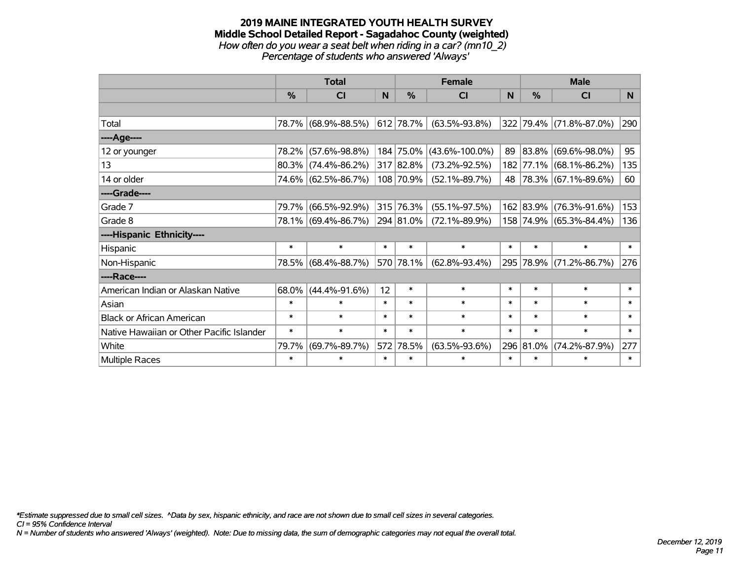# 2019 MAINE INTEGRATED YOUTH HEALTH SURVEY
## Middle School Detailed Report - Sagadahoc County (weighted)
*How often do you wear a seat belt when riding in a car? (mn10_2)*
*Percentage of students who answered 'Always'*

| | Total | | | Female | | | Male | | |
|---|---|---|---|---|---|---|---|---|---|
| | % | CI | N | % | CI | N | % | CI | N |
| Total | 78.7% | (68.9%-88.5%) | 612 | 78.7% | (63.5%-93.8%) | 322 | 79.4% | (71.8%-87.0%) | 290 |
| ----Age---- | | | | | | | | | |
| 12 or younger | 78.2% | (57.6%-98.8%) | 184 | 75.0% | (43.6%-100.0%) | 89 | 83.8% | (69.6%-98.0%) | 95 |
| 13 | 80.3% | (74.4%-86.2%) | 317 | 82.8% | (73.2%-92.5%) | 182 | 77.1% | (68.1%-86.2%) | 135 |
| 14 or older | 74.6% | (62.5%-86.7%) | 108 | 70.9% | (52.1%-89.7%) | 48 | 78.3% | (67.1%-89.6%) | 60 |
| ----Grade---- | | | | | | | | | |
| Grade 7 | 79.7% | (66.5%-92.9%) | 315 | 76.3% | (55.1%-97.5%) | 162 | 83.9% | (76.3%-91.6%) | 153 |
| Grade 8 | 78.1% | (69.4%-86.7%) | 294 | 81.0% | (72.1%-89.9%) | 158 | 74.9% | (65.3%-84.4%) | 136 |
| ----Hispanic Ethnicity---- | | | | | | | | | |
| Hispanic | * | * | * | * | * | * | * | * | * |
| Non-Hispanic | 78.5% | (68.4%-88.7%) | 570 | 78.1% | (62.8%-93.4%) | 295 | 78.9% | (71.2%-86.7%) | 276 |
| ----Race---- | | | | | | | | | |
| American Indian or Alaskan Native | 68.0% | (44.4%-91.6%) | 12 | * | * | * | * | * | * |
| Asian | * | * | * | * | * | * | * | * | * |
| Black or African American | * | * | * | * | * | * | * | * | * |
| Native Hawaiian or Other Pacific Islander | * | * | * | * | * | * | * | * | * |
| White | 79.7% | (69.7%-89.7%) | 572 | 78.5% | (63.5%-93.6%) | 296 | 81.0% | (74.2%-87.9%) | 277 |
| Multiple Races | * | * | * | * | * | * | * | * | * |

*\*Estimate suppressed due to small cell sizes. ^Data by sex, hispanic ethnicity, and race are not shown due to small cell sizes in several categories.*
*CI = 95% Confidence Interval*
*N = Number of students who answered 'Always' (weighted). Note: Due to missing data, the sum of demographic categories may not equal the overall total.*

*December 12, 2019*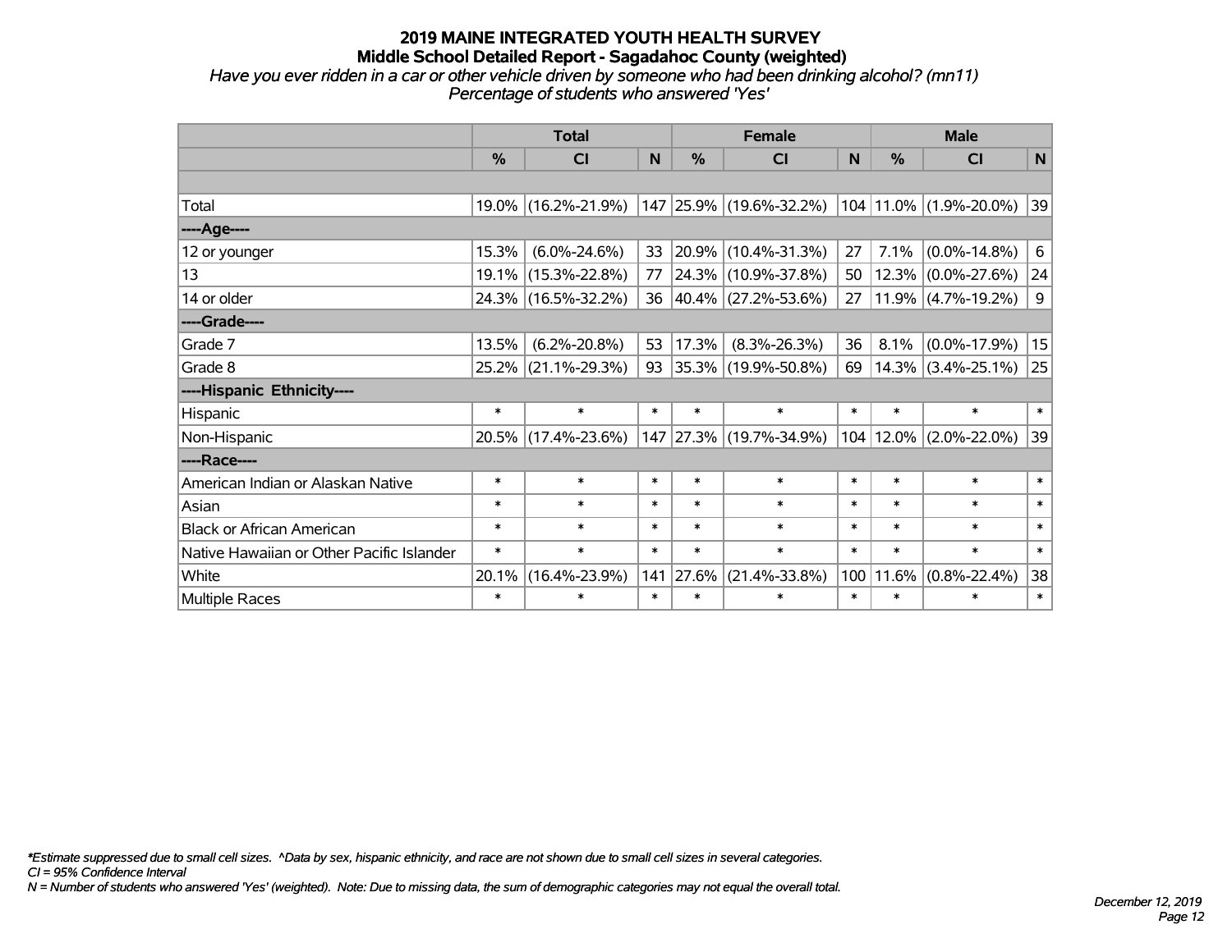# 2019 MAINE INTEGRATED YOUTH HEALTH SURVEY
## Middle School Detailed Report - Sagadahoc County (weighted)

*Have you ever ridden in a car or other vehicle driven by someone who had been drinking alcohol? (mn11)*
*Percentage of students who answered 'Yes'*

| | Total | | | Female | | | Male | | |
|---|---|---|---|---|---|---|---|---|---|
| | % | CI | N | % | CI | N | % | CI | N |
| | | | | | | | | | |
| Total | 19.0% | (16.2%-21.9%) | 147 | 25.9% | (19.6%-32.2%) | 104 | 11.0% | (1.9%-20.0%) | 39 |
| ----Age---- | | | | | | | | | |
| 12 or younger | 15.3% | (6.0%-24.6%) | 33 | 20.9% | (10.4%-31.3%) | 27 | 7.1% | (0.0%-14.8%) | 6 |
| 13 | 19.1% | (15.3%-22.8%) | 77 | 24.3% | (10.9%-37.8%) | 50 | 12.3% | (0.0%-27.6%) | 24 |
| 14 or older | 24.3% | (16.5%-32.2%) | 36 | 40.4% | (27.2%-53.6%) | 27 | 11.9% | (4.7%-19.2%) | 9 |
| ----Grade---- | | | | | | | | | |
| Grade 7 | 13.5% | (6.2%-20.8%) | 53 | 17.3% | (8.3%-26.3%) | 36 | 8.1% | (0.0%-17.9%) | 15 |
| Grade 8 | 25.2% | (21.1%-29.3%) | 93 | 35.3% | (19.9%-50.8%) | 69 | 14.3% | (3.4%-25.1%) | 25 |
| ----Hispanic Ethnicity---- | | | | | | | | | |
| Hispanic | * | * | * | * | * | * | * | * | * |
| Non-Hispanic | 20.5% | (17.4%-23.6%) | 147 | 27.3% | (19.7%-34.9%) | 104 | 12.0% | (2.0%-22.0%) | 39 |
| ----Race---- | | | | | | | | | |
| American Indian or Alaskan Native | * | * | * | * | * | * | * | * | * |
| Asian | * | * | * | * | * | * | * | * | * |
| Black or African American | * | * | * | * | * | * | * | * | * |
| Native Hawaiian or Other Pacific Islander | * | * | * | * | * | * | * | * | * |
| White | 20.1% | (16.4%-23.9%) | 141 | 27.6% | (21.4%-33.8%) | 100 | 11.6% | (0.8%-22.4%) | 38 |
| Multiple Races | * | * | * | * | * | * | * | * | * |

*\*Estimate suppressed due to small cell sizes. ^Data by sex, hispanic ethnicity, and race are not shown due to small cell sizes in several categories.*
*CI = 95% Confidence Interval*
*N = Number of students who answered 'Yes' (weighted). Note: Due to missing data, the sum of demographic categories may not equal the overall total.*

*December 12, 2019*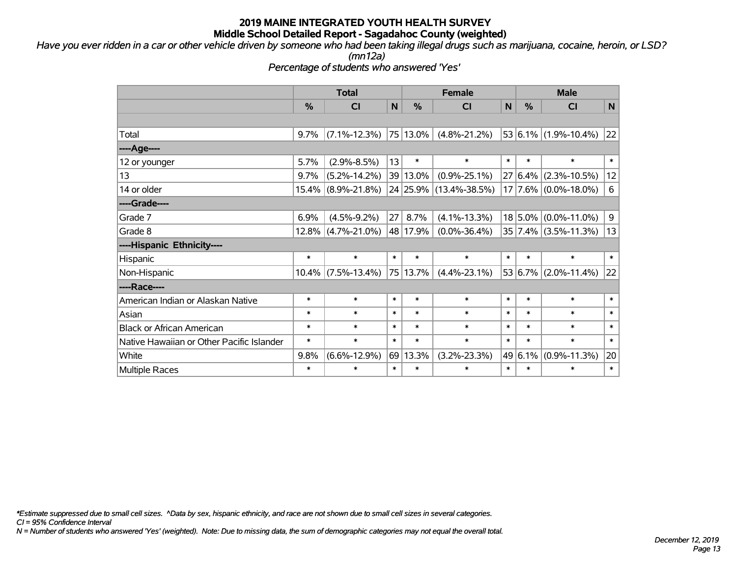# 2019 MAINE INTEGRATED YOUTH HEALTH SURVEY
## Middle School Detailed Report - Sagadahoc County (weighted)

*Have you ever ridden in a car or other vehicle driven by someone who had been taking illegal drugs such as marijuana, cocaine, heroin, or LSD? (mn12a)*

*Percentage of students who answered 'Yes'*

| | Total | | | Female | | | Male | | |
|---|---|---|---|---|---|---|---|---|---|
| | % | CI | N | % | CI | N | % | CI | N |
| Total | 9.7% | (7.1%-12.3%) | 75 | 13.0% | (4.8%-21.2%) | 53 | 6.1% | (1.9%-10.4%) | 22 |
| ----Age---- | | | | | | | | | |
| 12 or younger | 5.7% | (2.9%-8.5%) | 13 | * | * | * | * | * | * |
| 13 | 9.7% | (5.2%-14.2%) | 39 | 13.0% | (0.9%-25.1%) | 27 | 6.4% | (2.3%-10.5%) | 12 |
| 14 or older | 15.4% | (8.9%-21.8%) | 24 | 25.9% | (13.4%-38.5%) | 17 | 7.6% | (0.0%-18.0%) | 6 |
| ----Grade---- | | | | | | | | | |
| Grade 7 | 6.9% | (4.5%-9.2%) | 27 | 8.7% | (4.1%-13.3%) | 18 | 5.0% | (0.0%-11.0%) | 9 |
| Grade 8 | 12.8% | (4.7%-21.0%) | 48 | 17.9% | (0.0%-36.4%) | 35 | 7.4% | (3.5%-11.3%) | 13 |
| ----Hispanic Ethnicity---- | | | | | | | | | |
| Hispanic | * | * | * | * | * | * | * | * | * |
| Non-Hispanic | 10.4% | (7.5%-13.4%) | 75 | 13.7% | (4.4%-23.1%) | 53 | 6.7% | (2.0%-11.4%) | 22 |
| ----Race---- | | | | | | | | | |
| American Indian or Alaskan Native | * | * | * | * | * | * | * | * | * |
| Asian | * | * | * | * | * | * | * | * | * |
| Black or African American | * | * | * | * | * | * | * | * | * |
| Native Hawaiian or Other Pacific Islander | * | * | * | * | * | * | * | * | * |
| White | 9.8% | (6.6%-12.9%) | 69 | 13.3% | (3.2%-23.3%) | 49 | 6.1% | (0.9%-11.3%) | 20 |
| Multiple Races | * | * | * | * | * | * | * | * | * |

*\*Estimate suppressed due to small cell sizes. ^Data by sex, hispanic ethnicity, and race are not shown due to small cell sizes in several categories.*
*CI = 95% Confidence Interval*
*N = Number of students who answered 'Yes' (weighted). Note: Due to missing data, the sum of demographic categories may not equal the overall total.*

*December 12, 2019*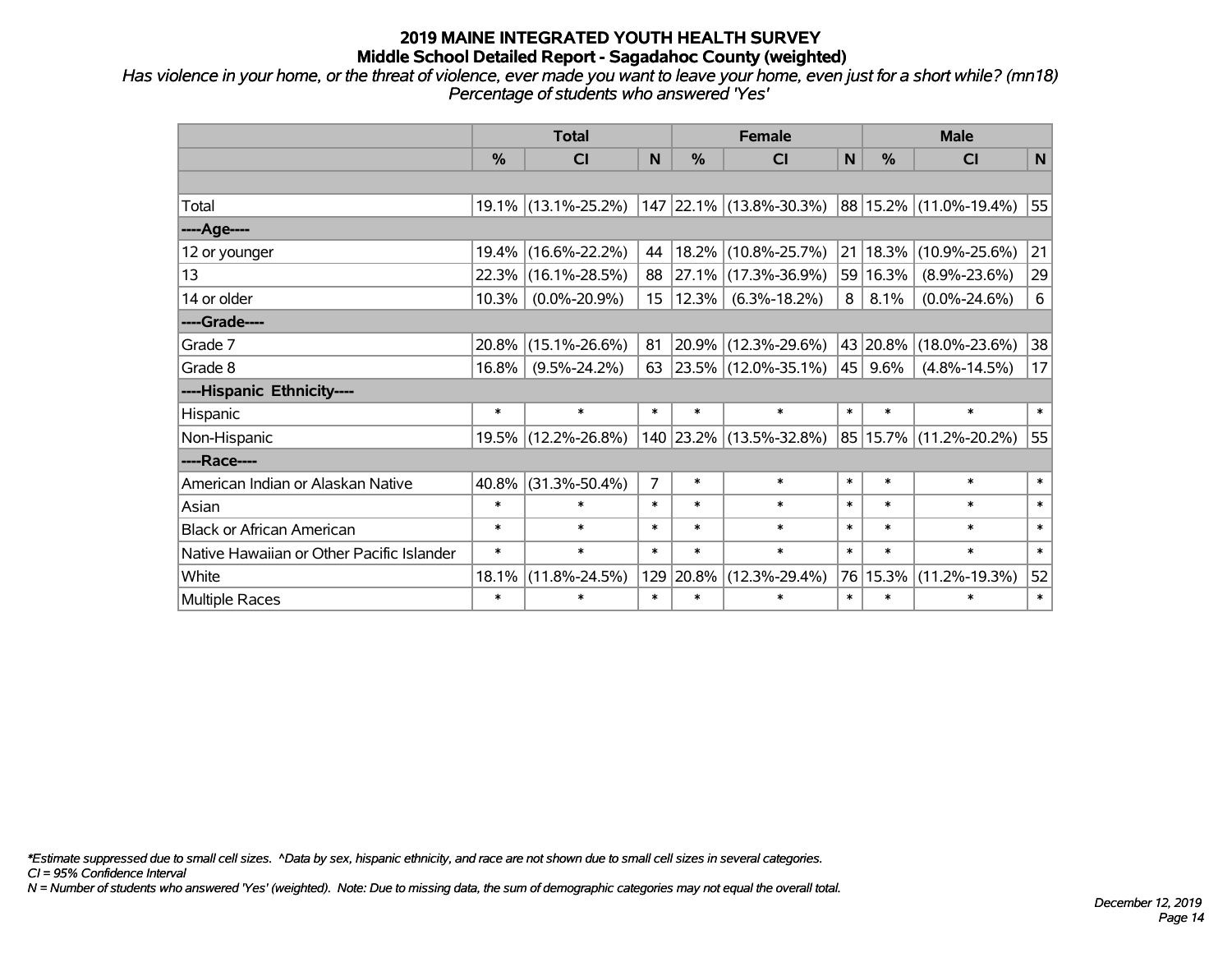# 2019 MAINE INTEGRATED YOUTH HEALTH SURVEY

## Middle School Detailed Report - Sagadahoc County (weighted)

*Has violence in your home, or the threat of violence, ever made you want to leave your home, even just for a short while? (mn18)*
*Percentage of students who answered 'Yes'*

| | Total | | | Female | | | Male | | |
|---|---|---|---|---|---|---|---|---|---|
| | % | CI | N | % | CI | N | % | CI | N |
| | | | | | | | | | |
| Total | 19.1% | (13.1%-25.2%) | 147 | 22.1% | (13.8%-30.3%) | 88 | 15.2% | (11.0%-19.4%) | 55 |
| ----Age---- | | | | | | | | | |
| 12 or younger | 19.4% | (16.6%-22.2%) | 44 | 18.2% | (10.8%-25.7%) | 21 | 18.3% | (10.9%-25.6%) | 21 |
| 13 | 22.3% | (16.1%-28.5%) | 88 | 27.1% | (17.3%-36.9%) | 59 | 16.3% | (8.9%-23.6%) | 29 |
| 14 or older | 10.3% | (0.0%-20.9%) | 15 | 12.3% | (6.3%-18.2%) | 8 | 8.1% | (0.0%-24.6%) | 6 |
| ----Grade---- | | | | | | | | | |
| Grade 7 | 20.8% | (15.1%-26.6%) | 81 | 20.9% | (12.3%-29.6%) | 43 | 20.8% | (18.0%-23.6%) | 38 |
| Grade 8 | 16.8% | (9.5%-24.2%) | 63 | 23.5% | (12.0%-35.1%) | 45 | 9.6% | (4.8%-14.5%) | 17 |
| ----Hispanic Ethnicity---- | | | | | | | | | |
| Hispanic | * | * | * | * | * | * | * | * | * |
| Non-Hispanic | 19.5% | (12.2%-26.8%) | 140 | 23.2% | (13.5%-32.8%) | 85 | 15.7% | (11.2%-20.2%) | 55 |
| ----Race---- | | | | | | | | | |
| American Indian or Alaskan Native | 40.8% | (31.3%-50.4%) | 7 | * | * | * | * | * | * |
| Asian | * | * | * | * | * | * | * | * | * |
| Black or African American | * | * | * | * | * | * | * | * | * |
| Native Hawaiian or Other Pacific Islander | * | * | * | * | * | * | * | * | * |
| White | 18.1% | (11.8%-24.5%) | 129 | 20.8% | (12.3%-29.4%) | 76 | 15.3% | (11.2%-19.3%) | 52 |
| Multiple Races | * | * | * | * | * | * | * | * | * |

*Estimate suppressed due to small cell sizes. ^Data by sex, hispanic ethnicity, and race are not shown due to small cell sizes in several categories.
*CI = 95% Confidence Interval*
*N = Number of students who answered 'Yes' (weighted). Note: Due to missing data, the sum of demographic categories may not equal the overall total.*

*December 12, 2019*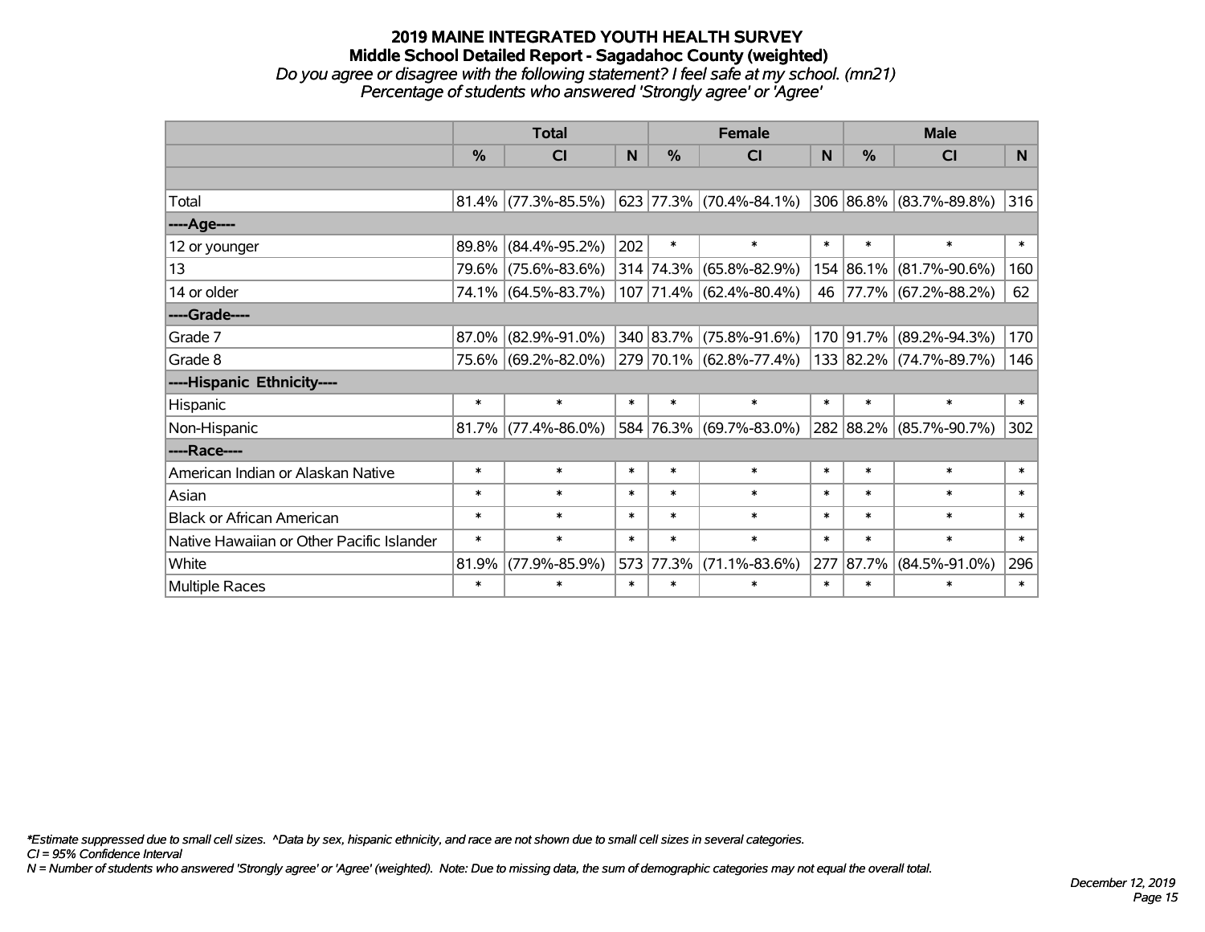# 2019 MAINE INTEGRATED YOUTH HEALTH SURVEY

## Middle School Detailed Report - Sagadahoc County (weighted)

*Do you agree or disagree with the following statement? I feel safe at my school. (mn21)*

*Percentage of students who answered 'Strongly agree' or 'Agree'*

| | Total | | | Female | | | Male | | |
|---|---|---|---|---|---|---|---|---|---|
| | % | CI | N | % | CI | N | % | CI | N |
| | | | | | | | | | |
| Total | 81.4% | (77.3%-85.5%) | 623 | 77.3% | (70.4%-84.1%) | 306 | 86.8% | (83.7%-89.8%) | 316 |
| ----Age---- | | | | | | | | | |
| 12 or younger | 89.8% | (84.4%-95.2%) | 202 | * | * | * | * | * | * |
| 13 | 79.6% | (75.6%-83.6%) | 314 | 74.3% | (65.8%-82.9%) | 154 | 86.1% | (81.7%-90.6%) | 160 |
| 14 or older | 74.1% | (64.5%-83.7%) | 107 | 71.4% | (62.4%-80.4%) | 46 | 77.7% | (67.2%-88.2%) | 62 |
| ----Grade---- | | | | | | | | | |
| Grade 7 | 87.0% | (82.9%-91.0%) | 340 | 83.7% | (75.8%-91.6%) | 170 | 91.7% | (89.2%-94.3%) | 170 |
| Grade 8 | 75.6% | (69.2%-82.0%) | 279 | 70.1% | (62.8%-77.4%) | 133 | 82.2% | (74.7%-89.7%) | 146 |
| ----Hispanic Ethnicity---- | | | | | | | | | |
| Hispanic | * | * | * | * | * | * | * | * | * |
| Non-Hispanic | 81.7% | (77.4%-86.0%) | 584 | 76.3% | (69.7%-83.0%) | 282 | 88.2% | (85.7%-90.7%) | 302 |
| ----Race---- | | | | | | | | | |
| American Indian or Alaskan Native | * | * | * | * | * | * | * | * | * |
| Asian | * | * | * | * | * | * | * | * | * |
| Black or African American | * | * | * | * | * | * | * | * | * |
| Native Hawaiian or Other Pacific Islander | * | * | * | * | * | * | * | * | * |
| White | 81.9% | (77.9%-85.9%) | 573 | 77.3% | (71.1%-83.6%) | 277 | 87.7% | (84.5%-91.0%) | 296 |
| Multiple Races | * | * | * | * | * | * | * | * | * |

*\*Estimate suppressed due to small cell sizes. ^Data by sex, hispanic ethnicity, and race are not shown due to small cell sizes in several categories.*

*CI = 95% Confidence Interval*

*N = Number of students who answered 'Strongly agree' or 'Agree' (weighted). Note: Due to missing data, the sum of demographic categories may not equal the overall total.*

*December 12, 2019*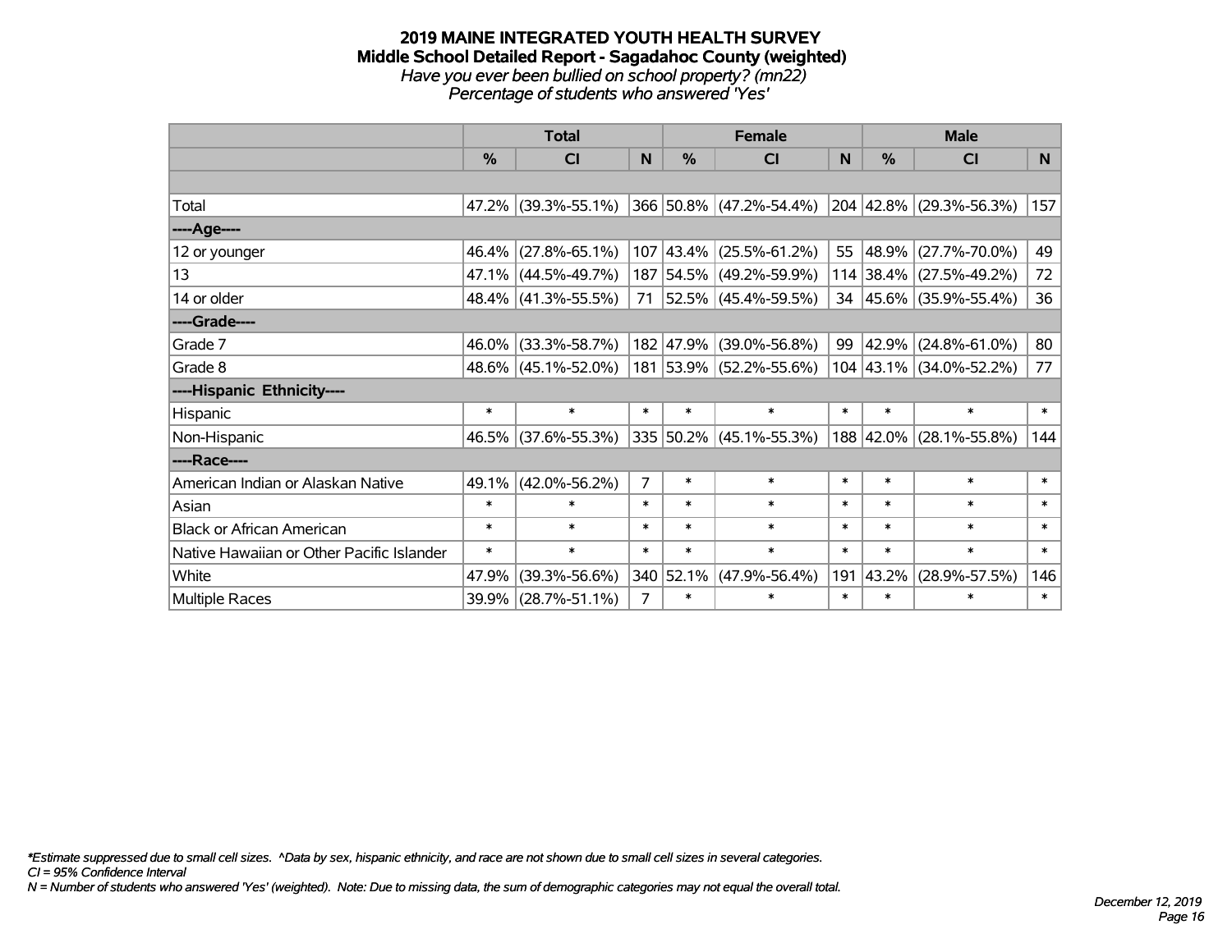# 2019 MAINE INTEGRATED YOUTH HEALTH SURVEY
## Middle School Detailed Report - Sagadahoc County (weighted)
*Have you ever been bullied on school property? (mn22)*
*Percentage of students who answered 'Yes'*

| | Total | | | Female | | | Male | | |
|---|---|---|---|---|---|---|---|---|---|
| | % | CI | N | % | CI | N | % | CI | N |
| Total | 47.2% | (39.3%-55.1%) | 366 | 50.8% | (47.2%-54.4%) | 204 | 42.8% | (29.3%-56.3%) | 157 |
| ----Age---- | | | | | | | | | |
| 12 or younger | 46.4% | (27.8%-65.1%) | 107 | 43.4% | (25.5%-61.2%) | 55 | 48.9% | (27.7%-70.0%) | 49 |
| 13 | 47.1% | (44.5%-49.7%) | 187 | 54.5% | (49.2%-59.9%) | 114 | 38.4% | (27.5%-49.2%) | 72 |
| 14 or older | 48.4% | (41.3%-55.5%) | 71 | 52.5% | (45.4%-59.5%) | 34 | 45.6% | (35.9%-55.4%) | 36 |
| ----Grade---- | | | | | | | | | |
| Grade 7 | 46.0% | (33.3%-58.7%) | 182 | 47.9% | (39.0%-56.8%) | 99 | 42.9% | (24.8%-61.0%) | 80 |
| Grade 8 | 48.6% | (45.1%-52.0%) | 181 | 53.9% | (52.2%-55.6%) | 104 | 43.1% | (34.0%-52.2%) | 77 |
| ----Hispanic Ethnicity---- | | | | | | | | | |
| Hispanic | * | * | * | * | * | * | * | * | * |
| Non-Hispanic | 46.5% | (37.6%-55.3%) | 335 | 50.2% | (45.1%-55.3%) | 188 | 42.0% | (28.1%-55.8%) | 144 |
| ----Race---- | | | | | | | | | |
| American Indian or Alaskan Native | 49.1% | (42.0%-56.2%) | 7 | * | * | * | * | * | * |
| Asian | * | * | * | * | * | * | * | * | * |
| Black or African American | * | * | * | * | * | * | * | * | * |
| Native Hawaiian or Other Pacific Islander | * | * | * | * | * | * | * | * | * |
| White | 47.9% | (39.3%-56.6%) | 340 | 52.1% | (47.9%-56.4%) | 191 | 43.2% | (28.9%-57.5%) | 146 |
| Multiple Races | 39.9% | (28.7%-51.1%) | 7 | * | * | * | * | * | * |

*\*Estimate suppressed due to small cell sizes. ^Data by sex, hispanic ethnicity, and race are not shown due to small cell sizes in several categories.*
*CI = 95% Confidence Interval*
*N = Number of students who answered 'Yes' (weighted). Note: Due to missing data, the sum of demographic categories may not equal the overall total.*

*December 12, 2019*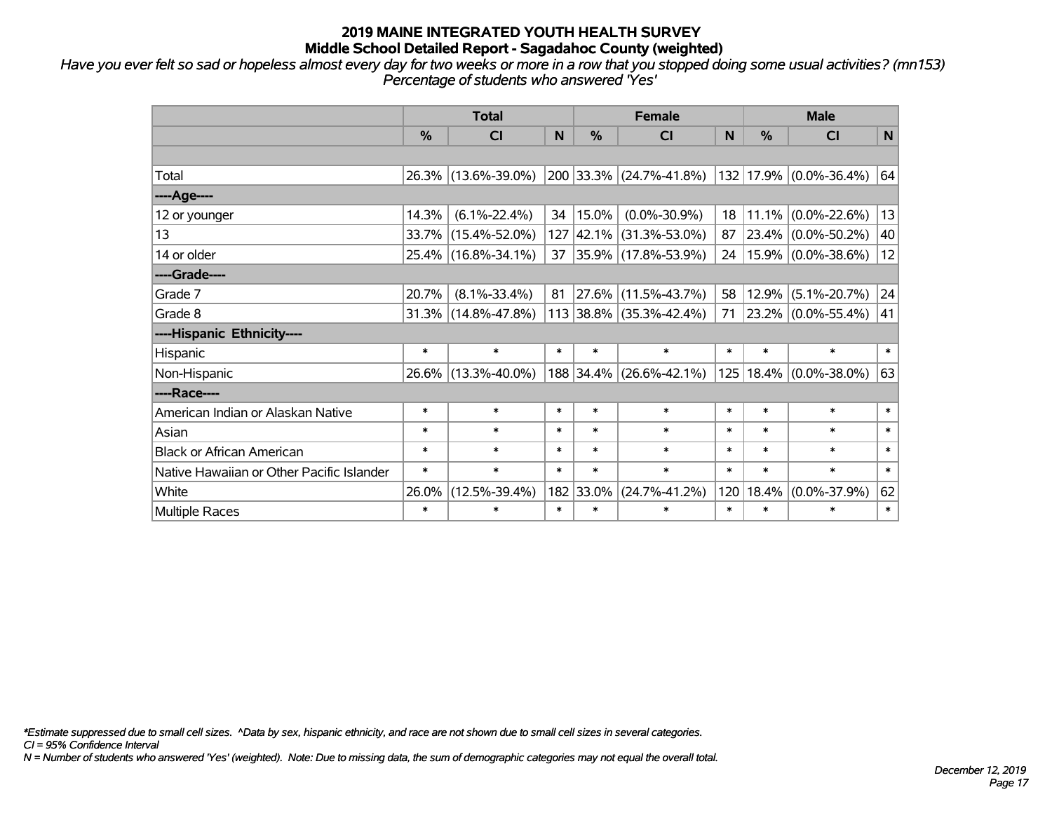# 2019 MAINE INTEGRATED YOUTH HEALTH SURVEY
## Middle School Detailed Report - Sagadahoc County (weighted)

*Have you ever felt so sad or hopeless almost every day for two weeks or more in a row that you stopped doing some usual activities? (mn153) Percentage of students who answered 'Yes'*

| | Total | | | Female | | | Male | | |
|---|---|---|---|---|---|---|---|---|---|
| | % | CI | N | % | CI | N | % | CI | N |
| | | | | | | | | | |
| Total | 26.3% | (13.6%-39.0%) | 200 | 33.3% | (24.7%-41.8%) | 132 | 17.9% | (0.0%-36.4%) | 64 |
| ----Age---- | | | | | | | | | |
| 12 or younger | 14.3% | (6.1%-22.4%) | 34 | 15.0% | (0.0%-30.9%) | 18 | 11.1% | (0.0%-22.6%) | 13 |
| 13 | 33.7% | (15.4%-52.0%) | 127 | 42.1% | (31.3%-53.0%) | 87 | 23.4% | (0.0%-50.2%) | 40 |
| 14 or older | 25.4% | (16.8%-34.1%) | 37 | 35.9% | (17.8%-53.9%) | 24 | 15.9% | (0.0%-38.6%) | 12 |
| ----Grade---- | | | | | | | | | |
| Grade 7 | 20.7% | (8.1%-33.4%) | 81 | 27.6% | (11.5%-43.7%) | 58 | 12.9% | (5.1%-20.7%) | 24 |
| Grade 8 | 31.3% | (14.8%-47.8%) | 113 | 38.8% | (35.3%-42.4%) | 71 | 23.2% | (0.0%-55.4%) | 41 |
| ----Hispanic Ethnicity---- | | | | | | | | | |
| Hispanic | * | * | * | * | * | * | * | * | * |
| Non-Hispanic | 26.6% | (13.3%-40.0%) | 188 | 34.4% | (26.6%-42.1%) | 125 | 18.4% | (0.0%-38.0%) | 63 |
| ----Race---- | | | | | | | | | |
| American Indian or Alaskan Native | * | * | * | * | * | * | * | * | * |
| Asian | * | * | * | * | * | * | * | * | * |
| Black or African American | * | * | * | * | * | * | * | * | * |
| Native Hawaiian or Other Pacific Islander | * | * | * | * | * | * | * | * | * |
| White | 26.0% | (12.5%-39.4%) | 182 | 33.0% | (24.7%-41.2%) | 120 | 18.4% | (0.0%-37.9%) | 62 |
| Multiple Races | * | * | * | * | * | * | * | * | * |

*\*Estimate suppressed due to small cell sizes. ^Data by sex, hispanic ethnicity, and race are not shown due to small cell sizes in several categories.*
*CI = 95% Confidence Interval*
*N = Number of students who answered 'Yes' (weighted). Note: Due to missing data, the sum of demographic categories may not equal the overall total.*

*December 12, 2019*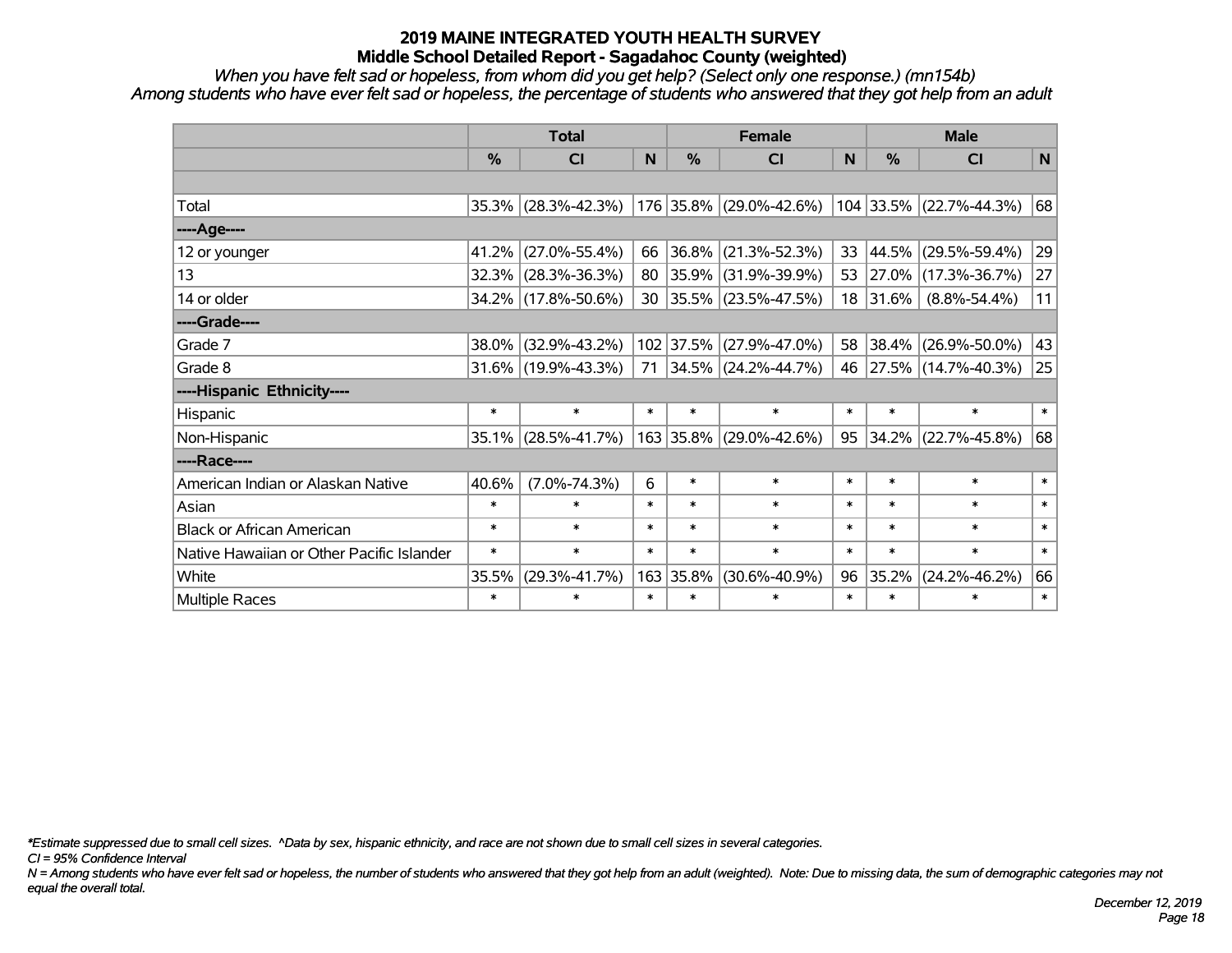# 2019 MAINE INTEGRATED YOUTH HEALTH SURVEY

## Middle School Detailed Report - Sagadahoc County (weighted)

*When you have felt sad or hopeless, from whom did you get help? (Select only one response.) (mn154b)*

*Among students who have ever felt sad or hopeless, the percentage of students who answered that they got help from an adult*

| | Total | | | Female | | | Male | | |
|---|---|---|---|---|---|---|---|---|---|
| | % | CI | N | % | CI | N | % | CI | N |
| | | | | | | | | | |
| Total | 35.3% | (28.3%-42.3%) | 176 | 35.8% | (29.0%-42.6%) | 104 | 33.5% | (22.7%-44.3%) | 68 |
| ----Age---- | | | | | | | | | |
| 12 or younger | 41.2% | (27.0%-55.4%) | 66 | 36.8% | (21.3%-52.3%) | 33 | 44.5% | (29.5%-59.4%) | 29 |
| 13 | 32.3% | (28.3%-36.3%) | 80 | 35.9% | (31.9%-39.9%) | 53 | 27.0% | (17.3%-36.7%) | 27 |
| 14 or older | 34.2% | (17.8%-50.6%) | 30 | 35.5% | (23.5%-47.5%) | 18 | 31.6% | (8.8%-54.4%) | 11 |
| ----Grade---- | | | | | | | | | |
| Grade 7 | 38.0% | (32.9%-43.2%) | 102 | 37.5% | (27.9%-47.0%) | 58 | 38.4% | (26.9%-50.0%) | 43 |
| Grade 8 | 31.6% | (19.9%-43.3%) | 71 | 34.5% | (24.2%-44.7%) | 46 | 27.5% | (14.7%-40.3%) | 25 |
| ----Hispanic Ethnicity---- | | | | | | | | | |
| Hispanic | * | * | * | * | * | * | * | * | * |
| Non-Hispanic | 35.1% | (28.5%-41.7%) | 163 | 35.8% | (29.0%-42.6%) | 95 | 34.2% | (22.7%-45.8%) | 68 |
| ----Race---- | | | | | | | | | |
| American Indian or Alaskan Native | 40.6% | (7.0%-74.3%) | 6 | * | * | * | * | * | * |
| Asian | * | * | * | * | * | * | * | * | * |
| Black or African American | * | * | * | * | * | * | * | * | * |
| Native Hawaiian or Other Pacific Islander | * | * | * | * | * | * | * | * | * |
| White | 35.5% | (29.3%-41.7%) | 163 | 35.8% | (30.6%-40.9%) | 96 | 35.2% | (24.2%-46.2%) | 66 |
| Multiple Races | * | * | * | * | * | * | * | * | * |

*\*Estimate suppressed due to small cell sizes. ^Data by sex, hispanic ethnicity, and race are not shown due to small cell sizes in several categories.*

*CI = 95% Confidence Interval*

*N = Among students who have ever felt sad or hopeless, the number of students who answered that they got help from an adult (weighted). Note: Due to missing data, the sum of demographic categories may not equal the overall total.*

*December 12, 2019*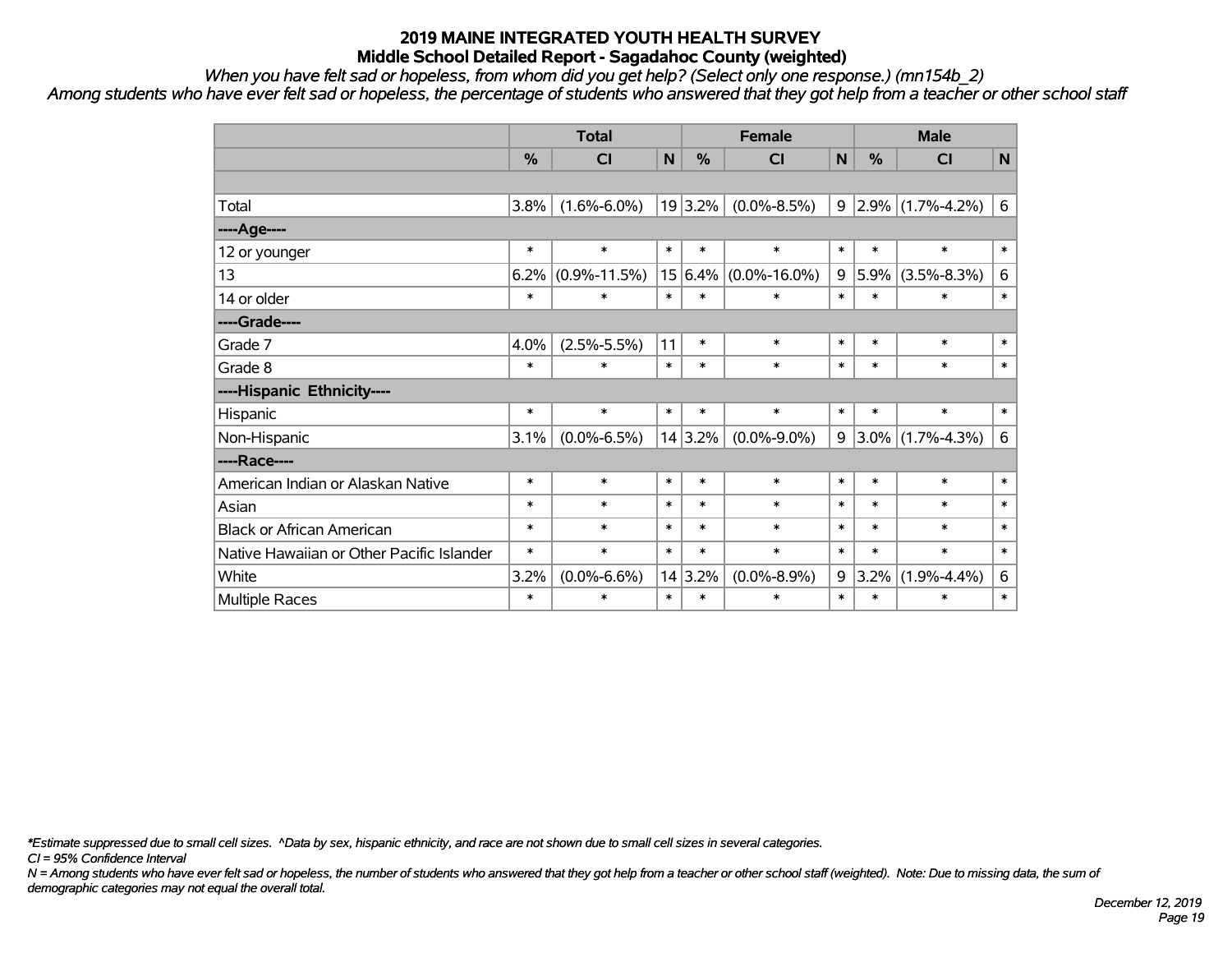# 2019 MAINE INTEGRATED YOUTH HEALTH SURVEY

## Middle School Detailed Report - Sagadahoc County (weighted)

*When you have felt sad or hopeless, from whom did you get help? (Select only one response.) (mn154b_2)*

*Among students who have ever felt sad or hopeless, the percentage of students who answered that they got help from a teacher or other school staff*

| | Total | | | Female | | | Male | | |
|---|---|---|---|---|---|---|---|---|---|
| | % | CI | N | % | CI | N | % | CI | N |
| | | | | | | | | | |
| Total | 3.8% | (1.6%-6.0%) | 19 | 3.2% | (0.0%-8.5%) | 9 | 2.9% | (1.7%-4.2%) | 6 |
| ----Age---- | | | | | | | | | |
| 12 or younger | * | * | * | * | * | * | * | * | * |
| 13 | 6.2% | (0.9%-11.5%) | 15 | 6.4% | (0.0%-16.0%) | 9 | 5.9% | (3.5%-8.3%) | 6 |
| 14 or older | * | * | * | * | * | * | * | * | * |
| ----Grade---- | | | | | | | | | |
| Grade 7 | 4.0% | (2.5%-5.5%) | 11 | * | * | * | * | * | * |
| Grade 8 | * | * | * | * | * | * | * | * | * |
| ----Hispanic Ethnicity---- | | | | | | | | | |
| Hispanic | * | * | * | * | * | * | * | * | * |
| Non-Hispanic | 3.1% | (0.0%-6.5%) | 14 | 3.2% | (0.0%-9.0%) | 9 | 3.0% | (1.7%-4.3%) | 6 |
| ----Race---- | | | | | | | | | |
| American Indian or Alaskan Native | * | * | * | * | * | * | * | * | * |
| Asian | * | * | * | * | * | * | * | * | * |
| Black or African American | * | * | * | * | * | * | * | * | * |
| Native Hawaiian or Other Pacific Islander | * | * | * | * | * | * | * | * | * |
| White | 3.2% | (0.0%-6.6%) | 14 | 3.2% | (0.0%-8.9%) | 9 | 3.2% | (1.9%-4.4%) | 6 |
| Multiple Races | * | * | * | * | * | * | * | * | * |

*\*Estimate suppressed due to small cell sizes. ^Data by sex, hispanic ethnicity, and race are not shown due to small cell sizes in several categories.*

*CI = 95% Confidence Interval*

*N = Among students who have ever felt sad or hopeless, the number of students who answered that they got help from a teacher or other school staff (weighted). Note: Due to missing data, the sum of demographic categories may not equal the overall total.*

*December 12, 2019*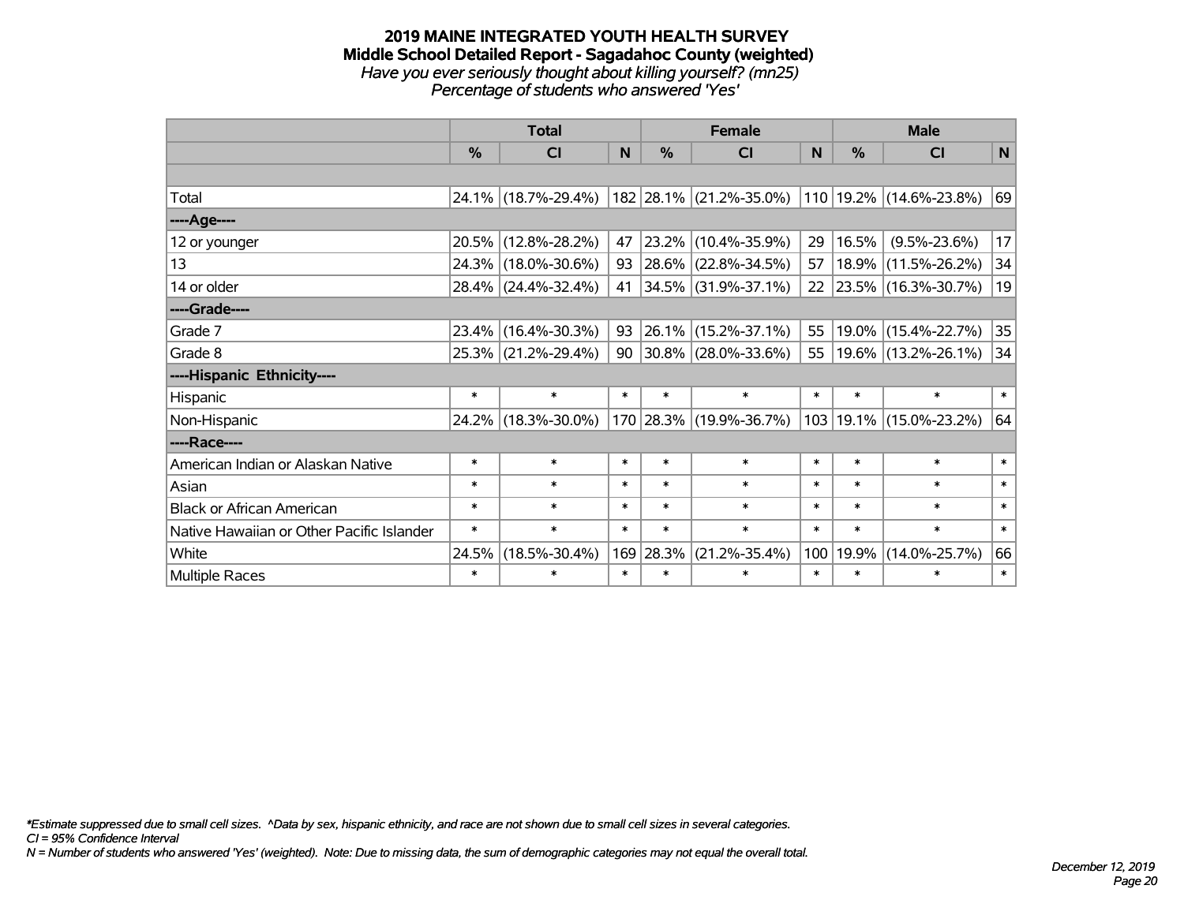# 2019 MAINE INTEGRATED YOUTH HEALTH SURVEY
## Middle School Detailed Report - Sagadahoc County (weighted)
*Have you ever seriously thought about killing yourself? (mn25)*
*Percentage of students who answered 'Yes'*

| | Total | | | Female | | | Male | | |
|---|---|---|---|---|---|---|---|---|---|
| | % | CI | N | % | CI | N | % | CI | N |
| | | | | | | | | | |
| Total | 24.1% | (18.7%-29.4%) | 182 | 28.1% | (21.2%-35.0%) | 110 | 19.2% | (14.6%-23.8%) | 69 |
| ----Age---- | | | | | | | | | |
| 12 or younger | 20.5% | (12.8%-28.2%) | 47 | 23.2% | (10.4%-35.9%) | 29 | 16.5% | (9.5%-23.6%) | 17 |
| 13 | 24.3% | (18.0%-30.6%) | 93 | 28.6% | (22.8%-34.5%) | 57 | 18.9% | (11.5%-26.2%) | 34 |
| 14 or older | 28.4% | (24.4%-32.4%) | 41 | 34.5% | (31.9%-37.1%) | 22 | 23.5% | (16.3%-30.7%) | 19 |
| ----Grade---- | | | | | | | | | |
| Grade 7 | 23.4% | (16.4%-30.3%) | 93 | 26.1% | (15.2%-37.1%) | 55 | 19.0% | (15.4%-22.7%) | 35 |
| Grade 8 | 25.3% | (21.2%-29.4%) | 90 | 30.8% | (28.0%-33.6%) | 55 | 19.6% | (13.2%-26.1%) | 34 |
| ----Hispanic Ethnicity---- | | | | | | | | | |
| Hispanic | * | * | * | * | * | * | * | * | * |
| Non-Hispanic | 24.2% | (18.3%-30.0%) | 170 | 28.3% | (19.9%-36.7%) | 103 | 19.1% | (15.0%-23.2%) | 64 |
| ----Race---- | | | | | | | | | |
| American Indian or Alaskan Native | * | * | * | * | * | * | * | * | * |
| Asian | * | * | * | * | * | * | * | * | * |
| Black or African American | * | * | * | * | * | * | * | * | * |
| Native Hawaiian or Other Pacific Islander | * | * | * | * | * | * | * | * | * |
| White | 24.5% | (18.5%-30.4%) | 169 | 28.3% | (21.2%-35.4%) | 100 | 19.9% | (14.0%-25.7%) | 66 |
| Multiple Races | * | * | * | * | * | * | * | * | * |

*\*Estimate suppressed due to small cell sizes. ^Data by sex, hispanic ethnicity, and race are not shown due to small cell sizes in several categories.*
*CI = 95% Confidence Interval*
*N = Number of students who answered 'Yes' (weighted). Note: Due to missing data, the sum of demographic categories may not equal the overall total.*

*December 12, 2019*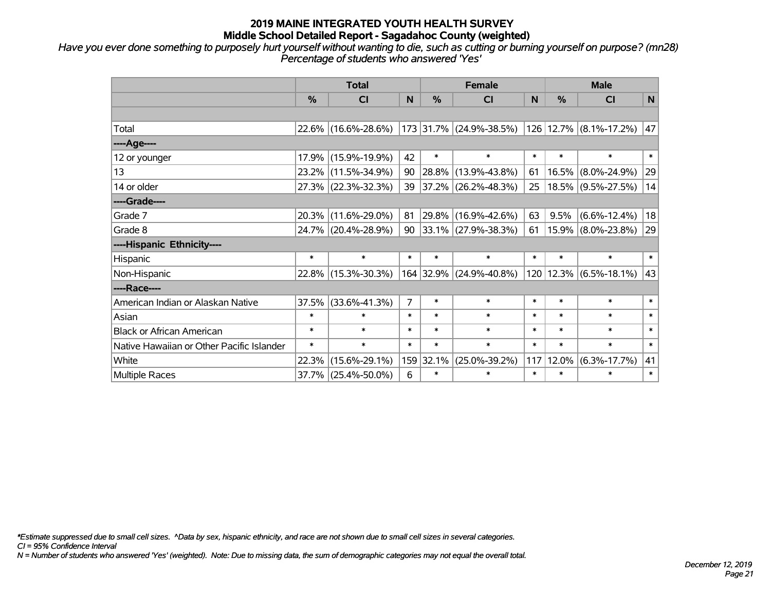# 2019 MAINE INTEGRATED YOUTH HEALTH SURVEY
## Middle School Detailed Report - Sagadahoc County (weighted)

*Have you ever done something to purposely hurt yourself without wanting to die, such as cutting or burning yourself on purpose? (mn28)*
*Percentage of students who answered 'Yes'*

| | Total | | | Female | | | Male | | |
|---|---|---|---|---|---|---|---|---|---|
| | % | CI | N | % | CI | N | % | CI | N |
| | | | | | | | | | |
| Total | 22.6% | (16.6%-28.6%) | 173 | 31.7% | (24.9%-38.5%) | 126 | 12.7% | (8.1%-17.2%) | 47 |
| ----Age---- | | | | | | | | | |
| 12 or younger | 17.9% | (15.9%-19.9%) | 42 | * | * | * | * | * | * |
| 13 | 23.2% | (11.5%-34.9%) | 90 | 28.8% | (13.9%-43.8%) | 61 | 16.5% | (8.0%-24.9%) | 29 |
| 14 or older | 27.3% | (22.3%-32.3%) | 39 | 37.2% | (26.2%-48.3%) | 25 | 18.5% | (9.5%-27.5%) | 14 |
| ----Grade---- | | | | | | | | | |
| Grade 7 | 20.3% | (11.6%-29.0%) | 81 | 29.8% | (16.9%-42.6%) | 63 | 9.5% | (6.6%-12.4%) | 18 |
| Grade 8 | 24.7% | (20.4%-28.9%) | 90 | 33.1% | (27.9%-38.3%) | 61 | 15.9% | (8.0%-23.8%) | 29 |
| ----Hispanic Ethnicity---- | | | | | | | | | |
| Hispanic | * | * | * | * | * | * | * | * | * |
| Non-Hispanic | 22.8% | (15.3%-30.3%) | 164 | 32.9% | (24.9%-40.8%) | 120 | 12.3% | (6.5%-18.1%) | 43 |
| ----Race---- | | | | | | | | | |
| American Indian or Alaskan Native | 37.5% | (33.6%-41.3%) | 7 | * | * | * | * | * | * |
| Asian | * | * | * | * | * | * | * | * | * |
| Black or African American | * | * | * | * | * | * | * | * | * |
| Native Hawaiian or Other Pacific Islander | * | * | * | * | * | * | * | * | * |
| White | 22.3% | (15.6%-29.1%) | 159 | 32.1% | (25.0%-39.2%) | 117 | 12.0% | (6.3%-17.7%) | 41 |
| Multiple Races | 37.7% | (25.4%-50.0%) | 6 | * | * | * | * | * | * |

*\*Estimate suppressed due to small cell sizes. ^Data by sex, hispanic ethnicity, and race are not shown due to small cell sizes in several categories.*
*CI = 95% Confidence Interval*
*N = Number of students who answered 'Yes' (weighted). Note: Due to missing data, the sum of demographic categories may not equal the overall total.*

*December 12, 2019*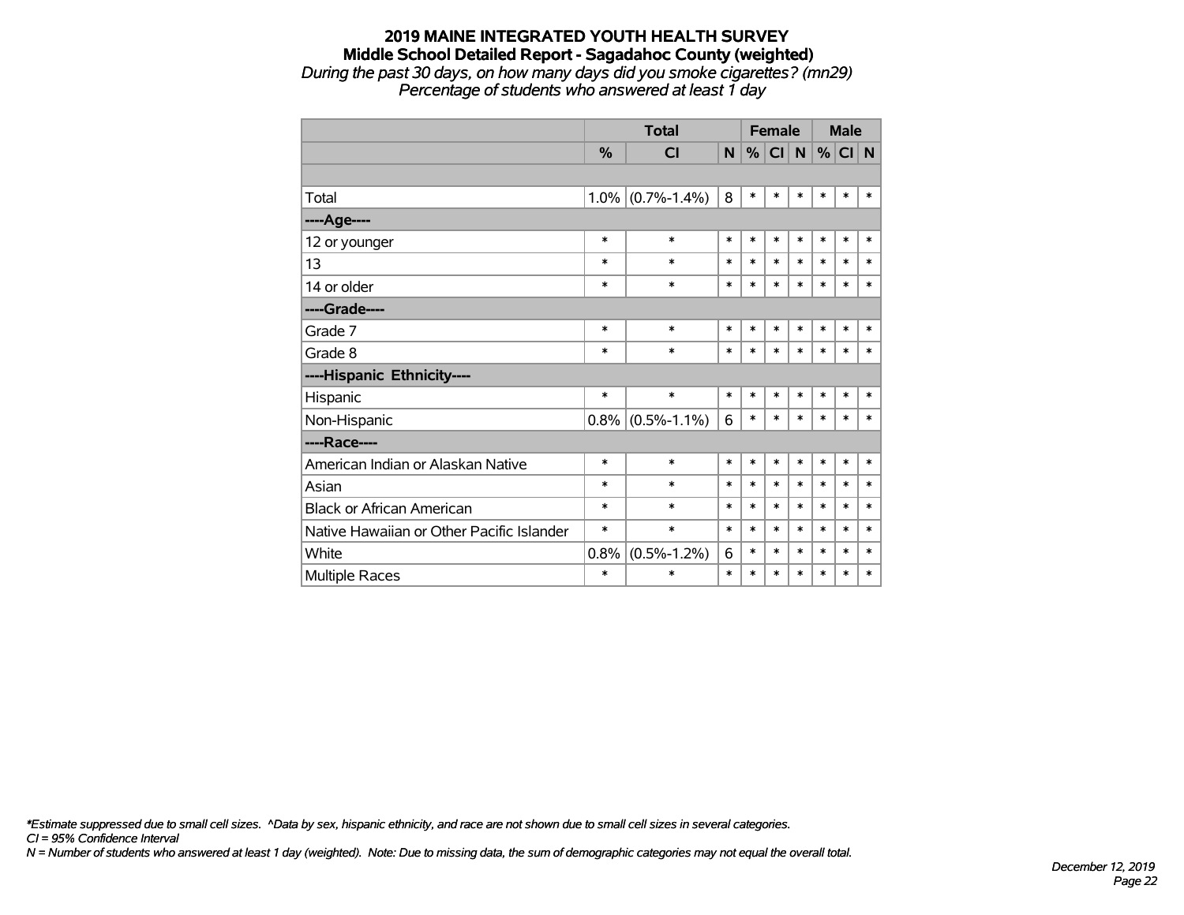**2019 MAINE INTEGRATED YOUTH HEALTH SURVEY**
**Middle School Detailed Report - Sagadahoc County (weighted)**
*During the past 30 days, on how many days did you smoke cigarettes? (mn29)*
*Percentage of students who answered at least 1 day*

| | Total | | | Female | | | Male | | |
|---|---|---|---|---|---|---|---|---|---|
| | % | CI | N | % | CI | N | % | CI | N |
| | | | | | | | | | |
| Total | 1.0% | (0.7%-1.4%) | 8 | * | * | * | * | * | * |
| ----Age---- | | | | | | | | | |
| 12 or younger | * | * | * | * | * | * | * | * | * |
| 13 | * | * | * | * | * | * | * | * | * |
| 14 or older | * | * | * | * | * | * | * | * | * |
| ----Grade---- | | | | | | | | | |
| Grade 7 | * | * | * | * | * | * | * | * | * |
| Grade 8 | * | * | * | * | * | * | * | * | * |
| ----Hispanic Ethnicity---- | | | | | | | | | |
| Hispanic | * | * | * | * | * | * | * | * | * |
| Non-Hispanic | 0.8% | (0.5%-1.1%) | 6 | * | * | * | * | * | * |
| ----Race---- | | | | | | | | | |
| American Indian or Alaskan Native | * | * | * | * | * | * | * | * | * |
| Asian | * | * | * | * | * | * | * | * | * |
| Black or African American | * | * | * | * | * | * | * | * | * |
| Native Hawaiian or Other Pacific Islander | * | * | * | * | * | * | * | * | * |
| White | 0.8% | (0.5%-1.2%) | 6 | * | * | * | * | * | * |
| Multiple Races | * | * | * | * | * | * | * | * | * |

*\*Estimate suppressed due to small cell sizes. ^Data by sex, hispanic ethnicity, and race are not shown due to small cell sizes in several categories.*
*CI = 95% Confidence Interval*
*N = Number of students who answered at least 1 day (weighted). Note: Due to missing data, the sum of demographic categories may not equal the overall total.*

*December 12, 2019*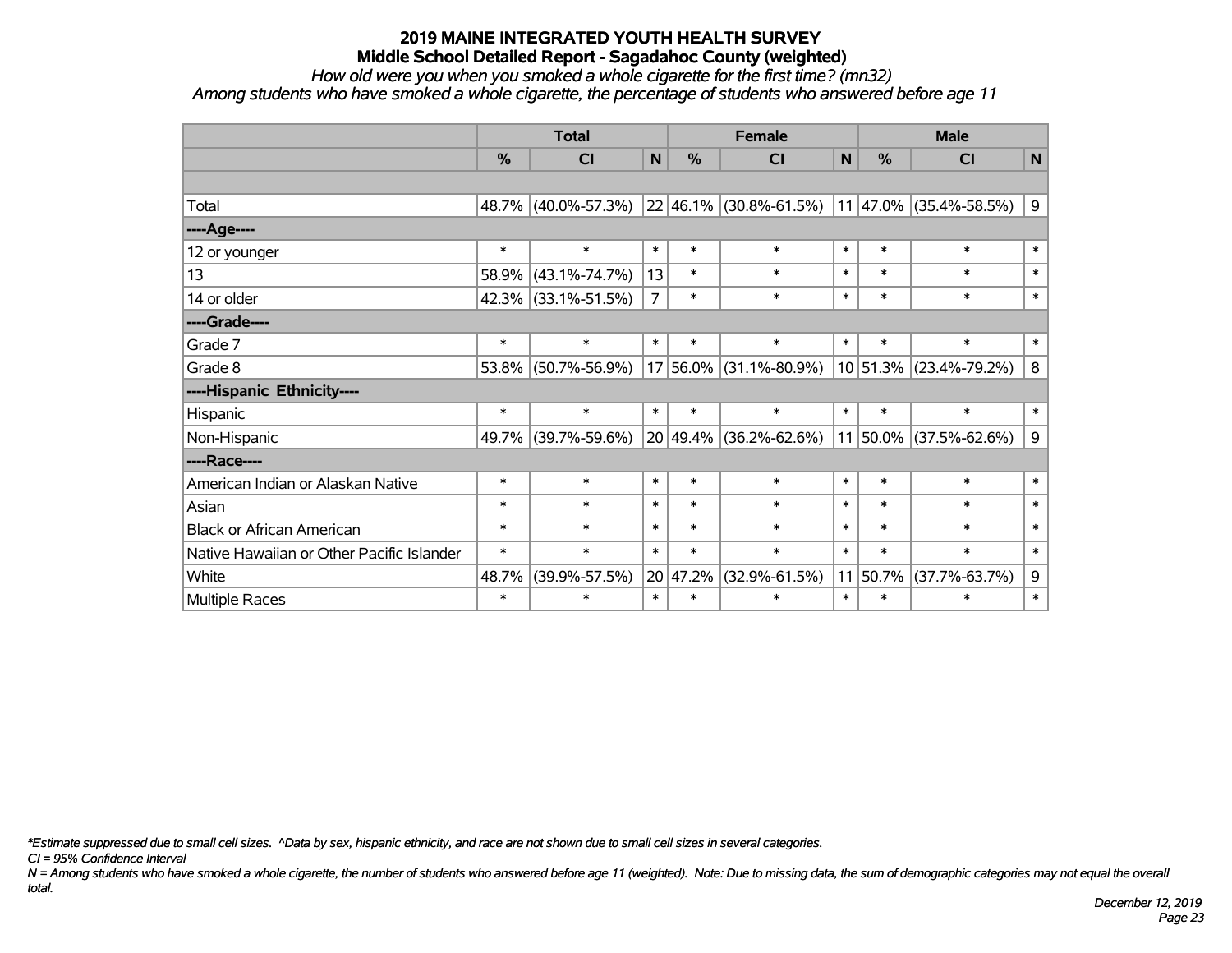# 2019 MAINE INTEGRATED YOUTH HEALTH SURVEY

## Middle School Detailed Report - Sagadahoc County (weighted)

*How old were you when you smoked a whole cigarette for the first time? (mn32)*

*Among students who have smoked a whole cigarette, the percentage of students who answered before age 11*

| | Total | | | Female | | | Male | | |
|---|---|---|---|---|---|---|---|---|---|
| | % | CI | N | % | CI | N | % | CI | N |
| | | | | | | | | | |
| Total | 48.7% | (40.0%-57.3%) | 22 | 46.1% | (30.8%-61.5%) | 11 | 47.0% | (35.4%-58.5%) | 9 |
| ----Age---- | | | | | | | | | |
| 12 or younger | * | * | * | * | * | * | * | * | * |
| 13 | 58.9% | (43.1%-74.7%) | 13 | * | * | * | * | * | * |
| 14 or older | 42.3% | (33.1%-51.5%) | 7 | * | * | * | * | * | * |
| ----Grade---- | | | | | | | | | |
| Grade 7 | * | * | * | * | * | * | * | * | * |
| Grade 8 | 53.8% | (50.7%-56.9%) | 17 | 56.0% | (31.1%-80.9%) | 10 | 51.3% | (23.4%-79.2%) | 8 |
| ----Hispanic Ethnicity---- | | | | | | | | | |
| Hispanic | * | * | * | * | * | * | * | * | * |
| Non-Hispanic | 49.7% | (39.7%-59.6%) | 20 | 49.4% | (36.2%-62.6%) | 11 | 50.0% | (37.5%-62.6%) | 9 |
| ----Race---- | | | | | | | | | |
| American Indian or Alaskan Native | * | * | * | * | * | * | * | * | * |
| Asian | * | * | * | * | * | * | * | * | * |
| Black or African American | * | * | * | * | * | * | * | * | * |
| Native Hawaiian or Other Pacific Islander | * | * | * | * | * | * | * | * | * |
| White | 48.7% | (39.9%-57.5%) | 20 | 47.2% | (32.9%-61.5%) | 11 | 50.7% | (37.7%-63.7%) | 9 |
| Multiple Races | * | * | * | * | * | * | * | * | * |

*\*Estimate suppressed due to small cell sizes. ^Data by sex, hispanic ethnicity, and race are not shown due to small cell sizes in several categories.*

*CI = 95% Confidence Interval*

*N = Among students who have smoked a whole cigarette, the number of students who answered before age 11 (weighted). Note: Due to missing data, the sum of demographic categories may not equal the overall total.*

*December 12, 2019*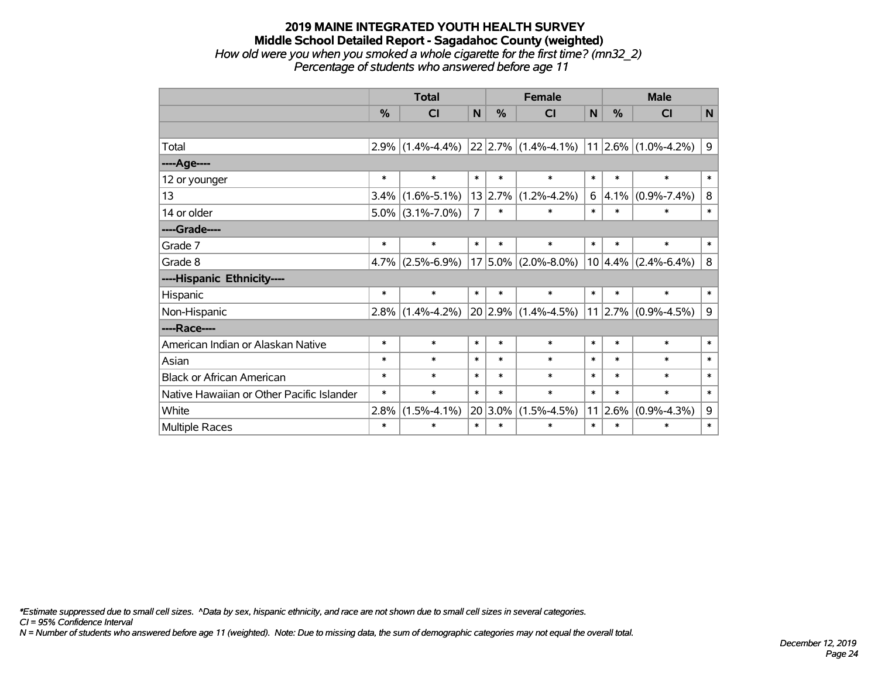# 2019 MAINE INTEGRATED YOUTH HEALTH SURVEY
## Middle School Detailed Report - Sagadahoc County (weighted)
*How old were you when you smoked a whole cigarette for the first time? (mn32_2)*
*Percentage of students who answered before age 11*

| | Total | | | Female | | | Male | | |
|---|---|---|---|---|---|---|---|---|---|
| | % | CI | N | % | CI | N | % | CI | N |
| | | | | | | | | | |
| Total | 2.9% | (1.4%-4.4%) | 22 | 2.7% | (1.4%-4.1%) | 11 | 2.6% | (1.0%-4.2%) | 9 |
| ----Age---- | | | | | | | | | |
| 12 or younger | * | * | * | * | * | * | * | * | * |
| 13 | 3.4% | (1.6%-5.1%) | 13 | 2.7% | (1.2%-4.2%) | 6 | 4.1% | (0.9%-7.4%) | 8 |
| 14 or older | 5.0% | (3.1%-7.0%) | 7 | * | * | * | * | * | * |
| ----Grade---- | | | | | | | | | |
| Grade 7 | * | * | * | * | * | * | * | * | * |
| Grade 8 | 4.7% | (2.5%-6.9%) | 17 | 5.0% | (2.0%-8.0%) | 10 | 4.4% | (2.4%-6.4%) | 8 |
| ----Hispanic Ethnicity---- | | | | | | | | | |
| Hispanic | * | * | * | * | * | * | * | * | * |
| Non-Hispanic | 2.8% | (1.4%-4.2%) | 20 | 2.9% | (1.4%-4.5%) | 11 | 2.7% | (0.9%-4.5%) | 9 |
| ----Race---- | | | | | | | | | |
| American Indian or Alaskan Native | * | * | * | * | * | * | * | * | * |
| Asian | * | * | * | * | * | * | * | * | * |
| Black or African American | * | * | * | * | * | * | * | * | * |
| Native Hawaiian or Other Pacific Islander | * | * | * | * | * | * | * | * | * |
| White | 2.8% | (1.5%-4.1%) | 20 | 3.0% | (1.5%-4.5%) | 11 | 2.6% | (0.9%-4.3%) | 9 |
| Multiple Races | * | * | * | * | * | * | * | * | * |

*\*Estimate suppressed due to small cell sizes. ^Data by sex, hispanic ethnicity, and race are not shown due to small cell sizes in several categories.*
*CI = 95% Confidence Interval*
*N = Number of students who answered before age 11 (weighted). Note: Due to missing data, the sum of demographic categories may not equal the overall total.*

*December 12, 2019*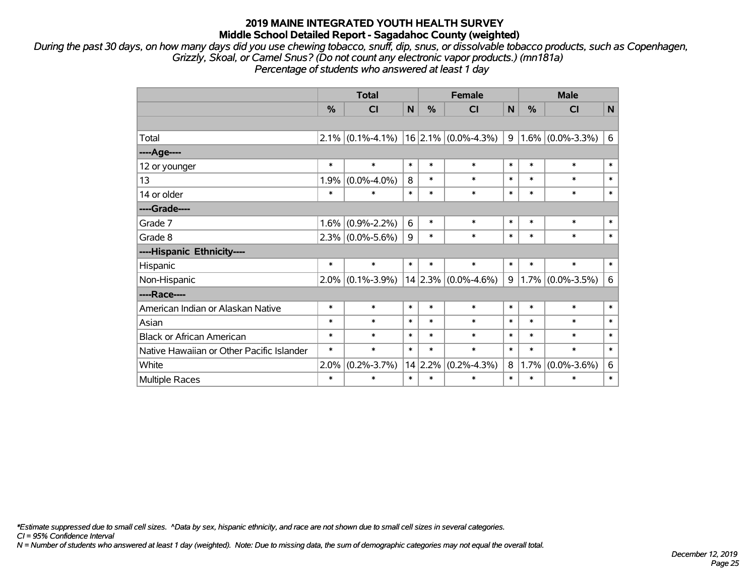# 2019 MAINE INTEGRATED YOUTH HEALTH SURVEY
## Middle School Detailed Report - Sagadahoc County (weighted)

*During the past 30 days, on how many days did you use chewing tobacco, snuff, dip, snus, or dissolvable tobacco products, such as Copenhagen, Grizzly, Skoal, or Camel Snus? (Do not count any electronic vapor products.) (mn181a)*
*Percentage of students who answered at least 1 day*

| | Total | | | Female | | | Male | | |
|---|---|---|---|---|---|---|---|---|---|
| | % | CI | N | % | CI | N | % | CI | N |
| | | | | | | | | | |
| Total | 2.1% | (0.1%-4.1%) | 16 | 2.1% | (0.0%-4.3%) | 9 | 1.6% | (0.0%-3.3%) | 6 |
| ----Age---- | | | | | | | | | |
| 12 or younger | * | * | * | * | * | * | * | * | * |
| 13 | 1.9% | (0.0%-4.0%) | 8 | * | * | * | * | * | * |
| 14 or older | * | * | * | * | * | * | * | * | * |
| ----Grade---- | | | | | | | | | |
| Grade 7 | 1.6% | (0.9%-2.2%) | 6 | * | * | * | * | * | * |
| Grade 8 | 2.3% | (0.0%-5.6%) | 9 | * | * | * | * | * | * |
| ----Hispanic Ethnicity---- | | | | | | | | | |
| Hispanic | * | * | * | * | * | * | * | * | * |
| Non-Hispanic | 2.0% | (0.1%-3.9%) | 14 | 2.3% | (0.0%-4.6%) | 9 | 1.7% | (0.0%-3.5%) | 6 |
| ----Race---- | | | | | | | | | |
| American Indian or Alaskan Native | * | * | * | * | * | * | * | * | * |
| Asian | * | * | * | * | * | * | * | * | * |
| Black or African American | * | * | * | * | * | * | * | * | * |
| Native Hawaiian or Other Pacific Islander | * | * | * | * | * | * | * | * | * |
| White | 2.0% | (0.2%-3.7%) | 14 | 2.2% | (0.2%-4.3%) | 8 | 1.7% | (0.0%-3.6%) | 6 |
| Multiple Races | * | * | * | * | * | * | * | * | * |

*\*Estimate suppressed due to small cell sizes. ^Data by sex, hispanic ethnicity, and race are not shown due to small cell sizes in several categories.*
*CI = 95% Confidence Interval*
*N = Number of students who answered at least 1 day (weighted). Note: Due to missing data, the sum of demographic categories may not equal the overall total.*

*December 12, 2019*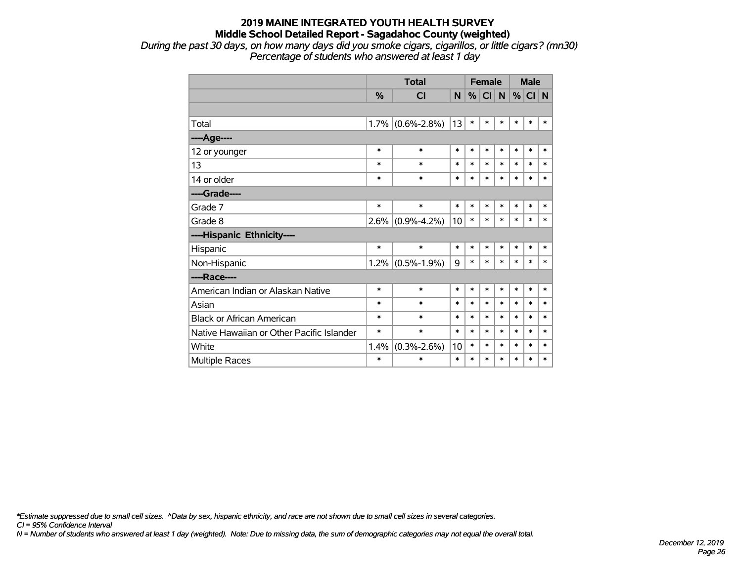# 2019 MAINE INTEGRATED YOUTH HEALTH SURVEY
## Middle School Detailed Report - Sagadahoc County (weighted)

*During the past 30 days, on how many days did you smoke cigars, cigarillos, or little cigars? (mn30)*
*Percentage of students who answered at least 1 day*

| | Total | | | Female | | | Male | | |
|---|---|---|---|---|---|---|---|---|---|
| | % | CI | N | % | CI | N | % | CI | N |
| | | | | | | | | | |
| Total | 1.7% | (0.6%-2.8%) | 13 | * | * | * | * | * | * |
| ----Age---- | | | | | | | | | |
| 12 or younger | * | * | * | * | * | * | * | * | * |
| 13 | * | * | * | * | * | * | * | * | * |
| 14 or older | * | * | * | * | * | * | * | * | * |
| ----Grade---- | | | | | | | | | |
| Grade 7 | * | * | * | * | * | * | * | * | * |
| Grade 8 | 2.6% | (0.9%-4.2%) | 10 | * | * | * | * | * | * |
| ----Hispanic Ethnicity---- | | | | | | | | | |
| Hispanic | * | * | * | * | * | * | * | * | * |
| Non-Hispanic | 1.2% | (0.5%-1.9%) | 9 | * | * | * | * | * | * |
| ----Race---- | | | | | | | | | |
| American Indian or Alaskan Native | * | * | * | * | * | * | * | * | * |
| Asian | * | * | * | * | * | * | * | * | * |
| Black or African American | * | * | * | * | * | * | * | * | * |
| Native Hawaiian or Other Pacific Islander | * | * | * | * | * | * | * | * | * |
| White | 1.4% | (0.3%-2.6%) | 10 | * | * | * | * | * | * |
| Multiple Races | * | * | * | * | * | * | * | * | * |

*\*Estimate suppressed due to small cell sizes. ^Data by sex, hispanic ethnicity, and race are not shown due to small cell sizes in several categories.*
*CI = 95% Confidence Interval*
*N = Number of students who answered at least 1 day (weighted). Note: Due to missing data, the sum of demographic categories may not equal the overall total.*

*December 12, 2019*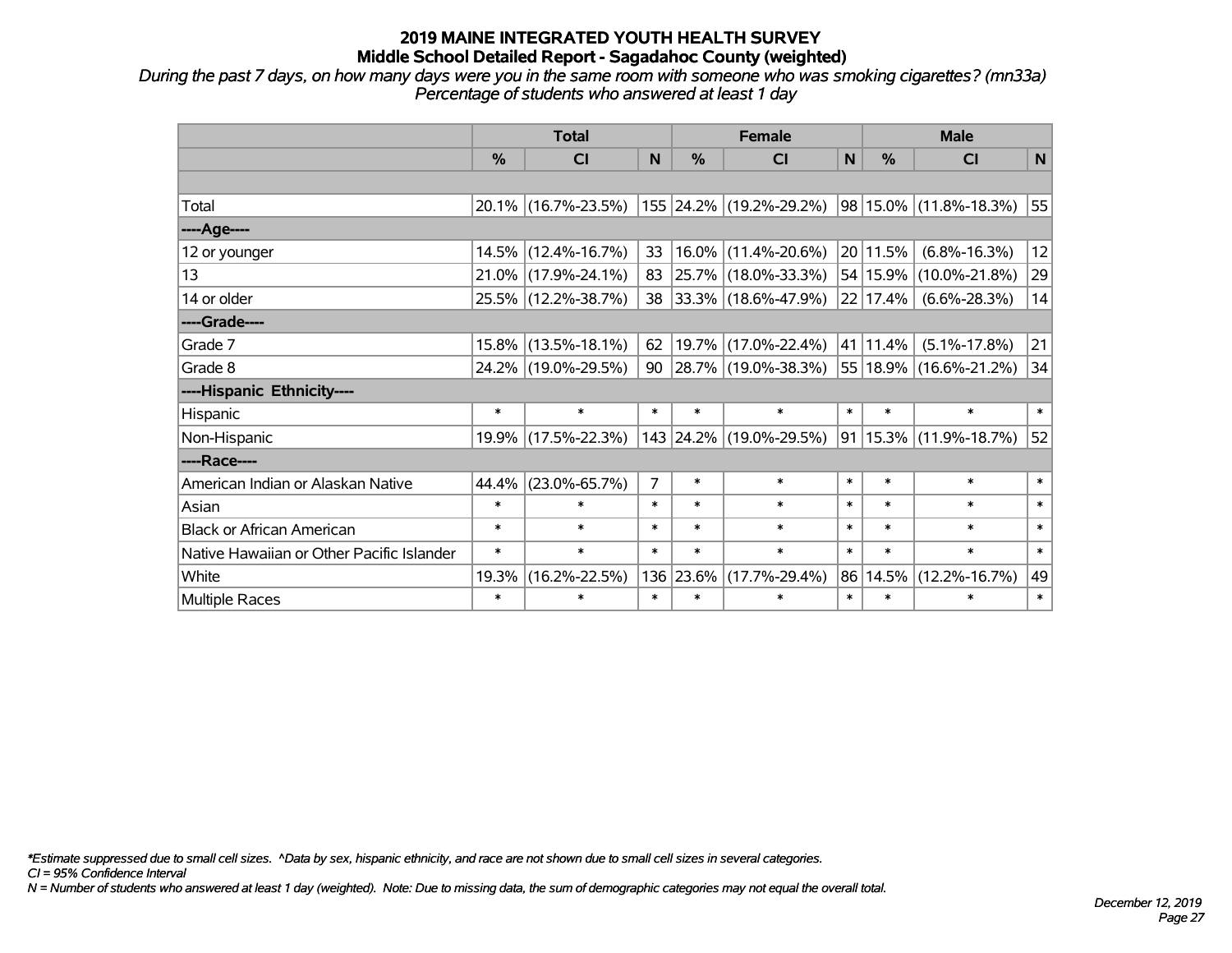# 2019 MAINE INTEGRATED YOUTH HEALTH SURVEY
## Middle School Detailed Report - Sagadahoc County (weighted)

*During the past 7 days, on how many days were you in the same room with someone who was smoking cigarettes? (mn33a)*
*Percentage of students who answered at least 1 day*

| | Total | | | Female | | | Male | | |
|---|---|---|---|---|---|---|---|---|---|
| | % | CI | N | % | CI | N | % | CI | N |
| | | | | | | | | | |
| Total | 20.1% | (16.7%-23.5%) | 155 | 24.2% | (19.2%-29.2%) | 98 | 15.0% | (11.8%-18.3%) | 55 |
| ----Age---- | | | | | | | | | |
| 12 or younger | 14.5% | (12.4%-16.7%) | 33 | 16.0% | (11.4%-20.6%) | 20 | 11.5% | (6.8%-16.3%) | 12 |
| 13 | 21.0% | (17.9%-24.1%) | 83 | 25.7% | (18.0%-33.3%) | 54 | 15.9% | (10.0%-21.8%) | 29 |
| 14 or older | 25.5% | (12.2%-38.7%) | 38 | 33.3% | (18.6%-47.9%) | 22 | 17.4% | (6.6%-28.3%) | 14 |
| ----Grade---- | | | | | | | | | |
| Grade 7 | 15.8% | (13.5%-18.1%) | 62 | 19.7% | (17.0%-22.4%) | 41 | 11.4% | (5.1%-17.8%) | 21 |
| Grade 8 | 24.2% | (19.0%-29.5%) | 90 | 28.7% | (19.0%-38.3%) | 55 | 18.9% | (16.6%-21.2%) | 34 |
| ----Hispanic Ethnicity---- | | | | | | | | | |
| Hispanic | * | * | * | * | * | * | * | * | * |
| Non-Hispanic | 19.9% | (17.5%-22.3%) | 143 | 24.2% | (19.0%-29.5%) | 91 | 15.3% | (11.9%-18.7%) | 52 |
| ----Race---- | | | | | | | | | |
| American Indian or Alaskan Native | 44.4% | (23.0%-65.7%) | 7 | * | * | * | * | * | * |
| Asian | * | * | * | * | * | * | * | * | * |
| Black or African American | * | * | * | * | * | * | * | * | * |
| Native Hawaiian or Other Pacific Islander | * | * | * | * | * | * | * | * | * |
| White | 19.3% | (16.2%-22.5%) | 136 | 23.6% | (17.7%-29.4%) | 86 | 14.5% | (12.2%-16.7%) | 49 |
| Multiple Races | * | * | * | * | * | * | * | * | * |

*\*Estimate suppressed due to small cell sizes. ^Data by sex, hispanic ethnicity, and race are not shown due to small cell sizes in several categories.*
*CI = 95% Confidence Interval*
*N = Number of students who answered at least 1 day (weighted). Note: Due to missing data, the sum of demographic categories may not equal the overall total.*

*December 12, 2019*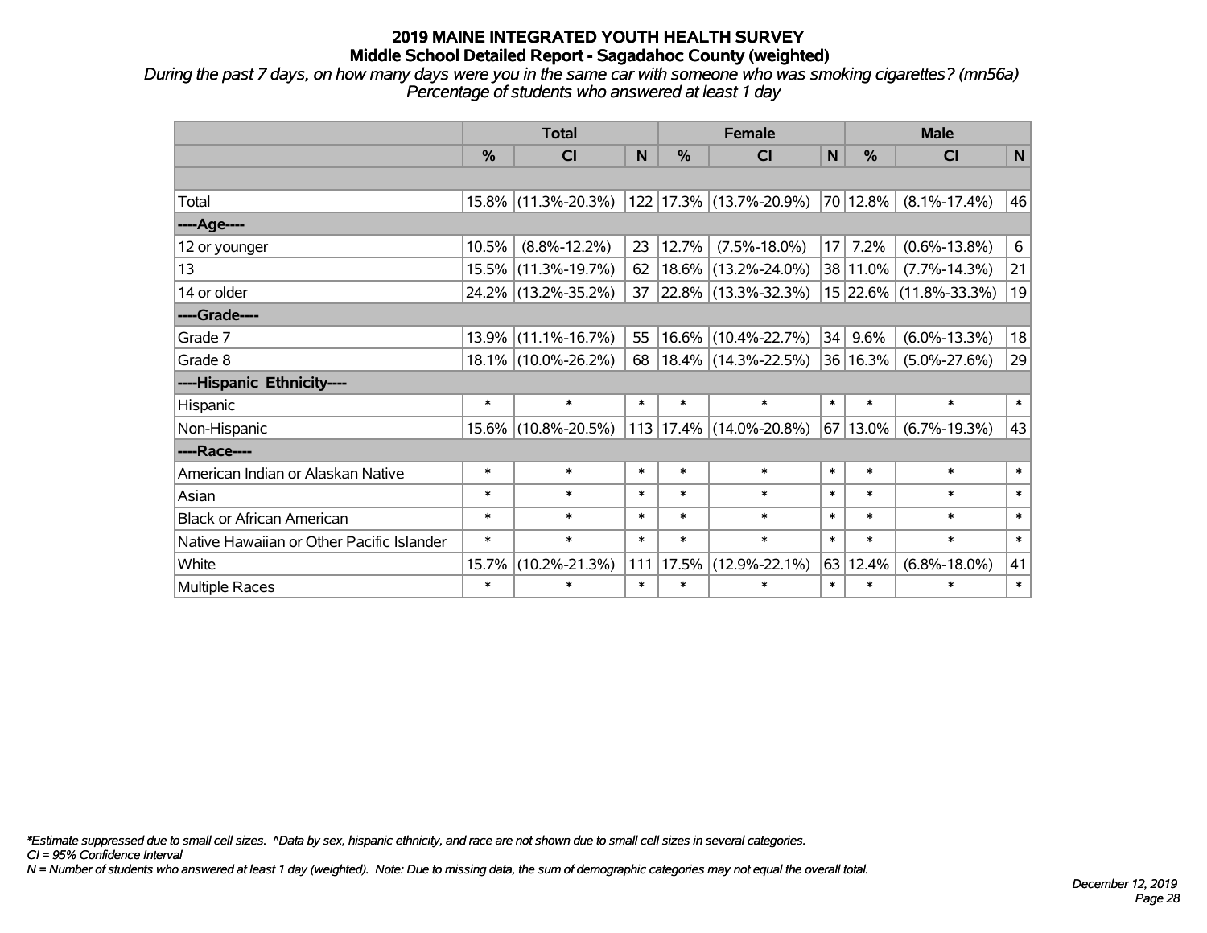# 2019 MAINE INTEGRATED YOUTH HEALTH SURVEY
## Middle School Detailed Report - Sagadahoc County (weighted)

*During the past 7 days, on how many days were you in the same car with someone who was smoking cigarettes? (mn56a)*
*Percentage of students who answered at least 1 day*

| | Total | | | Female | | | Male | | |
|---|---|---|---|---|---|---|---|---|---|
| | % | CI | N | % | CI | N | % | CI | N |
| | | | | | | | | | |
| Total | 15.8% | (11.3%-20.3%) | 122 | 17.3% | (13.7%-20.9%) | 70 | 12.8% | (8.1%-17.4%) | 46 |
| ----Age---- | | | | | | | | | |
| 12 or younger | 10.5% | (8.8%-12.2%) | 23 | 12.7% | (7.5%-18.0%) | 17 | 7.2% | (0.6%-13.8%) | 6 |
| 13 | 15.5% | (11.3%-19.7%) | 62 | 18.6% | (13.2%-24.0%) | 38 | 11.0% | (7.7%-14.3%) | 21 |
| 14 or older | 24.2% | (13.2%-35.2%) | 37 | 22.8% | (13.3%-32.3%) | 15 | 22.6% | (11.8%-33.3%) | 19 |
| ----Grade---- | | | | | | | | | |
| Grade 7 | 13.9% | (11.1%-16.7%) | 55 | 16.6% | (10.4%-22.7%) | 34 | 9.6% | (6.0%-13.3%) | 18 |
| Grade 8 | 18.1% | (10.0%-26.2%) | 68 | 18.4% | (14.3%-22.5%) | 36 | 16.3% | (5.0%-27.6%) | 29 |
| ----Hispanic Ethnicity---- | | | | | | | | | |
| Hispanic | * | * | * | * | * | * | * | * | * |
| Non-Hispanic | 15.6% | (10.8%-20.5%) | 113 | 17.4% | (14.0%-20.8%) | 67 | 13.0% | (6.7%-19.3%) | 43 |
| ----Race---- | | | | | | | | | |
| American Indian or Alaskan Native | * | * | * | * | * | * | * | * | * |
| Asian | * | * | * | * | * | * | * | * | * |
| Black or African American | * | * | * | * | * | * | * | * | * |
| Native Hawaiian or Other Pacific Islander | * | * | * | * | * | * | * | * | * |
| White | 15.7% | (10.2%-21.3%) | 111 | 17.5% | (12.9%-22.1%) | 63 | 12.4% | (6.8%-18.0%) | 41 |
| Multiple Races | * | * | * | * | * | * | * | * | * |

*\*Estimate suppressed due to small cell sizes. ^Data by sex, hispanic ethnicity, and race are not shown due to small cell sizes in several categories.*
*CI = 95% Confidence Interval*
*N = Number of students who answered at least 1 day (weighted). Note: Due to missing data, the sum of demographic categories may not equal the overall total.*

*December 12, 2019*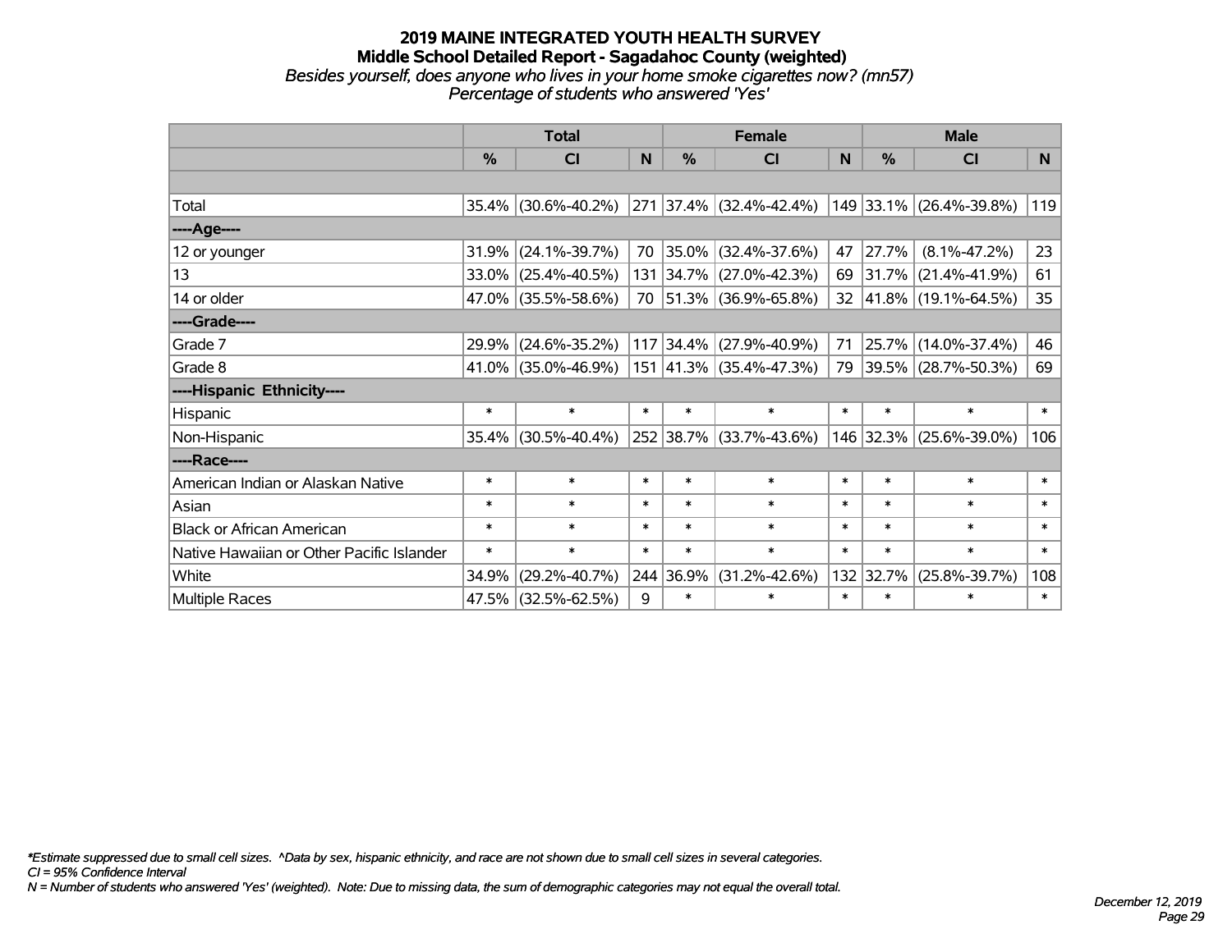# 2019 MAINE INTEGRATED YOUTH HEALTH SURVEY

## Middle School Detailed Report - Sagadahoc County (weighted)

*Besides yourself, does anyone who lives in your home smoke cigarettes now? (mn57)*

*Percentage of students who answered 'Yes'*

| | Total | | | Female | | | Male | | |
|---|---|---|---|---|---|---|---|---|---|
| | % | CI | N | % | CI | N | % | CI | N |
| | | | | | | | | | |
| Total | 35.4% | (30.6%-40.2%) | 271 | 37.4% | (32.4%-42.4%) | 149 | 33.1% | (26.4%-39.8%) | 119 |
| ----Age---- | | | | | | | | | |
| 12 or younger | 31.9% | (24.1%-39.7%) | 70 | 35.0% | (32.4%-37.6%) | 47 | 27.7% | (8.1%-47.2%) | 23 |
| 13 | 33.0% | (25.4%-40.5%) | 131 | 34.7% | (27.0%-42.3%) | 69 | 31.7% | (21.4%-41.9%) | 61 |
| 14 or older | 47.0% | (35.5%-58.6%) | 70 | 51.3% | (36.9%-65.8%) | 32 | 41.8% | (19.1%-64.5%) | 35 |
| ----Grade---- | | | | | | | | | |
| Grade 7 | 29.9% | (24.6%-35.2%) | 117 | 34.4% | (27.9%-40.9%) | 71 | 25.7% | (14.0%-37.4%) | 46 |
| Grade 8 | 41.0% | (35.0%-46.9%) | 151 | 41.3% | (35.4%-47.3%) | 79 | 39.5% | (28.7%-50.3%) | 69 |
| ----Hispanic Ethnicity---- | | | | | | | | | |
| Hispanic | * | * | * | * | * | * | * | * | * |
| Non-Hispanic | 35.4% | (30.5%-40.4%) | 252 | 38.7% | (33.7%-43.6%) | 146 | 32.3% | (25.6%-39.0%) | 106 |
| ----Race---- | | | | | | | | | |
| American Indian or Alaskan Native | * | * | * | * | * | * | * | * | * |
| Asian | * | * | * | * | * | * | * | * | * |
| Black or African American | * | * | * | * | * | * | * | * | * |
| Native Hawaiian or Other Pacific Islander | * | * | * | * | * | * | * | * | * |
| White | 34.9% | (29.2%-40.7%) | 244 | 36.9% | (31.2%-42.6%) | 132 | 32.7% | (25.8%-39.7%) | 108 |
| Multiple Races | 47.5% | (32.5%-62.5%) | 9 | * | * | * | * | * | * |

*\*Estimate suppressed due to small cell sizes. ^Data by sex, hispanic ethnicity, and race are not shown due to small cell sizes in several categories.*

*CI = 95% Confidence Interval*

*N = Number of students who answered 'Yes' (weighted). Note: Due to missing data, the sum of demographic categories may not equal the overall total.*

*December 12, 2019*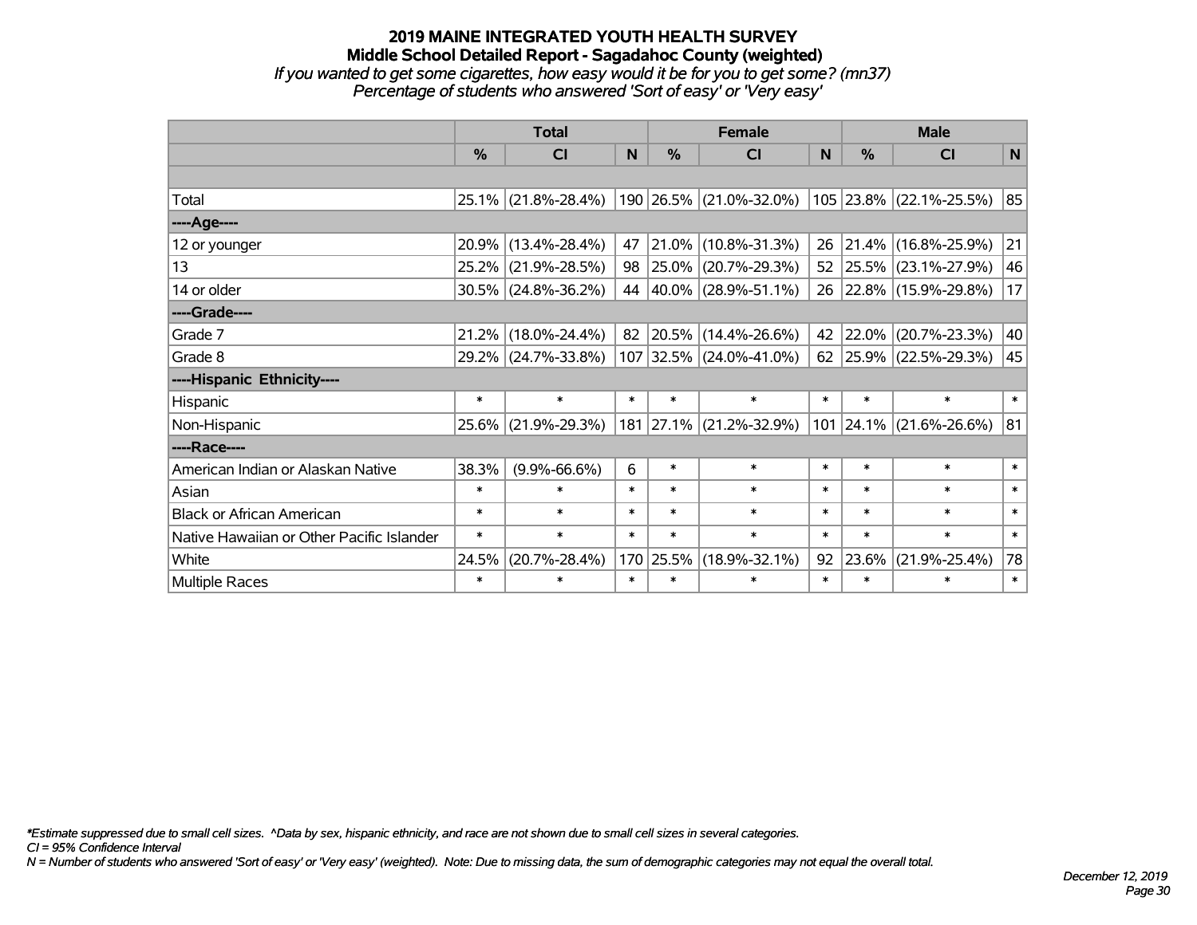# 2019 MAINE INTEGRATED YOUTH HEALTH SURVEY
## Middle School Detailed Report - Sagadahoc County (weighted)
*If you wanted to get some cigarettes, how easy would it be for you to get some? (mn37)*
*Percentage of students who answered 'Sort of easy' or 'Very easy'*

| | Total | | | Female | | | Male | | |
|---|---|---|---|---|---|---|---|---|---|
| | % | CI | N | % | CI | N | % | CI | N |
| | | | | | | | | | |
| Total | 25.1% | (21.8%-28.4%) | 190 | 26.5% | (21.0%-32.0%) | 105 | 23.8% | (22.1%-25.5%) | 85 |
| ----Age---- | | | | | | | | | |
| 12 or younger | 20.9% | (13.4%-28.4%) | 47 | 21.0% | (10.8%-31.3%) | 26 | 21.4% | (16.8%-25.9%) | 21 |
| 13 | 25.2% | (21.9%-28.5%) | 98 | 25.0% | (20.7%-29.3%) | 52 | 25.5% | (23.1%-27.9%) | 46 |
| 14 or older | 30.5% | (24.8%-36.2%) | 44 | 40.0% | (28.9%-51.1%) | 26 | 22.8% | (15.9%-29.8%) | 17 |
| ----Grade---- | | | | | | | | | |
| Grade 7 | 21.2% | (18.0%-24.4%) | 82 | 20.5% | (14.4%-26.6%) | 42 | 22.0% | (20.7%-23.3%) | 40 |
| Grade 8 | 29.2% | (24.7%-33.8%) | 107 | 32.5% | (24.0%-41.0%) | 62 | 25.9% | (22.5%-29.3%) | 45 |
| ----Hispanic Ethnicity---- | | | | | | | | | |
| Hispanic | * | * | * | * | * | * | * | * | * |
| Non-Hispanic | 25.6% | (21.9%-29.3%) | 181 | 27.1% | (21.2%-32.9%) | 101 | 24.1% | (21.6%-26.6%) | 81 |
| ----Race---- | | | | | | | | | |
| American Indian or Alaskan Native | 38.3% | (9.9%-66.6%) | 6 | * | * | * | * | * | * |
| Asian | * | * | * | * | * | * | * | * | * |
| Black or African American | * | * | * | * | * | * | * | * | * |
| Native Hawaiian or Other Pacific Islander | * | * | * | * | * | * | * | * | * |
| White | 24.5% | (20.7%-28.4%) | 170 | 25.5% | (18.9%-32.1%) | 92 | 23.6% | (21.9%-25.4%) | 78 |
| Multiple Races | * | * | * | * | * | * | * | * | * |

*\*Estimate suppressed due to small cell sizes. ^Data by sex, hispanic ethnicity, and race are not shown due to small cell sizes in several categories.*
*CI = 95% Confidence Interval*
*N = Number of students who answered 'Sort of easy' or 'Very easy' (weighted). Note: Due to missing data, the sum of demographic categories may not equal the overall total.*

*December 12, 2019*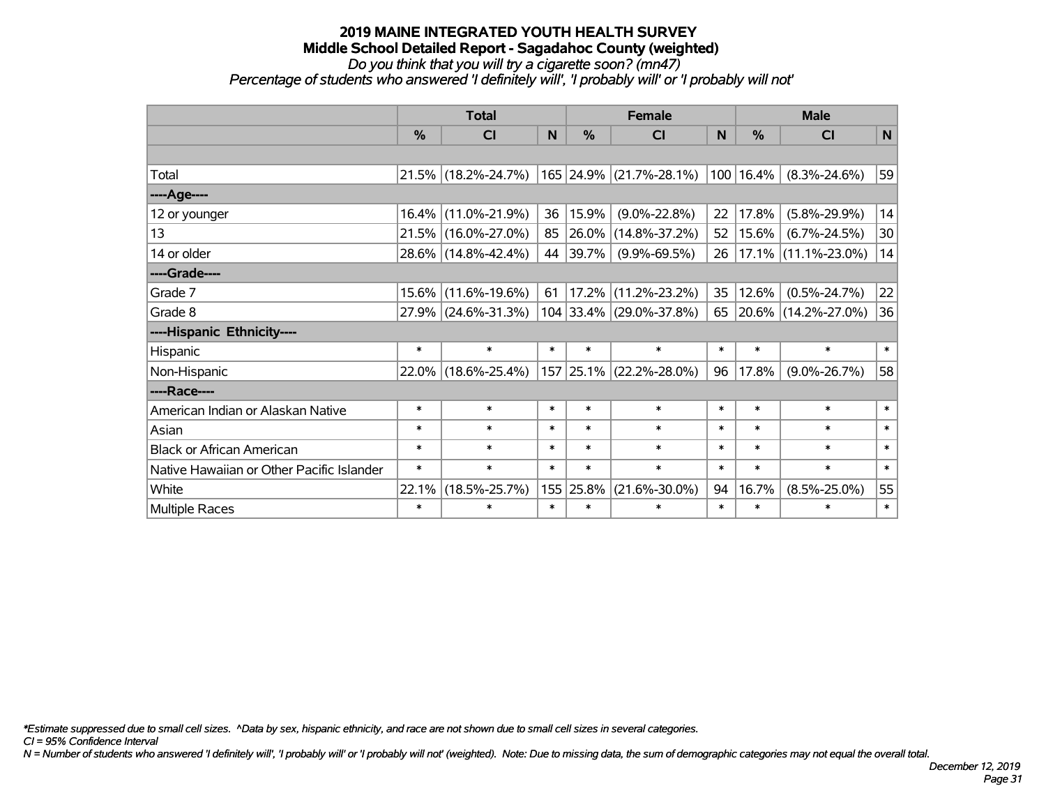# 2019 MAINE INTEGRATED YOUTH HEALTH SURVEY
## Middle School Detailed Report - Sagadahoc County (weighted)
*Do you think that you will try a cigarette soon? (mn47)*
*Percentage of students who answered 'I definitely will', 'I probably will' or 'I probably will not'*

| | Total | | | Female | | | Male | | |
|---|---|---|---|---|---|---|---|---|---|
| | % | CI | N | % | CI | N | % | CI | N |
| | | | | | | | | | |
| Total | 21.5% | (18.2%-24.7%) | 165 | 24.9% | (21.7%-28.1%) | 100 | 16.4% | (8.3%-24.6%) | 59 |
| ----Age---- | | | | | | | | | |
| 12 or younger | 16.4% | (11.0%-21.9%) | 36 | 15.9% | (9.0%-22.8%) | 22 | 17.8% | (5.8%-29.9%) | 14 |
| 13 | 21.5% | (16.0%-27.0%) | 85 | 26.0% | (14.8%-37.2%) | 52 | 15.6% | (6.7%-24.5%) | 30 |
| 14 or older | 28.6% | (14.8%-42.4%) | 44 | 39.7% | (9.9%-69.5%) | 26 | 17.1% | (11.1%-23.0%) | 14 |
| ----Grade---- | | | | | | | | | |
| Grade 7 | 15.6% | (11.6%-19.6%) | 61 | 17.2% | (11.2%-23.2%) | 35 | 12.6% | (0.5%-24.7%) | 22 |
| Grade 8 | 27.9% | (24.6%-31.3%) | 104 | 33.4% | (29.0%-37.8%) | 65 | 20.6% | (14.2%-27.0%) | 36 |
| ----Hispanic Ethnicity---- | | | | | | | | | |
| Hispanic | * | * | * | * | * | * | * | * | * |
| Non-Hispanic | 22.0% | (18.6%-25.4%) | 157 | 25.1% | (22.2%-28.0%) | 96 | 17.8% | (9.0%-26.7%) | 58 |
| ----Race---- | | | | | | | | | |
| American Indian or Alaskan Native | * | * | * | * | * | * | * | * | * |
| Asian | * | * | * | * | * | * | * | * | * |
| Black or African American | * | * | * | * | * | * | * | * | * |
| Native Hawaiian or Other Pacific Islander | * | * | * | * | * | * | * | * | * |
| White | 22.1% | (18.5%-25.7%) | 155 | 25.8% | (21.6%-30.0%) | 94 | 16.7% | (8.5%-25.0%) | 55 |
| Multiple Races | * | * | * | * | * | * | * | * | * |

*\*Estimate suppressed due to small cell sizes. ^Data by sex, hispanic ethnicity, and race are not shown due to small cell sizes in several categories.*
*CI = 95% Confidence Interval*
*N = Number of students who answered 'I definitely will', 'I probably will' or 'I probably will not' (weighted). Note: Due to missing data, the sum of demographic categories may not equal the overall total.*

*December 12, 2019*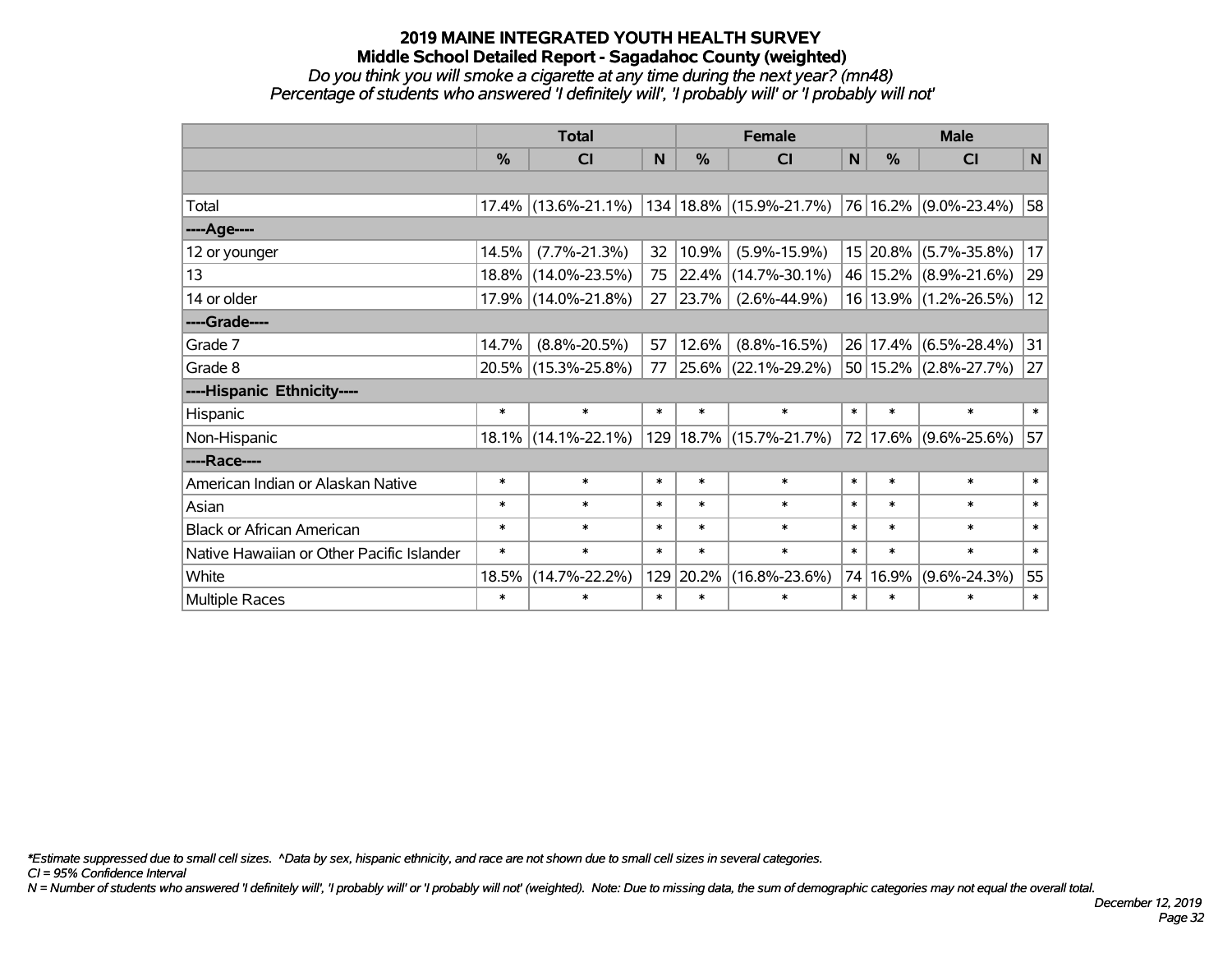# 2019 MAINE INTEGRATED YOUTH HEALTH SURVEY

## Middle School Detailed Report - Sagadahoc County (weighted)

*Do you think you will smoke a cigarette at any time during the next year? (mn48)*

*Percentage of students who answered 'I definitely will', 'I probably will' or 'I probably will not'*

| | Total | | | Female | | | Male | | |
|---|---|---|---|---|---|---|---|---|---|
| | % | CI | N | % | CI | N | % | CI | N |
| Total | 17.4% | (13.6%-21.1%) | 134 | 18.8% | (15.9%-21.7%) | 76 | 16.2% | (9.0%-23.4%) | 58 |
| ----Age---- | | | | | | | | | |
| 12 or younger | 14.5% | (7.7%-21.3%) | 32 | 10.9% | (5.9%-15.9%) | 15 | 20.8% | (5.7%-35.8%) | 17 |
| 13 | 18.8% | (14.0%-23.5%) | 75 | 22.4% | (14.7%-30.1%) | 46 | 15.2% | (8.9%-21.6%) | 29 |
| 14 or older | 17.9% | (14.0%-21.8%) | 27 | 23.7% | (2.6%-44.9%) | 16 | 13.9% | (1.2%-26.5%) | 12 |
| ----Grade---- | | | | | | | | | |
| Grade 7 | 14.7% | (8.8%-20.5%) | 57 | 12.6% | (8.8%-16.5%) | 26 | 17.4% | (6.5%-28.4%) | 31 |
| Grade 8 | 20.5% | (15.3%-25.8%) | 77 | 25.6% | (22.1%-29.2%) | 50 | 15.2% | (2.8%-27.7%) | 27 |
| ----Hispanic Ethnicity---- | | | | | | | | | |
| Hispanic | * | * | * | * | * | * | * | * | * |
| Non-Hispanic | 18.1% | (14.1%-22.1%) | 129 | 18.7% | (15.7%-21.7%) | 72 | 17.6% | (9.6%-25.6%) | 57 |
| ----Race---- | | | | | | | | | |
| American Indian or Alaskan Native | * | * | * | * | * | * | * | * | * |
| Asian | * | * | * | * | * | * | * | * | * |
| Black or African American | * | * | * | * | * | * | * | * | * |
| Native Hawaiian or Other Pacific Islander | * | * | * | * | * | * | * | * | * |
| White | 18.5% | (14.7%-22.2%) | 129 | 20.2% | (16.8%-23.6%) | 74 | 16.9% | (9.6%-24.3%) | 55 |
| Multiple Races | * | * | * | * | * | * | * | * | * |

*\*Estimate suppressed due to small cell sizes. ^Data by sex, hispanic ethnicity, and race are not shown due to small cell sizes in several categories.*

*CI = 95% Confidence Interval*

*N = Number of students who answered 'I definitely will', 'I probably will' or 'I probably will not' (weighted). Note: Due to missing data, the sum of demographic categories may not equal the overall total.*

*December 12, 2019*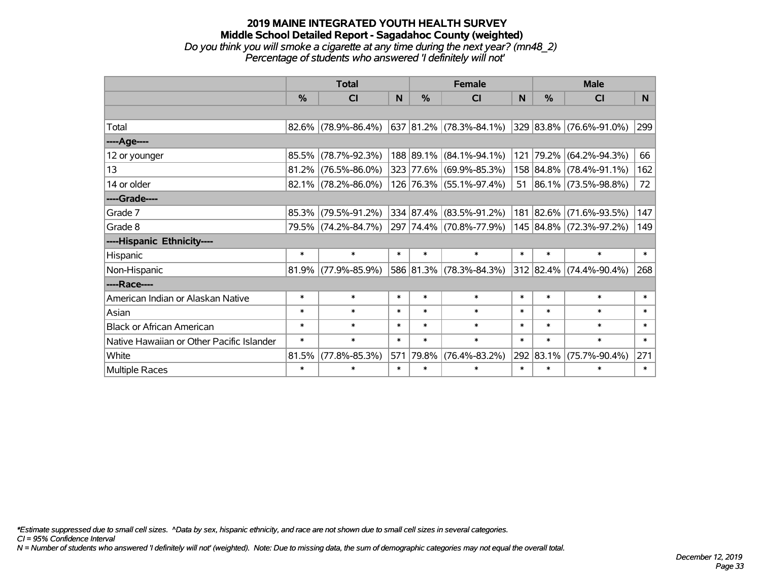# 2019 MAINE INTEGRATED YOUTH HEALTH SURVEY
## Middle School Detailed Report - Sagadahoc County (weighted)
*Do you think you will smoke a cigarette at any time during the next year? (mn48_2)*
*Percentage of students who answered 'I definitely will not'*

| | Total | | | Female | | | Male | | |
|---|---|---|---|---|---|---|---|---|---|
| | % | CI | N | % | CI | N | % | CI | N |
| | | | | | | | | | |
| Total | 82.6% | (78.9%-86.4%) | 637 | 81.2% | (78.3%-84.1%) | 329 | 83.8% | (76.6%-91.0%) | 299 |
| ----Age---- | | | | | | | | | |
| 12 or younger | 85.5% | (78.7%-92.3%) | 188 | 89.1% | (84.1%-94.1%) | 121 | 79.2% | (64.2%-94.3%) | 66 |
| 13 | 81.2% | (76.5%-86.0%) | 323 | 77.6% | (69.9%-85.3%) | 158 | 84.8% | (78.4%-91.1%) | 162 |
| 14 or older | 82.1% | (78.2%-86.0%) | 126 | 76.3% | (55.1%-97.4%) | 51 | 86.1% | (73.5%-98.8%) | 72 |
| ----Grade---- | | | | | | | | | |
| Grade 7 | 85.3% | (79.5%-91.2%) | 334 | 87.4% | (83.5%-91.2%) | 181 | 82.6% | (71.6%-93.5%) | 147 |
| Grade 8 | 79.5% | (74.2%-84.7%) | 297 | 74.4% | (70.8%-77.9%) | 145 | 84.8% | (72.3%-97.2%) | 149 |
| ----Hispanic Ethnicity---- | | | | | | | | | |
| Hispanic | * | * | * | * | * | * | * | * | * |
| Non-Hispanic | 81.9% | (77.9%-85.9%) | 586 | 81.3% | (78.3%-84.3%) | 312 | 82.4% | (74.4%-90.4%) | 268 |
| ----Race---- | | | | | | | | | |
| American Indian or Alaskan Native | * | * | * | * | * | * | * | * | * |
| Asian | * | * | * | * | * | * | * | * | * |
| Black or African American | * | * | * | * | * | * | * | * | * |
| Native Hawaiian or Other Pacific Islander | * | * | * | * | * | * | * | * | * |
| White | 81.5% | (77.8%-85.3%) | 571 | 79.8% | (76.4%-83.2%) | 292 | 83.1% | (75.7%-90.4%) | 271 |
| Multiple Races | * | * | * | * | * | * | * | * | * |

*\*Estimate suppressed due to small cell sizes. ^Data by sex, hispanic ethnicity, and race are not shown due to small cell sizes in several categories.*
*CI = 95% Confidence Interval*
*N = Number of students who answered 'I definitely will not' (weighted). Note: Due to missing data, the sum of demographic categories may not equal the overall total.*

*December 12, 2019*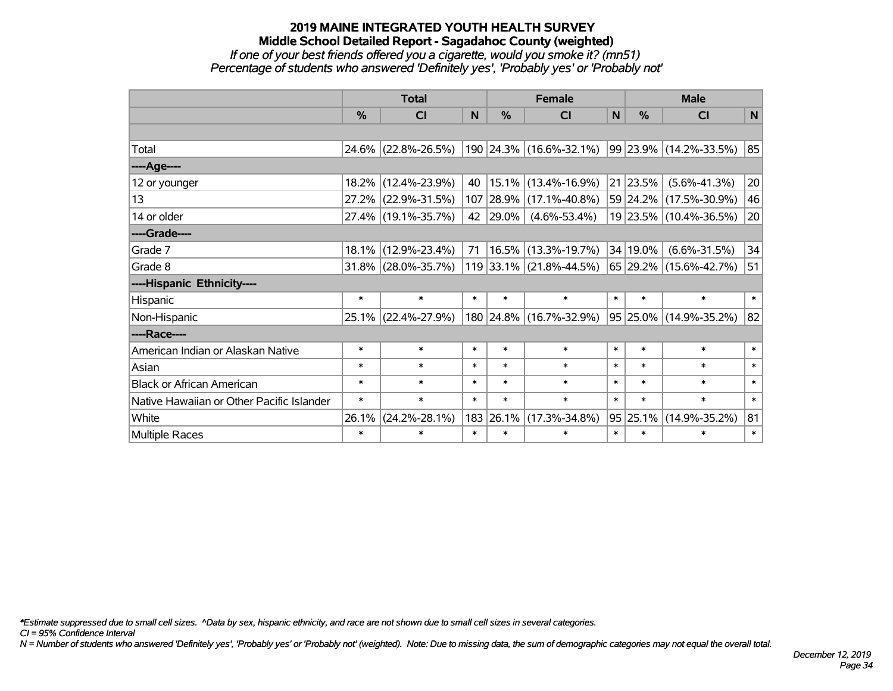# 2019 MAINE INTEGRATED YOUTH HEALTH SURVEY
## Middle School Detailed Report - Sagadahoc County (weighted)
*If one of your best friends offered you a cigarette, would you smoke it? (mn51)*
*Percentage of students who answered 'Definitely yes', 'Probably yes' or 'Probably not'*

| | Total | | | Female | | | Male | | |
|---|---|---|---|---|---|---|---|---|---|
| | % | CI | N | % | CI | N | % | CI | N |
| | | | | | | | | | |
| Total | 24.6% | (22.8%-26.5%) | 190 | 24.3% | (16.6%-32.1%) | 99 | 23.9% | (14.2%-33.5%) | 85 |
| ----Age---- | | | | | | | | | |
| 12 or younger | 18.2% | (12.4%-23.9%) | 40 | 15.1% | (13.4%-16.9%) | 21 | 23.5% | (5.6%-41.3%) | 20 |
| 13 | 27.2% | (22.9%-31.5%) | 107 | 28.9% | (17.1%-40.8%) | 59 | 24.2% | (17.5%-30.9%) | 46 |
| 14 or older | 27.4% | (19.1%-35.7%) | 42 | 29.0% | (4.6%-53.4%) | 19 | 23.5% | (10.4%-36.5%) | 20 |
| ----Grade---- | | | | | | | | | |
| Grade 7 | 18.1% | (12.9%-23.4%) | 71 | 16.5% | (13.3%-19.7%) | 34 | 19.0% | (6.6%-31.5%) | 34 |
| Grade 8 | 31.8% | (28.0%-35.7%) | 119 | 33.1% | (21.8%-44.5%) | 65 | 29.2% | (15.6%-42.7%) | 51 |
| ----Hispanic Ethnicity---- | | | | | | | | | |
| Hispanic | * | * | * | * | * | * | * | * | * |
| Non-Hispanic | 25.1% | (22.4%-27.9%) | 180 | 24.8% | (16.7%-32.9%) | 95 | 25.0% | (14.9%-35.2%) | 82 |
| ----Race---- | | | | | | | | | |
| American Indian or Alaskan Native | * | * | * | * | * | * | * | * | * |
| Asian | * | * | * | * | * | * | * | * | * |
| Black or African American | * | * | * | * | * | * | * | * | * |
| Native Hawaiian or Other Pacific Islander | * | * | * | * | * | * | * | * | * |
| White | 26.1% | (24.2%-28.1%) | 183 | 26.1% | (17.3%-34.8%) | 95 | 25.1% | (14.9%-35.2%) | 81 |
| Multiple Races | * | * | * | * | * | * | * | * | * |

*\*Estimate suppressed due to small cell sizes. ^Data by sex, hispanic ethnicity, and race are not shown due to small cell sizes in several categories.*
*CI = 95% Confidence Interval*
*N = Number of students who answered 'Definitely yes', 'Probably yes' or 'Probably not' (weighted). Note: Due to missing data, the sum of demographic categories may not equal the overall total.*

*December 12, 2019*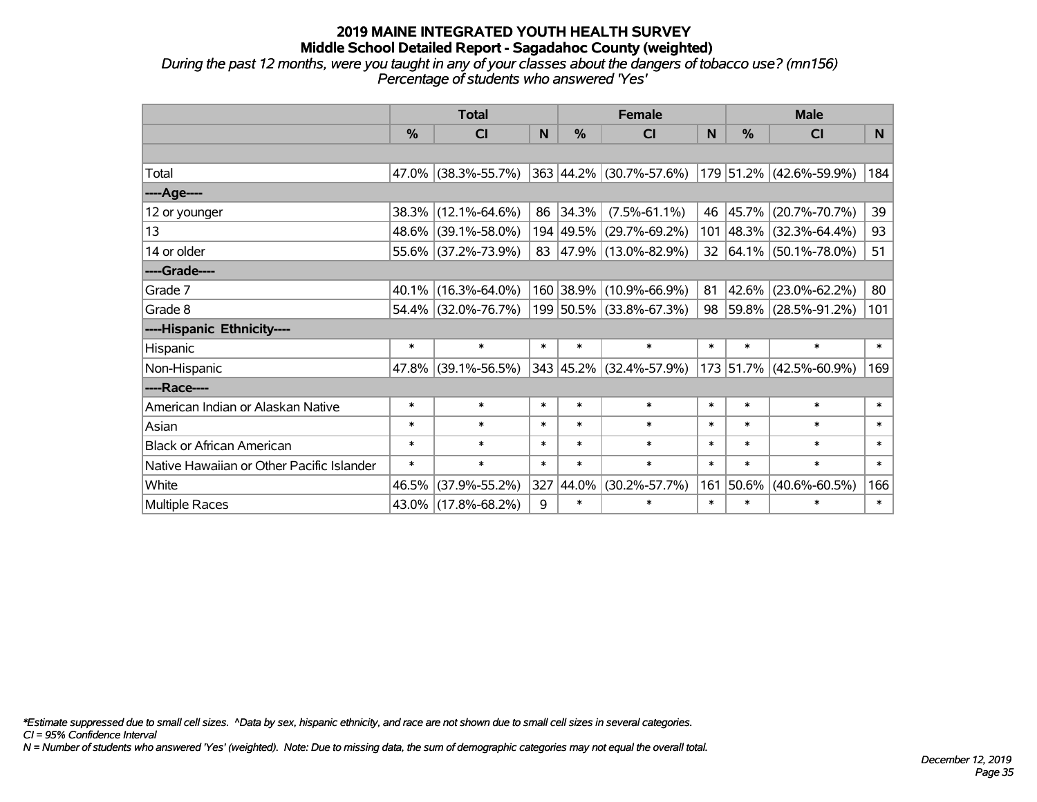# 2019 MAINE INTEGRATED YOUTH HEALTH SURVEY

## Middle School Detailed Report - Sagadahoc County (weighted)

*During the past 12 months, were you taught in any of your classes about the dangers of tobacco use? (mn156)*
*Percentage of students who answered 'Yes'*

| | Total | | | Female | | | Male | | |
|---|---|---|---|---|---|---|---|---|---|
| | % | CI | N | % | CI | N | % | CI | N |
| | | | | | | | | | |
| Total | 47.0% | (38.3%-55.7%) | 363 | 44.2% | (30.7%-57.6%) | 179 | 51.2% | (42.6%-59.9%) | 184 |
| ----Age---- | | | | | | | | | |
| 12 or younger | 38.3% | (12.1%-64.6%) | 86 | 34.3% | (7.5%-61.1%) | 46 | 45.7% | (20.7%-70.7%) | 39 |
| 13 | 48.6% | (39.1%-58.0%) | 194 | 49.5% | (29.7%-69.2%) | 101 | 48.3% | (32.3%-64.4%) | 93 |
| 14 or older | 55.6% | (37.2%-73.9%) | 83 | 47.9% | (13.0%-82.9%) | 32 | 64.1% | (50.1%-78.0%) | 51 |
| ----Grade---- | | | | | | | | | |
| Grade 7 | 40.1% | (16.3%-64.0%) | 160 | 38.9% | (10.9%-66.9%) | 81 | 42.6% | (23.0%-62.2%) | 80 |
| Grade 8 | 54.4% | (32.0%-76.7%) | 199 | 50.5% | (33.8%-67.3%) | 98 | 59.8% | (28.5%-91.2%) | 101 |
| ----Hispanic Ethnicity---- | | | | | | | | | |
| Hispanic | * | * | * | * | * | * | * | * | * |
| Non-Hispanic | 47.8% | (39.1%-56.5%) | 343 | 45.2% | (32.4%-57.9%) | 173 | 51.7% | (42.5%-60.9%) | 169 |
| ----Race---- | | | | | | | | | |
| American Indian or Alaskan Native | * | * | * | * | * | * | * | * | * |
| Asian | * | * | * | * | * | * | * | * | * |
| Black or African American | * | * | * | * | * | * | * | * | * |
| Native Hawaiian or Other Pacific Islander | * | * | * | * | * | * | * | * | * |
| White | 46.5% | (37.9%-55.2%) | 327 | 44.0% | (30.2%-57.7%) | 161 | 50.6% | (40.6%-60.5%) | 166 |
| Multiple Races | 43.0% | (17.8%-68.2%) | 9 | * | * | * | * | * | * |

*\*Estimate suppressed due to small cell sizes. ^Data by sex, hispanic ethnicity, and race are not shown due to small cell sizes in several categories.*
*CI = 95% Confidence Interval*
*N = Number of students who answered 'Yes' (weighted). Note: Due to missing data, the sum of demographic categories may not equal the overall total.*

*December 12, 2019*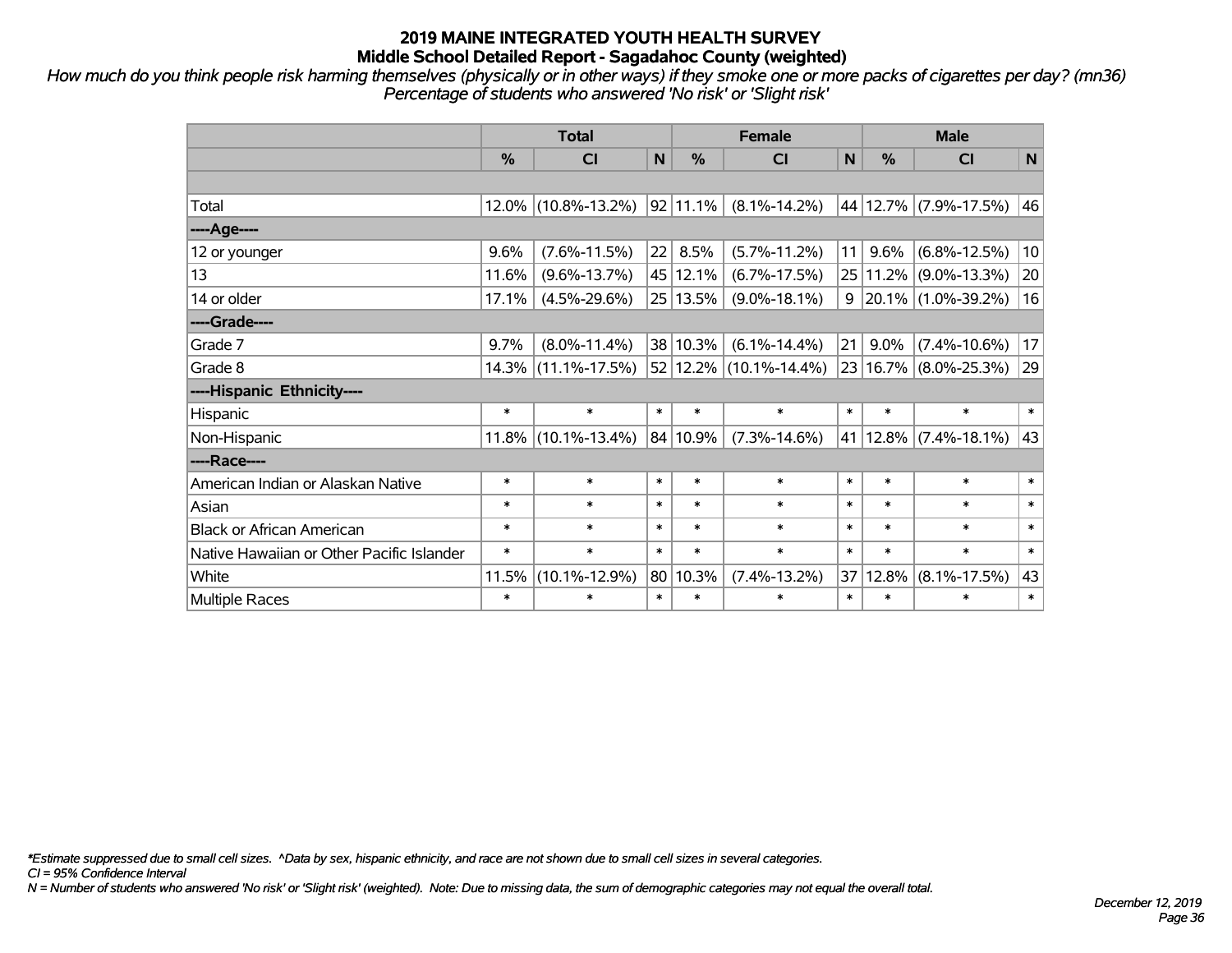# 2019 MAINE INTEGRATED YOUTH HEALTH SURVEY
## Middle School Detailed Report - Sagadahoc County (weighted)

*How much do you think people risk harming themselves (physically or in other ways) if they smoke one or more packs of cigarettes per day? (mn36)*
*Percentage of students who answered 'No risk' or 'Slight risk'*

| | Total | | | Female | | | Male | | |
|---|---|---|---|---|---|---|---|---|---|
| | % | CI | N | % | CI | N | % | CI | N |
| | | | | | | | | | |
| Total | 12.0% | (10.8%-13.2%) | 92 | 11.1% | (8.1%-14.2%) | 44 | 12.7% | (7.9%-17.5%) | 46 |
| ----Age---- | | | | | | | | | |
| 12 or younger | 9.6% | (7.6%-11.5%) | 22 | 8.5% | (5.7%-11.2%) | 11 | 9.6% | (6.8%-12.5%) | 10 |
| 13 | 11.6% | (9.6%-13.7%) | 45 | 12.1% | (6.7%-17.5%) | 25 | 11.2% | (9.0%-13.3%) | 20 |
| 14 or older | 17.1% | (4.5%-29.6%) | 25 | 13.5% | (9.0%-18.1%) | 9 | 20.1% | (1.0%-39.2%) | 16 |
| ----Grade---- | | | | | | | | | |
| Grade 7 | 9.7% | (8.0%-11.4%) | 38 | 10.3% | (6.1%-14.4%) | 21 | 9.0% | (7.4%-10.6%) | 17 |
| Grade 8 | 14.3% | (11.1%-17.5%) | 52 | 12.2% | (10.1%-14.4%) | 23 | 16.7% | (8.0%-25.3%) | 29 |
| ----Hispanic Ethnicity---- | | | | | | | | | |
| Hispanic | * | * | * | * | * | * | * | * | * |
| Non-Hispanic | 11.8% | (10.1%-13.4%) | 84 | 10.9% | (7.3%-14.6%) | 41 | 12.8% | (7.4%-18.1%) | 43 |
| ----Race---- | | | | | | | | | |
| American Indian or Alaskan Native | * | * | * | * | * | * | * | * | * |
| Asian | * | * | * | * | * | * | * | * | * |
| Black or African American | * | * | * | * | * | * | * | * | * |
| Native Hawaiian or Other Pacific Islander | * | * | * | * | * | * | * | * | * |
| White | 11.5% | (10.1%-12.9%) | 80 | 10.3% | (7.4%-13.2%) | 37 | 12.8% | (8.1%-17.5%) | 43 |
| Multiple Races | * | * | * | * | * | * | * | * | * |

*\*Estimate suppressed due to small cell sizes. ^Data by sex, hispanic ethnicity, and race are not shown due to small cell sizes in several categories.*
*CI = 95% Confidence Interval*
*N = Number of students who answered 'No risk' or 'Slight risk' (weighted). Note: Due to missing data, the sum of demographic categories may not equal the overall total.*

*December 12, 2019*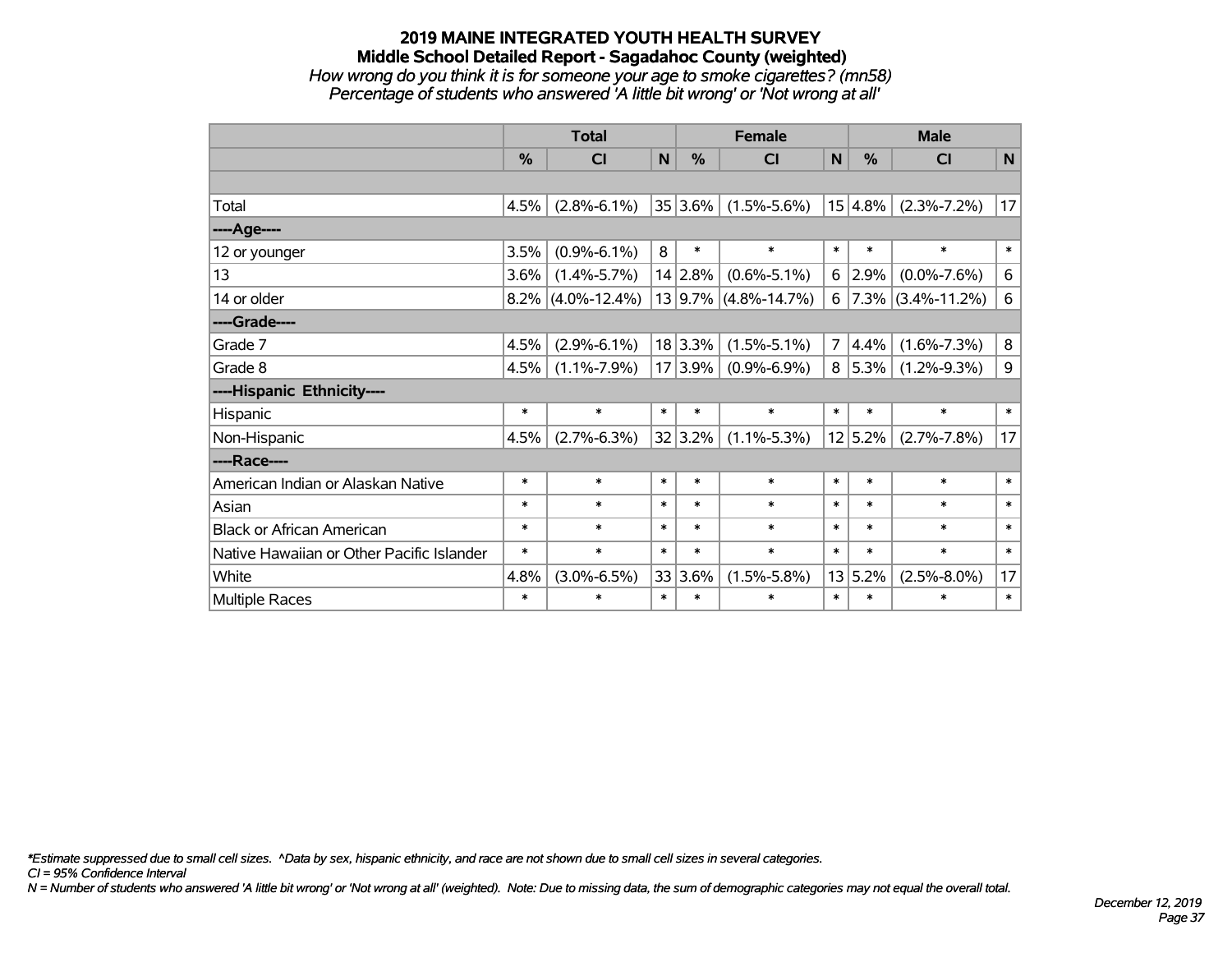# 2019 MAINE INTEGRATED YOUTH HEALTH SURVEY

## Middle School Detailed Report - Sagadahoc County (weighted)

*How wrong do you think it is for someone your age to smoke cigarettes? (mn58)*

*Percentage of students who answered 'A little bit wrong' or 'Not wrong at all'*

| | Total | | | Female | | | Male | | |
|---|---|---|---|---|---|---|---|---|---|
| | % | CI | N | % | CI | N | % | CI | N |
| | | | | | | | | | |
| Total | 4.5% | (2.8%-6.1%) | 35 | 3.6% | (1.5%-5.6%) | 15 | 4.8% | (2.3%-7.2%) | 17 |
| ----Age---- | | | | | | | | | |
| 12 or younger | 3.5% | (0.9%-6.1%) | 8 | * | * | * | * | * | * |
| 13 | 3.6% | (1.4%-5.7%) | 14 | 2.8% | (0.6%-5.1%) | 6 | 2.9% | (0.0%-7.6%) | 6 |
| 14 or older | 8.2% | (4.0%-12.4%) | 13 | 9.7% | (4.8%-14.7%) | 6 | 7.3% | (3.4%-11.2%) | 6 |
| ----Grade---- | | | | | | | | | |
| Grade 7 | 4.5% | (2.9%-6.1%) | 18 | 3.3% | (1.5%-5.1%) | 7 | 4.4% | (1.6%-7.3%) | 8 |
| Grade 8 | 4.5% | (1.1%-7.9%) | 17 | 3.9% | (0.9%-6.9%) | 8 | 5.3% | (1.2%-9.3%) | 9 |
| ----Hispanic Ethnicity---- | | | | | | | | | |
| Hispanic | * | * | * | * | * | * | * | * | * |
| Non-Hispanic | 4.5% | (2.7%-6.3%) | 32 | 3.2% | (1.1%-5.3%) | 12 | 5.2% | (2.7%-7.8%) | 17 |
| ----Race---- | | | | | | | | | |
| American Indian or Alaskan Native | * | * | * | * | * | * | * | * | * |
| Asian | * | * | * | * | * | * | * | * | * |
| Black or African American | * | * | * | * | * | * | * | * | * |
| Native Hawaiian or Other Pacific Islander | * | * | * | * | * | * | * | * | * |
| White | 4.8% | (3.0%-6.5%) | 33 | 3.6% | (1.5%-5.8%) | 13 | 5.2% | (2.5%-8.0%) | 17 |
| Multiple Races | * | * | * | * | * | * | * | * | * |

*\*Estimate suppressed due to small cell sizes. ^Data by sex, hispanic ethnicity, and race are not shown due to small cell sizes in several categories.*

*CI = 95% Confidence Interval*

*N = Number of students who answered 'A little bit wrong' or 'Not wrong at all' (weighted). Note: Due to missing data, the sum of demographic categories may not equal the overall total.*

*December 12, 2019*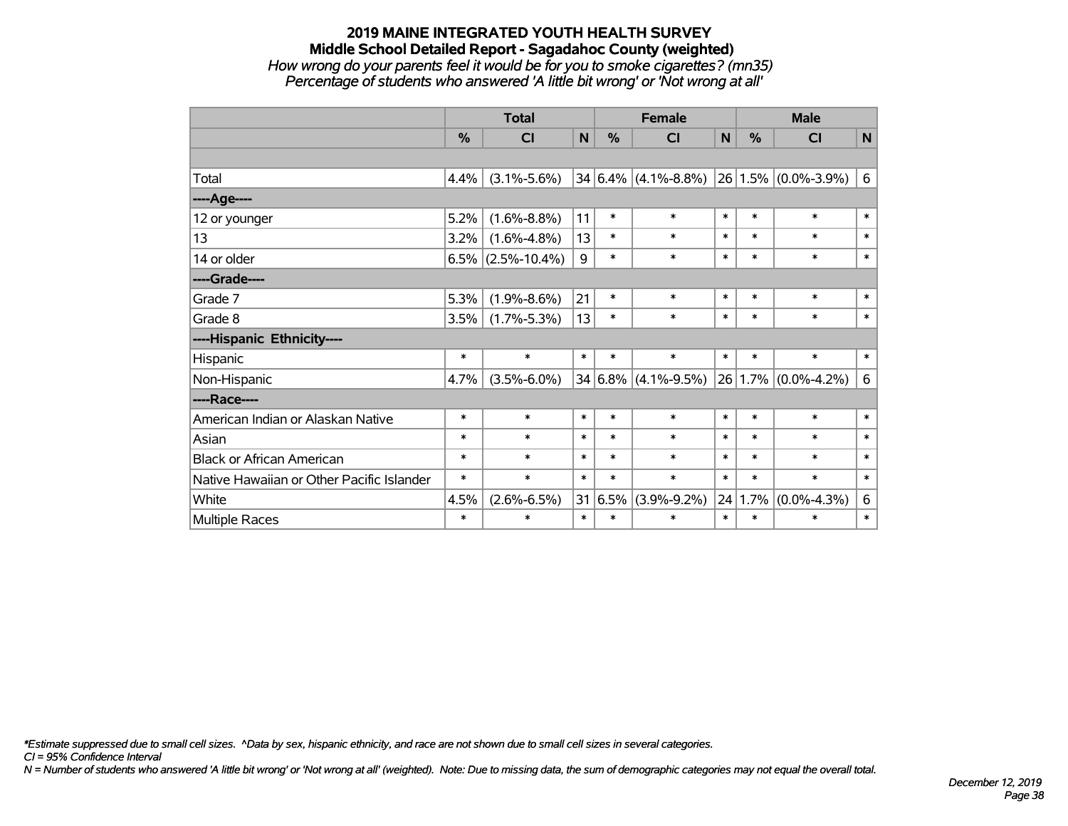# 2019 MAINE INTEGRATED YOUTH HEALTH SURVEY
## Middle School Detailed Report - Sagadahoc County (weighted)

*How wrong do your parents feel it would be for you to smoke cigarettes? (mn35)*
*Percentage of students who answered 'A little bit wrong' or 'Not wrong at all'*

| | Total | | | Female | | | Male | | |
|---|---|---|---|---|---|---|---|---|---|
| | % | CI | N | % | CI | N | % | CI | N |
| | | | | | | | | | |
| Total | 4.4% | (3.1%-5.6%) | 34 | 6.4% | (4.1%-8.8%) | 26 | 1.5% | (0.0%-3.9%) | 6 |
| ----Age---- | | | | | | | | | |
| 12 or younger | 5.2% | (1.6%-8.8%) | 11 | * | * | * | * | * | * |
| 13 | 3.2% | (1.6%-4.8%) | 13 | * | * | * | * | * | * |
| 14 or older | 6.5% | (2.5%-10.4%) | 9 | * | * | * | * | * | * |
| ----Grade---- | | | | | | | | | |
| Grade 7 | 5.3% | (1.9%-8.6%) | 21 | * | * | * | * | * | * |
| Grade 8 | 3.5% | (1.7%-5.3%) | 13 | * | * | * | * | * | * |
| ----Hispanic Ethnicity---- | | | | | | | | | |
| Hispanic | * | * | * | * | * | * | * | * | * |
| Non-Hispanic | 4.7% | (3.5%-6.0%) | 34 | 6.8% | (4.1%-9.5%) | 26 | 1.7% | (0.0%-4.2%) | 6 |
| ----Race---- | | | | | | | | | |
| American Indian or Alaskan Native | * | * | * | * | * | * | * | * | * |
| Asian | * | * | * | * | * | * | * | * | * |
| Black or African American | * | * | * | * | * | * | * | * | * |
| Native Hawaiian or Other Pacific Islander | * | * | * | * | * | * | * | * | * |
| White | 4.5% | (2.6%-6.5%) | 31 | 6.5% | (3.9%-9.2%) | 24 | 1.7% | (0.0%-4.3%) | 6 |
| Multiple Races | * | * | * | * | * | * | * | * | * |

*\*Estimate suppressed due to small cell sizes. ^Data by sex, hispanic ethnicity, and race are not shown due to small cell sizes in several categories.*
*CI = 95% Confidence Interval*
*N = Number of students who answered 'A little bit wrong' or 'Not wrong at all' (weighted). Note: Due to missing data, the sum of demographic categories may not equal the overall total.*

*December 12, 2019*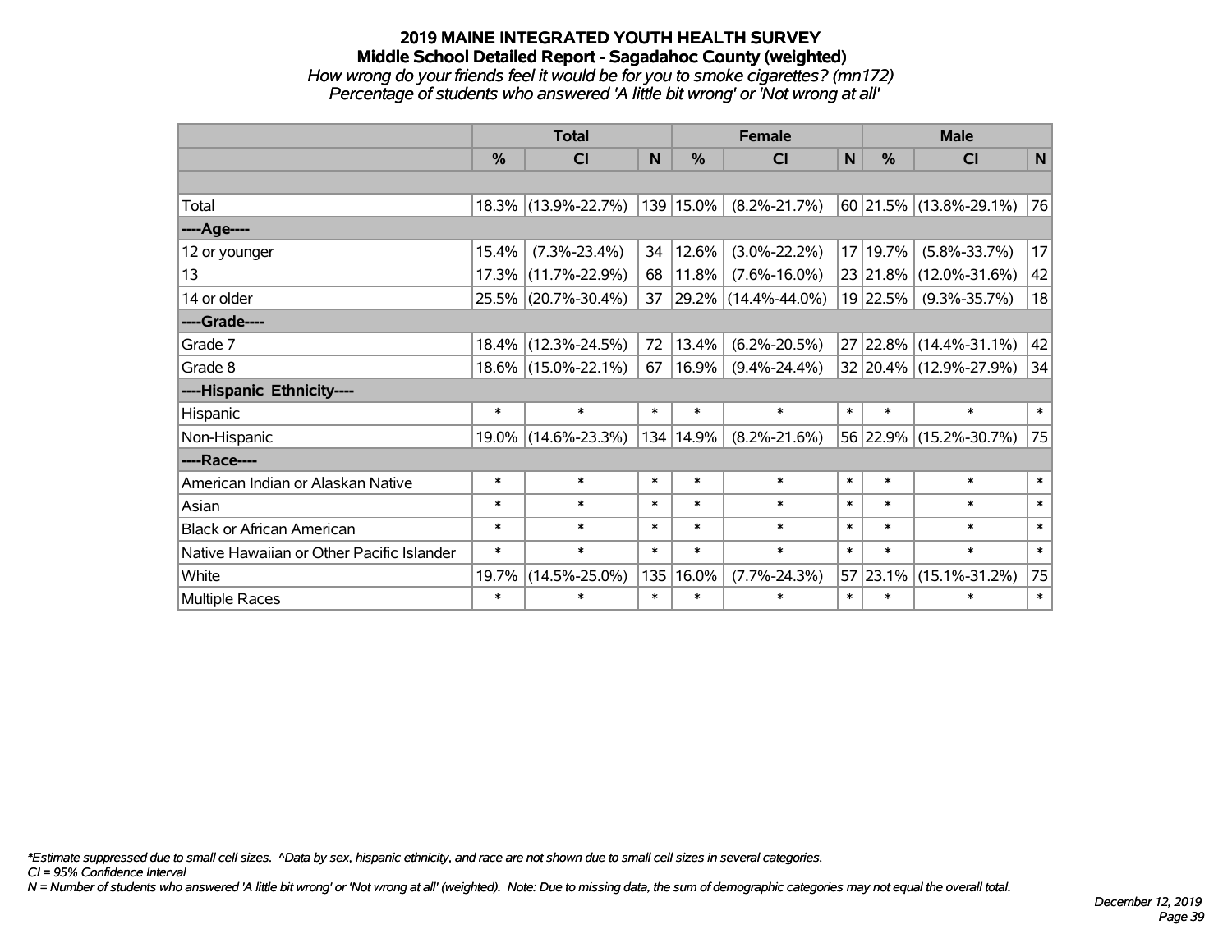# 2019 MAINE INTEGRATED YOUTH HEALTH SURVEY

## Middle School Detailed Report - Sagadahoc County (weighted)

*How wrong do your friends feel it would be for you to smoke cigarettes? (mn172)*

*Percentage of students who answered 'A little bit wrong' or 'Not wrong at all'*

| | Total | | | Female | | | Male | | |
|---|---|---|---|---|---|---|---|---|---|
| | % | CI | N | % | CI | N | % | CI | N |
| | | | | | | | | | |
| Total | 18.3% | (13.9%-22.7%) | 139 | 15.0% | (8.2%-21.7%) | 60 | 21.5% | (13.8%-29.1%) | 76 |
| ----Age---- | | | | | | | | | |
| 12 or younger | 15.4% | (7.3%-23.4%) | 34 | 12.6% | (3.0%-22.2%) | 17 | 19.7% | (5.8%-33.7%) | 17 |
| 13 | 17.3% | (11.7%-22.9%) | 68 | 11.8% | (7.6%-16.0%) | 23 | 21.8% | (12.0%-31.6%) | 42 |
| 14 or older | 25.5% | (20.7%-30.4%) | 37 | 29.2% | (14.4%-44.0%) | 19 | 22.5% | (9.3%-35.7%) | 18 |
| ----Grade---- | | | | | | | | | |
| Grade 7 | 18.4% | (12.3%-24.5%) | 72 | 13.4% | (6.2%-20.5%) | 27 | 22.8% | (14.4%-31.1%) | 42 |
| Grade 8 | 18.6% | (15.0%-22.1%) | 67 | 16.9% | (9.4%-24.4%) | 32 | 20.4% | (12.9%-27.9%) | 34 |
| ----Hispanic Ethnicity---- | | | | | | | | | |
| Hispanic | * | * | * | * | * | * | * | * | * |
| Non-Hispanic | 19.0% | (14.6%-23.3%) | 134 | 14.9% | (8.2%-21.6%) | 56 | 22.9% | (15.2%-30.7%) | 75 |
| ----Race---- | | | | | | | | | |
| American Indian or Alaskan Native | * | * | * | * | * | * | * | * | * |
| Asian | * | * | * | * | * | * | * | * | * |
| Black or African American | * | * | * | * | * | * | * | * | * |
| Native Hawaiian or Other Pacific Islander | * | * | * | * | * | * | * | * | * |
| White | 19.7% | (14.5%-25.0%) | 135 | 16.0% | (7.7%-24.3%) | 57 | 23.1% | (15.1%-31.2%) | 75 |
| Multiple Races | * | * | * | * | * | * | * | * | * |

*\*Estimate suppressed due to small cell sizes. ^Data by sex, hispanic ethnicity, and race are not shown due to small cell sizes in several categories.*

*CI = 95% Confidence Interval*

*N = Number of students who answered 'A little bit wrong' or 'Not wrong at all' (weighted). Note: Due to missing data, the sum of demographic categories may not equal the overall total.*

*December 12, 2019*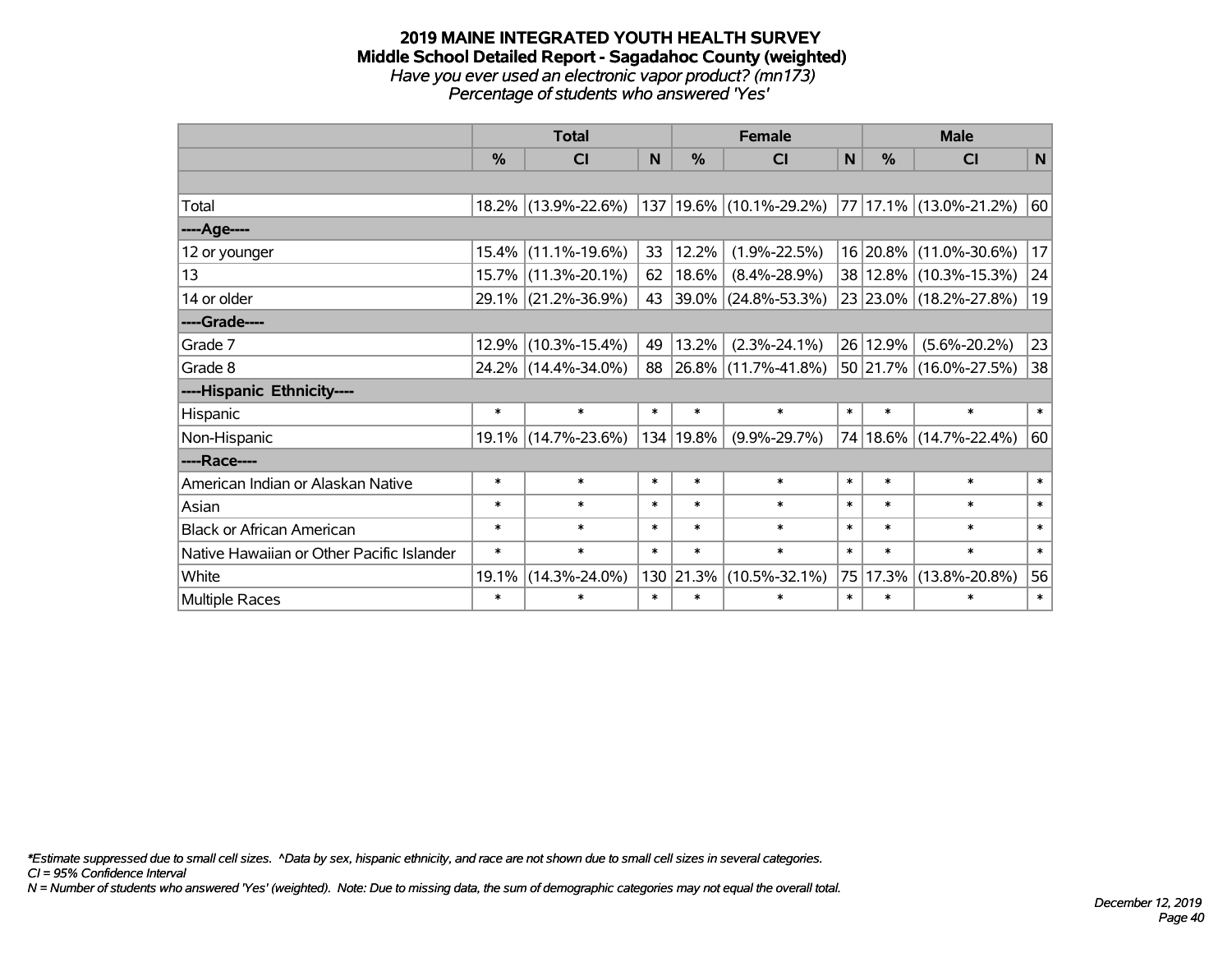# 2019 MAINE INTEGRATED YOUTH HEALTH SURVEY
## Middle School Detailed Report - Sagadahoc County (weighted)
*Have you ever used an electronic vapor product? (mn173)*
*Percentage of students who answered 'Yes'*

| | Total | | | Female | | | Male | | |
|---|---|---|---|---|---|---|---|---|---|
| | % | CI | N | % | CI | N | % | CI | N |
| | | | | | | | | | |
| Total | 18.2% | (13.9%-22.6%) | 137 | 19.6% | (10.1%-29.2%) | 77 | 17.1% | (13.0%-21.2%) | 60 |
| ----Age---- | | | | | | | | | |
| 12 or younger | 15.4% | (11.1%-19.6%) | 33 | 12.2% | (1.9%-22.5%) | 16 | 20.8% | (11.0%-30.6%) | 17 |
| 13 | 15.7% | (11.3%-20.1%) | 62 | 18.6% | (8.4%-28.9%) | 38 | 12.8% | (10.3%-15.3%) | 24 |
| 14 or older | 29.1% | (21.2%-36.9%) | 43 | 39.0% | (24.8%-53.3%) | 23 | 23.0% | (18.2%-27.8%) | 19 |
| ----Grade---- | | | | | | | | | |
| Grade 7 | 12.9% | (10.3%-15.4%) | 49 | 13.2% | (2.3%-24.1%) | 26 | 12.9% | (5.6%-20.2%) | 23 |
| Grade 8 | 24.2% | (14.4%-34.0%) | 88 | 26.8% | (11.7%-41.8%) | 50 | 21.7% | (16.0%-27.5%) | 38 |
| ----Hispanic Ethnicity---- | | | | | | | | | |
| Hispanic | * | * | * | * | * | * | * | * | * |
| Non-Hispanic | 19.1% | (14.7%-23.6%) | 134 | 19.8% | (9.9%-29.7%) | 74 | 18.6% | (14.7%-22.4%) | 60 |
| ----Race---- | | | | | | | | | |
| American Indian or Alaskan Native | * | * | * | * | * | * | * | * | * |
| Asian | * | * | * | * | * | * | * | * | * |
| Black or African American | * | * | * | * | * | * | * | * | * |
| Native Hawaiian or Other Pacific Islander | * | * | * | * | * | * | * | * | * |
| White | 19.1% | (14.3%-24.0%) | 130 | 21.3% | (10.5%-32.1%) | 75 | 17.3% | (13.8%-20.8%) | 56 |
| Multiple Races | * | * | * | * | * | * | * | * | * |

*\*Estimate suppressed due to small cell sizes. ^Data by sex, hispanic ethnicity, and race are not shown due to small cell sizes in several categories.*
*CI = 95% Confidence Interval*
*N = Number of students who answered 'Yes' (weighted). Note: Due to missing data, the sum of demographic categories may not equal the overall total.*

*December 12, 2019*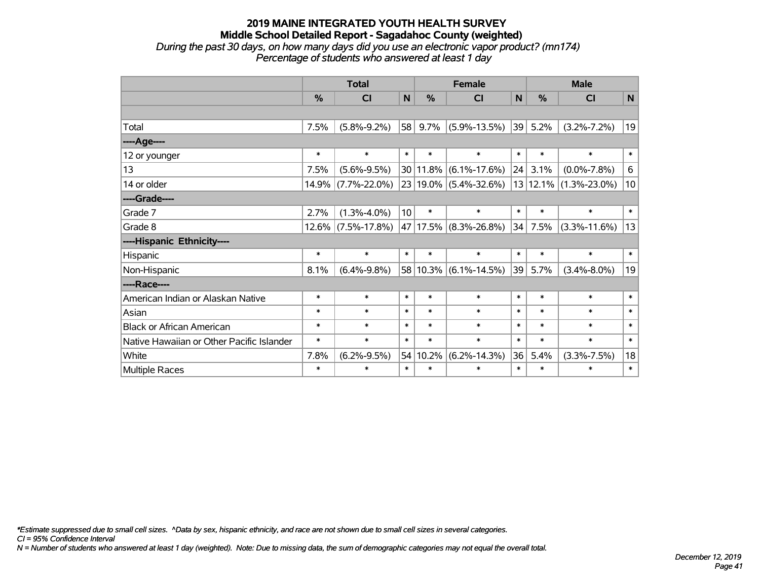# 2019 MAINE INTEGRATED YOUTH HEALTH SURVEY

## Middle School Detailed Report - Sagadahoc County (weighted)

*During the past 30 days, on how many days did you use an electronic vapor product? (mn174)*

*Percentage of students who answered at least 1 day*

| | Total | | | Female | | | Male | | |
|---|---|---|---|---|---|---|---|---|---|
| | % | CI | N | % | CI | N | % | CI | N |
| | | | | | | | | | |
| Total | 7.5% | (5.8%-9.2%) | 58 | 9.7% | (5.9%-13.5%) | 39 | 5.2% | (3.2%-7.2%) | 19 |
| ----Age---- | | | | | | | | | |
| 12 or younger | * | * | * | * | * | * | * | * | * |
| 13 | 7.5% | (5.6%-9.5%) | 30 | 11.8% | (6.1%-17.6%) | 24 | 3.1% | (0.0%-7.8%) | 6 |
| 14 or older | 14.9% | (7.7%-22.0%) | 23 | 19.0% | (5.4%-32.6%) | 13 | 12.1% | (1.3%-23.0%) | 10 |
| ----Grade---- | | | | | | | | | |
| Grade 7 | 2.7% | (1.3%-4.0%) | 10 | * | * | * | * | * | * |
| Grade 8 | 12.6% | (7.5%-17.8%) | 47 | 17.5% | (8.3%-26.8%) | 34 | 7.5% | (3.3%-11.6%) | 13 |
| ----Hispanic Ethnicity---- | | | | | | | | | |
| Hispanic | * | * | * | * | * | * | * | * | * |
| Non-Hispanic | 8.1% | (6.4%-9.8%) | 58 | 10.3% | (6.1%-14.5%) | 39 | 5.7% | (3.4%-8.0%) | 19 |
| ----Race---- | | | | | | | | | |
| American Indian or Alaskan Native | * | * | * | * | * | * | * | * | * |
| Asian | * | * | * | * | * | * | * | * | * |
| Black or African American | * | * | * | * | * | * | * | * | * |
| Native Hawaiian or Other Pacific Islander | * | * | * | * | * | * | * | * | * |
| White | 7.8% | (6.2%-9.5%) | 54 | 10.2% | (6.2%-14.3%) | 36 | 5.4% | (3.3%-7.5%) | 18 |
| Multiple Races | * | * | * | * | * | * | * | * | * |

*\*Estimate suppressed due to small cell sizes. ^Data by sex, hispanic ethnicity, and race are not shown due to small cell sizes in several categories.*

*CI = 95% Confidence Interval*

*N = Number of students who answered at least 1 day (weighted). Note: Due to missing data, the sum of demographic categories may not equal the overall total.*

*December 12, 2019*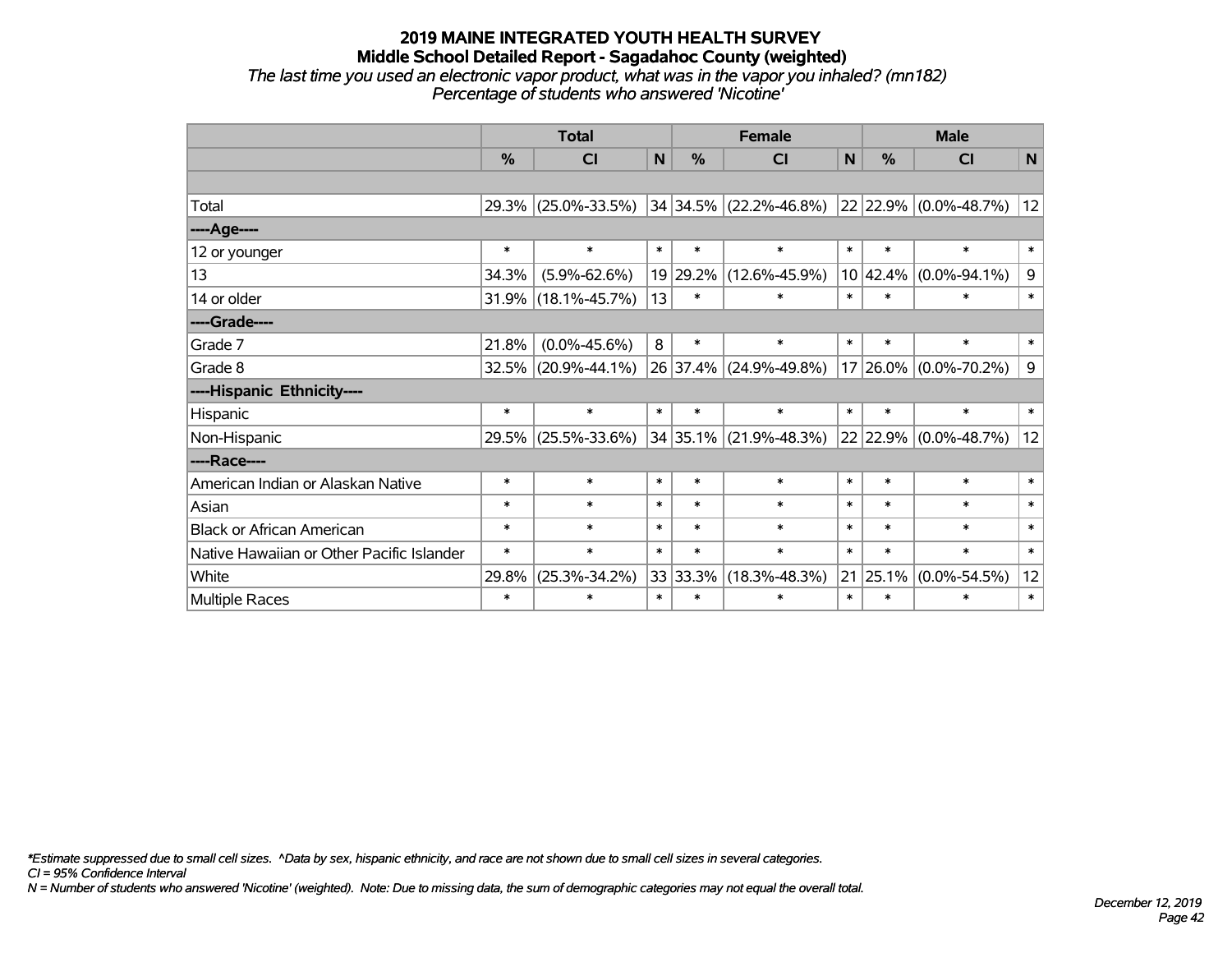# 2019 MAINE INTEGRATED YOUTH HEALTH SURVEY

## Middle School Detailed Report - Sagadahoc County (weighted)

*The last time you used an electronic vapor product, what was in the vapor you inhaled? (mn182)*
*Percentage of students who answered 'Nicotine'*

| | Total | | | Female | | | Male | | |
|---|---|---|---|---|---|---|---|---|---|
| | % | CI | N | % | CI | N | % | CI | N |
| | | | | | | | | | |
| Total | 29.3% | (25.0%-33.5%) | 34 | 34.5% | (22.2%-46.8%) | 22 | 22.9% | (0.0%-48.7%) | 12 |
| ----Age---- | | | | | | | | | |
| 12 or younger | * | * | * | * | * | * | * | * | * |
| 13 | 34.3% | (5.9%-62.6%) | 19 | 29.2% | (12.6%-45.9%) | 10 | 42.4% | (0.0%-94.1%) | 9 |
| 14 or older | 31.9% | (18.1%-45.7%) | 13 | * | * | * | * | * | * |
| ----Grade---- | | | | | | | | | |
| Grade 7 | 21.8% | (0.0%-45.6%) | 8 | * | * | * | * | * | * |
| Grade 8 | 32.5% | (20.9%-44.1%) | 26 | 37.4% | (24.9%-49.8%) | 17 | 26.0% | (0.0%-70.2%) | 9 |
| ----Hispanic Ethnicity---- | | | | | | | | | |
| Hispanic | * | * | * | * | * | * | * | * | * |
| Non-Hispanic | 29.5% | (25.5%-33.6%) | 34 | 35.1% | (21.9%-48.3%) | 22 | 22.9% | (0.0%-48.7%) | 12 |
| ----Race---- | | | | | | | | | |
| American Indian or Alaskan Native | * | * | * | * | * | * | * | * | * |
| Asian | * | * | * | * | * | * | * | * | * |
| Black or African American | * | * | * | * | * | * | * | * | * |
| Native Hawaiian or Other Pacific Islander | * | * | * | * | * | * | * | * | * |
| White | 29.8% | (25.3%-34.2%) | 33 | 33.3% | (18.3%-48.3%) | 21 | 25.1% | (0.0%-54.5%) | 12 |
| Multiple Races | * | * | * | * | * | * | * | * | * |

*\*Estimate suppressed due to small cell sizes. ^Data by sex, hispanic ethnicity, and race are not shown due to small cell sizes in several categories.*
*CI = 95% Confidence Interval*
*N = Number of students who answered 'Nicotine' (weighted). Note: Due to missing data, the sum of demographic categories may not equal the overall total.*

*December 12, 2019*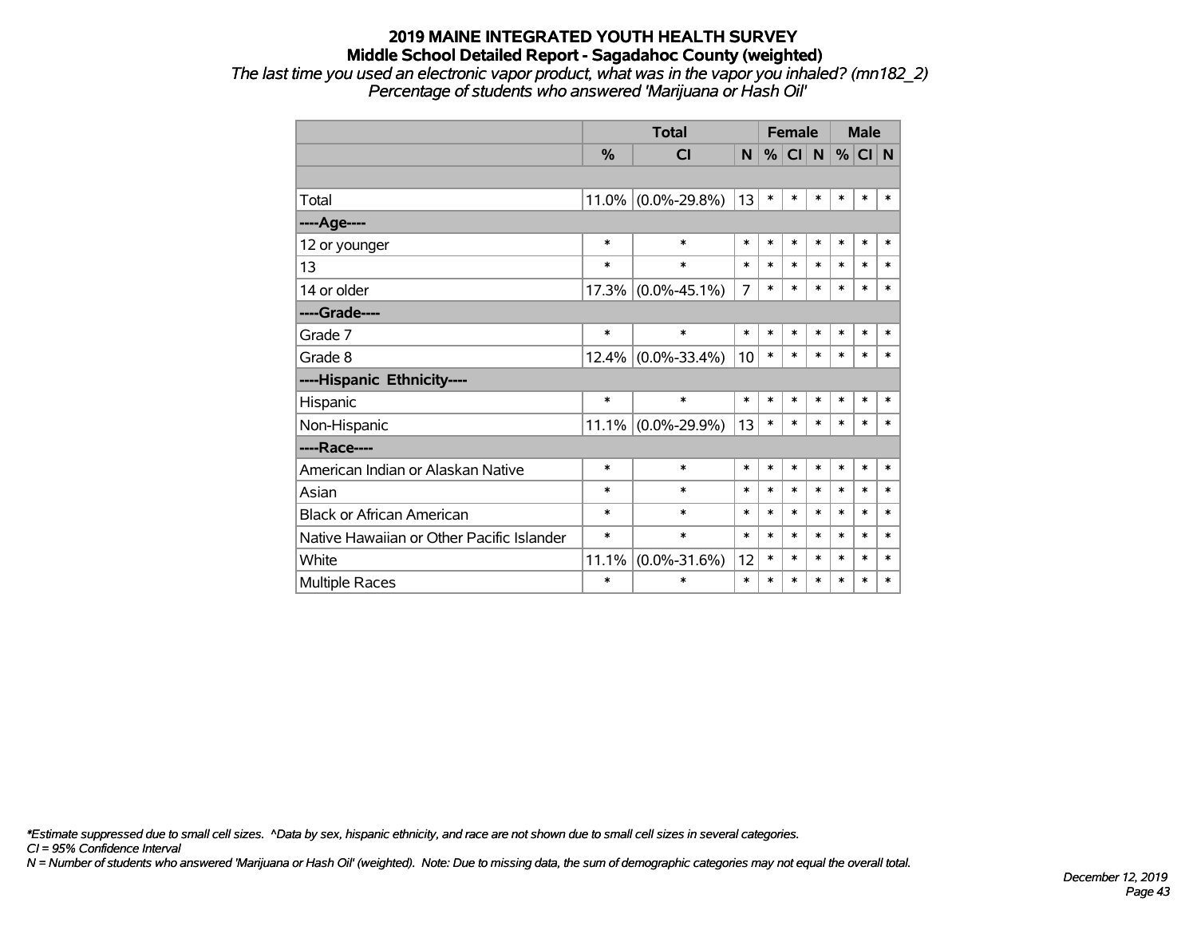# 2019 MAINE INTEGRATED YOUTH HEALTH SURVEY

## Middle School Detailed Report - Sagadahoc County (weighted)

*The last time you used an electronic vapor product, what was in the vapor you inhaled? (mn182_2)*
*Percentage of students who answered 'Marijuana or Hash Oil'*

| | Total | | | Female | | | Male | | |
|---|---|---|---|---|---|---|---|---|---|
| | % | CI | N | % | CI | N | % | CI | N |
| Total | 11.0% | (0.0%-29.8%) | 13 | * | * | * | * | * | * |
| **----Age----** | | | | | | | | | |
| 12 or younger | * | * | * | * | * | * | * | * | * |
| 13 | * | * | * | * | * | * | * | * | * |
| 14 or older | 17.3% | (0.0%-45.1%) | 7 | * | * | * | * | * | * |
| **----Grade----** | | | | | | | | | |
| Grade 7 | * | * | * | * | * | * | * | * | * |
| Grade 8 | 12.4% | (0.0%-33.4%) | 10 | * | * | * | * | * | * |
| **----Hispanic Ethnicity----** | | | | | | | | | |
| Hispanic | * | * | * | * | * | * | * | * | * |
| Non-Hispanic | 11.1% | (0.0%-29.9%) | 13 | * | * | * | * | * | * |
| **----Race----** | | | | | | | | | |
| American Indian or Alaskan Native | * | * | * | * | * | * | * | * | * |
| Asian | * | * | * | * | * | * | * | * | * |
| Black or African American | * | * | * | * | * | * | * | * | * |
| Native Hawaiian or Other Pacific Islander | * | * | * | * | * | * | * | * | * |
| White | 11.1% | (0.0%-31.6%) | 12 | * | * | * | * | * | * |
| Multiple Races | * | * | * | * | * | * | * | * | * |

*\*Estimate suppressed due to small cell sizes. ^Data by sex, hispanic ethnicity, and race are not shown due to small cell sizes in several categories.*
*CI = 95% Confidence Interval*
*N = Number of students who answered 'Marijuana or Hash Oil' (weighted). Note: Due to missing data, the sum of demographic categories may not equal the overall total.*

*December 12, 2019*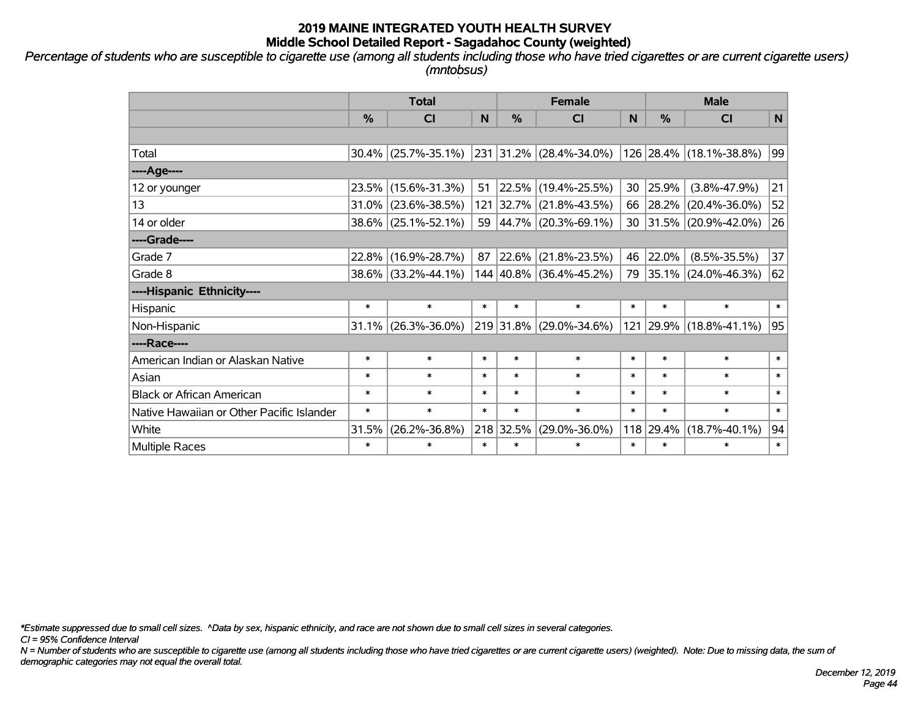# 2019 MAINE INTEGRATED YOUTH HEALTH SURVEY
## Middle School Detailed Report - Sagadahoc County (weighted)

*Percentage of students who are susceptible to cigarette use (among all students including those who have tried cigarettes or are current cigarette users) (mntobsus)*

| | Total | | | Female | | | Male | | |
|---|---|---|---|---|---|---|---|---|---|
| | % | CI | N | % | CI | N | % | CI | N |
| | | | | | | | | | |
| Total | 30.4% | (25.7%-35.1%) | 231 | 31.2% | (28.4%-34.0%) | 126 | 28.4% | (18.1%-38.8%) | 99 |
| ----Age---- | | | | | | | | | |
| 12 or younger | 23.5% | (15.6%-31.3%) | 51 | 22.5% | (19.4%-25.5%) | 30 | 25.9% | (3.8%-47.9%) | 21 |
| 13 | 31.0% | (23.6%-38.5%) | 121 | 32.7% | (21.8%-43.5%) | 66 | 28.2% | (20.4%-36.0%) | 52 |
| 14 or older | 38.6% | (25.1%-52.1%) | 59 | 44.7% | (20.3%-69.1%) | 30 | 31.5% | (20.9%-42.0%) | 26 |
| ----Grade---- | | | | | | | | | |
| Grade 7 | 22.8% | (16.9%-28.7%) | 87 | 22.6% | (21.8%-23.5%) | 46 | 22.0% | (8.5%-35.5%) | 37 |
| Grade 8 | 38.6% | (33.2%-44.1%) | 144 | 40.8% | (36.4%-45.2%) | 79 | 35.1% | (24.0%-46.3%) | 62 |
| ----Hispanic Ethnicity---- | | | | | | | | | |
| Hispanic | * | * | * | * | * | * | * | * | * |
| Non-Hispanic | 31.1% | (26.3%-36.0%) | 219 | 31.8% | (29.0%-34.6%) | 121 | 29.9% | (18.8%-41.1%) | 95 |
| ----Race---- | | | | | | | | | |
| American Indian or Alaskan Native | * | * | * | * | * | * | * | * | * |
| Asian | * | * | * | * | * | * | * | * | * |
| Black or African American | * | * | * | * | * | * | * | * | * |
| Native Hawaiian or Other Pacific Islander | * | * | * | * | * | * | * | * | * |
| White | 31.5% | (26.2%-36.8%) | 218 | 32.5% | (29.0%-36.0%) | 118 | 29.4% | (18.7%-40.1%) | 94 |
| Multiple Races | * | * | * | * | * | * | * | * | * |

*\*Estimate suppressed due to small cell sizes. ^Data by sex, hispanic ethnicity, and race are not shown due to small cell sizes in several categories.*

*CI = 95% Confidence Interval*

*N = Number of students who are susceptible to cigarette use (among all students including those who have tried cigarettes or are current cigarette users) (weighted). Note: Due to missing data, the sum of demographic categories may not equal the overall total.*

*December 12, 2019*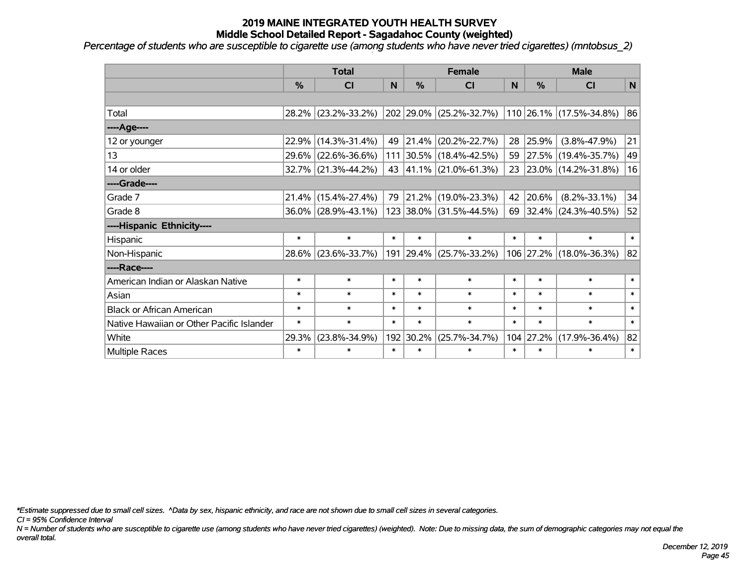# 2019 MAINE INTEGRATED YOUTH HEALTH SURVEY
## Middle School Detailed Report - Sagadahoc County (weighted)

*Percentage of students who are susceptible to cigarette use (among students who have never tried cigarettes) (mntobsus_2)*

| | Total | | | Female | | | Male | | |
|---|---|---|---|---|---|---|---|---|---|
| | % | CI | N | % | CI | N | % | CI | N |
| | | | | | | | | | |
| Total | 28.2% | (23.2%-33.2%) | 202 | 29.0% | (25.2%-32.7%) | 110 | 26.1% | (17.5%-34.8%) | 86 |
| ----Age---- | | | | | | | | | |
| 12 or younger | 22.9% | (14.3%-31.4%) | 49 | 21.4% | (20.2%-22.7%) | 28 | 25.9% | (3.8%-47.9%) | 21 |
| 13 | 29.6% | (22.6%-36.6%) | 111 | 30.5% | (18.4%-42.5%) | 59 | 27.5% | (19.4%-35.7%) | 49 |
| 14 or older | 32.7% | (21.3%-44.2%) | 43 | 41.1% | (21.0%-61.3%) | 23 | 23.0% | (14.2%-31.8%) | 16 |
| ----Grade---- | | | | | | | | | |
| Grade 7 | 21.4% | (15.4%-27.4%) | 79 | 21.2% | (19.0%-23.3%) | 42 | 20.6% | (8.2%-33.1%) | 34 |
| Grade 8 | 36.0% | (28.9%-43.1%) | 123 | 38.0% | (31.5%-44.5%) | 69 | 32.4% | (24.3%-40.5%) | 52 |
| ----Hispanic Ethnicity---- | | | | | | | | | |
| Hispanic | * | * | * | * | * | * | * | * | * |
| Non-Hispanic | 28.6% | (23.6%-33.7%) | 191 | 29.4% | (25.7%-33.2%) | 106 | 27.2% | (18.0%-36.3%) | 82 |
| ----Race---- | | | | | | | | | |
| American Indian or Alaskan Native | * | * | * | * | * | * | * | * | * |
| Asian | * | * | * | * | * | * | * | * | * |
| Black or African American | * | * | * | * | * | * | * | * | * |
| Native Hawaiian or Other Pacific Islander | * | * | * | * | * | * | * | * | * |
| White | 29.3% | (23.8%-34.9%) | 192 | 30.2% | (25.7%-34.7%) | 104 | 27.2% | (17.9%-36.4%) | 82 |
| Multiple Races | * | * | * | * | * | * | * | * | * |

*\*Estimate suppressed due to small cell sizes. ^Data by sex, hispanic ethnicity, and race are not shown due to small cell sizes in several categories.*

*CI = 95% Confidence Interval*

*N = Number of students who are susceptible to cigarette use (among students who have never tried cigarettes) (weighted). Note: Due to missing data, the sum of demographic categories may not equal the overall total.*

*December 12, 2019*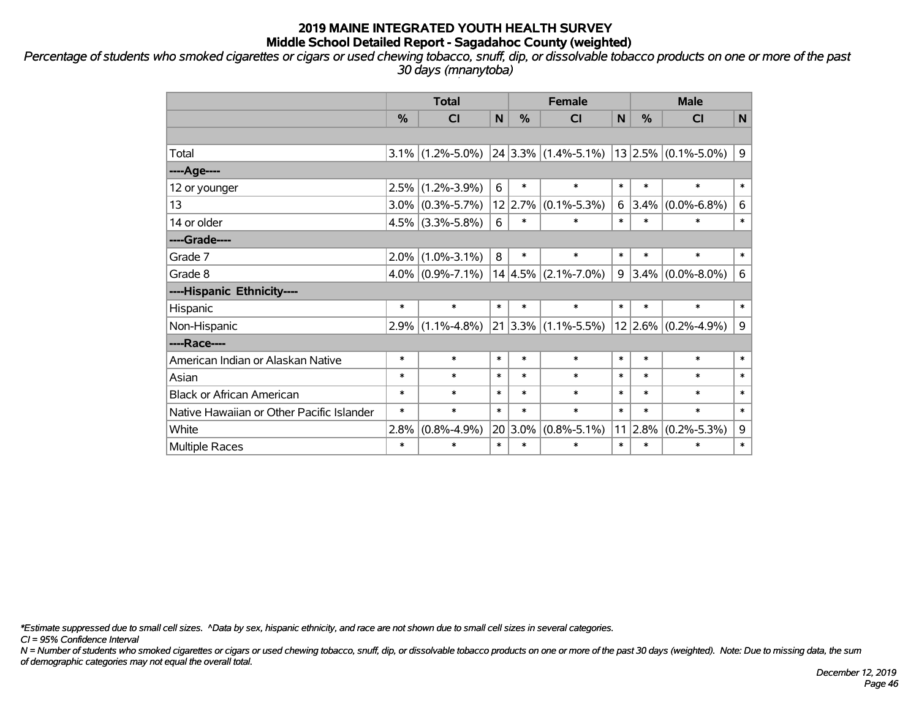# 2019 MAINE INTEGRATED YOUTH HEALTH SURVEY
## Middle School Detailed Report - Sagadahoc County (weighted)

*Percentage of students who smoked cigarettes or cigars or used chewing tobacco, snuff, dip, or dissolvable tobacco products on one or more of the past 30 days (mnanytoba)*

| | Total | | | Female | | | Male | | |
|---|---|---|---|---|---|---|---|---|---|
| | % | CI | N | % | CI | N | % | CI | N |
| | | | | | | | | | |
| Total | 3.1% | (1.2%-5.0%) | 24 | 3.3% | (1.4%-5.1%) | 13 | 2.5% | (0.1%-5.0%) | 9 |
| ----Age---- | | | | | | | | | |
| 12 or younger | 2.5% | (1.2%-3.9%) | 6 | * | * | * | * | * | * |
| 13 | 3.0% | (0.3%-5.7%) | 12 | 2.7% | (0.1%-5.3%) | 6 | 3.4% | (0.0%-6.8%) | 6 |
| 14 or older | 4.5% | (3.3%-5.8%) | 6 | * | * | * | * | * | * |
| ----Grade---- | | | | | | | | | |
| Grade 7 | 2.0% | (1.0%-3.1%) | 8 | * | * | * | * | * | * |
| Grade 8 | 4.0% | (0.9%-7.1%) | 14 | 4.5% | (2.1%-7.0%) | 9 | 3.4% | (0.0%-8.0%) | 6 |
| ----Hispanic Ethnicity---- | | | | | | | | | |
| Hispanic | * | * | * | * | * | * | * | * | * |
| Non-Hispanic | 2.9% | (1.1%-4.8%) | 21 | 3.3% | (1.1%-5.5%) | 12 | 2.6% | (0.2%-4.9%) | 9 |
| ----Race---- | | | | | | | | | |
| American Indian or Alaskan Native | * | * | * | * | * | * | * | * | * |
| Asian | * | * | * | * | * | * | * | * | * |
| Black or African American | * | * | * | * | * | * | * | * | * |
| Native Hawaiian or Other Pacific Islander | * | * | * | * | * | * | * | * | * |
| White | 2.8% | (0.8%-4.9%) | 20 | 3.0% | (0.8%-5.1%) | 11 | 2.8% | (0.2%-5.3%) | 9 |
| Multiple Races | * | * | * | * | * | * | * | * | * |

*\*Estimate suppressed due to small cell sizes. ^Data by sex, hispanic ethnicity, and race are not shown due to small cell sizes in several categories.*

*CI = 95% Confidence Interval*

*N = Number of students who smoked cigarettes or cigars or used chewing tobacco, snuff, dip, or dissolvable tobacco products on one or more of the past 30 days (weighted). Note: Due to missing data, the sum of demographic categories may not equal the overall total.*

*December 12, 2019*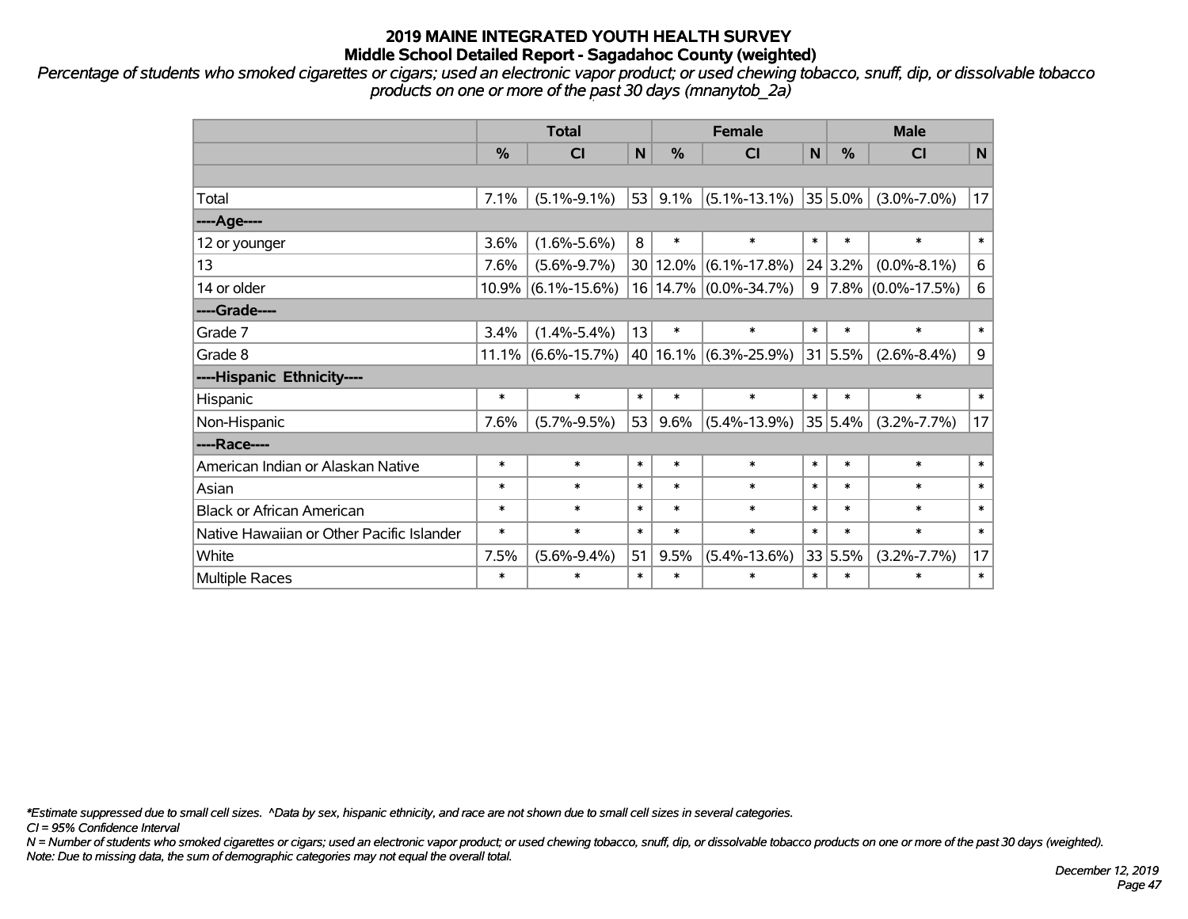# 2019 MAINE INTEGRATED YOUTH HEALTH SURVEY
## Middle School Detailed Report - Sagadahoc County (weighted)

*Percentage of students who smoked cigarettes or cigars; used an electronic vapor product; or used chewing tobacco, snuff, dip, or dissolvable tobacco products on one or more of the past 30 days (mnanytob_2a)*

| | Total | | | Female | | | Male | | |
|---|---|---|---|---|---|---|---|---|---|
| | % | CI | N | % | CI | N | % | CI | N |
| | | | | | | | | | |
| Total | 7.1% | (5.1%-9.1%) | 53 | 9.1% | (5.1%-13.1%) | 35 | 5.0% | (3.0%-7.0%) | 17 |
| ----Age---- | | | | | | | | | |
| 12 or younger | 3.6% | (1.6%-5.6%) | 8 | * | * | * | * | * | * |
| 13 | 7.6% | (5.6%-9.7%) | 30 | 12.0% | (6.1%-17.8%) | 24 | 3.2% | (0.0%-8.1%) | 6 |
| 14 or older | 10.9% | (6.1%-15.6%) | 16 | 14.7% | (0.0%-34.7%) | 9 | 7.8% | (0.0%-17.5%) | 6 |
| ----Grade---- | | | | | | | | | |
| Grade 7 | 3.4% | (1.4%-5.4%) | 13 | * | * | * | * | * | * |
| Grade 8 | 11.1% | (6.6%-15.7%) | 40 | 16.1% | (6.3%-25.9%) | 31 | 5.5% | (2.6%-8.4%) | 9 |
| ----Hispanic Ethnicity---- | | | | | | | | | |
| Hispanic | * | * | * | * | * | * | * | * | * |
| Non-Hispanic | 7.6% | (5.7%-9.5%) | 53 | 9.6% | (5.4%-13.9%) | 35 | 5.4% | (3.2%-7.7%) | 17 |
| ----Race---- | | | | | | | | | |
| American Indian or Alaskan Native | * | * | * | * | * | * | * | * | * |
| Asian | * | * | * | * | * | * | * | * | * |
| Black or African American | * | * | * | * | * | * | * | * | * |
| Native Hawaiian or Other Pacific Islander | * | * | * | * | * | * | * | * | * |
| White | 7.5% | (5.6%-9.4%) | 51 | 9.5% | (5.4%-13.6%) | 33 | 5.5% | (3.2%-7.7%) | 17 |
| Multiple Races | * | * | * | * | * | * | * | * | * |

*\*Estimate suppressed due to small cell sizes. ^Data by sex, hispanic ethnicity, and race are not shown due to small cell sizes in several categories.*

*CI = 95% Confidence Interval*

*N = Number of students who smoked cigarettes or cigars; used an electronic vapor product; or used chewing tobacco, snuff, dip, or dissolvable tobacco products on one or more of the past 30 days (weighted).*

*Note: Due to missing data, the sum of demographic categories may not equal the overall total.*

*December 12, 2019*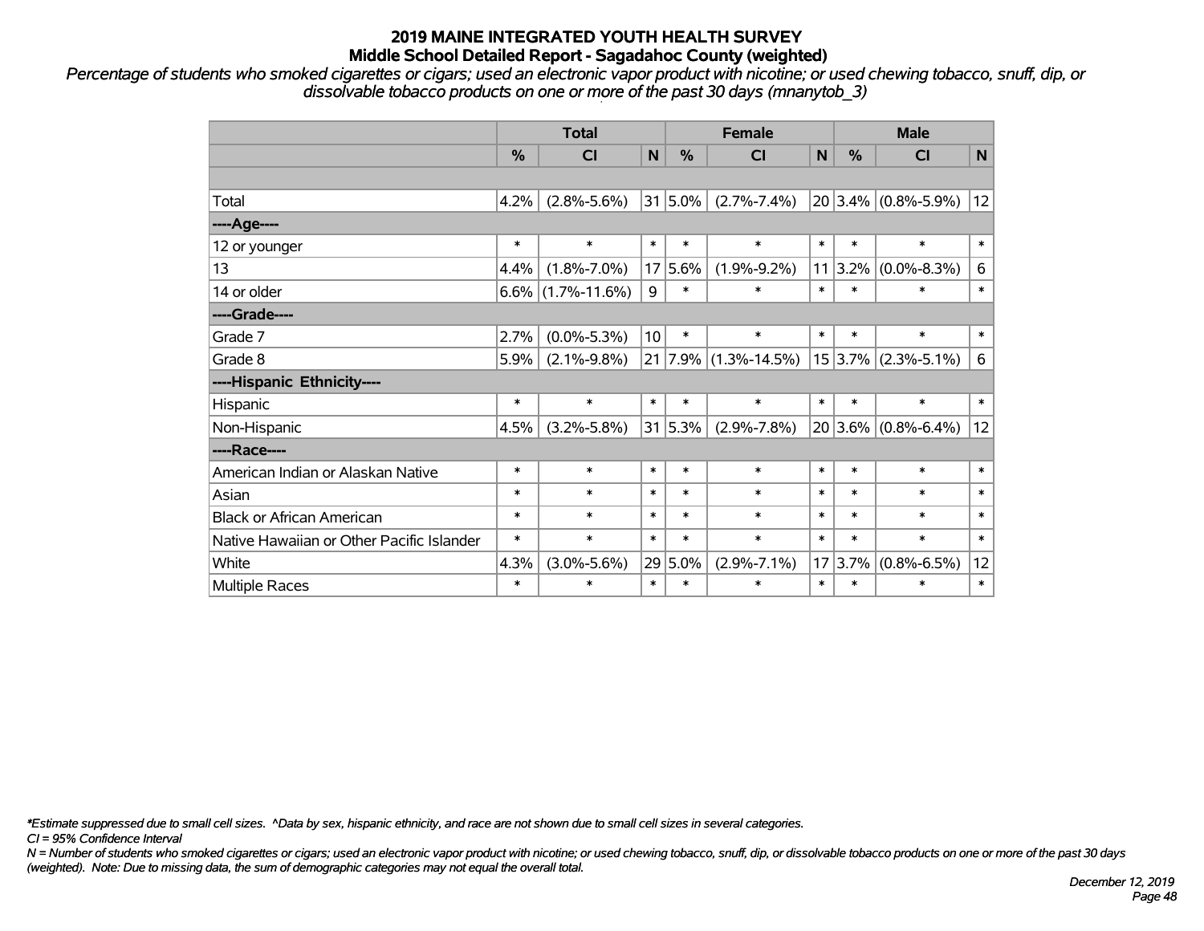# 2019 MAINE INTEGRATED YOUTH HEALTH SURVEY
## Middle School Detailed Report - Sagadahoc County (weighted)

*Percentage of students who smoked cigarettes or cigars; used an electronic vapor product with nicotine; or used chewing tobacco, snuff, dip, or dissolvable tobacco products on one or more of the past 30 days (mnanytob_3)*

| | Total | | | Female | | | Male | | |
|---|---|---|---|---|---|---|---|---|---|
| | % | CI | N | % | CI | N | % | CI | N |
| | | | | | | | | | |
| Total | 4.2% | (2.8%-5.6%) | 31 | 5.0% | (2.7%-7.4%) | 20 | 3.4% | (0.8%-5.9%) | 12 |
| ----Age---- | | | | | | | | | |
| 12 or younger | * | * | * | * | * | * | * | * | * |
| 13 | 4.4% | (1.8%-7.0%) | 17 | 5.6% | (1.9%-9.2%) | 11 | 3.2% | (0.0%-8.3%) | 6 |
| 14 or older | 6.6% | (1.7%-11.6%) | 9 | * | * | * | * | * | * |
| ----Grade---- | | | | | | | | | |
| Grade 7 | 2.7% | (0.0%-5.3%) | 10 | * | * | * | * | * | * |
| Grade 8 | 5.9% | (2.1%-9.8%) | 21 | 7.9% | (1.3%-14.5%) | 15 | 3.7% | (2.3%-5.1%) | 6 |
| ----Hispanic Ethnicity---- | | | | | | | | | |
| Hispanic | * | * | * | * | * | * | * | * | * |
| Non-Hispanic | 4.5% | (3.2%-5.8%) | 31 | 5.3% | (2.9%-7.8%) | 20 | 3.6% | (0.8%-6.4%) | 12 |
| ----Race---- | | | | | | | | | |
| American Indian or Alaskan Native | * | * | * | * | * | * | * | * | * |
| Asian | * | * | * | * | * | * | * | * | * |
| Black or African American | * | * | * | * | * | * | * | * | * |
| Native Hawaiian or Other Pacific Islander | * | * | * | * | * | * | * | * | * |
| White | 4.3% | (3.0%-5.6%) | 29 | 5.0% | (2.9%-7.1%) | 17 | 3.7% | (0.8%-6.5%) | 12 |
| Multiple Races | * | * | * | * | * | * | * | * | * |

*\*Estimate suppressed due to small cell sizes. ^Data by sex, hispanic ethnicity, and race are not shown due to small cell sizes in several categories.*

*CI = 95% Confidence Interval*

*N = Number of students who smoked cigarettes or cigars; used an electronic vapor product with nicotine; or used chewing tobacco, snuff, dip, or dissolvable tobacco products on one or more of the past 30 days (weighted). Note: Due to missing data, the sum of demographic categories may not equal the overall total.*

*December 12, 2019*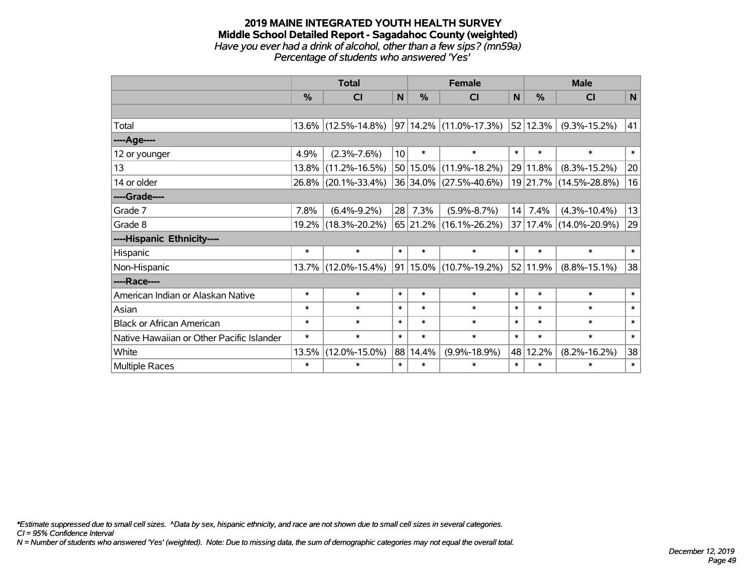# 2019 MAINE INTEGRATED YOUTH HEALTH SURVEY
## Middle School Detailed Report - Sagadahoc County (weighted)

*Have you ever had a drink of alcohol, other than a few sips? (mn59a)*
*Percentage of students who answered 'Yes'*

| | Total | | | Female | | | Male | | |
|---|---|---|---|---|---|---|---|---|---|
| | % | CI | N | % | CI | N | % | CI | N |
| | | | | | | | | | |
| Total | 13.6% | (12.5%-14.8%) | 97 | 14.2% | (11.0%-17.3%) | 52 | 12.3% | (9.3%-15.2%) | 41 |
| **----Age----** | | | | | | | | | |
| 12 or younger | 4.9% | (2.3%-7.6%) | 10 | * | * | * | * | * | * |
| 13 | 13.8% | (11.2%-16.5%) | 50 | 15.0% | (11.9%-18.2%) | 29 | 11.8% | (8.3%-15.2%) | 20 |
| 14 or older | 26.8% | (20.1%-33.4%) | 36 | 34.0% | (27.5%-40.6%) | 19 | 21.7% | (14.5%-28.8%) | 16 |
| **----Grade----** | | | | | | | | | |
| Grade 7 | 7.8% | (6.4%-9.2%) | 28 | 7.3% | (5.9%-8.7%) | 14 | 7.4% | (4.3%-10.4%) | 13 |
| Grade 8 | 19.2% | (18.3%-20.2%) | 65 | 21.2% | (16.1%-26.2%) | 37 | 17.4% | (14.0%-20.9%) | 29 |
| **----Hispanic Ethnicity----** | | | | | | | | | |
| Hispanic | * | * | * | * | * | * | * | * | * |
| Non-Hispanic | 13.7% | (12.0%-15.4%) | 91 | 15.0% | (10.7%-19.2%) | 52 | 11.9% | (8.8%-15.1%) | 38 |
| **----Race----** | | | | | | | | | |
| American Indian or Alaskan Native | * | * | * | * | * | * | * | * | * |
| Asian | * | * | * | * | * | * | * | * | * |
| Black or African American | * | * | * | * | * | * | * | * | * |
| Native Hawaiian or Other Pacific Islander | * | * | * | * | * | * | * | * | * |
| White | 13.5% | (12.0%-15.0%) | 88 | 14.4% | (9.9%-18.9%) | 48 | 12.2% | (8.2%-16.2%) | 38 |
| Multiple Races | * | * | * | * | * | * | * | * | * |

*\*Estimate suppressed due to small cell sizes. ^Data by sex, hispanic ethnicity, and race are not shown due to small cell sizes in several categories.*
*CI = 95% Confidence Interval*
*N = Number of students who answered 'Yes' (weighted). Note: Due to missing data, the sum of demographic categories may not equal the overall total.*

*December 12, 2019*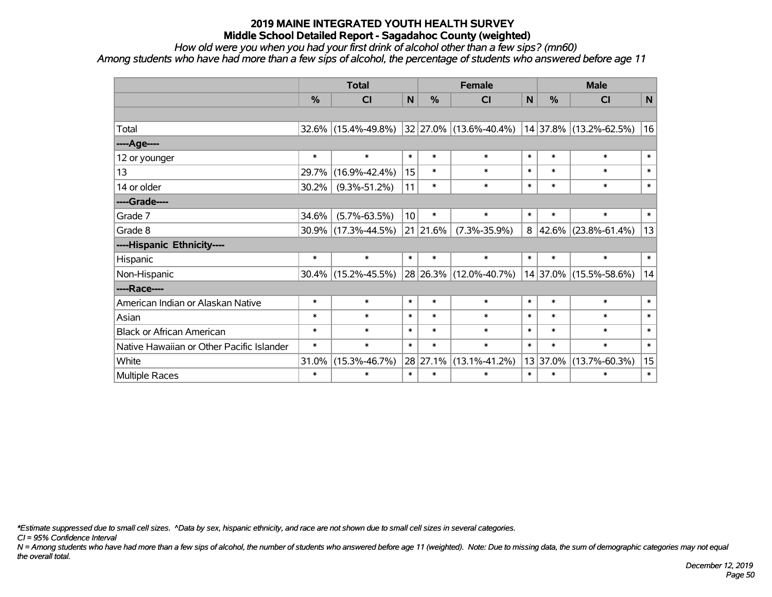# 2019 MAINE INTEGRATED YOUTH HEALTH SURVEY
## Middle School Detailed Report - Sagadahoc County (weighted)

*How old were you when you had your first drink of alcohol other than a few sips? (mn60)*
*Among students who have had more than a few sips of alcohol, the percentage of students who answered before age 11*

| | Total | | | Female | | | Male | | |
|---|---|---|---|---|---|---|---|---|---|
| | % | CI | N | % | CI | N | % | CI | N |
| | | | | | | | | | |
| Total | 32.6% | (15.4%-49.8%) | 32 | 27.0% | (13.6%-40.4%) | 14 | 37.8% | (13.2%-62.5%) | 16 |
| ----Age---- | | | | | | | | | |
| 12 or younger | * | * | * | * | * | * | * | * | * |
| 13 | 29.7% | (16.9%-42.4%) | 15 | * | * | * | * | * | * |
| 14 or older | 30.2% | (9.3%-51.2%) | 11 | * | * | * | * | * | * |
| ----Grade---- | | | | | | | | | |
| Grade 7 | 34.6% | (5.7%-63.5%) | 10 | * | * | * | * | * | * |
| Grade 8 | 30.9% | (17.3%-44.5%) | 21 | 21.6% | (7.3%-35.9%) | 8 | 42.6% | (23.8%-61.4%) | 13 |
| ----Hispanic Ethnicity---- | | | | | | | | | |
| Hispanic | * | * | * | * | * | * | * | * | * |
| Non-Hispanic | 30.4% | (15.2%-45.5%) | 28 | 26.3% | (12.0%-40.7%) | 14 | 37.0% | (15.5%-58.6%) | 14 |
| ----Race---- | | | | | | | | | |
| American Indian or Alaskan Native | * | * | * | * | * | * | * | * | * |
| Asian | * | * | * | * | * | * | * | * | * |
| Black or African American | * | * | * | * | * | * | * | * | * |
| Native Hawaiian or Other Pacific Islander | * | * | * | * | * | * | * | * | * |
| White | 31.0% | (15.3%-46.7%) | 28 | 27.1% | (13.1%-41.2%) | 13 | 37.0% | (13.7%-60.3%) | 15 |
| Multiple Races | * | * | * | * | * | * | * | * | * |

*\*Estimate suppressed due to small cell sizes. ^Data by sex, hispanic ethnicity, and race are not shown due to small cell sizes in several categories.*

*CI = 95% Confidence Interval*

*N = Among students who have had more than a few sips of alcohol, the number of students who answered before age 11 (weighted). Note: Due to missing data, the sum of demographic categories may not equal the overall total.*

*December 12, 2019*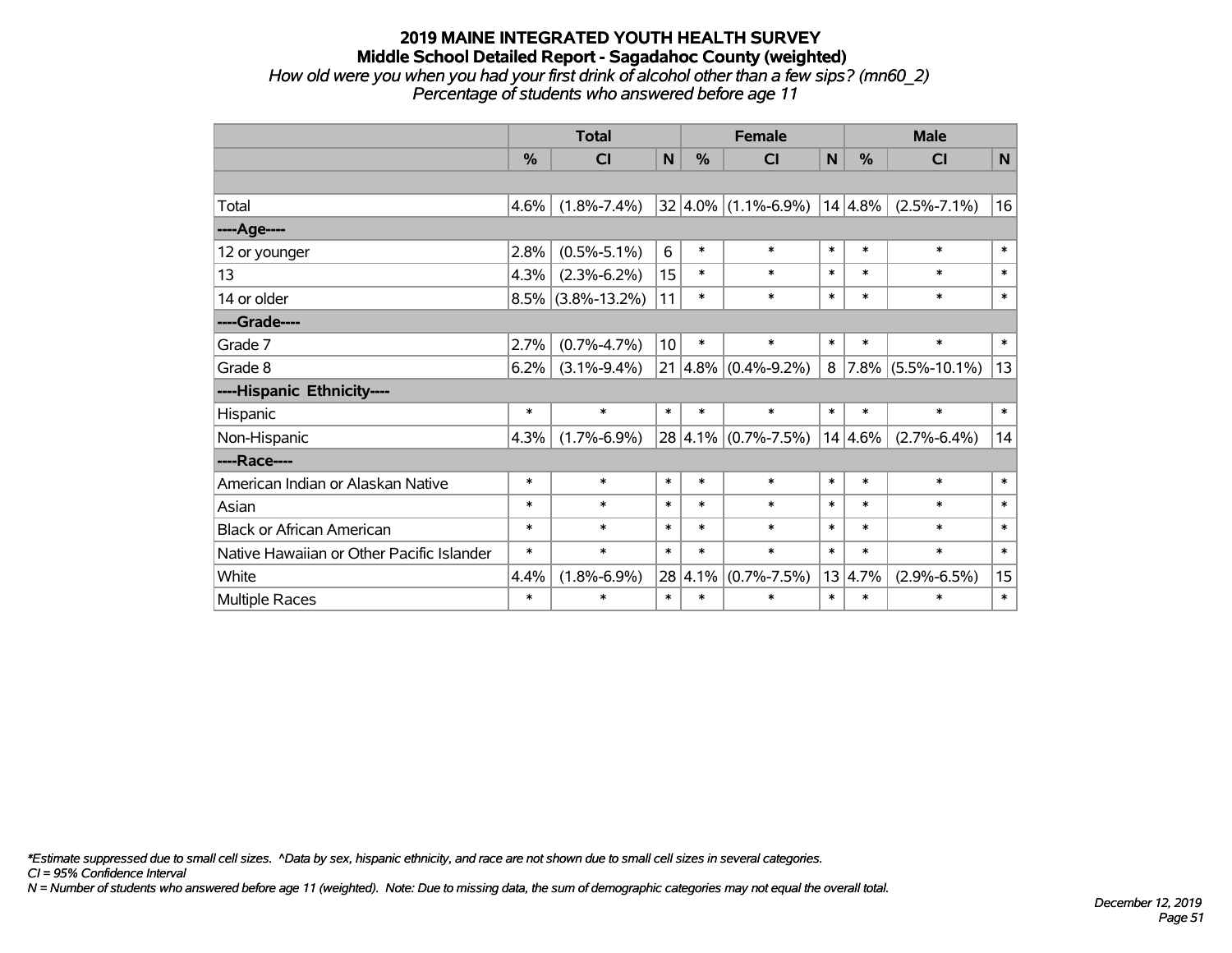# 2019 MAINE INTEGRATED YOUTH HEALTH SURVEY

## Middle School Detailed Report - Sagadahoc County (weighted)

*How old were you when you had your first drink of alcohol other than a few sips? (mn60_2)*
*Percentage of students who answered before age 11*

| | Total | | | Female | | | Male | | |
|---|---|---|---|---|---|---|---|---|---|
| | % | CI | N | % | CI | N | % | CI | N |
| | | | | | | | | | |
| Total | 4.6% | (1.8%-7.4%) | 32 | 4.0% | (1.1%-6.9%) | 14 | 4.8% | (2.5%-7.1%) | 16 |
| ----Age---- | | | | | | | | | |
| 12 or younger | 2.8% | (0.5%-5.1%) | 6 | * | * | * | * | * | * |
| 13 | 4.3% | (2.3%-6.2%) | 15 | * | * | * | * | * | * |
| 14 or older | 8.5% | (3.8%-13.2%) | 11 | * | * | * | * | * | * |
| ----Grade---- | | | | | | | | | |
| Grade 7 | 2.7% | (0.7%-4.7%) | 10 | * | * | * | * | * | * |
| Grade 8 | 6.2% | (3.1%-9.4%) | 21 | 4.8% | (0.4%-9.2%) | 8 | 7.8% | (5.5%-10.1%) | 13 |
| ----Hispanic Ethnicity---- | | | | | | | | | |
| Hispanic | * | * | * | * | * | * | * | * | * |
| Non-Hispanic | 4.3% | (1.7%-6.9%) | 28 | 4.1% | (0.7%-7.5%) | 14 | 4.6% | (2.7%-6.4%) | 14 |
| ----Race---- | | | | | | | | | |
| American Indian or Alaskan Native | * | * | * | * | * | * | * | * | * |
| Asian | * | * | * | * | * | * | * | * | * |
| Black or African American | * | * | * | * | * | * | * | * | * |
| Native Hawaiian or Other Pacific Islander | * | * | * | * | * | * | * | * | * |
| White | 4.4% | (1.8%-6.9%) | 28 | 4.1% | (0.7%-7.5%) | 13 | 4.7% | (2.9%-6.5%) | 15 |
| Multiple Races | * | * | * | * | * | * | * | * | * |

*\*Estimate suppressed due to small cell sizes. ^Data by sex, hispanic ethnicity, and race are not shown due to small cell sizes in several categories.*
*CI = 95% Confidence Interval*
*N = Number of students who answered before age 11 (weighted). Note: Due to missing data, the sum of demographic categories may not equal the overall total.*

*December 12, 2019*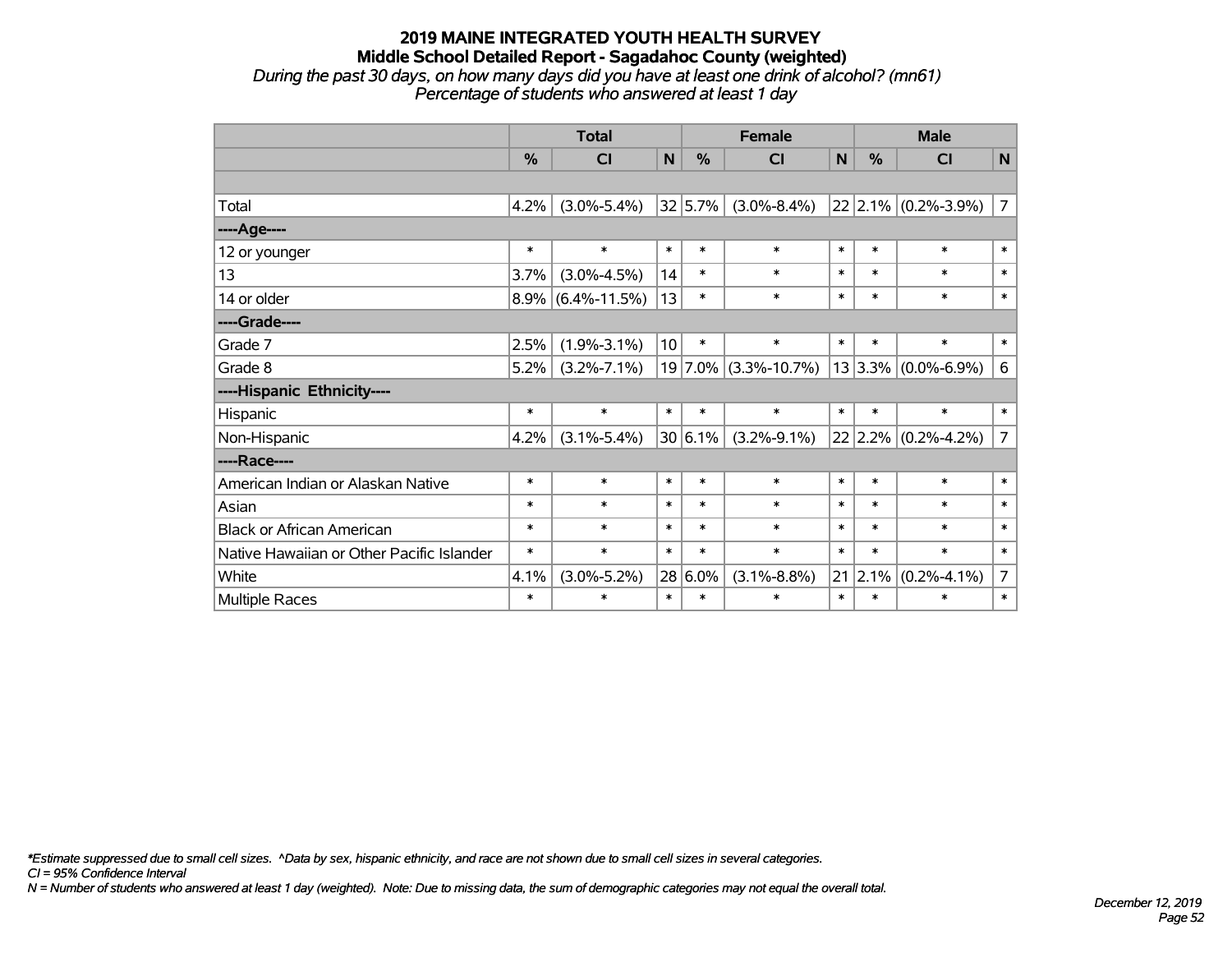# 2019 MAINE INTEGRATED YOUTH HEALTH SURVEY
## Middle School Detailed Report - Sagadahoc County (weighted)

*During the past 30 days, on how many days did you have at least one drink of alcohol? (mn61)*
*Percentage of students who answered at least 1 day*

| | Total | | | Female | | | Male | | |
|---|---|---|---|---|---|---|---|---|---|
| | % | CI | N | % | CI | N | % | CI | N |
| | | | | | | | | | |
| Total | 4.2% | (3.0%-5.4%) | 32 | 5.7% | (3.0%-8.4%) | 22 | 2.1% | (0.2%-3.9%) | 7 |
| ----Age---- | | | | | | | | | |
| 12 or younger | * | * | * | * | * | * | * | * | * |
| 13 | 3.7% | (3.0%-4.5%) | 14 | * | * | * | * | * | * |
| 14 or older | 8.9% | (6.4%-11.5%) | 13 | * | * | * | * | * | * |
| ----Grade---- | | | | | | | | | |
| Grade 7 | 2.5% | (1.9%-3.1%) | 10 | * | * | * | * | * | * |
| Grade 8 | 5.2% | (3.2%-7.1%) | 19 | 7.0% | (3.3%-10.7%) | 13 | 3.3% | (0.0%-6.9%) | 6 |
| ----Hispanic Ethnicity---- | | | | | | | | | |
| Hispanic | * | * | * | * | * | * | * | * | * |
| Non-Hispanic | 4.2% | (3.1%-5.4%) | 30 | 6.1% | (3.2%-9.1%) | 22 | 2.2% | (0.2%-4.2%) | 7 |
| ----Race---- | | | | | | | | | |
| American Indian or Alaskan Native | * | * | * | * | * | * | * | * | * |
| Asian | * | * | * | * | * | * | * | * | * |
| Black or African American | * | * | * | * | * | * | * | * | * |
| Native Hawaiian or Other Pacific Islander | * | * | * | * | * | * | * | * | * |
| White | 4.1% | (3.0%-5.2%) | 28 | 6.0% | (3.1%-8.8%) | 21 | 2.1% | (0.2%-4.1%) | 7 |
| Multiple Races | * | * | * | * | * | * | * | * | * |

*\*Estimate suppressed due to small cell sizes. ^Data by sex, hispanic ethnicity, and race are not shown due to small cell sizes in several categories.*
*CI = 95% Confidence Interval*
*N = Number of students who answered at least 1 day (weighted). Note: Due to missing data, the sum of demographic categories may not equal the overall total.*

*December 12, 2019*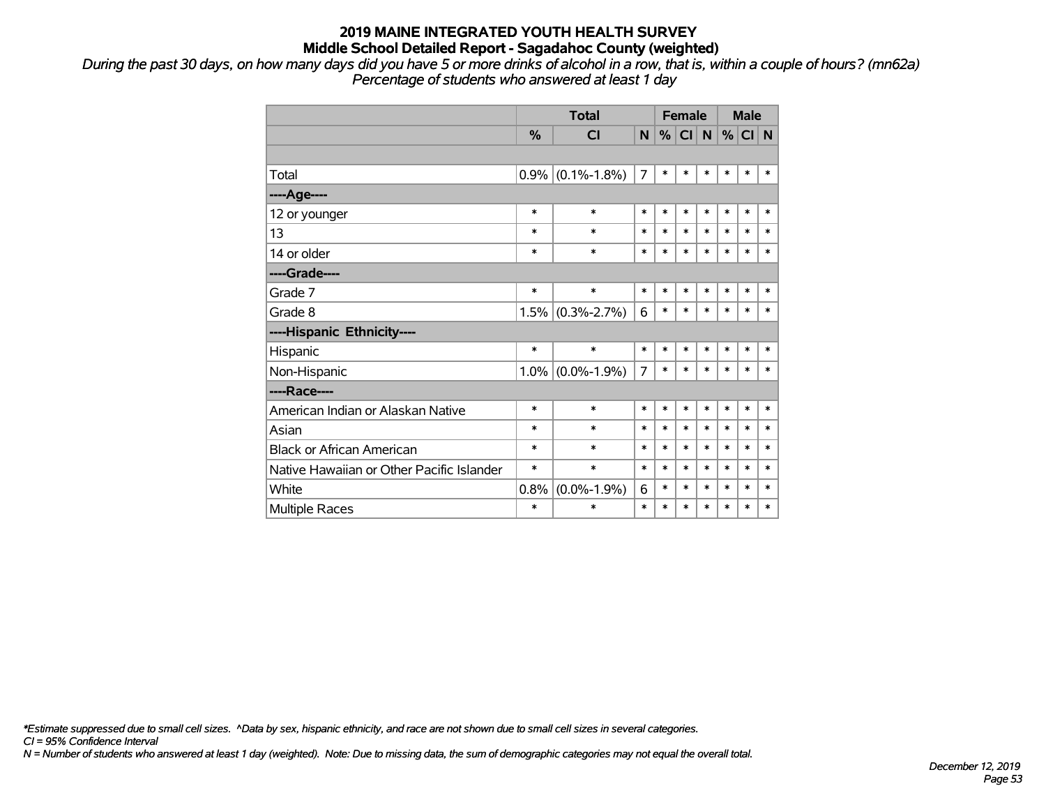# 2019 MAINE INTEGRATED YOUTH HEALTH SURVEY
## Middle School Detailed Report - Sagadahoc County (weighted)

*During the past 30 days, on how many days did you have 5 or more drinks of alcohol in a row, that is, within a couple of hours? (mn62a)*
*Percentage of students who answered at least 1 day*

| | Total | | | Female | | | Male | | |
|---|---|---|---|---|---|---|---|---|---|
| | % | CI | N | % | CI | N | % | CI | N |
| Total | 0.9% | (0.1%-1.8%) | 7 | * | * | * | * | * | * |
| ----Age---- | | | | | | | | | |
| 12 or younger | * | * | * | * | * | * | * | * | * |
| 13 | * | * | * | * | * | * | * | * | * |
| 14 or older | * | * | * | * | * | * | * | * | * |
| ----Grade---- | | | | | | | | | |
| Grade 7 | * | * | * | * | * | * | * | * | * |
| Grade 8 | 1.5% | (0.3%-2.7%) | 6 | * | * | * | * | * | * |
| ----Hispanic Ethnicity---- | | | | | | | | | |
| Hispanic | * | * | * | * | * | * | * | * | * |
| Non-Hispanic | 1.0% | (0.0%-1.9%) | 7 | * | * | * | * | * | * |
| ----Race---- | | | | | | | | | |
| American Indian or Alaskan Native | * | * | * | * | * | * | * | * | * |
| Asian | * | * | * | * | * | * | * | * | * |
| Black or African American | * | * | * | * | * | * | * | * | * |
| Native Hawaiian or Other Pacific Islander | * | * | * | * | * | * | * | * | * |
| White | 0.8% | (0.0%-1.9%) | 6 | * | * | * | * | * | * |
| Multiple Races | * | * | * | * | * | * | * | * | * |

*\*Estimate suppressed due to small cell sizes. ^Data by sex, hispanic ethnicity, and race are not shown due to small cell sizes in several categories.*
*CI = 95% Confidence Interval*
*N = Number of students who answered at least 1 day (weighted). Note: Due to missing data, the sum of demographic categories may not equal the overall total.*

*December 12, 2019*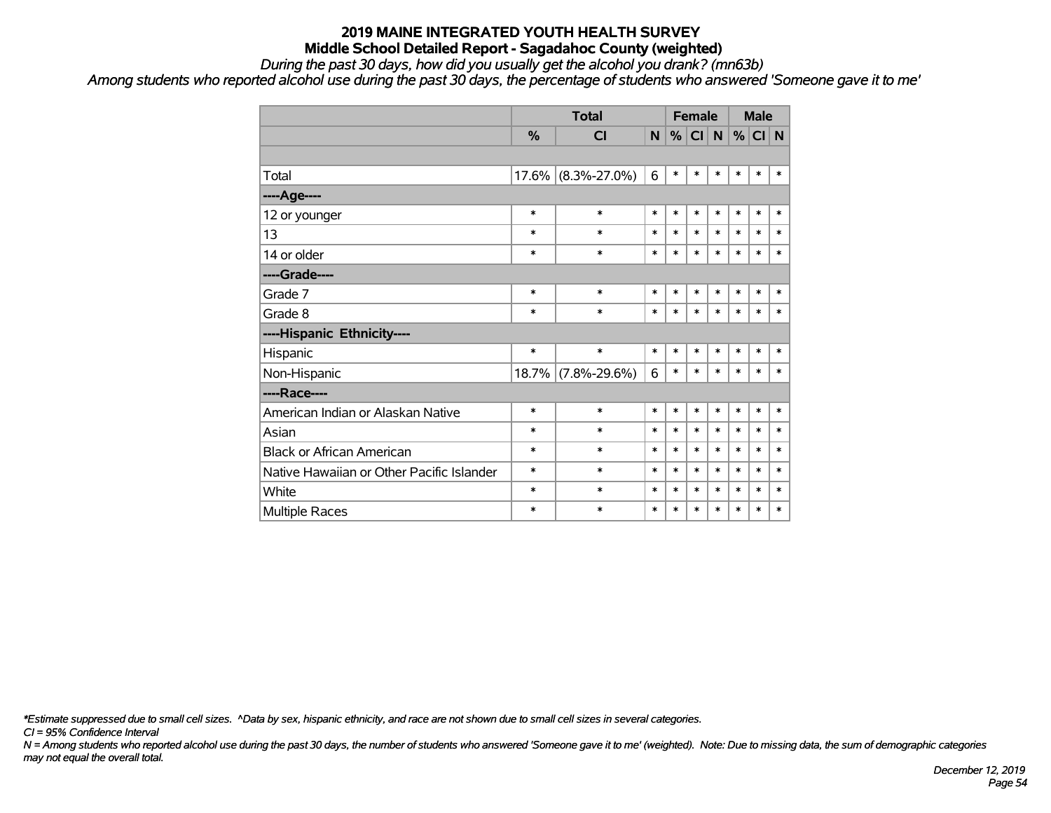# 2019 MAINE INTEGRATED YOUTH HEALTH SURVEY

## Middle School Detailed Report - Sagadahoc County (weighted)

*During the past 30 days, how did you usually get the alcohol you drank? (mn63b)*

*Among students who reported alcohol use during the past 30 days, the percentage of students who answered 'Someone gave it to me'*

| | Total | | | Female | | | Male | | |
|---|---|---|---|---|---|---|---|---|---|
| | % | CI | N | % | CI | N | % | CI | N |
| | | | | | | | | | |
| Total | 17.6% | (8.3%-27.0%) | 6 | * | * | * | * | * | * |
| ----Age---- | | | | | | | | | |
| 12 or younger | * | * | * | * | * | * | * | * | * |
| 13 | * | * | * | * | * | * | * | * | * |
| 14 or older | * | * | * | * | * | * | * | * | * |
| ----Grade---- | | | | | | | | | |
| Grade 7 | * | * | * | * | * | * | * | * | * |
| Grade 8 | * | * | * | * | * | * | * | * | * |
| ----Hispanic Ethnicity---- | | | | | | | | | |
| Hispanic | * | * | * | * | * | * | * | * | * |
| Non-Hispanic | 18.7% | (7.8%-29.6%) | 6 | * | * | * | * | * | * |
| ----Race---- | | | | | | | | | |
| American Indian or Alaskan Native | * | * | * | * | * | * | * | * | * |
| Asian | * | * | * | * | * | * | * | * | * |
| Black or African American | * | * | * | * | * | * | * | * | * |
| Native Hawaiian or Other Pacific Islander | * | * | * | * | * | * | * | * | * |
| White | * | * | * | * | * | * | * | * | * |
| Multiple Races | * | * | * | * | * | * | * | * | * |

*\*Estimate suppressed due to small cell sizes. ^Data by sex, hispanic ethnicity, and race are not shown due to small cell sizes in several categories.*

*CI = 95% Confidence Interval*

*N = Among students who reported alcohol use during the past 30 days, the number of students who answered 'Someone gave it to me' (weighted). Note: Due to missing data, the sum of demographic categories may not equal the overall total.*

*December 12, 2019*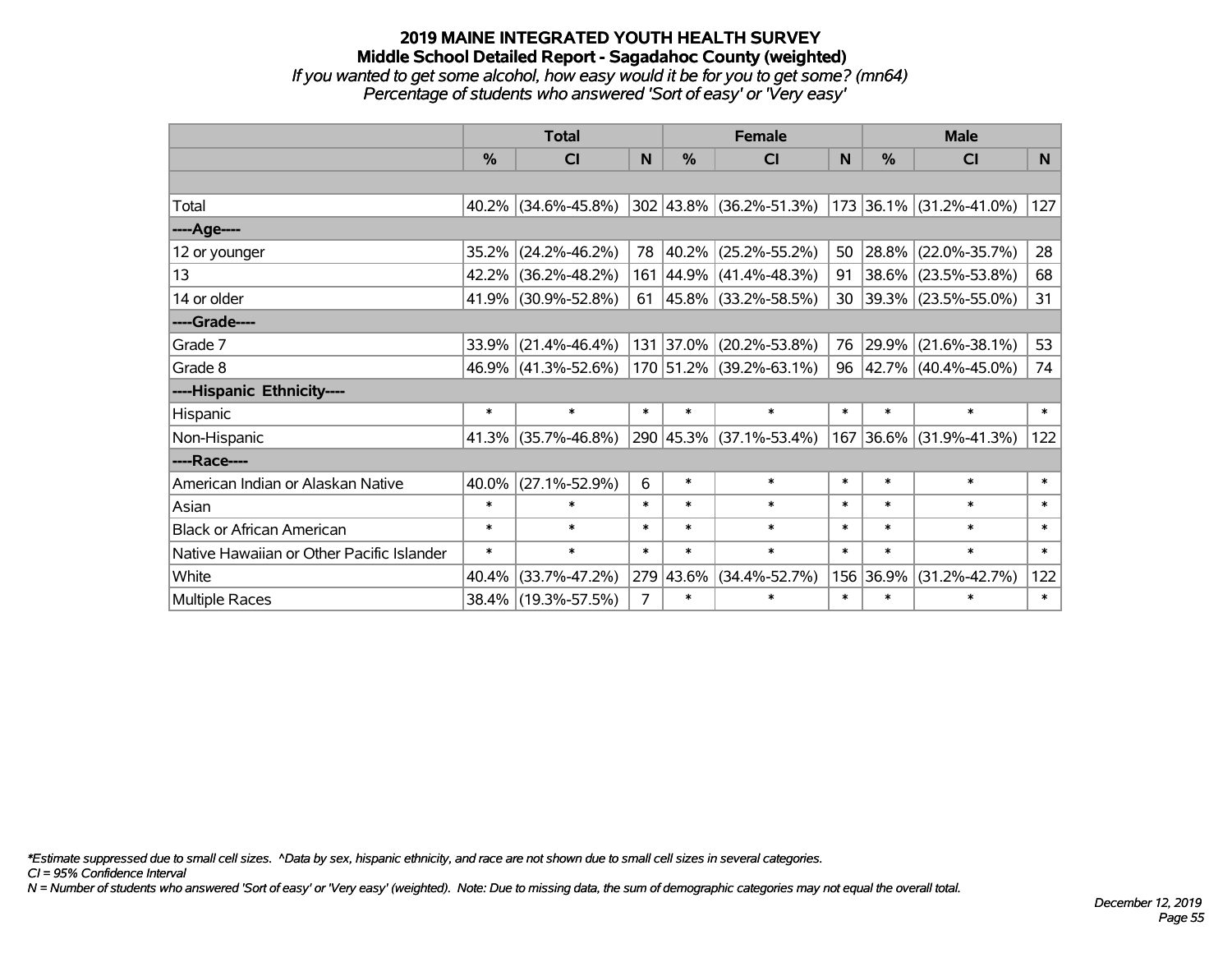# 2019 MAINE INTEGRATED YOUTH HEALTH SURVEY

## Middle School Detailed Report - Sagadahoc County (weighted)

*If you wanted to get some alcohol, how easy would it be for you to get some? (mn64)*

*Percentage of students who answered 'Sort of easy' or 'Very easy'*

| | Total | | | Female | | | Male | | |
|---|---|---|---|---|---|---|---|---|---|
| | % | CI | N | % | CI | N | % | CI | N |
| Total | 40.2% | (34.6%-45.8%) | 302 | 43.8% | (36.2%-51.3%) | 173 | 36.1% | (31.2%-41.0%) | 127 |
| ----Age---- | | | | | | | | | |
| 12 or younger | 35.2% | (24.2%-46.2%) | 78 | 40.2% | (25.2%-55.2%) | 50 | 28.8% | (22.0%-35.7%) | 28 |
| 13 | 42.2% | (36.2%-48.2%) | 161 | 44.9% | (41.4%-48.3%) | 91 | 38.6% | (23.5%-53.8%) | 68 |
| 14 or older | 41.9% | (30.9%-52.8%) | 61 | 45.8% | (33.2%-58.5%) | 30 | 39.3% | (23.5%-55.0%) | 31 |
| ----Grade---- | | | | | | | | | |
| Grade 7 | 33.9% | (21.4%-46.4%) | 131 | 37.0% | (20.2%-53.8%) | 76 | 29.9% | (21.6%-38.1%) | 53 |
| Grade 8 | 46.9% | (41.3%-52.6%) | 170 | 51.2% | (39.2%-63.1%) | 96 | 42.7% | (40.4%-45.0%) | 74 |
| ----Hispanic Ethnicity---- | | | | | | | | | |
| Hispanic | * | * | * | * | * | * | * | * | * |
| Non-Hispanic | 41.3% | (35.7%-46.8%) | 290 | 45.3% | (37.1%-53.4%) | 167 | 36.6% | (31.9%-41.3%) | 122 |
| ----Race---- | | | | | | | | | |
| American Indian or Alaskan Native | 40.0% | (27.1%-52.9%) | 6 | * | * | * | * | * | * |
| Asian | * | * | * | * | * | * | * | * | * |
| Black or African American | * | * | * | * | * | * | * | * | * |
| Native Hawaiian or Other Pacific Islander | * | * | * | * | * | * | * | * | * |
| White | 40.4% | (33.7%-47.2%) | 279 | 43.6% | (34.4%-52.7%) | 156 | 36.9% | (31.2%-42.7%) | 122 |
| Multiple Races | 38.4% | (19.3%-57.5%) | 7 | * | * | * | * | * | * |

*Estimate suppressed due to small cell sizes. ^Data by sex, hispanic ethnicity, and race are not shown due to small cell sizes in several categories.

CI = 95% Confidence Interval

N = Number of students who answered 'Sort of easy' or 'Very easy' (weighted). Note: Due to missing data, the sum of demographic categories may not equal the overall total.

December 12, 2019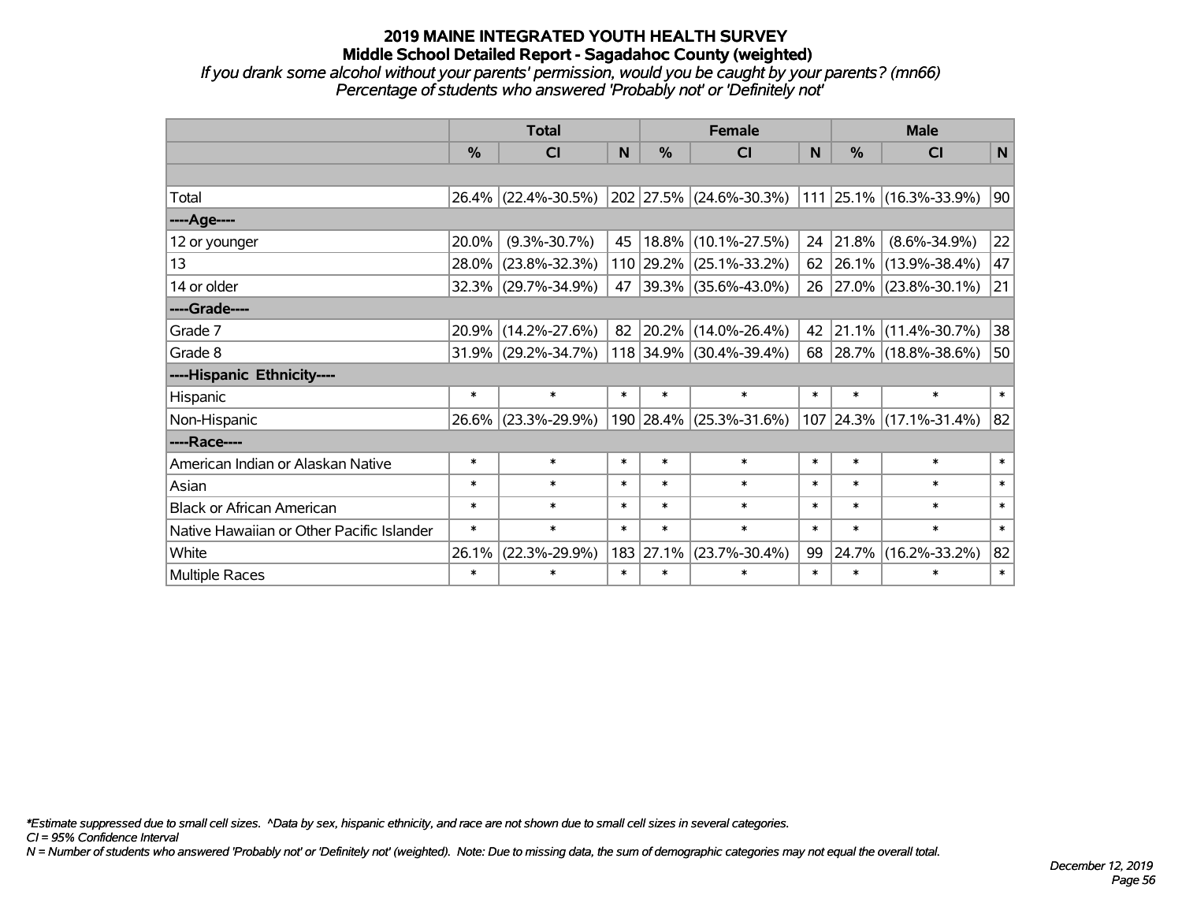# 2019 MAINE INTEGRATED YOUTH HEALTH SURVEY
## Middle School Detailed Report - Sagadahoc County (weighted)
*If you drank some alcohol without your parents' permission, would you be caught by your parents? (mn66)*
*Percentage of students who answered 'Probably not' or 'Definitely not'*

| | Total | | | Female | | | Male | | |
|---|---|---|---|---|---|---|---|---|---|
| | % | CI | N | % | CI | N | % | CI | N |
| | | | | | | | | | |
| Total | 26.4% | (22.4%-30.5%) | 202 | 27.5% | (24.6%-30.3%) | 111 | 25.1% | (16.3%-33.9%) | 90 |
| ----Age---- | | | | | | | | | |
| 12 or younger | 20.0% | (9.3%-30.7%) | 45 | 18.8% | (10.1%-27.5%) | 24 | 21.8% | (8.6%-34.9%) | 22 |
| 13 | 28.0% | (23.8%-32.3%) | 110 | 29.2% | (25.1%-33.2%) | 62 | 26.1% | (13.9%-38.4%) | 47 |
| 14 or older | 32.3% | (29.7%-34.9%) | 47 | 39.3% | (35.6%-43.0%) | 26 | 27.0% | (23.8%-30.1%) | 21 |
| ----Grade---- | | | | | | | | | |
| Grade 7 | 20.9% | (14.2%-27.6%) | 82 | 20.2% | (14.0%-26.4%) | 42 | 21.1% | (11.4%-30.7%) | 38 |
| Grade 8 | 31.9% | (29.2%-34.7%) | 118 | 34.9% | (30.4%-39.4%) | 68 | 28.7% | (18.8%-38.6%) | 50 |
| ----Hispanic Ethnicity---- | | | | | | | | | |
| Hispanic | * | * | * | * | * | * | * | * | * |
| Non-Hispanic | 26.6% | (23.3%-29.9%) | 190 | 28.4% | (25.3%-31.6%) | 107 | 24.3% | (17.1%-31.4%) | 82 |
| ----Race---- | | | | | | | | | |
| American Indian or Alaskan Native | * | * | * | * | * | * | * | * | * |
| Asian | * | * | * | * | * | * | * | * | * |
| Black or African American | * | * | * | * | * | * | * | * | * |
| Native Hawaiian or Other Pacific Islander | * | * | * | * | * | * | * | * | * |
| White | 26.1% | (22.3%-29.9%) | 183 | 27.1% | (23.7%-30.4%) | 99 | 24.7% | (16.2%-33.2%) | 82 |
| Multiple Races | * | * | * | * | * | * | * | * | * |

*\*Estimate suppressed due to small cell sizes. ^Data by sex, hispanic ethnicity, and race are not shown due to small cell sizes in several categories.*
*CI = 95% Confidence Interval*
*N = Number of students who answered 'Probably not' or 'Definitely not' (weighted). Note: Due to missing data, the sum of demographic categories may not equal the overall total.*

*December 12, 2019*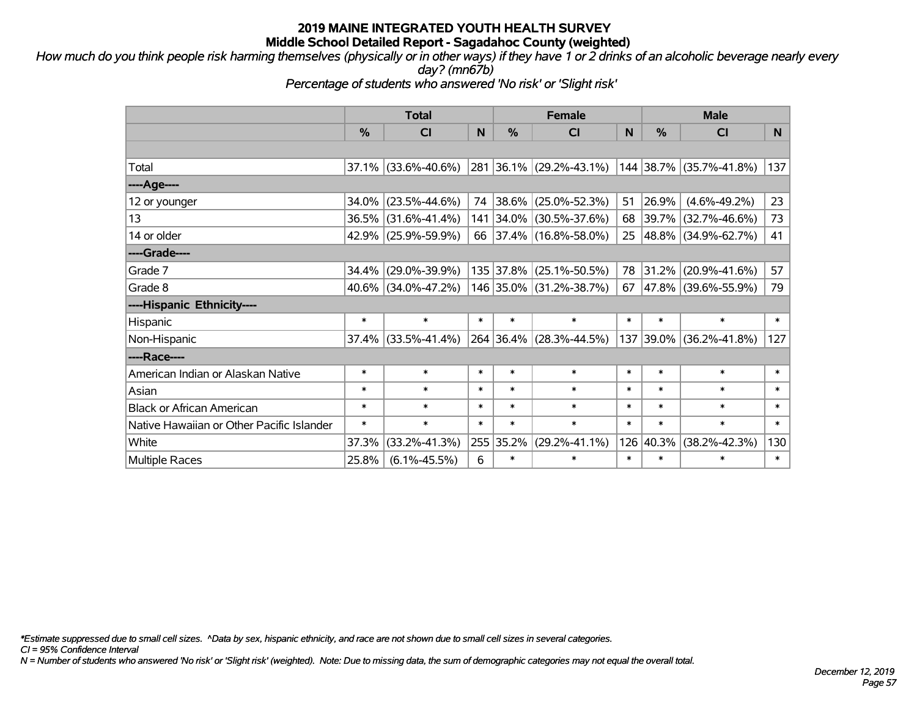# 2019 MAINE INTEGRATED YOUTH HEALTH SURVEY

## Middle School Detailed Report - Sagadahoc County (weighted)

*How much do you think people risk harming themselves (physically or in other ways) if they have 1 or 2 drinks of an alcoholic beverage nearly every day? (mn67b)*

*Percentage of students who answered 'No risk' or 'Slight risk'*

| | Total | | | Female | | | Male | | |
|---|---|---|---|---|---|---|---|---|---|
| | % | CI | N | % | CI | N | % | CI | N |
| Total | 37.1% | (33.6%-40.6%) | 281 | 36.1% | (29.2%-43.1%) | 144 | 38.7% | (35.7%-41.8%) | 137 |
| ----Age---- | | | | | | | | | |
| 12 or younger | 34.0% | (23.5%-44.6%) | 74 | 38.6% | (25.0%-52.3%) | 51 | 26.9% | (4.6%-49.2%) | 23 |
| 13 | 36.5% | (31.6%-41.4%) | 141 | 34.0% | (30.5%-37.6%) | 68 | 39.7% | (32.7%-46.6%) | 73 |
| 14 or older | 42.9% | (25.9%-59.9%) | 66 | 37.4% | (16.8%-58.0%) | 25 | 48.8% | (34.9%-62.7%) | 41 |
| ----Grade---- | | | | | | | | | |
| Grade 7 | 34.4% | (29.0%-39.9%) | 135 | 37.8% | (25.1%-50.5%) | 78 | 31.2% | (20.9%-41.6%) | 57 |
| Grade 8 | 40.6% | (34.0%-47.2%) | 146 | 35.0% | (31.2%-38.7%) | 67 | 47.8% | (39.6%-55.9%) | 79 |
| ----Hispanic Ethnicity---- | | | | | | | | | |
| Hispanic | * | * | * | * | * | * | * | * | * |
| Non-Hispanic | 37.4% | (33.5%-41.4%) | 264 | 36.4% | (28.3%-44.5%) | 137 | 39.0% | (36.2%-41.8%) | 127 |
| ----Race---- | | | | | | | | | |
| American Indian or Alaskan Native | * | * | * | * | * | * | * | * | * |
| Asian | * | * | * | * | * | * | * | * | * |
| Black or African American | * | * | * | * | * | * | * | * | * |
| Native Hawaiian or Other Pacific Islander | * | * | * | * | * | * | * | * | * |
| White | 37.3% | (33.2%-41.3%) | 255 | 35.2% | (29.2%-41.1%) | 126 | 40.3% | (38.2%-42.3%) | 130 |
| Multiple Races | 25.8% | (6.1%-45.5%) | 6 | * | * | * | * | * | * |

*\*Estimate suppressed due to small cell sizes. ^Data by sex, hispanic ethnicity, and race are not shown due to small cell sizes in several categories.*

*CI = 95% Confidence Interval*

*N = Number of students who answered 'No risk' or 'Slight risk' (weighted). Note: Due to missing data, the sum of demographic categories may not equal the overall total.*

*December 12, 2019*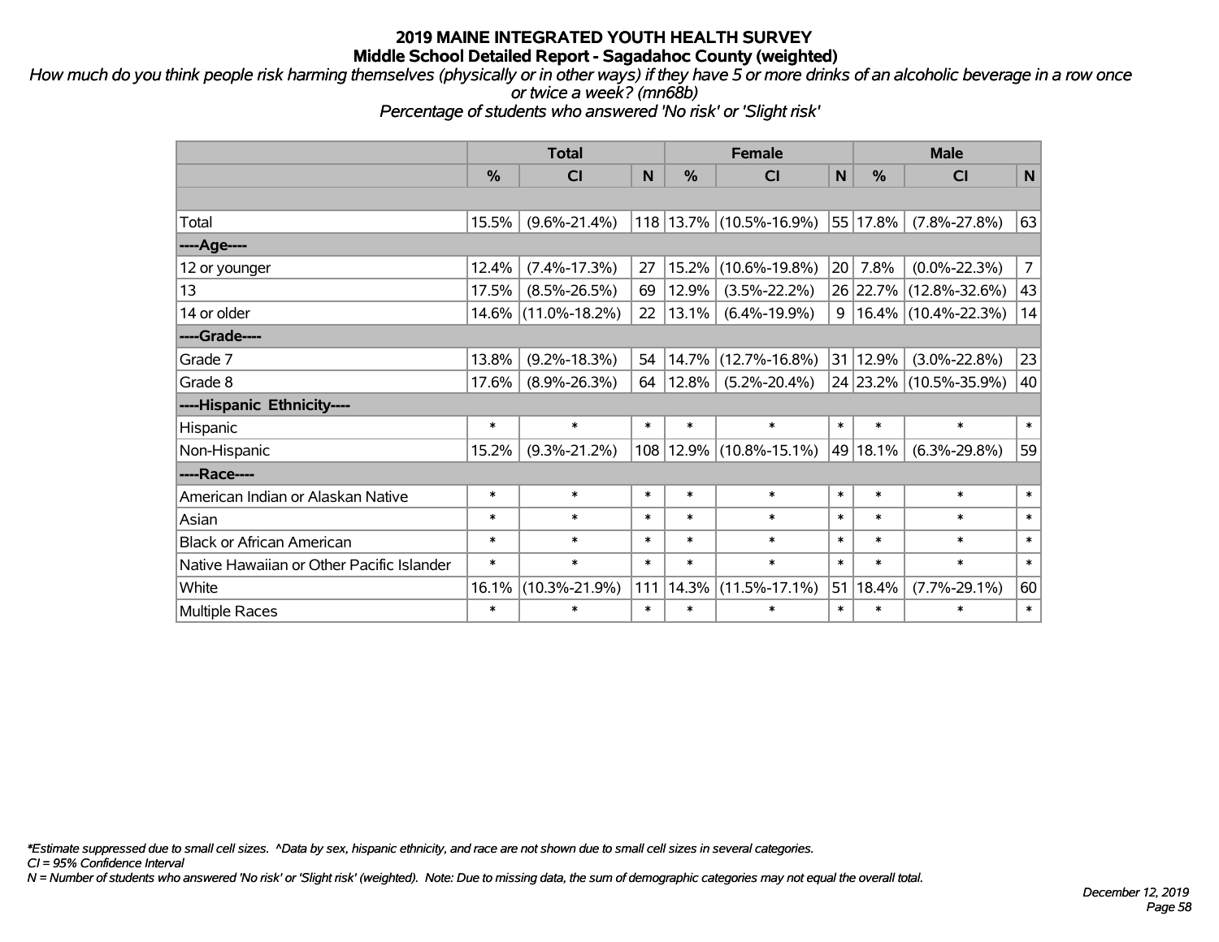# 2019 MAINE INTEGRATED YOUTH HEALTH SURVEY
## Middle School Detailed Report - Sagadahoc County (weighted)

*How much do you think people risk harming themselves (physically or in other ways) if they have 5 or more drinks of an alcoholic beverage in a row once or twice a week? (mn68b)*

*Percentage of students who answered 'No risk' or 'Slight risk'*

| | Total | | | Female | | | Male | | |
|---|---|---|---|---|---|---|---|---|---|
| | % | CI | N | % | CI | N | % | CI | N |
| | | | | | | | | | |
| Total | 15.5% | (9.6%-21.4%) | 118 | 13.7% | (10.5%-16.9%) | 55 | 17.8% | (7.8%-27.8%) | 63 |
| ----Age---- | | | | | | | | | |
| 12 or younger | 12.4% | (7.4%-17.3%) | 27 | 15.2% | (10.6%-19.8%) | 20 | 7.8% | (0.0%-22.3%) | 7 |
| 13 | 17.5% | (8.5%-26.5%) | 69 | 12.9% | (3.5%-22.2%) | 26 | 22.7% | (12.8%-32.6%) | 43 |
| 14 or older | 14.6% | (11.0%-18.2%) | 22 | 13.1% | (6.4%-19.9%) | 9 | 16.4% | (10.4%-22.3%) | 14 |
| ----Grade---- | | | | | | | | | |
| Grade 7 | 13.8% | (9.2%-18.3%) | 54 | 14.7% | (12.7%-16.8%) | 31 | 12.9% | (3.0%-22.8%) | 23 |
| Grade 8 | 17.6% | (8.9%-26.3%) | 64 | 12.8% | (5.2%-20.4%) | 24 | 23.2% | (10.5%-35.9%) | 40 |
| ----Hispanic Ethnicity---- | | | | | | | | | |
| Hispanic | * | * | * | * | * | * | * | * | * |
| Non-Hispanic | 15.2% | (9.3%-21.2%) | 108 | 12.9% | (10.8%-15.1%) | 49 | 18.1% | (6.3%-29.8%) | 59 |
| ----Race---- | | | | | | | | | |
| American Indian or Alaskan Native | * | * | * | * | * | * | * | * | * |
| Asian | * | * | * | * | * | * | * | * | * |
| Black or African American | * | * | * | * | * | * | * | * | * |
| Native Hawaiian or Other Pacific Islander | * | * | * | * | * | * | * | * | * |
| White | 16.1% | (10.3%-21.9%) | 111 | 14.3% | (11.5%-17.1%) | 51 | 18.4% | (7.7%-29.1%) | 60 |
| Multiple Races | * | * | * | * | * | * | * | * | * |

*\*Estimate suppressed due to small cell sizes. ^Data by sex, hispanic ethnicity, and race are not shown due to small cell sizes in several categories.*

*CI = 95% Confidence Interval*

*N = Number of students who answered 'No risk' or 'Slight risk' (weighted). Note: Due to missing data, the sum of demographic categories may not equal the overall total.*

*December 12, 2019*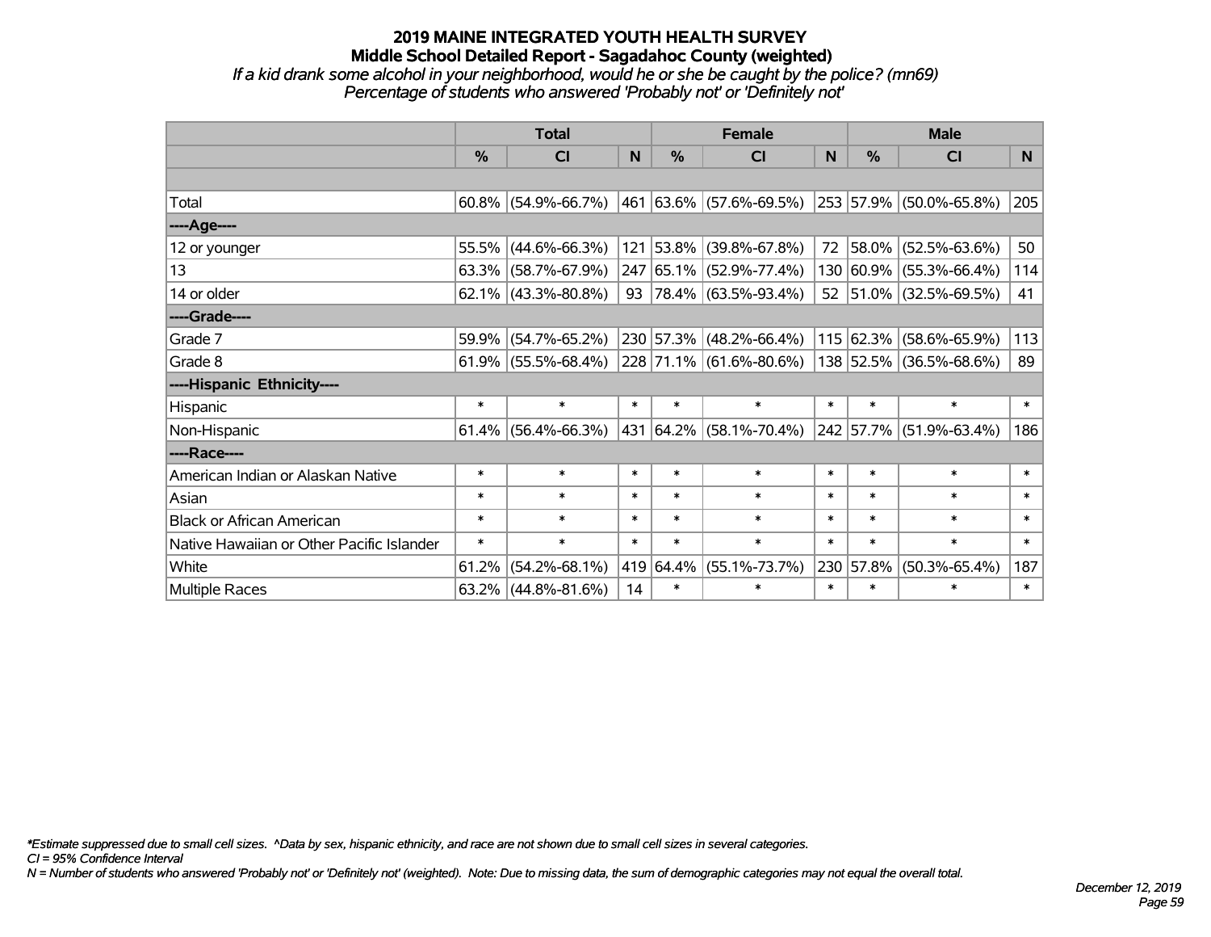# 2019 MAINE INTEGRATED YOUTH HEALTH SURVEY
## Middle School Detailed Report - Sagadahoc County (weighted)
*If a kid drank some alcohol in your neighborhood, would he or she be caught by the police? (mn69)*
*Percentage of students who answered 'Probably not' or 'Definitely not'*

| | Total | | | Female | | | Male | | |
|---|---|---|---|---|---|---|---|---|---|
| | % | CI | N | % | CI | N | % | CI | N |
| | | | | | | | | | |
| Total | 60.8% | (54.9%-66.7%) | 461 | 63.6% | (57.6%-69.5%) | 253 | 57.9% | (50.0%-65.8%) | 205 |
| ----Age---- | | | | | | | | | |
| 12 or younger | 55.5% | (44.6%-66.3%) | 121 | 53.8% | (39.8%-67.8%) | 72 | 58.0% | (52.5%-63.6%) | 50 |
| 13 | 63.3% | (58.7%-67.9%) | 247 | 65.1% | (52.9%-77.4%) | 130 | 60.9% | (55.3%-66.4%) | 114 |
| 14 or older | 62.1% | (43.3%-80.8%) | 93 | 78.4% | (63.5%-93.4%) | 52 | 51.0% | (32.5%-69.5%) | 41 |
| ----Grade---- | | | | | | | | | |
| Grade 7 | 59.9% | (54.7%-65.2%) | 230 | 57.3% | (48.2%-66.4%) | 115 | 62.3% | (58.6%-65.9%) | 113 |
| Grade 8 | 61.9% | (55.5%-68.4%) | 228 | 71.1% | (61.6%-80.6%) | 138 | 52.5% | (36.5%-68.6%) | 89 |
| ----Hispanic Ethnicity---- | | | | | | | | | |
| Hispanic | * | * | * | * | * | * | * | * | * |
| Non-Hispanic | 61.4% | (56.4%-66.3%) | 431 | 64.2% | (58.1%-70.4%) | 242 | 57.7% | (51.9%-63.4%) | 186 |
| ----Race---- | | | | | | | | | |
| American Indian or Alaskan Native | * | * | * | * | * | * | * | * | * |
| Asian | * | * | * | * | * | * | * | * | * |
| Black or African American | * | * | * | * | * | * | * | * | * |
| Native Hawaiian or Other Pacific Islander | * | * | * | * | * | * | * | * | * |
| White | 61.2% | (54.2%-68.1%) | 419 | 64.4% | (55.1%-73.7%) | 230 | 57.8% | (50.3%-65.4%) | 187 |
| Multiple Races | 63.2% | (44.8%-81.6%) | 14 | * | * | * | * | * | * |

*\*Estimate suppressed due to small cell sizes. ^Data by sex, hispanic ethnicity, and race are not shown due to small cell sizes in several categories.*
*CI = 95% Confidence Interval*
*N = Number of students who answered 'Probably not' or 'Definitely not' (weighted). Note: Due to missing data, the sum of demographic categories may not equal the overall total.*

*December 12, 2019*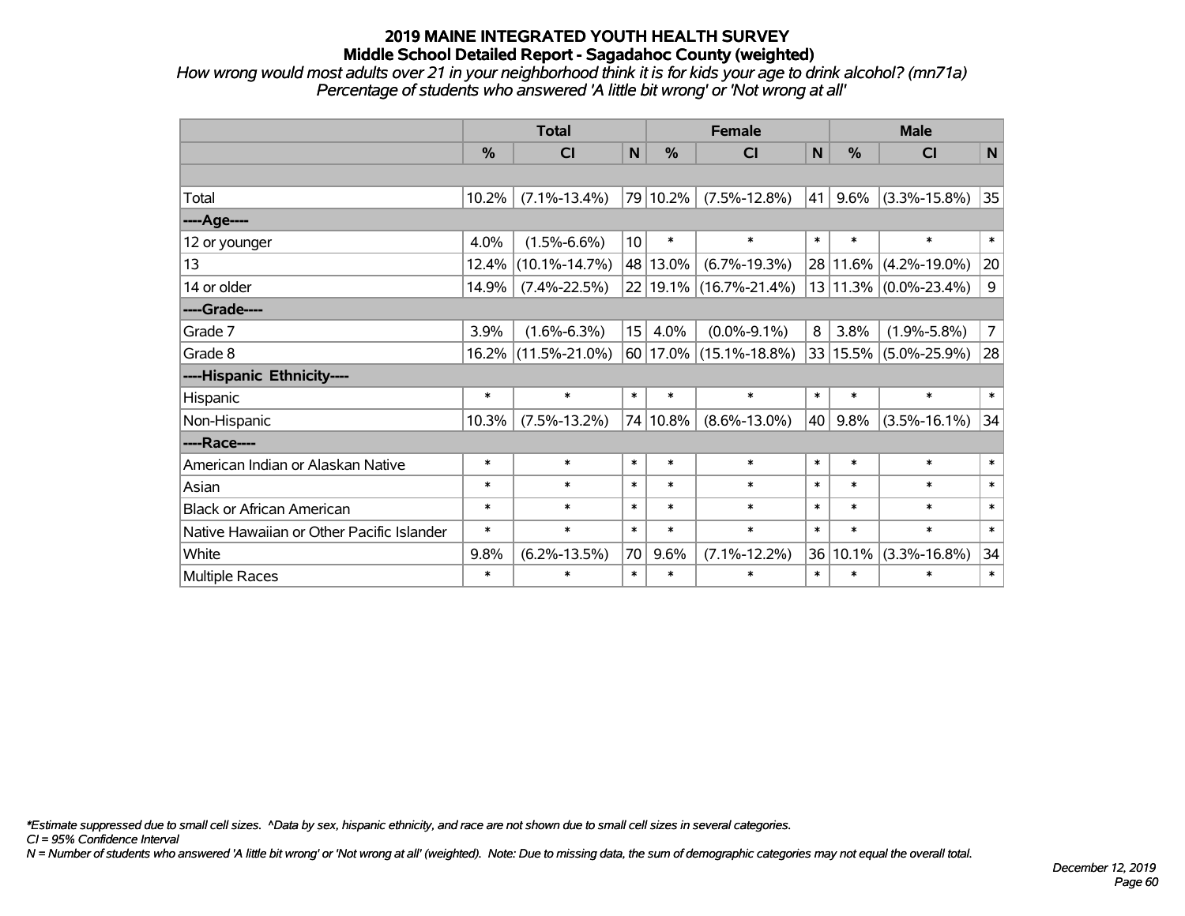# 2019 MAINE INTEGRATED YOUTH HEALTH SURVEY
## Middle School Detailed Report - Sagadahoc County (weighted)

*How wrong would most adults over 21 in your neighborhood think it is for kids your age to drink alcohol? (mn71a)*
*Percentage of students who answered 'A little bit wrong' or 'Not wrong at all'*

| | Total | | | Female | | | Male | | |
|---|---|---|---|---|---|---|---|---|---|
| | % | CI | N | % | CI | N | % | CI | N |
| | | | | | | | | | |
| Total | 10.2% | (7.1%-13.4%) | 79 | 10.2% | (7.5%-12.8%) | 41 | 9.6% | (3.3%-15.8%) | 35 |
| ----Age---- | | | | | | | | | |
| 12 or younger | 4.0% | (1.5%-6.6%) | 10 | * | * | * | * | * | * |
| 13 | 12.4% | (10.1%-14.7%) | 48 | 13.0% | (6.7%-19.3%) | 28 | 11.6% | (4.2%-19.0%) | 20 |
| 14 or older | 14.9% | (7.4%-22.5%) | 22 | 19.1% | (16.7%-21.4%) | 13 | 11.3% | (0.0%-23.4%) | 9 |
| ----Grade---- | | | | | | | | | |
| Grade 7 | 3.9% | (1.6%-6.3%) | 15 | 4.0% | (0.0%-9.1%) | 8 | 3.8% | (1.9%-5.8%) | 7 |
| Grade 8 | 16.2% | (11.5%-21.0%) | 60 | 17.0% | (15.1%-18.8%) | 33 | 15.5% | (5.0%-25.9%) | 28 |
| ----Hispanic Ethnicity---- | | | | | | | | | |
| Hispanic | * | * | * | * | * | * | * | * | * |
| Non-Hispanic | 10.3% | (7.5%-13.2%) | 74 | 10.8% | (8.6%-13.0%) | 40 | 9.8% | (3.5%-16.1%) | 34 |
| ----Race---- | | | | | | | | | |
| American Indian or Alaskan Native | * | * | * | * | * | * | * | * | * |
| Asian | * | * | * | * | * | * | * | * | * |
| Black or African American | * | * | * | * | * | * | * | * | * |
| Native Hawaiian or Other Pacific Islander | * | * | * | * | * | * | * | * | * |
| White | 9.8% | (6.2%-13.5%) | 70 | 9.6% | (7.1%-12.2%) | 36 | 10.1% | (3.3%-16.8%) | 34 |
| Multiple Races | * | * | * | * | * | * | * | * | * |

*\*Estimate suppressed due to small cell sizes. ^Data by sex, hispanic ethnicity, and race are not shown due to small cell sizes in several categories.*
*CI = 95% Confidence Interval*
*N = Number of students who answered 'A little bit wrong' or 'Not wrong at all' (weighted). Note: Due to missing data, the sum of demographic categories may not equal the overall total.*

*December 12, 2019*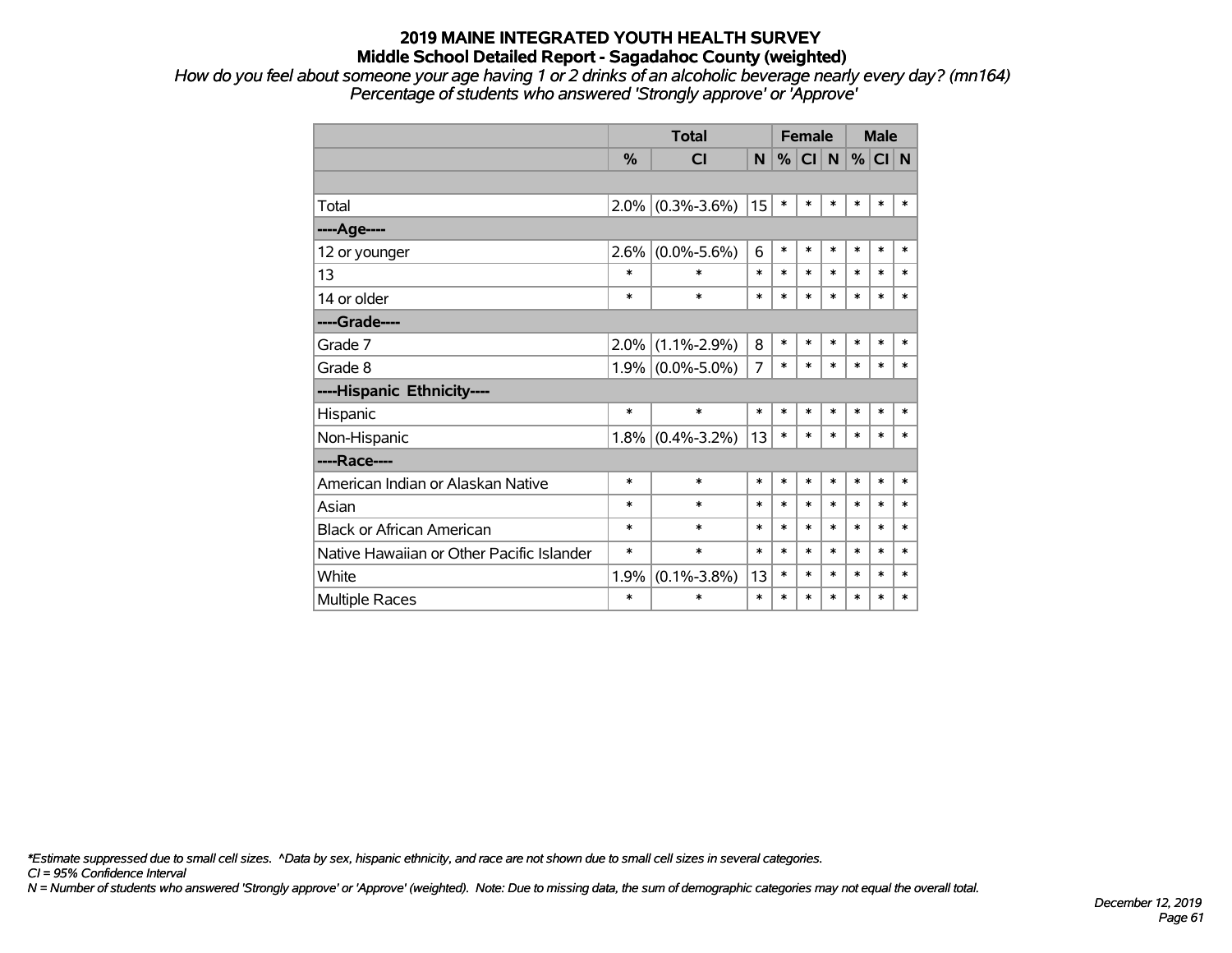# 2019 MAINE INTEGRATED YOUTH HEALTH SURVEY

## Middle School Detailed Report - Sagadahoc County (weighted)

*How do you feel about someone your age having 1 or 2 drinks of an alcoholic beverage nearly every day? (mn164)*
*Percentage of students who answered 'Strongly approve' or 'Approve'*

| | Total | | | Female | | | Male | | |
|---|---|---|---|---|---|---|---|---|---|
| | % | CI | N | % | CI | N | % | CI | N |
| Total | 2.0% | (0.3%-3.6%) | 15 | * | * | * | * | * | * |
| ----Age---- | | | | | | | | | |
| 12 or younger | 2.6% | (0.0%-5.6%) | 6 | * | * | * | * | * | * |
| 13 | * | * | * | * | * | * | * | * | * |
| 14 or older | * | * | * | * | * | * | * | * | * |
| ----Grade---- | | | | | | | | | |
| Grade 7 | 2.0% | (1.1%-2.9%) | 8 | * | * | * | * | * | * |
| Grade 8 | 1.9% | (0.0%-5.0%) | 7 | * | * | * | * | * | * |
| ----Hispanic Ethnicity---- | | | | | | | | | |
| Hispanic | * | * | * | * | * | * | * | * | * |
| Non-Hispanic | 1.8% | (0.4%-3.2%) | 13 | * | * | * | * | * | * |
| ----Race---- | | | | | | | | | |
| American Indian or Alaskan Native | * | * | * | * | * | * | * | * | * |
| Asian | * | * | * | * | * | * | * | * | * |
| Black or African American | * | * | * | * | * | * | * | * | * |
| Native Hawaiian or Other Pacific Islander | * | * | * | * | * | * | * | * | * |
| White | 1.9% | (0.1%-3.8%) | 13 | * | * | * | * | * | * |
| Multiple Races | * | * | * | * | * | * | * | * | * |

*\*Estimate suppressed due to small cell sizes. ^Data by sex, hispanic ethnicity, and race are not shown due to small cell sizes in several categories.*
*CI = 95% Confidence Interval*
*N = Number of students who answered 'Strongly approve' or 'Approve' (weighted). Note: Due to missing data, the sum of demographic categories may not equal the overall total.*

*December 12, 2019*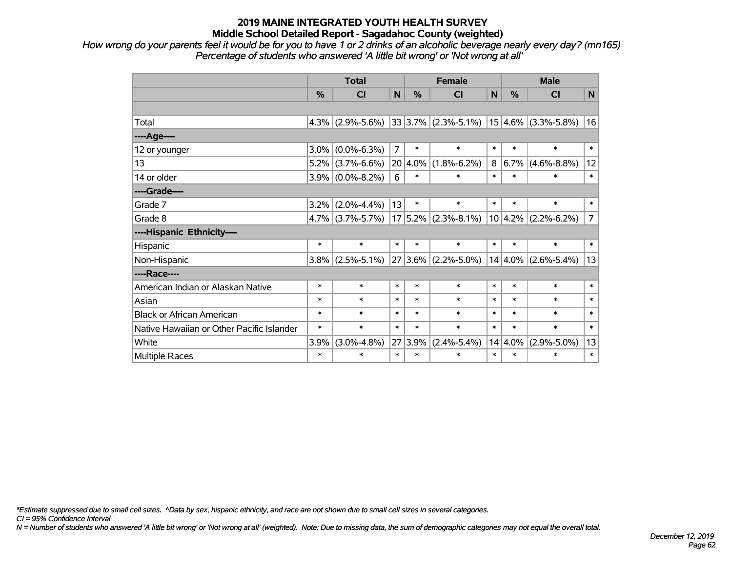# 2019 MAINE INTEGRATED YOUTH HEALTH SURVEY
## Middle School Detailed Report - Sagadahoc County (weighted)

*How wrong do your parents feel it would be for you to have 1 or 2 drinks of an alcoholic beverage nearly every day? (mn165)*
*Percentage of students who answered 'A little bit wrong' or 'Not wrong at all'*

| | Total | | | Female | | | Male | | |
|---|---|---|---|---|---|---|---|---|---|
| | % | CI | N | % | CI | N | % | CI | N |
| | | | | | | | | | |
| Total | 4.3% | (2.9%-5.6%) | 33 | 3.7% | (2.3%-5.1%) | 15 | 4.6% | (3.3%-5.8%) | 16 |
| ----Age---- | | | | | | | | | |
| 12 or younger | 3.0% | (0.0%-6.3%) | 7 | * | * | * | * | * | * |
| 13 | 5.2% | (3.7%-6.6%) | 20 | 4.0% | (1.8%-6.2%) | 8 | 6.7% | (4.6%-8.8%) | 12 |
| 14 or older | 3.9% | (0.0%-8.2%) | 6 | * | * | * | * | * | * |
| ----Grade---- | | | | | | | | | |
| Grade 7 | 3.2% | (2.0%-4.4%) | 13 | * | * | * | * | * | * |
| Grade 8 | 4.7% | (3.7%-5.7%) | 17 | 5.2% | (2.3%-8.1%) | 10 | 4.2% | (2.2%-6.2%) | 7 |
| ----Hispanic Ethnicity---- | | | | | | | | | |
| Hispanic | * | * | * | * | * | * | * | * | * |
| Non-Hispanic | 3.8% | (2.5%-5.1%) | 27 | 3.6% | (2.2%-5.0%) | 14 | 4.0% | (2.6%-5.4%) | 13 |
| ----Race---- | | | | | | | | | |
| American Indian or Alaskan Native | * | * | * | * | * | * | * | * | * |
| Asian | * | * | * | * | * | * | * | * | * |
| Black or African American | * | * | * | * | * | * | * | * | * |
| Native Hawaiian or Other Pacific Islander | * | * | * | * | * | * | * | * | * |
| White | 3.9% | (3.0%-4.8%) | 27 | 3.9% | (2.4%-5.4%) | 14 | 4.0% | (2.9%-5.0%) | 13 |
| Multiple Races | * | * | * | * | * | * | * | * | * |

*\*Estimate suppressed due to small cell sizes. ^Data by sex, hispanic ethnicity, and race are not shown due to small cell sizes in several categories.*
*CI = 95% Confidence Interval*
*N = Number of students who answered 'A little bit wrong' or 'Not wrong at all' (weighted). Note: Due to missing data, the sum of demographic categories may not equal the overall total.*

*December 12, 2019*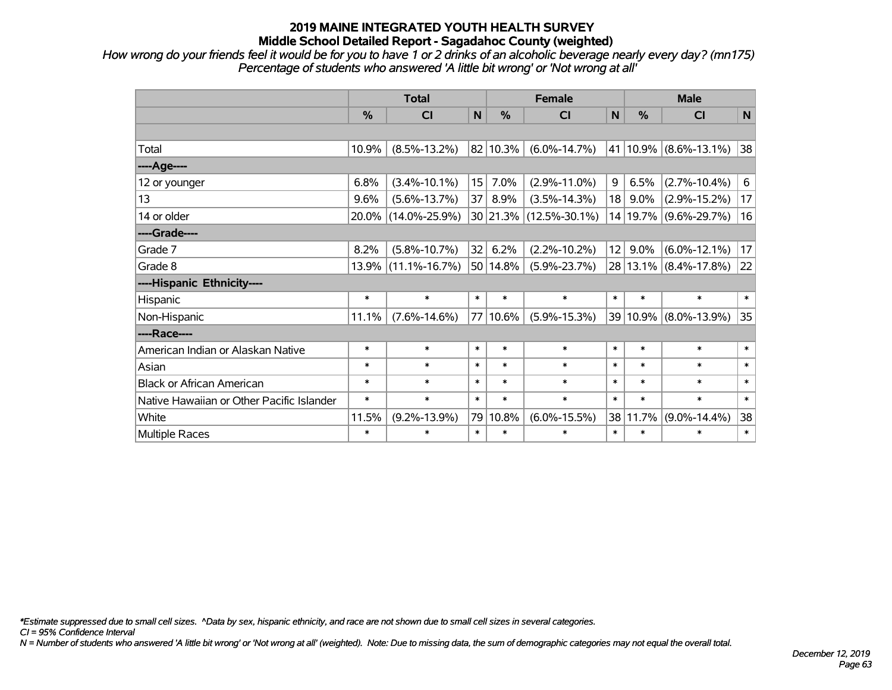# 2019 MAINE INTEGRATED YOUTH HEALTH SURVEY
## Middle School Detailed Report - Sagadahoc County (weighted)

*How wrong do your friends feel it would be for you to have 1 or 2 drinks of an alcoholic beverage nearly every day? (mn175)*
*Percentage of students who answered 'A little bit wrong' or 'Not wrong at all'*

| | Total | | | Female | | | Male | | |
|---|---|---|---|---|---|---|---|---|---|
| | % | CI | N | % | CI | N | % | CI | N |
| | | | | | | | | | |
| Total | 10.9% | (8.5%-13.2%) | 82 | 10.3% | (6.0%-14.7%) | 41 | 10.9% | (8.6%-13.1%) | 38 |
| ----Age---- | | | | | | | | | |
| 12 or younger | 6.8% | (3.4%-10.1%) | 15 | 7.0% | (2.9%-11.0%) | 9 | 6.5% | (2.7%-10.4%) | 6 |
| 13 | 9.6% | (5.6%-13.7%) | 37 | 8.9% | (3.5%-14.3%) | 18 | 9.0% | (2.9%-15.2%) | 17 |
| 14 or older | 20.0% | (14.0%-25.9%) | 30 | 21.3% | (12.5%-30.1%) | 14 | 19.7% | (9.6%-29.7%) | 16 |
| ----Grade---- | | | | | | | | | |
| Grade 7 | 8.2% | (5.8%-10.7%) | 32 | 6.2% | (2.2%-10.2%) | 12 | 9.0% | (6.0%-12.1%) | 17 |
| Grade 8 | 13.9% | (11.1%-16.7%) | 50 | 14.8% | (5.9%-23.7%) | 28 | 13.1% | (8.4%-17.8%) | 22 |
| ----Hispanic Ethnicity---- | | | | | | | | | |
| Hispanic | * | * | * | * | * | * | * | * | * |
| Non-Hispanic | 11.1% | (7.6%-14.6%) | 77 | 10.6% | (5.9%-15.3%) | 39 | 10.9% | (8.0%-13.9%) | 35 |
| ----Race---- | | | | | | | | | |
| American Indian or Alaskan Native | * | * | * | * | * | * | * | * | * |
| Asian | * | * | * | * | * | * | * | * | * |
| Black or African American | * | * | * | * | * | * | * | * | * |
| Native Hawaiian or Other Pacific Islander | * | * | * | * | * | * | * | * | * |
| White | 11.5% | (9.2%-13.9%) | 79 | 10.8% | (6.0%-15.5%) | 38 | 11.7% | (9.0%-14.4%) | 38 |
| Multiple Races | * | * | * | * | * | * | * | * | * |

*\*Estimate suppressed due to small cell sizes. ^Data by sex, hispanic ethnicity, and race are not shown due to small cell sizes in several categories.*
*CI = 95% Confidence Interval*
*N = Number of students who answered 'A little bit wrong' or 'Not wrong at all' (weighted). Note: Due to missing data, the sum of demographic categories may not equal the overall total.*

*December 12, 2019*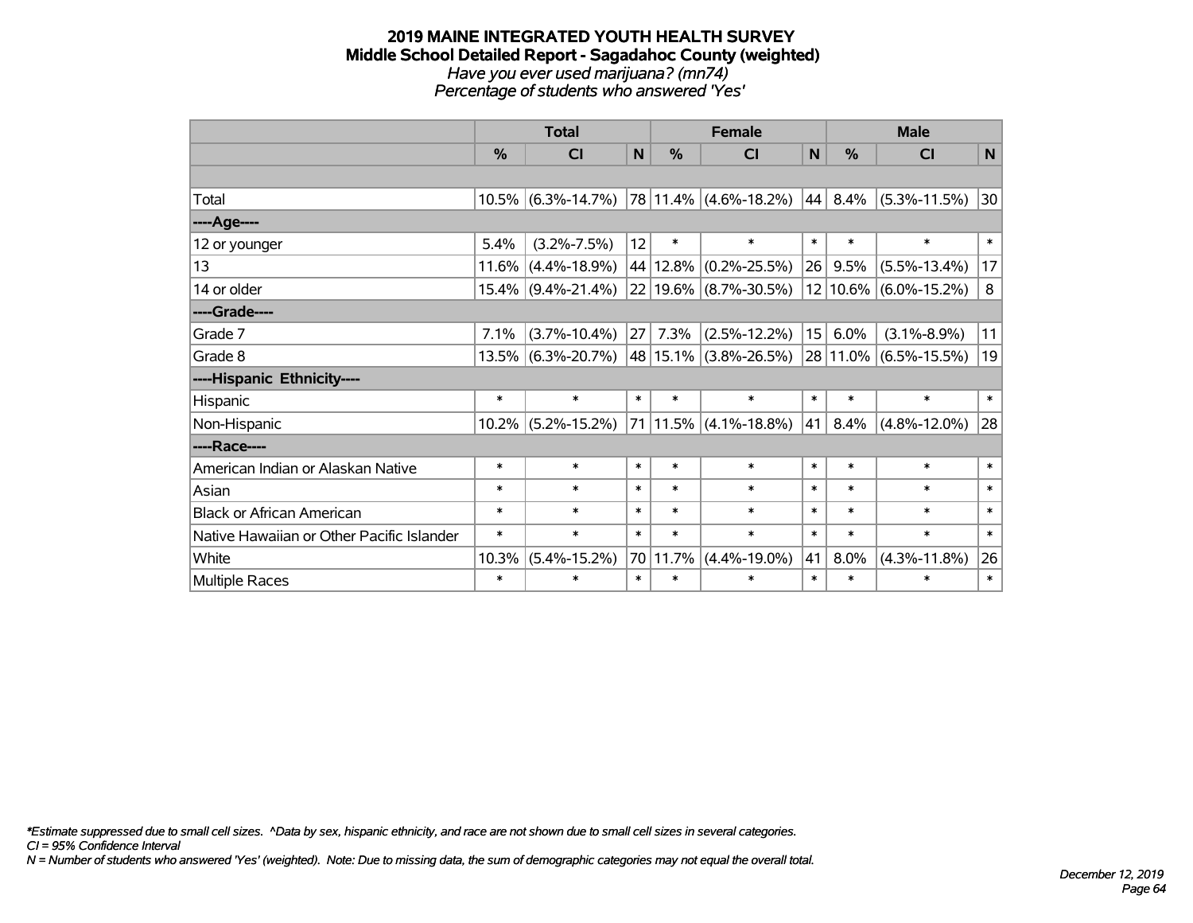# 2019 MAINE INTEGRATED YOUTH HEALTH SURVEY
## Middle School Detailed Report - Sagadahoc County (weighted)
*Have you ever used marijuana? (mn74)*
*Percentage of students who answered 'Yes'*

| | Total | | | Female | | | Male | | |
|---|---|---|---|---|---|---|---|---|---|
| | % | CI | N | % | CI | N | % | CI | N |
| | | | | | | | | | |
| Total | 10.5% | (6.3%-14.7%) | 78 | 11.4% | (4.6%-18.2%) | 44 | 8.4% | (5.3%-11.5%) | 30 |
| ----Age---- | | | | | | | | | |
| 12 or younger | 5.4% | (3.2%-7.5%) | 12 | * | * | * | * | * | * |
| 13 | 11.6% | (4.4%-18.9%) | 44 | 12.8% | (0.2%-25.5%) | 26 | 9.5% | (5.5%-13.4%) | 17 |
| 14 or older | 15.4% | (9.4%-21.4%) | 22 | 19.6% | (8.7%-30.5%) | 12 | 10.6% | (6.0%-15.2%) | 8 |
| ----Grade---- | | | | | | | | | |
| Grade 7 | 7.1% | (3.7%-10.4%) | 27 | 7.3% | (2.5%-12.2%) | 15 | 6.0% | (3.1%-8.9%) | 11 |
| Grade 8 | 13.5% | (6.3%-20.7%) | 48 | 15.1% | (3.8%-26.5%) | 28 | 11.0% | (6.5%-15.5%) | 19 |
| ----Hispanic Ethnicity---- | | | | | | | | | |
| Hispanic | * | * | * | * | * | * | * | * | * |
| Non-Hispanic | 10.2% | (5.2%-15.2%) | 71 | 11.5% | (4.1%-18.8%) | 41 | 8.4% | (4.8%-12.0%) | 28 |
| ----Race---- | | | | | | | | | |
| American Indian or Alaskan Native | * | * | * | * | * | * | * | * | * |
| Asian | * | * | * | * | * | * | * | * | * |
| Black or African American | * | * | * | * | * | * | * | * | * |
| Native Hawaiian or Other Pacific Islander | * | * | * | * | * | * | * | * | * |
| White | 10.3% | (5.4%-15.2%) | 70 | 11.7% | (4.4%-19.0%) | 41 | 8.0% | (4.3%-11.8%) | 26 |
| Multiple Races | * | * | * | * | * | * | * | * | * |

*\*Estimate suppressed due to small cell sizes. ^Data by sex, hispanic ethnicity, and race are not shown due to small cell sizes in several categories.*
*CI = 95% Confidence Interval*
*N = Number of students who answered 'Yes' (weighted). Note: Due to missing data, the sum of demographic categories may not equal the overall total.*

*December 12, 2019*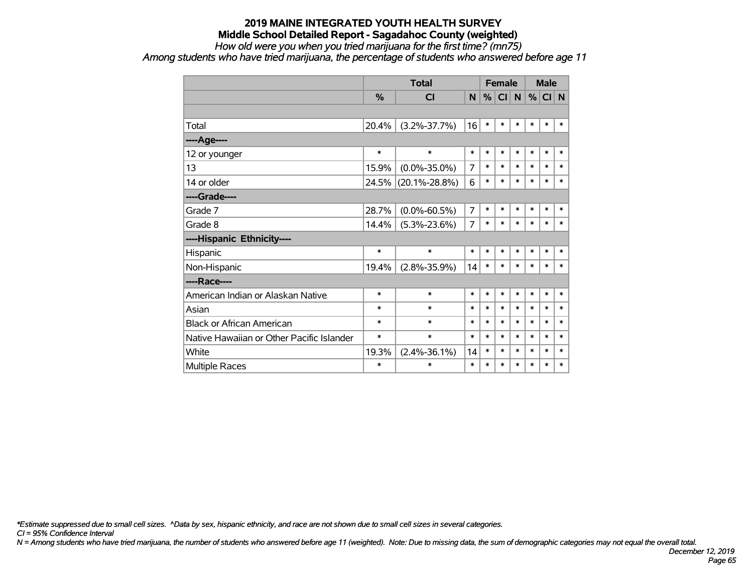# 2019 MAINE INTEGRATED YOUTH HEALTH SURVEY

## Middle School Detailed Report - Sagadahoc County (weighted)

*How old were you when you tried marijuana for the first time? (mn75)*

*Among students who have tried marijuana, the percentage of students who answered before age 11*

| | Total | | | Female | | | Male | | |
|---|---|---|---|---|---|---|---|---|---|
| | % | CI | N | % | CI | N | % | CI | N |
| | | | | | | | | | |
| Total | 20.4% | (3.2%-37.7%) | 16 | * | * | * | * | * | * |
| ----Age---- | | | | | | | | | |
| 12 or younger | * | * | * | * | * | * | * | * | * |
| 13 | 15.9% | (0.0%-35.0%) | 7 | * | * | * | * | * | * |
| 14 or older | 24.5% | (20.1%-28.8%) | 6 | * | * | * | * | * | * |
| ----Grade---- | | | | | | | | | |
| Grade 7 | 28.7% | (0.0%-60.5%) | 7 | * | * | * | * | * | * |
| Grade 8 | 14.4% | (5.3%-23.6%) | 7 | * | * | * | * | * | * |
| ----Hispanic Ethnicity---- | | | | | | | | | |
| Hispanic | * | * | * | * | * | * | * | * | * |
| Non-Hispanic | 19.4% | (2.8%-35.9%) | 14 | * | * | * | * | * | * |
| ----Race---- | | | | | | | | | |
| American Indian or Alaskan Native | * | * | * | * | * | * | * | * | * |
| Asian | * | * | * | * | * | * | * | * | * |
| Black or African American | * | * | * | * | * | * | * | * | * |
| Native Hawaiian or Other Pacific Islander | * | * | * | * | * | * | * | * | * |
| White | 19.3% | (2.4%-36.1%) | 14 | * | * | * | * | * | * |
| Multiple Races | * | * | * | * | * | * | * | * | * |

*\*Estimate suppressed due to small cell sizes. ^Data by sex, hispanic ethnicity, and race are not shown due to small cell sizes in several categories.*

*CI = 95% Confidence Interval*

*N = Among students who have tried marijuana, the number of students who answered before age 11 (weighted). Note: Due to missing data, the sum of demographic categories may not equal the overall total.*

*December 12, 2019*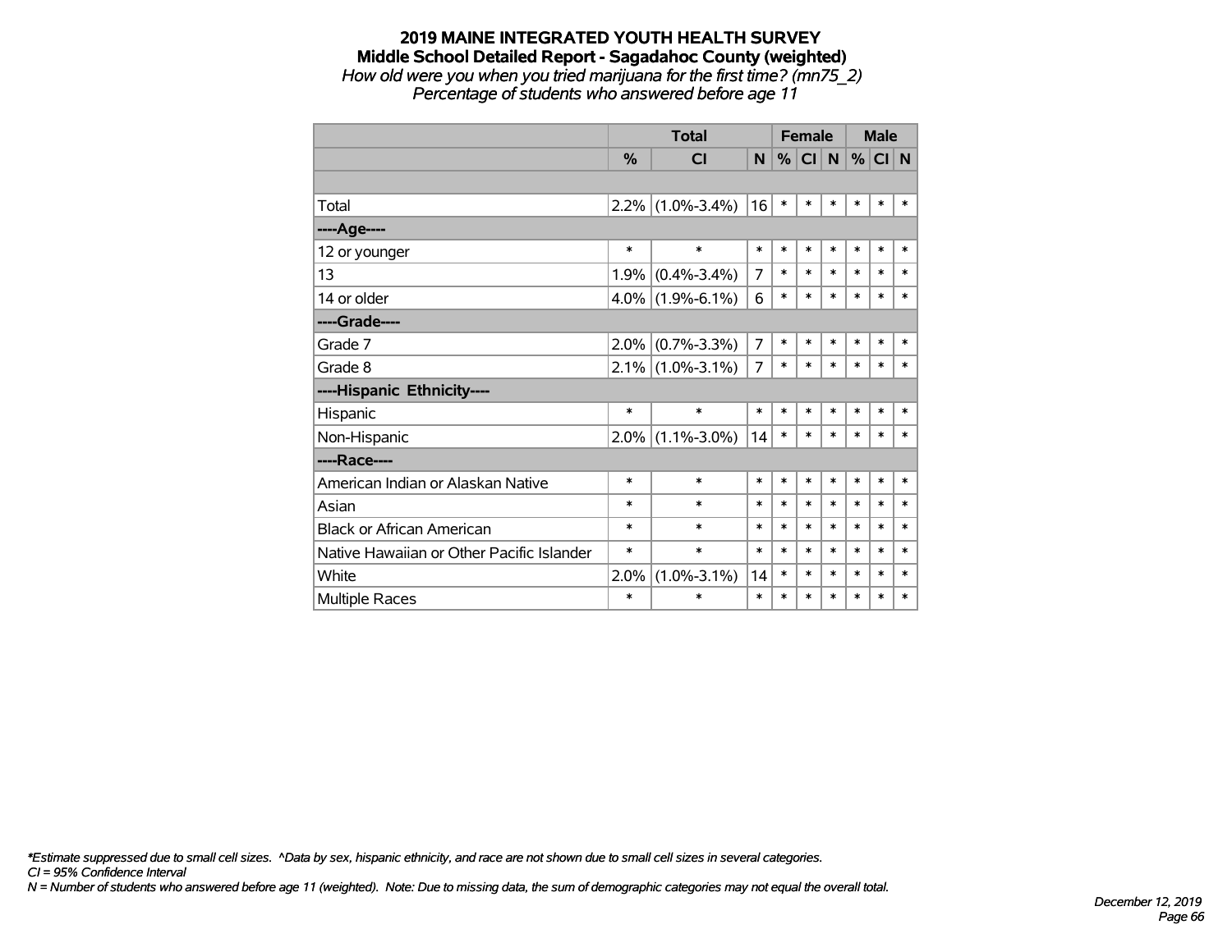# 2019 MAINE INTEGRATED YOUTH HEALTH SURVEY
## Middle School Detailed Report - Sagadahoc County (weighted)
*How old were you when you tried marijuana for the first time? (mn75_2)*
*Percentage of students who answered before age 11*

| | Total | | | Female | | | Male | | |
|---|---|---|---|---|---|---|---|---|---|
| | % | CI | N | % | CI | N | % | CI | N |
| | | | | | | | | | |
| Total | 2.2% | (1.0%-3.4%) | 16 | * | * | * | * | * | * |
| ----Age---- | | | | | | | | | |
| 12 or younger | * | * | * | * | * | * | * | * | * |
| 13 | 1.9% | (0.4%-3.4%) | 7 | * | * | * | * | * | * |
| 14 or older | 4.0% | (1.9%-6.1%) | 6 | * | * | * | * | * | * |
| ----Grade---- | | | | | | | | | |
| Grade 7 | 2.0% | (0.7%-3.3%) | 7 | * | * | * | * | * | * |
| Grade 8 | 2.1% | (1.0%-3.1%) | 7 | * | * | * | * | * | * |
| ----Hispanic Ethnicity---- | | | | | | | | | |
| Hispanic | * | * | * | * | * | * | * | * | * |
| Non-Hispanic | 2.0% | (1.1%-3.0%) | 14 | * | * | * | * | * | * |
| ----Race---- | | | | | | | | | |
| American Indian or Alaskan Native | * | * | * | * | * | * | * | * | * |
| Asian | * | * | * | * | * | * | * | * | * |
| Black or African American | * | * | * | * | * | * | * | * | * |
| Native Hawaiian or Other Pacific Islander | * | * | * | * | * | * | * | * | * |
| White | 2.0% | (1.0%-3.1%) | 14 | * | * | * | * | * | * |
| Multiple Races | * | * | * | * | * | * | * | * | * |

*\*Estimate suppressed due to small cell sizes. ^Data by sex, hispanic ethnicity, and race are not shown due to small cell sizes in several categories.*
*CI = 95% Confidence Interval*
*N = Number of students who answered before age 11 (weighted). Note: Due to missing data, the sum of demographic categories may not equal the overall total.*

*December 12, 2019*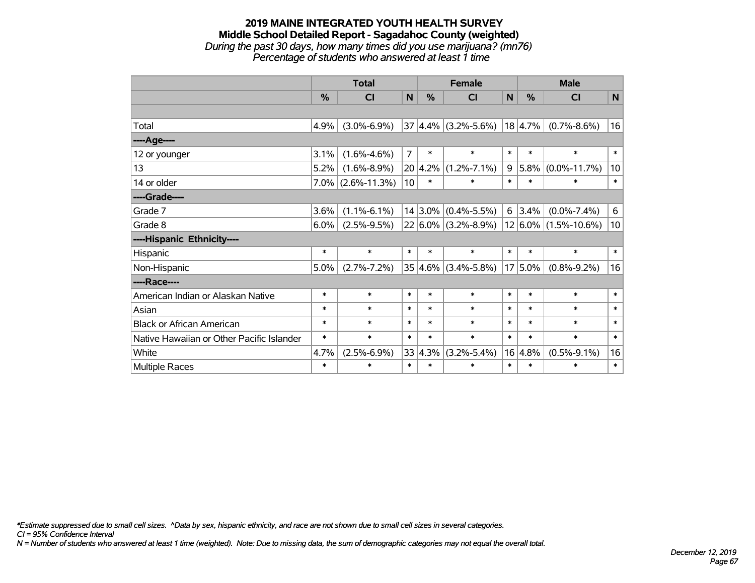# 2019 MAINE INTEGRATED YOUTH HEALTH SURVEY
## Middle School Detailed Report - Sagadahoc County (weighted)
*During the past 30 days, how many times did you use marijuana? (mn76)*
*Percentage of students who answered at least 1 time*

| | Total | | | Female | | | Male | | |
|---|---|---|---|---|---|---|---|---|---|
| | % | CI | N | % | CI | N | % | CI | N |
| | | | | | | | | | |
| Total | 4.9% | (3.0%-6.9%) | 37 | 4.4% | (3.2%-5.6%) | 18 | 4.7% | (0.7%-8.6%) | 16 |
| ----Age---- | | | | | | | | | |
| 12 or younger | 3.1% | (1.6%-4.6%) | 7 | * | * | * | * | * | * |
| 13 | 5.2% | (1.6%-8.9%) | 20 | 4.2% | (1.2%-7.1%) | 9 | 5.8% | (0.0%-11.7%) | 10 |
| 14 or older | 7.0% | (2.6%-11.3%) | 10 | * | * | * | * | * | * |
| ----Grade---- | | | | | | | | | |
| Grade 7 | 3.6% | (1.1%-6.1%) | 14 | 3.0% | (0.4%-5.5%) | 6 | 3.4% | (0.0%-7.4%) | 6 |
| Grade 8 | 6.0% | (2.5%-9.5%) | 22 | 6.0% | (3.2%-8.9%) | 12 | 6.0% | (1.5%-10.6%) | 10 |
| ----Hispanic Ethnicity---- | | | | | | | | | |
| Hispanic | * | * | * | * | * | * | * | * | * |
| Non-Hispanic | 5.0% | (2.7%-7.2%) | 35 | 4.6% | (3.4%-5.8%) | 17 | 5.0% | (0.8%-9.2%) | 16 |
| ----Race---- | | | | | | | | | |
| American Indian or Alaskan Native | * | * | * | * | * | * | * | * | * |
| Asian | * | * | * | * | * | * | * | * | * |
| Black or African American | * | * | * | * | * | * | * | * | * |
| Native Hawaiian or Other Pacific Islander | * | * | * | * | * | * | * | * | * |
| White | 4.7% | (2.5%-6.9%) | 33 | 4.3% | (3.2%-5.4%) | 16 | 4.8% | (0.5%-9.1%) | 16 |
| Multiple Races | * | * | * | * | * | * | * | * | * |

*\*Estimate suppressed due to small cell sizes. ^Data by sex, hispanic ethnicity, and race are not shown due to small cell sizes in several categories.*
*CI = 95% Confidence Interval*
*N = Number of students who answered at least 1 time (weighted). Note: Due to missing data, the sum of demographic categories may not equal the overall total.*

*December 12, 2019*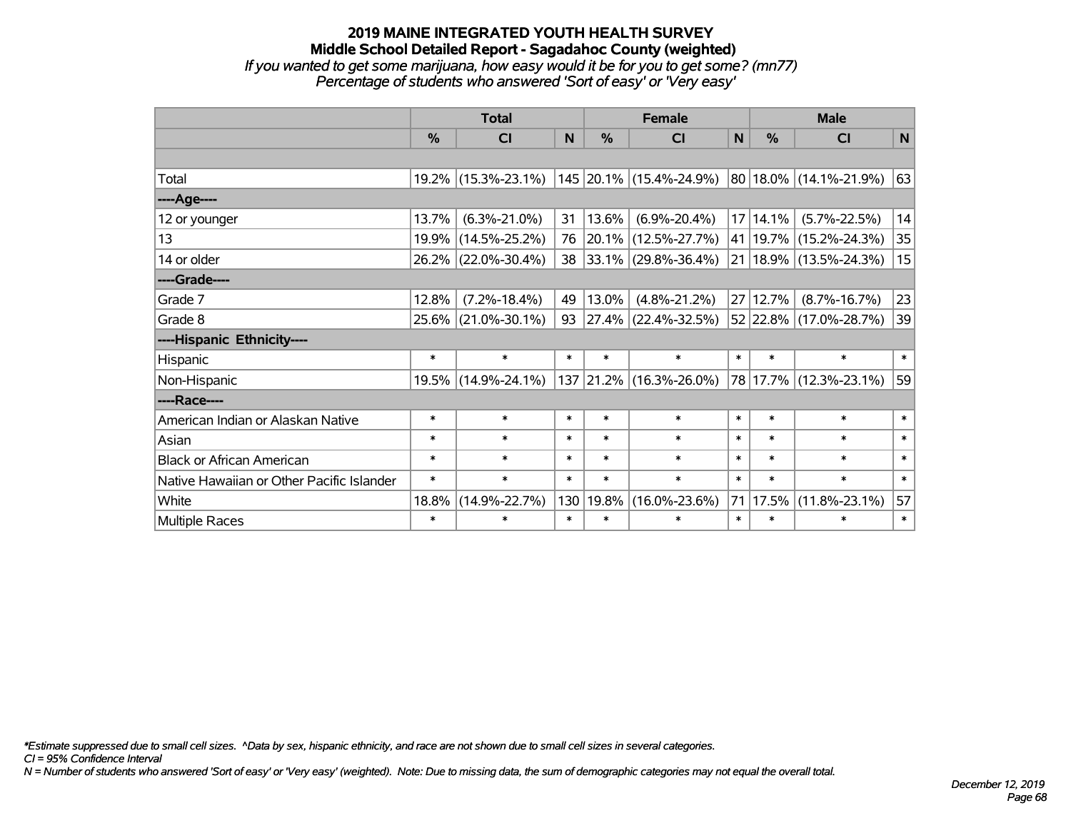# 2019 MAINE INTEGRATED YOUTH HEALTH SURVEY

## Middle School Detailed Report - Sagadahoc County (weighted)

*If you wanted to get some marijuana, how easy would it be for you to get some? (mn77)*
*Percentage of students who answered 'Sort of easy' or 'Very easy'*

| | Total | | | Female | | | Male | | |
|---|---|---|---|---|---|---|---|---|---|
| | % | CI | N | % | CI | N | % | CI | N |
| | | | | | | | | | |
| Total | 19.2% | (15.3%-23.1%) | 145 | 20.1% | (15.4%-24.9%) | 80 | 18.0% | (14.1%-21.9%) | 63 |
| ----Age---- | | | | | | | | | |
| 12 or younger | 13.7% | (6.3%-21.0%) | 31 | 13.6% | (6.9%-20.4%) | 17 | 14.1% | (5.7%-22.5%) | 14 |
| 13 | 19.9% | (14.5%-25.2%) | 76 | 20.1% | (12.5%-27.7%) | 41 | 19.7% | (15.2%-24.3%) | 35 |
| 14 or older | 26.2% | (22.0%-30.4%) | 38 | 33.1% | (29.8%-36.4%) | 21 | 18.9% | (13.5%-24.3%) | 15 |
| ----Grade---- | | | | | | | | | |
| Grade 7 | 12.8% | (7.2%-18.4%) | 49 | 13.0% | (4.8%-21.2%) | 27 | 12.7% | (8.7%-16.7%) | 23 |
| Grade 8 | 25.6% | (21.0%-30.1%) | 93 | 27.4% | (22.4%-32.5%) | 52 | 22.8% | (17.0%-28.7%) | 39 |
| ----Hispanic Ethnicity---- | | | | | | | | | |
| Hispanic | * | * | * | * | * | * | * | * | * |
| Non-Hispanic | 19.5% | (14.9%-24.1%) | 137 | 21.2% | (16.3%-26.0%) | 78 | 17.7% | (12.3%-23.1%) | 59 |
| ----Race---- | | | | | | | | | |
| American Indian or Alaskan Native | * | * | * | * | * | * | * | * | * |
| Asian | * | * | * | * | * | * | * | * | * |
| Black or African American | * | * | * | * | * | * | * | * | * |
| Native Hawaiian or Other Pacific Islander | * | * | * | * | * | * | * | * | * |
| White | 18.8% | (14.9%-22.7%) | 130 | 19.8% | (16.0%-23.6%) | 71 | 17.5% | (11.8%-23.1%) | 57 |
| Multiple Races | * | * | * | * | * | * | * | * | * |

*\*Estimate suppressed due to small cell sizes. ^Data by sex, hispanic ethnicity, and race are not shown due to small cell sizes in several categories.*
*CI = 95% Confidence Interval*
*N = Number of students who answered 'Sort of easy' or 'Very easy' (weighted). Note: Due to missing data, the sum of demographic categories may not equal the overall total.*

*December 12, 2019*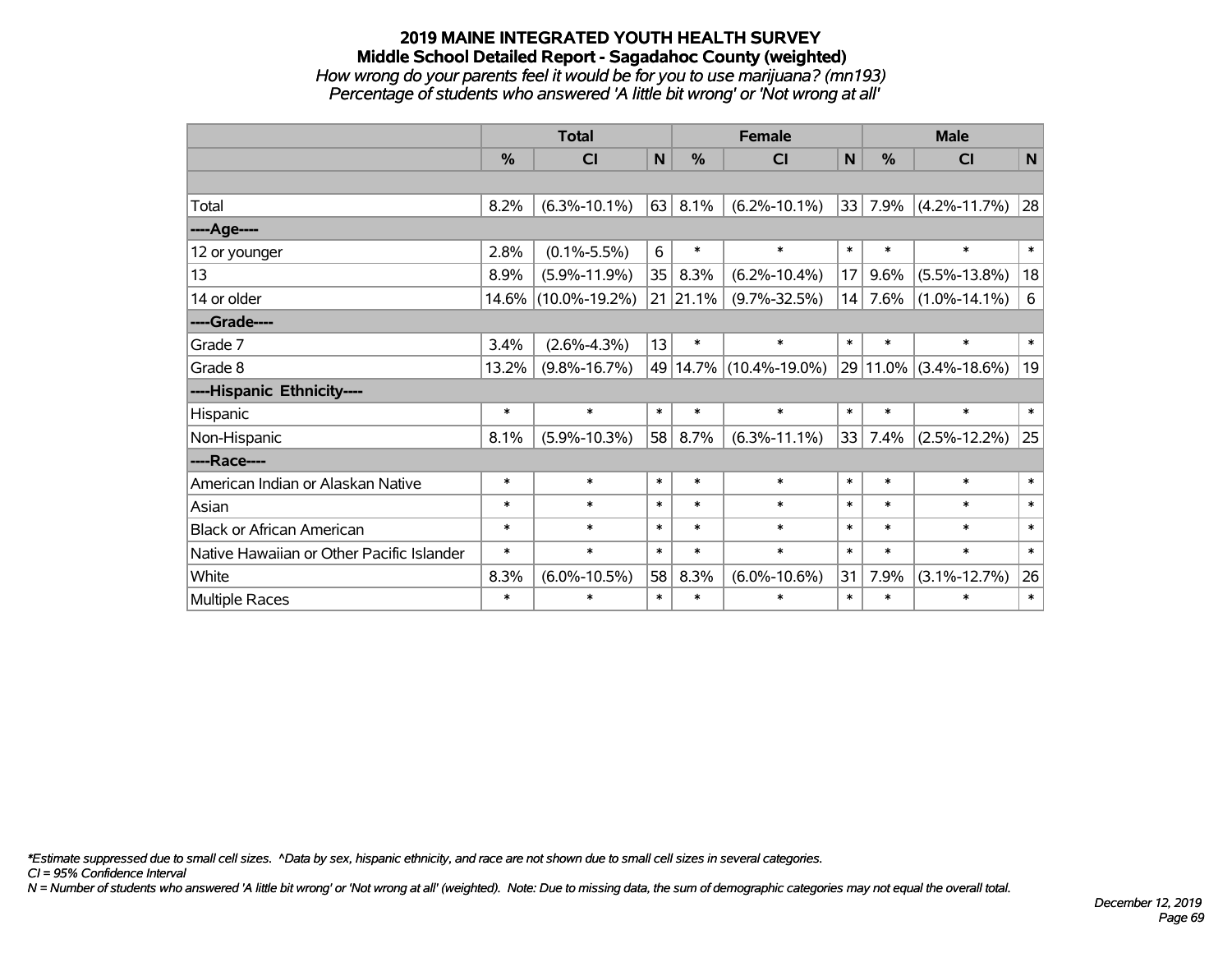# 2019 MAINE INTEGRATED YOUTH HEALTH SURVEY
## Middle School Detailed Report - Sagadahoc County (weighted)
*How wrong do your parents feel it would be for you to use marijuana? (mn193)*
*Percentage of students who answered 'A little bit wrong' or 'Not wrong at all'*

| | Total | | | Female | | | Male | | |
|---|---|---|---|---|---|---|---|---|---|
| | % | CI | N | % | CI | N | % | CI | N |
| | | | | | | | | | |
| Total | 8.2% | (6.3%-10.1%) | 63 | 8.1% | (6.2%-10.1%) | 33 | 7.9% | (4.2%-11.7%) | 28 |
| **----Age----** | | | | | | | | | |
| 12 or younger | 2.8% | (0.1%-5.5%) | 6 | * | * | * | * | * | * |
| 13 | 8.9% | (5.9%-11.9%) | 35 | 8.3% | (6.2%-10.4%) | 17 | 9.6% | (5.5%-13.8%) | 18 |
| 14 or older | 14.6% | (10.0%-19.2%) | 21 | 21.1% | (9.7%-32.5%) | 14 | 7.6% | (1.0%-14.1%) | 6 |
| **----Grade----** | | | | | | | | | |
| Grade 7 | 3.4% | (2.6%-4.3%) | 13 | * | * | * | * | * | * |
| Grade 8 | 13.2% | (9.8%-16.7%) | 49 | 14.7% | (10.4%-19.0%) | 29 | 11.0% | (3.4%-18.6%) | 19 |
| **----Hispanic Ethnicity----** | | | | | | | | | |
| Hispanic | * | * | * | * | * | * | * | * | * |
| Non-Hispanic | 8.1% | (5.9%-10.3%) | 58 | 8.7% | (6.3%-11.1%) | 33 | 7.4% | (2.5%-12.2%) | 25 |
| **----Race----** | | | | | | | | | |
| American Indian or Alaskan Native | * | * | * | * | * | * | * | * | * |
| Asian | * | * | * | * | * | * | * | * | * |
| Black or African American | * | * | * | * | * | * | * | * | * |
| Native Hawaiian or Other Pacific Islander | * | * | * | * | * | * | * | * | * |
| White | 8.3% | (6.0%-10.5%) | 58 | 8.3% | (6.0%-10.6%) | 31 | 7.9% | (3.1%-12.7%) | 26 |
| Multiple Races | * | * | * | * | * | * | * | * | * |

*\*Estimate suppressed due to small cell sizes. ^Data by sex, hispanic ethnicity, and race are not shown due to small cell sizes in several categories.*
*CI = 95% Confidence Interval*
*N = Number of students who answered 'A little bit wrong' or 'Not wrong at all' (weighted). Note: Due to missing data, the sum of demographic categories may not equal the overall total.*

*December 12, 2019*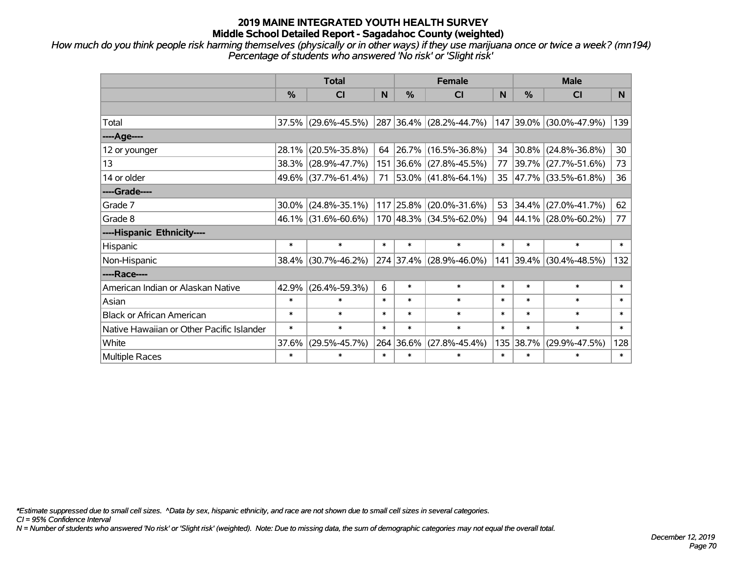# 2019 MAINE INTEGRATED YOUTH HEALTH SURVEY
## Middle School Detailed Report - Sagadahoc County (weighted)

*How much do you think people risk harming themselves (physically or in other ways) if they use marijuana once or twice a week? (mn194)*
*Percentage of students who answered 'No risk' or 'Slight risk'*

| | Total | | | Female | | | Male | | |
|---|---|---|---|---|---|---|---|---|---|
| | % | CI | N | % | CI | N | % | CI | N |
| | | | | | | | | | |
| Total | 37.5% | (29.6%-45.5%) | 287 | 36.4% | (28.2%-44.7%) | 147 | 39.0% | (30.0%-47.9%) | 139 |
| ----Age---- | | | | | | | | | |
| 12 or younger | 28.1% | (20.5%-35.8%) | 64 | 26.7% | (16.5%-36.8%) | 34 | 30.8% | (24.8%-36.8%) | 30 |
| 13 | 38.3% | (28.9%-47.7%) | 151 | 36.6% | (27.8%-45.5%) | 77 | 39.7% | (27.7%-51.6%) | 73 |
| 14 or older | 49.6% | (37.7%-61.4%) | 71 | 53.0% | (41.8%-64.1%) | 35 | 47.7% | (33.5%-61.8%) | 36 |
| ----Grade---- | | | | | | | | | |
| Grade 7 | 30.0% | (24.8%-35.1%) | 117 | 25.8% | (20.0%-31.6%) | 53 | 34.4% | (27.0%-41.7%) | 62 |
| Grade 8 | 46.1% | (31.6%-60.6%) | 170 | 48.3% | (34.5%-62.0%) | 94 | 44.1% | (28.0%-60.2%) | 77 |
| ----Hispanic Ethnicity---- | | | | | | | | | |
| Hispanic | * | * | * | * | * | * | * | * | * |
| Non-Hispanic | 38.4% | (30.7%-46.2%) | 274 | 37.4% | (28.9%-46.0%) | 141 | 39.4% | (30.4%-48.5%) | 132 |
| ----Race---- | | | | | | | | | |
| American Indian or Alaskan Native | 42.9% | (26.4%-59.3%) | 6 | * | * | * | * | * | * |
| Asian | * | * | * | * | * | * | * | * | * |
| Black or African American | * | * | * | * | * | * | * | * | * |
| Native Hawaiian or Other Pacific Islander | * | * | * | * | * | * | * | * | * |
| White | 37.6% | (29.5%-45.7%) | 264 | 36.6% | (27.8%-45.4%) | 135 | 38.7% | (29.9%-47.5%) | 128 |
| Multiple Races | * | * | * | * | * | * | * | * | * |

*\*Estimate suppressed due to small cell sizes. ^Data by sex, hispanic ethnicity, and race are not shown due to small cell sizes in several categories.*
*CI = 95% Confidence Interval*
*N = Number of students who answered 'No risk' or 'Slight risk' (weighted). Note: Due to missing data, the sum of demographic categories may not equal the overall total.*

*December 12, 2019*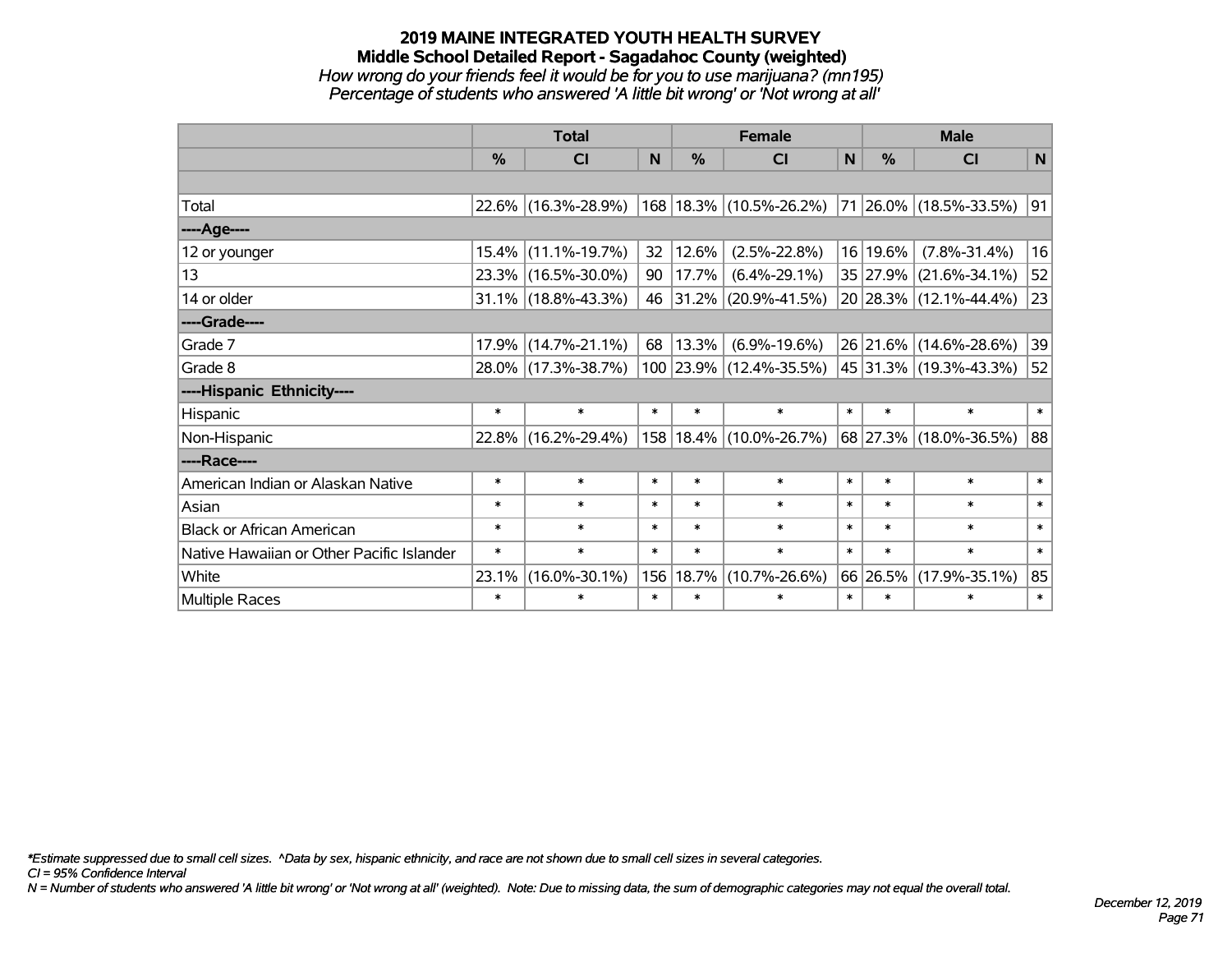# 2019 MAINE INTEGRATED YOUTH HEALTH SURVEY

## Middle School Detailed Report - Sagadahoc County (weighted)

*How wrong do your friends feel it would be for you to use marijuana? (mn195)*

*Percentage of students who answered 'A little bit wrong' or 'Not wrong at all'*

| | Total | | | Female | | | Male | | |
|---|---|---|---|---|---|---|---|---|---|
| | % | CI | N | % | CI | N | % | CI | N |
| | | | | | | | | | |
| Total | 22.6% | (16.3%-28.9%) | 168 | 18.3% | (10.5%-26.2%) | 71 | 26.0% | (18.5%-33.5%) | 91 |
| ----Age---- | | | | | | | | | |
| 12 or younger | 15.4% | (11.1%-19.7%) | 32 | 12.6% | (2.5%-22.8%) | 16 | 19.6% | (7.8%-31.4%) | 16 |
| 13 | 23.3% | (16.5%-30.0%) | 90 | 17.7% | (6.4%-29.1%) | 35 | 27.9% | (21.6%-34.1%) | 52 |
| 14 or older | 31.1% | (18.8%-43.3%) | 46 | 31.2% | (20.9%-41.5%) | 20 | 28.3% | (12.1%-44.4%) | 23 |
| ----Grade---- | | | | | | | | | |
| Grade 7 | 17.9% | (14.7%-21.1%) | 68 | 13.3% | (6.9%-19.6%) | 26 | 21.6% | (14.6%-28.6%) | 39 |
| Grade 8 | 28.0% | (17.3%-38.7%) | 100 | 23.9% | (12.4%-35.5%) | 45 | 31.3% | (19.3%-43.3%) | 52 |
| ----Hispanic Ethnicity---- | | | | | | | | | |
| Hispanic | * | * | * | * | * | * | * | * | * |
| Non-Hispanic | 22.8% | (16.2%-29.4%) | 158 | 18.4% | (10.0%-26.7%) | 68 | 27.3% | (18.0%-36.5%) | 88 |
| ----Race---- | | | | | | | | | |
| American Indian or Alaskan Native | * | * | * | * | * | * | * | * | * |
| Asian | * | * | * | * | * | * | * | * | * |
| Black or African American | * | * | * | * | * | * | * | * | * |
| Native Hawaiian or Other Pacific Islander | * | * | * | * | * | * | * | * | * |
| White | 23.1% | (16.0%-30.1%) | 156 | 18.7% | (10.7%-26.6%) | 66 | 26.5% | (17.9%-35.1%) | 85 |
| Multiple Races | * | * | * | * | * | * | * | * | * |

*\*Estimate suppressed due to small cell sizes. ^Data by sex, hispanic ethnicity, and race are not shown due to small cell sizes in several categories.*

*CI = 95% Confidence Interval*

*N = Number of students who answered 'A little bit wrong' or 'Not wrong at all' (weighted). Note: Due to missing data, the sum of demographic categories may not equal the overall total.*

*December 12, 2019*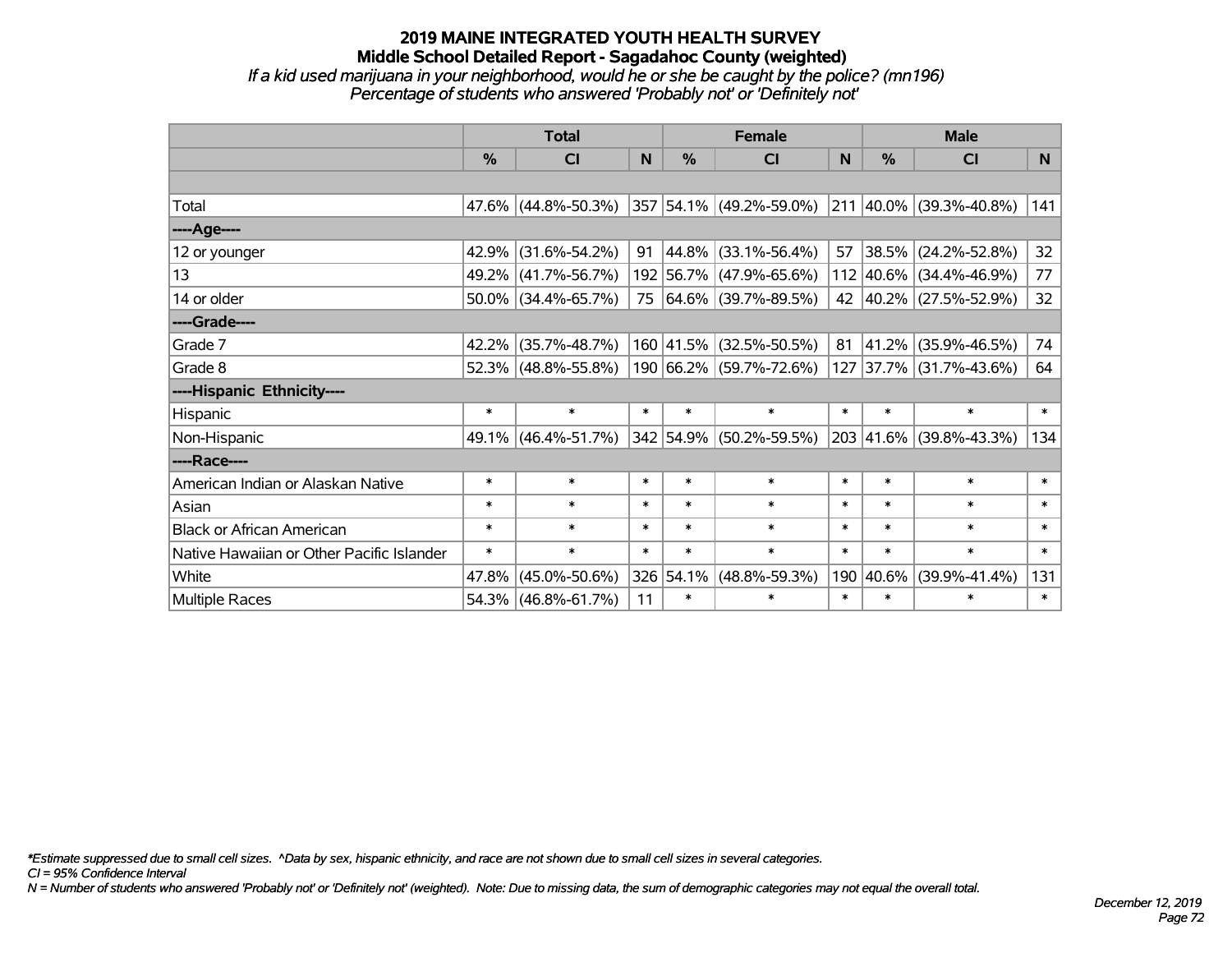# 2019 MAINE INTEGRATED YOUTH HEALTH SURVEY
## Middle School Detailed Report - Sagadahoc County (weighted)
*If a kid used marijuana in your neighborhood, would he or she be caught by the police? (mn196)*
*Percentage of students who answered 'Probably not' or 'Definitely not'*

| | Total | | | Female | | | Male | | |
|---|---|---|---|---|---|---|---|---|---|
| | % | CI | N | % | CI | N | % | CI | N |
| | | | | | | | | | |
| Total | 47.6% | (44.8%-50.3%) | 357 | 54.1% | (49.2%-59.0%) | 211 | 40.0% | (39.3%-40.8%) | 141 |
| ----Age---- | | | | | | | | | |
| 12 or younger | 42.9% | (31.6%-54.2%) | 91 | 44.8% | (33.1%-56.4%) | 57 | 38.5% | (24.2%-52.8%) | 32 |
| 13 | 49.2% | (41.7%-56.7%) | 192 | 56.7% | (47.9%-65.6%) | 112 | 40.6% | (34.4%-46.9%) | 77 |
| 14 or older | 50.0% | (34.4%-65.7%) | 75 | 64.6% | (39.7%-89.5%) | 42 | 40.2% | (27.5%-52.9%) | 32 |
| ----Grade---- | | | | | | | | | |
| Grade 7 | 42.2% | (35.7%-48.7%) | 160 | 41.5% | (32.5%-50.5%) | 81 | 41.2% | (35.9%-46.5%) | 74 |
| Grade 8 | 52.3% | (48.8%-55.8%) | 190 | 66.2% | (59.7%-72.6%) | 127 | 37.7% | (31.7%-43.6%) | 64 |
| ----Hispanic Ethnicity---- | | | | | | | | | |
| Hispanic | * | * | * | * | * | * | * | * | * |
| Non-Hispanic | 49.1% | (46.4%-51.7%) | 342 | 54.9% | (50.2%-59.5%) | 203 | 41.6% | (39.8%-43.3%) | 134 |
| ----Race---- | | | | | | | | | |
| American Indian or Alaskan Native | * | * | * | * | * | * | * | * | * |
| Asian | * | * | * | * | * | * | * | * | * |
| Black or African American | * | * | * | * | * | * | * | * | * |
| Native Hawaiian or Other Pacific Islander | * | * | * | * | * | * | * | * | * |
| White | 47.8% | (45.0%-50.6%) | 326 | 54.1% | (48.8%-59.3%) | 190 | 40.6% | (39.9%-41.4%) | 131 |
| Multiple Races | 54.3% | (46.8%-61.7%) | 11 | * | * | * | * | * | * |

*\*Estimate suppressed due to small cell sizes. ^Data by sex, hispanic ethnicity, and race are not shown due to small cell sizes in several categories.*
*CI = 95% Confidence Interval*
*N = Number of students who answered 'Probably not' or 'Definitely not' (weighted). Note: Due to missing data, the sum of demographic categories may not equal the overall total.*

*December 12, 2019*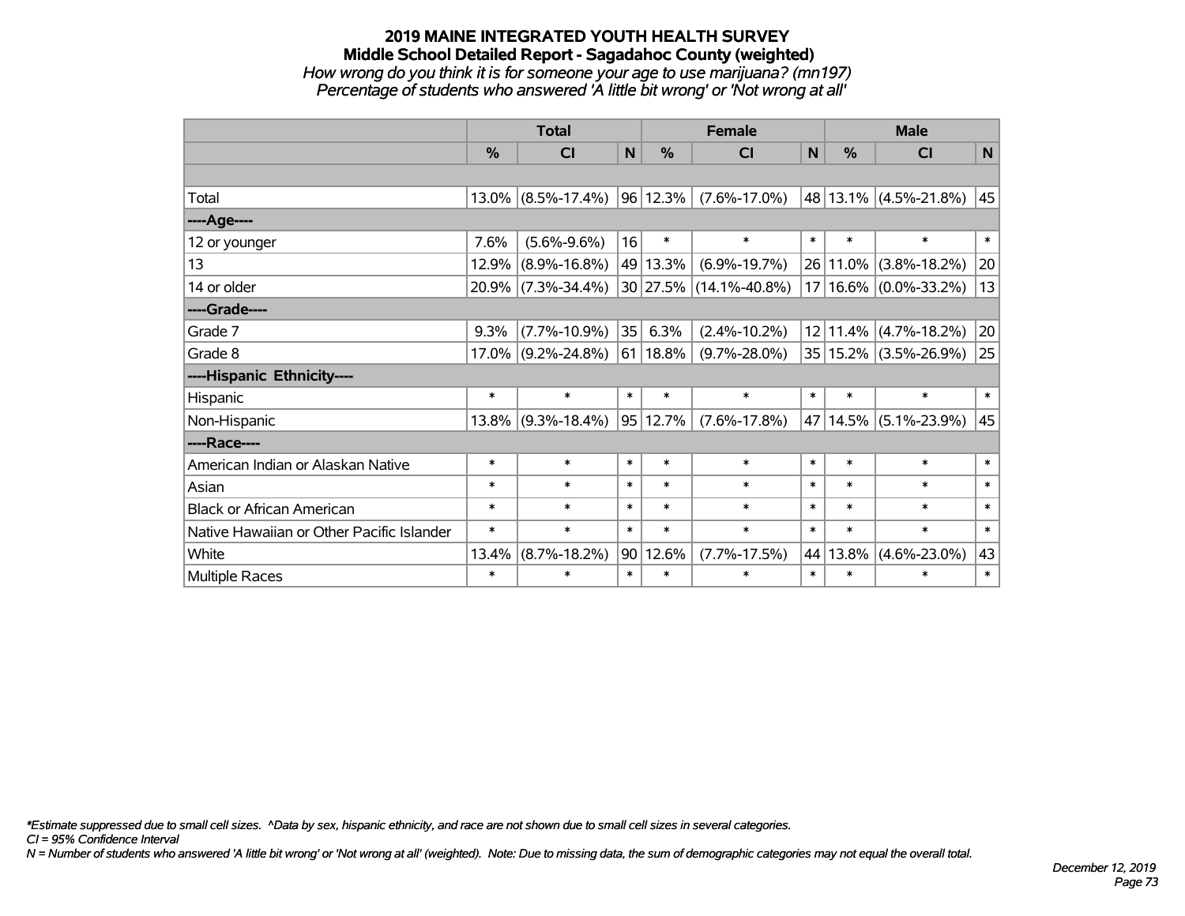# 2019 MAINE INTEGRATED YOUTH HEALTH SURVEY
## Middle School Detailed Report - Sagadahoc County (weighted)
*How wrong do you think it is for someone your age to use marijuana? (mn197)*
*Percentage of students who answered 'A little bit wrong' or 'Not wrong at all'*

| | Total | | | Female | | | Male | | |
|---|---|---|---|---|---|---|---|---|---|
| | % | CI | N | % | CI | N | % | CI | N |
| Total | 13.0% | (8.5%-17.4%) | 96 | 12.3% | (7.6%-17.0%) | 48 | 13.1% | (4.5%-21.8%) | 45 |
| ----Age---- | | | | | | | | | |
| 12 or younger | 7.6% | (5.6%-9.6%) | 16 | * | * | * | * | * | * |
| 13 | 12.9% | (8.9%-16.8%) | 49 | 13.3% | (6.9%-19.7%) | 26 | 11.0% | (3.8%-18.2%) | 20 |
| 14 or older | 20.9% | (7.3%-34.4%) | 30 | 27.5% | (14.1%-40.8%) | 17 | 16.6% | (0.0%-33.2%) | 13 |
| ----Grade---- | | | | | | | | | |
| Grade 7 | 9.3% | (7.7%-10.9%) | 35 | 6.3% | (2.4%-10.2%) | 12 | 11.4% | (4.7%-18.2%) | 20 |
| Grade 8 | 17.0% | (9.2%-24.8%) | 61 | 18.8% | (9.7%-28.0%) | 35 | 15.2% | (3.5%-26.9%) | 25 |
| ----Hispanic Ethnicity---- | | | | | | | | | |
| Hispanic | * | * | * | * | * | * | * | * | * |
| Non-Hispanic | 13.8% | (9.3%-18.4%) | 95 | 12.7% | (7.6%-17.8%) | 47 | 14.5% | (5.1%-23.9%) | 45 |
| ----Race---- | | | | | | | | | |
| American Indian or Alaskan Native | * | * | * | * | * | * | * | * | * |
| Asian | * | * | * | * | * | * | * | * | * |
| Black or African American | * | * | * | * | * | * | * | * | * |
| Native Hawaiian or Other Pacific Islander | * | * | * | * | * | * | * | * | * |
| White | 13.4% | (8.7%-18.2%) | 90 | 12.6% | (7.7%-17.5%) | 44 | 13.8% | (4.6%-23.0%) | 43 |
| Multiple Races | * | * | * | * | * | * | * | * | * |

*\*Estimate suppressed due to small cell sizes. ^Data by sex, hispanic ethnicity, and race are not shown due to small cell sizes in several categories.*
*CI = 95% Confidence Interval*
*N = Number of students who answered 'A little bit wrong' or 'Not wrong at all' (weighted). Note: Due to missing data, the sum of demographic categories may not equal the overall total.*

*December 12, 2019*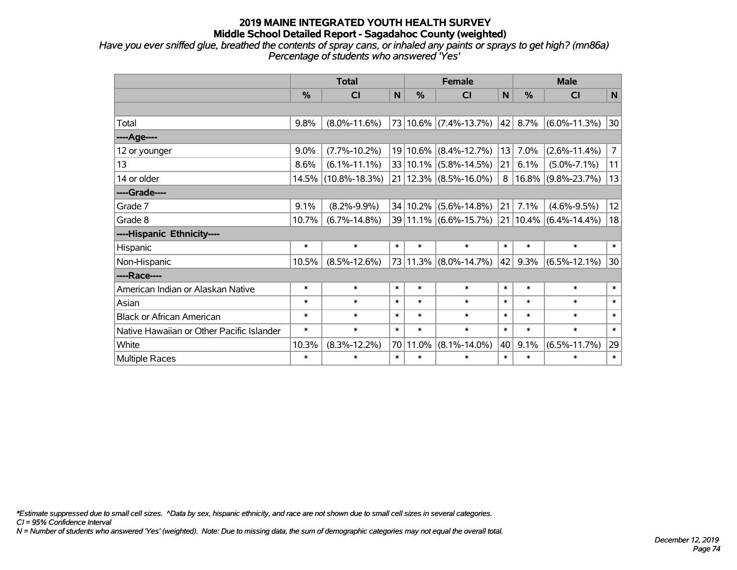## 2019 MAINE INTEGRATED YOUTH HEALTH SURVEY
### Middle School Detailed Report - Sagadahoc County (weighted)

*Have you ever sniffed glue, breathed the contents of spray cans, or inhaled any paints or sprays to get high? (mn86a)*
*Percentage of students who answered 'Yes'*

| | Total | | | Female | | | Male | | |
|---|---|---|---|---|---|---|---|---|---|
| | % | CI | N | % | CI | N | % | CI | N |
| | | | | | | | | | |
| Total | 9.8% | (8.0%-11.6%) | 73 | 10.6% | (7.4%-13.7%) | 42 | 8.7% | (6.0%-11.3%) | 30 |
| **----Age----** | | | | | | | | | |
| 12 or younger | 9.0% | (7.7%-10.2%) | 19 | 10.6% | (8.4%-12.7%) | 13 | 7.0% | (2.6%-11.4%) | 7 |
| 13 | 8.6% | (6.1%-11.1%) | 33 | 10.1% | (5.8%-14.5%) | 21 | 6.1% | (5.0%-7.1%) | 11 |
| 14 or older | 14.5% | (10.8%-18.3%) | 21 | 12.3% | (8.5%-16.0%) | 8 | 16.8% | (9.8%-23.7%) | 13 |
| **----Grade----** | | | | | | | | | |
| Grade 7 | 9.1% | (8.2%-9.9%) | 34 | 10.2% | (5.6%-14.8%) | 21 | 7.1% | (4.6%-9.5%) | 12 |
| Grade 8 | 10.7% | (6.7%-14.8%) | 39 | 11.1% | (6.6%-15.7%) | 21 | 10.4% | (6.4%-14.4%) | 18 |
| **----Hispanic Ethnicity----** | | | | | | | | | |
| Hispanic | * | * | * | * | * | * | * | * | * |
| Non-Hispanic | 10.5% | (8.5%-12.6%) | 73 | 11.3% | (8.0%-14.7%) | 42 | 9.3% | (6.5%-12.1%) | 30 |
| **----Race----** | | | | | | | | | |
| American Indian or Alaskan Native | * | * | * | * | * | * | * | * | * |
| Asian | * | * | * | * | * | * | * | * | * |
| Black or African American | * | * | * | * | * | * | * | * | * |
| Native Hawaiian or Other Pacific Islander | * | * | * | * | * | * | * | * | * |
| White | 10.3% | (8.3%-12.2%) | 70 | 11.0% | (8.1%-14.0%) | 40 | 9.1% | (6.5%-11.7%) | 29 |
| Multiple Races | * | * | * | * | * | * | * | * | * |

*\*Estimate suppressed due to small cell sizes. ^Data by sex, hispanic ethnicity, and race are not shown due to small cell sizes in several categories.*
*CI = 95% Confidence Interval*
*N = Number of students who answered 'Yes' (weighted). Note: Due to missing data, the sum of demographic categories may not equal the overall total.*

*December 12, 2019*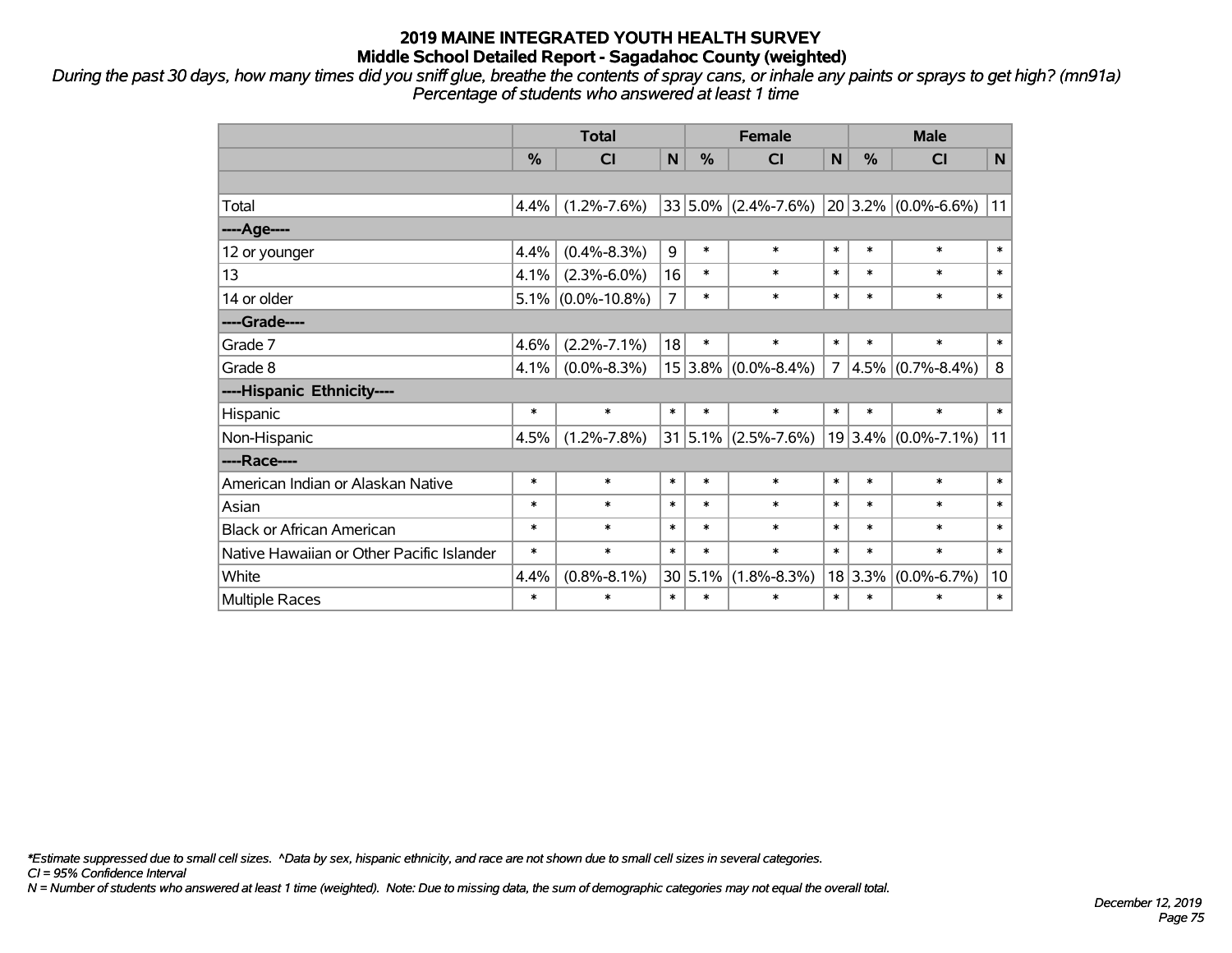# 2019 MAINE INTEGRATED YOUTH HEALTH SURVEY
## Middle School Detailed Report - Sagadahoc County (weighted)

*During the past 30 days, how many times did you sniff glue, breathe the contents of spray cans, or inhale any paints or sprays to get high? (mn91a)*
*Percentage of students who answered at least 1 time*

| | Total | | | Female | | | Male | | |
|---|---|---|---|---|---|---|---|---|---|
| | % | CI | N | % | CI | N | % | CI | N |
| | | | | | | | | | |
| Total | 4.4% | (1.2%-7.6%) | 33 | 5.0% | (2.4%-7.6%) | 20 | 3.2% | (0.0%-6.6%) | 11 |
| ----Age---- | | | | | | | | | |
| 12 or younger | 4.4% | (0.4%-8.3%) | 9 | * | * | * | * | * | * |
| 13 | 4.1% | (2.3%-6.0%) | 16 | * | * | * | * | * | * |
| 14 or older | 5.1% | (0.0%-10.8%) | 7 | * | * | * | * | * | * |
| ----Grade---- | | | | | | | | | |
| Grade 7 | 4.6% | (2.2%-7.1%) | 18 | * | * | * | * | * | * |
| Grade 8 | 4.1% | (0.0%-8.3%) | 15 | 3.8% | (0.0%-8.4%) | 7 | 4.5% | (0.7%-8.4%) | 8 |
| ----Hispanic Ethnicity---- | | | | | | | | | |
| Hispanic | * | * | * | * | * | * | * | * | * |
| Non-Hispanic | 4.5% | (1.2%-7.8%) | 31 | 5.1% | (2.5%-7.6%) | 19 | 3.4% | (0.0%-7.1%) | 11 |
| ----Race---- | | | | | | | | | |
| American Indian or Alaskan Native | * | * | * | * | * | * | * | * | * |
| Asian | * | * | * | * | * | * | * | * | * |
| Black or African American | * | * | * | * | * | * | * | * | * |
| Native Hawaiian or Other Pacific Islander | * | * | * | * | * | * | * | * | * |
| White | 4.4% | (0.8%-8.1%) | 30 | 5.1% | (1.8%-8.3%) | 18 | 3.3% | (0.0%-6.7%) | 10 |
| Multiple Races | * | * | * | * | * | * | * | * | * |

*\*Estimate suppressed due to small cell sizes. ^Data by sex, hispanic ethnicity, and race are not shown due to small cell sizes in several categories.*
*CI = 95% Confidence Interval*
*N = Number of students who answered at least 1 time (weighted). Note: Due to missing data, the sum of demographic categories may not equal the overall total.*

*December 12, 2019*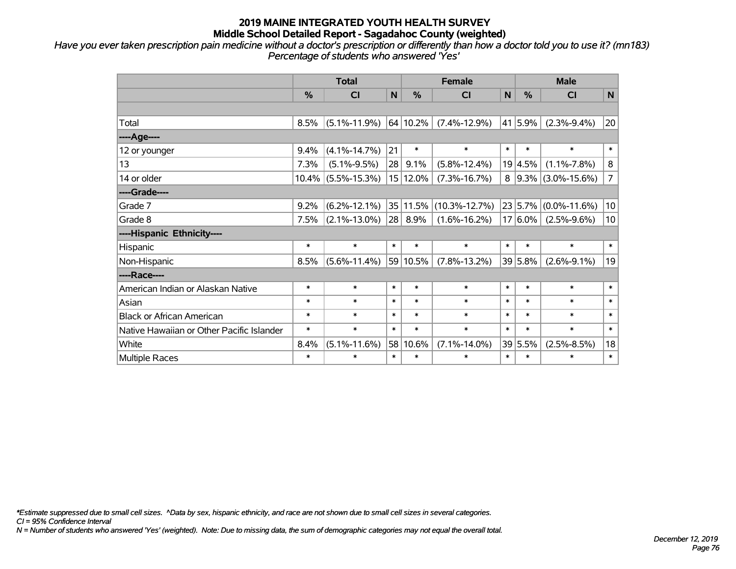# 2019 MAINE INTEGRATED YOUTH HEALTH SURVEY
## Middle School Detailed Report - Sagadahoc County (weighted)

*Have you ever taken prescription pain medicine without a doctor's prescription or differently than how a doctor told you to use it? (mn183)*
*Percentage of students who answered 'Yes'*

| | Total | | | Female | | | Male | | |
|---|---|---|---|---|---|---|---|---|---|
| | % | CI | N | % | CI | N | % | CI | N |
| | | | | | | | | | |
| Total | 8.5% | (5.1%-11.9%) | 64 | 10.2% | (7.4%-12.9%) | 41 | 5.9% | (2.3%-9.4%) | 20 |
| ----Age---- | | | | | | | | | |
| 12 or younger | 9.4% | (4.1%-14.7%) | 21 | * | * | * | * | * | * |
| 13 | 7.3% | (5.1%-9.5%) | 28 | 9.1% | (5.8%-12.4%) | 19 | 4.5% | (1.1%-7.8%) | 8 |
| 14 or older | 10.4% | (5.5%-15.3%) | 15 | 12.0% | (7.3%-16.7%) | 8 | 9.3% | (3.0%-15.6%) | 7 |
| ----Grade---- | | | | | | | | | |
| Grade 7 | 9.2% | (6.2%-12.1%) | 35 | 11.5% | (10.3%-12.7%) | 23 | 5.7% | (0.0%-11.6%) | 10 |
| Grade 8 | 7.5% | (2.1%-13.0%) | 28 | 8.9% | (1.6%-16.2%) | 17 | 6.0% | (2.5%-9.6%) | 10 |
| ----Hispanic Ethnicity---- | | | | | | | | | |
| Hispanic | * | * | * | * | * | * | * | * | * |
| Non-Hispanic | 8.5% | (5.6%-11.4%) | 59 | 10.5% | (7.8%-13.2%) | 39 | 5.8% | (2.6%-9.1%) | 19 |
| ----Race---- | | | | | | | | | |
| American Indian or Alaskan Native | * | * | * | * | * | * | * | * | * |
| Asian | * | * | * | * | * | * | * | * | * |
| Black or African American | * | * | * | * | * | * | * | * | * |
| Native Hawaiian or Other Pacific Islander | * | * | * | * | * | * | * | * | * |
| White | 8.4% | (5.1%-11.6%) | 58 | 10.6% | (7.1%-14.0%) | 39 | 5.5% | (2.5%-8.5%) | 18 |
| Multiple Races | * | * | * | * | * | * | * | * | * |

*\*Estimate suppressed due to small cell sizes. ^Data by sex, hispanic ethnicity, and race are not shown due to small cell sizes in several categories.*
*CI = 95% Confidence Interval*
*N = Number of students who answered 'Yes' (weighted). Note: Due to missing data, the sum of demographic categories may not equal the overall total.*

*December 12, 2019*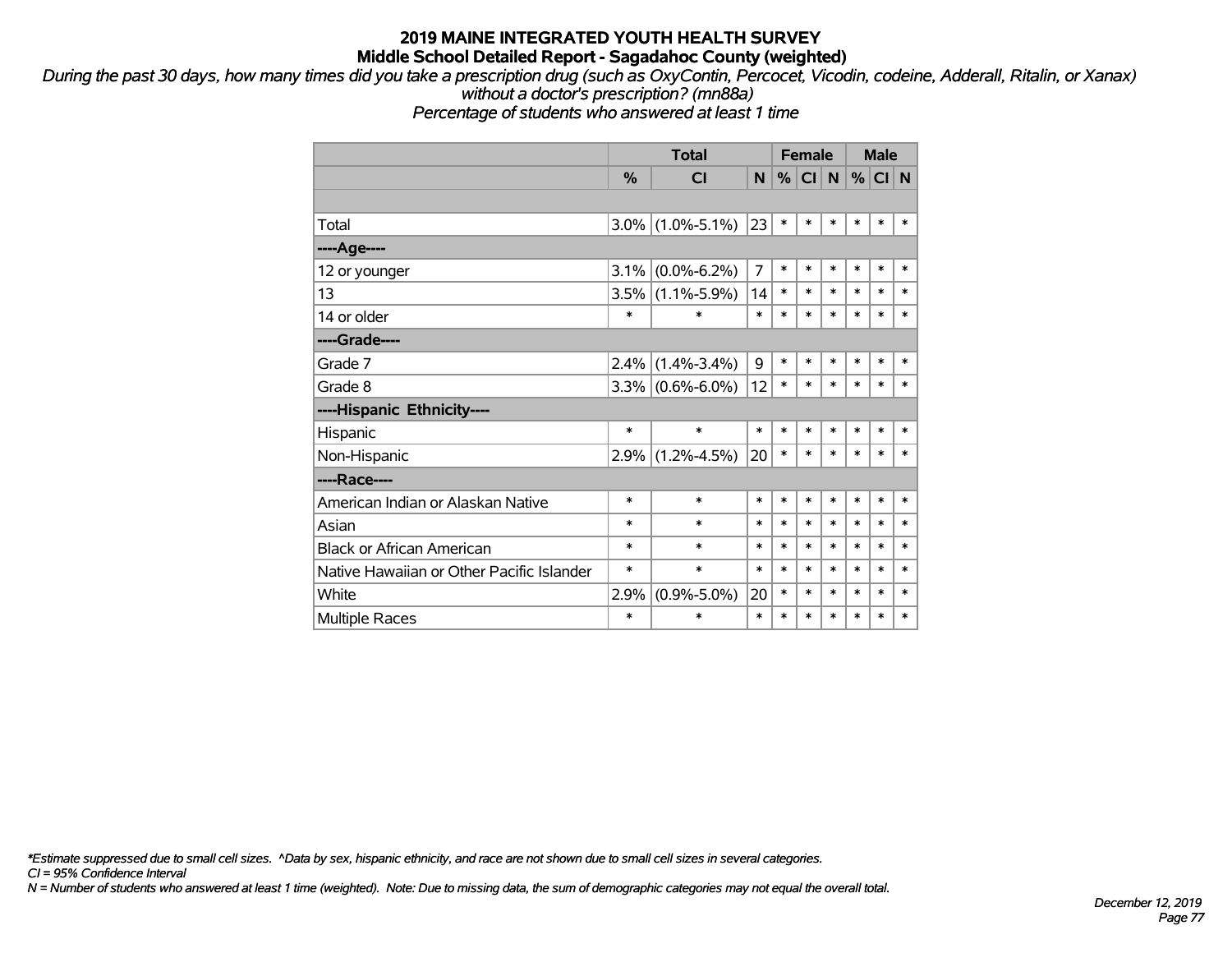# 2019 MAINE INTEGRATED YOUTH HEALTH SURVEY

## Middle School Detailed Report - Sagadahoc County (weighted)

*During the past 30 days, how many times did you take a prescription drug (such as OxyContin, Percocet, Vicodin, codeine, Adderall, Ritalin, or Xanax) without a doctor's prescription? (mn88a)*

*Percentage of students who answered at least 1 time*

| | Total | | | Female | | | Male | | |
|---|---|---|---|---|---|---|---|---|---|
| | % | CI | N | % | CI | N | % | CI | N |
| | | | | | | | | | |
| Total | 3.0% | (1.0%-5.1%) | 23 | * | * | * | * | * | * |
| ----Age---- | | | | | | | | | |
| 12 or younger | 3.1% | (0.0%-6.2%) | 7 | * | * | * | * | * | * |
| 13 | 3.5% | (1.1%-5.9%) | 14 | * | * | * | * | * | * |
| 14 or older | * | * | * | * | * | * | * | * | * |
| ----Grade---- | | | | | | | | | |
| Grade 7 | 2.4% | (1.4%-3.4%) | 9 | * | * | * | * | * | * |
| Grade 8 | 3.3% | (0.6%-6.0%) | 12 | * | * | * | * | * | * |
| ----Hispanic Ethnicity---- | | | | | | | | | |
| Hispanic | * | * | * | * | * | * | * | * | * |
| Non-Hispanic | 2.9% | (1.2%-4.5%) | 20 | * | * | * | * | * | * |
| ----Race---- | | | | | | | | | |
| American Indian or Alaskan Native | * | * | * | * | * | * | * | * | * |
| Asian | * | * | * | * | * | * | * | * | * |
| Black or African American | * | * | * | * | * | * | * | * | * |
| Native Hawaiian or Other Pacific Islander | * | * | * | * | * | * | * | * | * |
| White | 2.9% | (0.9%-5.0%) | 20 | * | * | * | * | * | * |
| Multiple Races | * | * | * | * | * | * | * | * | * |

*\*Estimate suppressed due to small cell sizes. ^Data by sex, hispanic ethnicity, and race are not shown due to small cell sizes in several categories.*

*CI = 95% Confidence Interval*

*N = Number of students who answered at least 1 time (weighted). Note: Due to missing data, the sum of demographic categories may not equal the overall total.*

*December 12, 2019*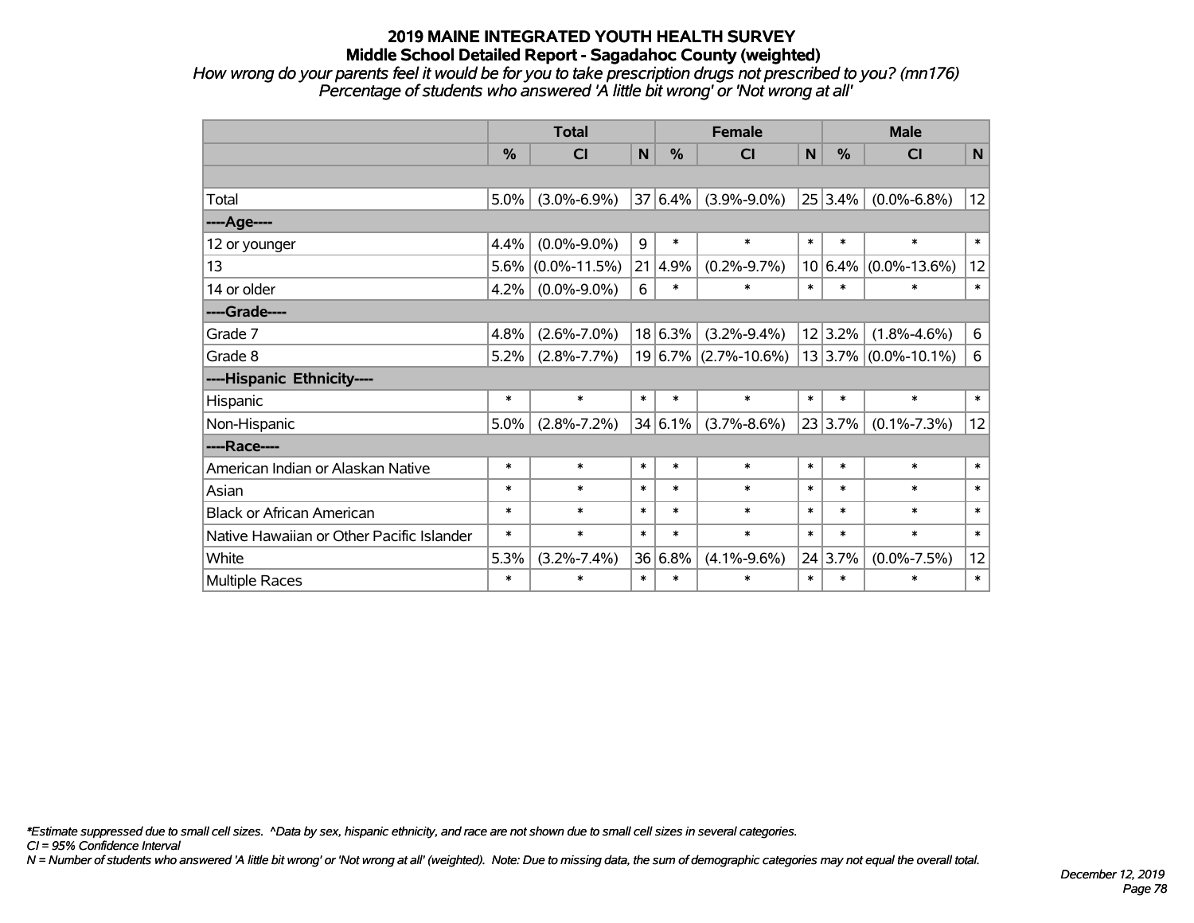# 2019 MAINE INTEGRATED YOUTH HEALTH SURVEY

## Middle School Detailed Report - Sagadahoc County (weighted)

*How wrong do your parents feel it would be for you to take prescription drugs not prescribed to you? (mn176)*
*Percentage of students who answered 'A little bit wrong' or 'Not wrong at all'*

| | Total | | | Female | | | Male | | |
|---|---|---|---|---|---|---|---|---|---|
| | % | CI | N | % | CI | N | % | CI | N |
| | | | | | | | | | |
| Total | 5.0% | (3.0%-6.9%) | 37 | 6.4% | (3.9%-9.0%) | 25 | 3.4% | (0.0%-6.8%) | 12 |
| ----Age---- | | | | | | | | | |
| 12 or younger | 4.4% | (0.0%-9.0%) | 9 | * | * | * | * | * | * |
| 13 | 5.6% | (0.0%-11.5%) | 21 | 4.9% | (0.2%-9.7%) | 10 | 6.4% | (0.0%-13.6%) | 12 |
| 14 or older | 4.2% | (0.0%-9.0%) | 6 | * | * | * | * | * | * |
| ----Grade---- | | | | | | | | | |
| Grade 7 | 4.8% | (2.6%-7.0%) | 18 | 6.3% | (3.2%-9.4%) | 12 | 3.2% | (1.8%-4.6%) | 6 |
| Grade 8 | 5.2% | (2.8%-7.7%) | 19 | 6.7% | (2.7%-10.6%) | 13 | 3.7% | (0.0%-10.1%) | 6 |
| ----Hispanic Ethnicity---- | | | | | | | | | |
| Hispanic | * | * | * | * | * | * | * | * | * |
| Non-Hispanic | 5.0% | (2.8%-7.2%) | 34 | 6.1% | (3.7%-8.6%) | 23 | 3.7% | (0.1%-7.3%) | 12 |
| ----Race---- | | | | | | | | | |
| American Indian or Alaskan Native | * | * | * | * | * | * | * | * | * |
| Asian | * | * | * | * | * | * | * | * | * |
| Black or African American | * | * | * | * | * | * | * | * | * |
| Native Hawaiian or Other Pacific Islander | * | * | * | * | * | * | * | * | * |
| White | 5.3% | (3.2%-7.4%) | 36 | 6.8% | (4.1%-9.6%) | 24 | 3.7% | (0.0%-7.5%) | 12 |
| Multiple Races | * | * | * | * | * | * | * | * | * |

*\*Estimate suppressed due to small cell sizes. ^Data by sex, hispanic ethnicity, and race are not shown due to small cell sizes in several categories.*

*CI = 95% Confidence Interval*

*N = Number of students who answered 'A little bit wrong' or 'Not wrong at all' (weighted). Note: Due to missing data, the sum of demographic categories may not equal the overall total.*

*December 12, 2019*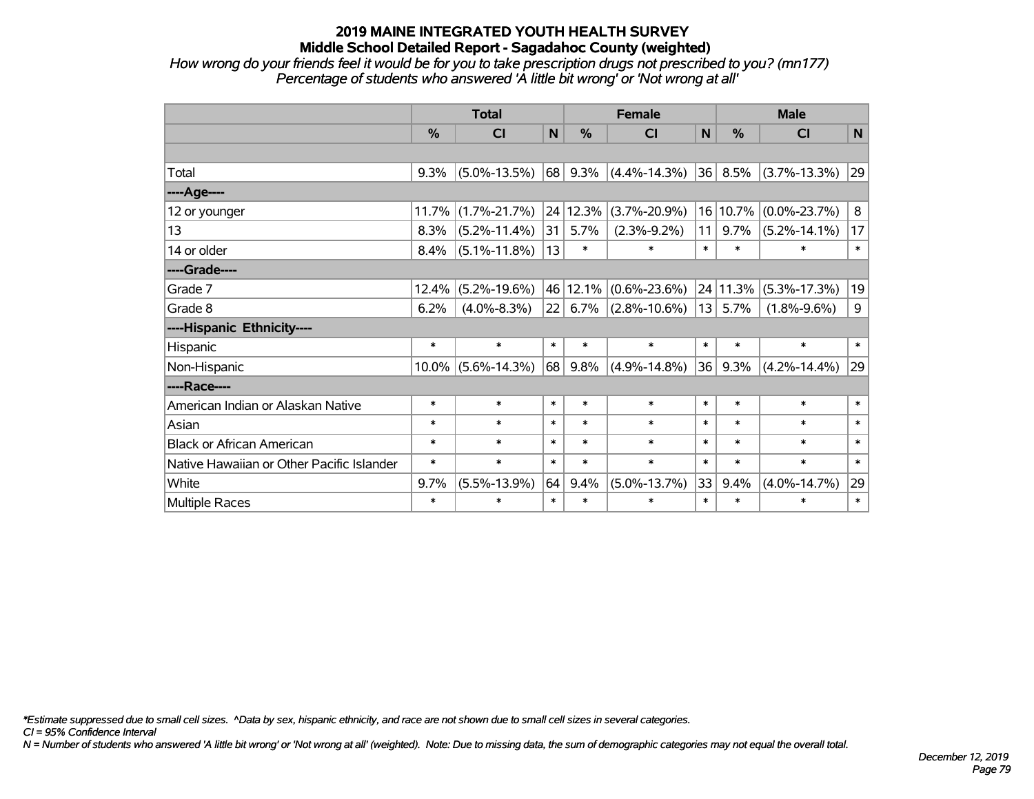# 2019 MAINE INTEGRATED YOUTH HEALTH SURVEY
## Middle School Detailed Report - Sagadahoc County (weighted)

*How wrong do your friends feel it would be for you to take prescription drugs not prescribed to you? (mn177)*
*Percentage of students who answered 'A little bit wrong' or 'Not wrong at all'*

| | Total | | | Female | | | Male | | |
|---|---|---|---|---|---|---|---|---|---|
| | % | CI | N | % | CI | N | % | CI | N |
| | | | | | | | | | |
| Total | 9.3% | (5.0%-13.5%) | 68 | 9.3% | (4.4%-14.3%) | 36 | 8.5% | (3.7%-13.3%) | 29 |
| ----Age---- | | | | | | | | | |
| 12 or younger | 11.7% | (1.7%-21.7%) | 24 | 12.3% | (3.7%-20.9%) | 16 | 10.7% | (0.0%-23.7%) | 8 |
| 13 | 8.3% | (5.2%-11.4%) | 31 | 5.7% | (2.3%-9.2%) | 11 | 9.7% | (5.2%-14.1%) | 17 |
| 14 or older | 8.4% | (5.1%-11.8%) | 13 | * | * | * | * | * | * |
| ----Grade---- | | | | | | | | | |
| Grade 7 | 12.4% | (5.2%-19.6%) | 46 | 12.1% | (0.6%-23.6%) | 24 | 11.3% | (5.3%-17.3%) | 19 |
| Grade 8 | 6.2% | (4.0%-8.3%) | 22 | 6.7% | (2.8%-10.6%) | 13 | 5.7% | (1.8%-9.6%) | 9 |
| ----Hispanic Ethnicity---- | | | | | | | | | |
| Hispanic | * | * | * | * | * | * | * | * | * |
| Non-Hispanic | 10.0% | (5.6%-14.3%) | 68 | 9.8% | (4.9%-14.8%) | 36 | 9.3% | (4.2%-14.4%) | 29 |
| ----Race---- | | | | | | | | | |
| American Indian or Alaskan Native | * | * | * | * | * | * | * | * | * |
| Asian | * | * | * | * | * | * | * | * | * |
| Black or African American | * | * | * | * | * | * | * | * | * |
| Native Hawaiian or Other Pacific Islander | * | * | * | * | * | * | * | * | * |
| White | 9.7% | (5.5%-13.9%) | 64 | 9.4% | (5.0%-13.7%) | 33 | 9.4% | (4.0%-14.7%) | 29 |
| Multiple Races | * | * | * | * | * | * | * | * | * |

*\*Estimate suppressed due to small cell sizes. ^Data by sex, hispanic ethnicity, and race are not shown due to small cell sizes in several categories.*
*CI = 95% Confidence Interval*
*N = Number of students who answered 'A little bit wrong' or 'Not wrong at all' (weighted). Note: Due to missing data, the sum of demographic categories may not equal the overall total.*

*December 12, 2019*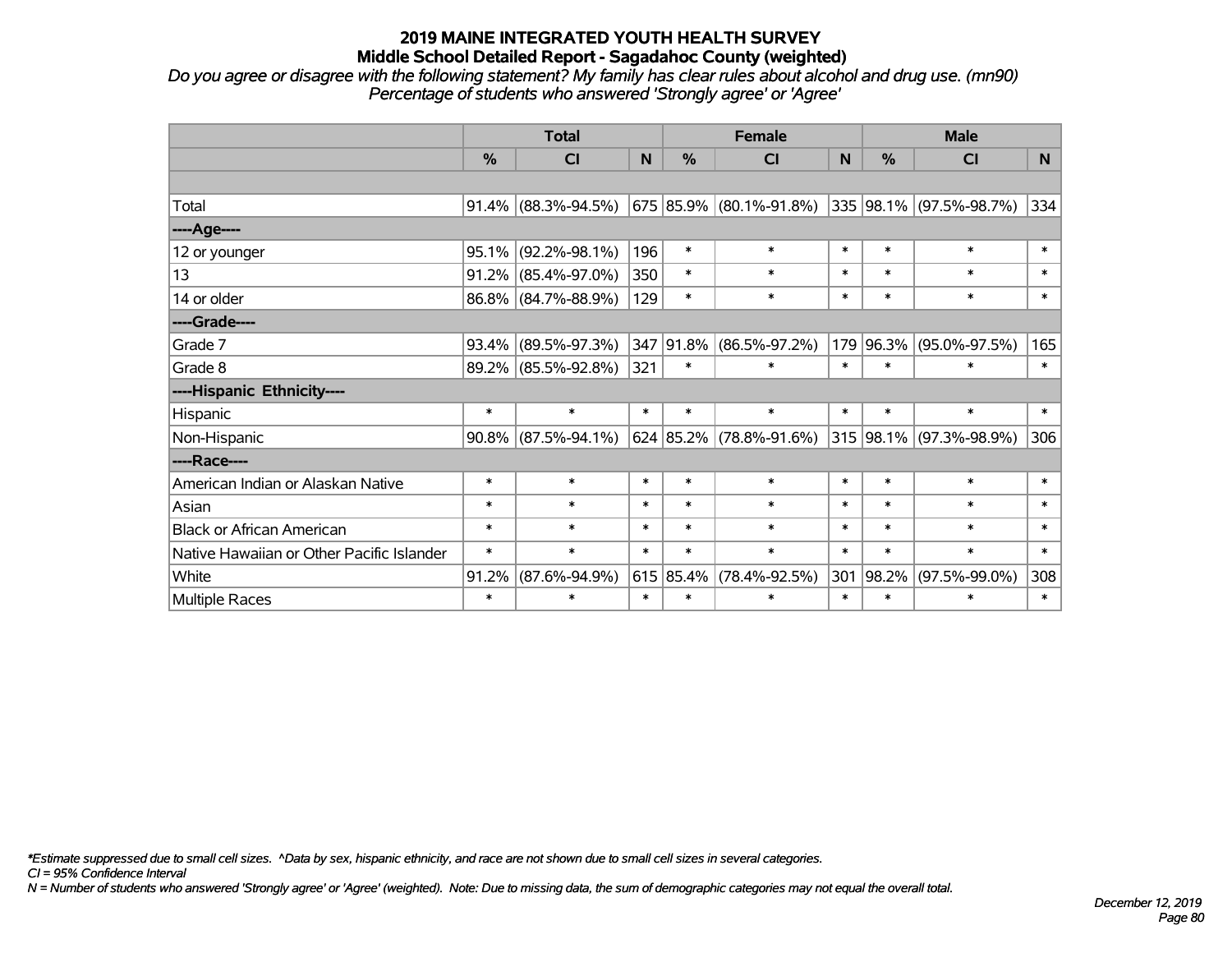# 2019 MAINE INTEGRATED YOUTH HEALTH SURVEY
## Middle School Detailed Report - Sagadahoc County (weighted)

*Do you agree or disagree with the following statement? My family has clear rules about alcohol and drug use. (mn90)*
*Percentage of students who answered 'Strongly agree' or 'Agree'*

| | Total | | | Female | | | Male | | |
|---|---|---|---|---|---|---|---|---|---|
| | % | CI | N | % | CI | N | % | CI | N |
| Total | 91.4% | (88.3%-94.5%) | 675 | 85.9% | (80.1%-91.8%) | 335 | 98.1% | (97.5%-98.7%) | 334 |
| ----Age---- | | | | | | | | | |
| 12 or younger | 95.1% | (92.2%-98.1%) | 196 | * | * | * | * | * | * |
| 13 | 91.2% | (85.4%-97.0%) | 350 | * | * | * | * | * | * |
| 14 or older | 86.8% | (84.7%-88.9%) | 129 | * | * | * | * | * | * |
| ----Grade---- | | | | | | | | | |
| Grade 7 | 93.4% | (89.5%-97.3%) | 347 | 91.8% | (86.5%-97.2%) | 179 | 96.3% | (95.0%-97.5%) | 165 |
| Grade 8 | 89.2% | (85.5%-92.8%) | 321 | * | * | * | * | * | * |
| ----Hispanic Ethnicity---- | | | | | | | | | |
| Hispanic | * | * | * | * | * | * | * | * | * |
| Non-Hispanic | 90.8% | (87.5%-94.1%) | 624 | 85.2% | (78.8%-91.6%) | 315 | 98.1% | (97.3%-98.9%) | 306 |
| ----Race---- | | | | | | | | | |
| American Indian or Alaskan Native | * | * | * | * | * | * | * | * | * |
| Asian | * | * | * | * | * | * | * | * | * |
| Black or African American | * | * | * | * | * | * | * | * | * |
| Native Hawaiian or Other Pacific Islander | * | * | * | * | * | * | * | * | * |
| White | 91.2% | (87.6%-94.9%) | 615 | 85.4% | (78.4%-92.5%) | 301 | 98.2% | (97.5%-99.0%) | 308 |
| Multiple Races | * | * | * | * | * | * | * | * | * |

*\*Estimate suppressed due to small cell sizes. ^Data by sex, hispanic ethnicity, and race are not shown due to small cell sizes in several categories.*
*CI = 95% Confidence Interval*
*N = Number of students who answered 'Strongly agree' or 'Agree' (weighted). Note: Due to missing data, the sum of demographic categories may not equal the overall total.*

*December 12, 2019*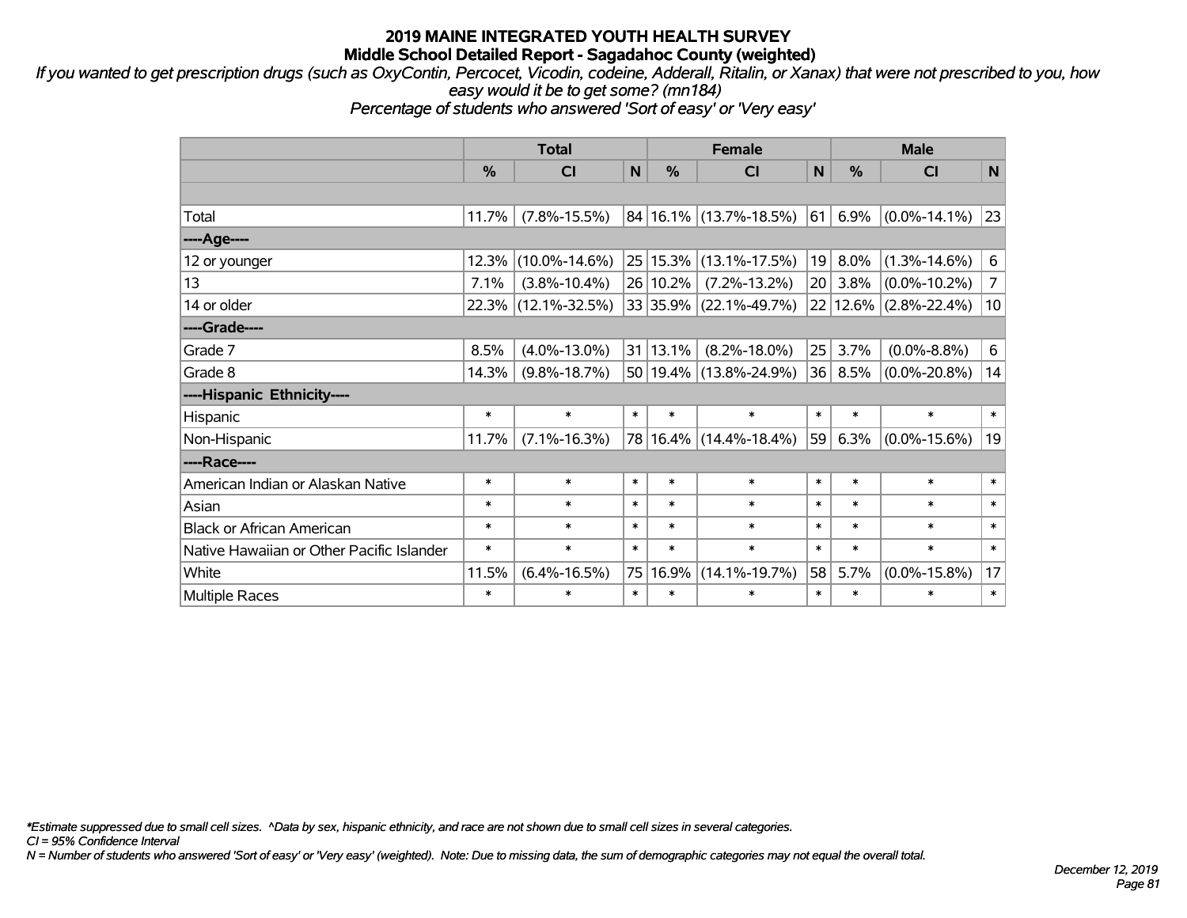# 2019 MAINE INTEGRATED YOUTH HEALTH SURVEY
## Middle School Detailed Report - Sagadahoc County (weighted)

*If you wanted to get prescription drugs (such as OxyContin, Percocet, Vicodin, codeine, Adderall, Ritalin, or Xanax) that were not prescribed to you, how easy would it be to get some? (mn184)*
*Percentage of students who answered 'Sort of easy' or 'Very easy'*

| | Total | | | Female | | | Male | | |
|---|---|---|---|---|---|---|---|---|---|
| | % | CI | N | % | CI | N | % | CI | N |
| Total | 11.7% | (7.8%-15.5%) | 84 | 16.1% | (13.7%-18.5%) | 61 | 6.9% | (0.0%-14.1%) | 23 |
| **----Age----** | | | | | | | | | |
| 12 or younger | 12.3% | (10.0%-14.6%) | 25 | 15.3% | (13.1%-17.5%) | 19 | 8.0% | (1.3%-14.6%) | 6 |
| 13 | 7.1% | (3.8%-10.4%) | 26 | 10.2% | (7.2%-13.2%) | 20 | 3.8% | (0.0%-10.2%) | 7 |
| 14 or older | 22.3% | (12.1%-32.5%) | 33 | 35.9% | (22.1%-49.7%) | 22 | 12.6% | (2.8%-22.4%) | 10 |
| **----Grade----** | | | | | | | | | |
| Grade 7 | 8.5% | (4.0%-13.0%) | 31 | 13.1% | (8.2%-18.0%) | 25 | 3.7% | (0.0%-8.8%) | 6 |
| Grade 8 | 14.3% | (9.8%-18.7%) | 50 | 19.4% | (13.8%-24.9%) | 36 | 8.5% | (0.0%-20.8%) | 14 |
| **----Hispanic Ethnicity----** | | | | | | | | | |
| Hispanic | * | * | * | * | * | * | * | * | * |
| Non-Hispanic | 11.7% | (7.1%-16.3%) | 78 | 16.4% | (14.4%-18.4%) | 59 | 6.3% | (0.0%-15.6%) | 19 |
| **----Race----** | | | | | | | | | |
| American Indian or Alaskan Native | * | * | * | * | * | * | * | * | * |
| Asian | * | * | * | * | * | * | * | * | * |
| Black or African American | * | * | * | * | * | * | * | * | * |
| Native Hawaiian or Other Pacific Islander | * | * | * | * | * | * | * | * | * |
| White | 11.5% | (6.4%-16.5%) | 75 | 16.9% | (14.1%-19.7%) | 58 | 5.7% | (0.0%-15.8%) | 17 |
| Multiple Races | * | * | * | * | * | * | * | * | * |

*\*Estimate suppressed due to small cell sizes. ^Data by sex, hispanic ethnicity, and race are not shown due to small cell sizes in several categories.*
*CI = 95% Confidence Interval*
*N = Number of students who answered 'Sort of easy' or 'Very easy' (weighted). Note: Due to missing data, the sum of demographic categories may not equal the overall total.*

*December 12, 2019*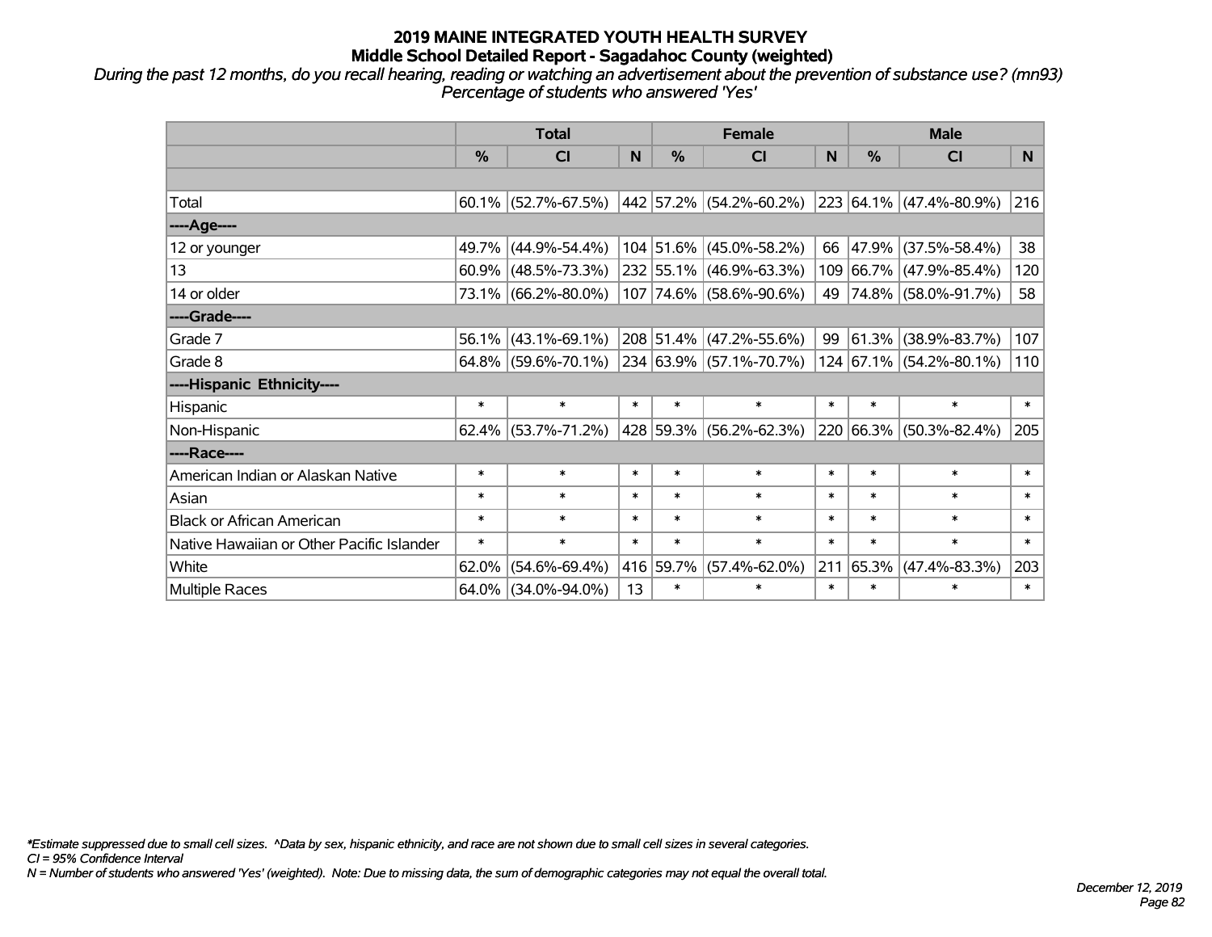## 2019 MAINE INTEGRATED YOUTH HEALTH SURVEY
## Middle School Detailed Report - Sagadahoc County (weighted)

*During the past 12 months, do you recall hearing, reading or watching an advertisement about the prevention of substance use? (mn93)*
*Percentage of students who answered 'Yes'*

| | Total | | | Female | | | Male | | |
|---|---|---|---|---|---|---|---|---|---|
| | % | CI | N | % | CI | N | % | CI | N |
| | | | | | | | | | |
| Total | 60.1% | (52.7%-67.5%) | 442 | 57.2% | (54.2%-60.2%) | 223 | 64.1% | (47.4%-80.9%) | 216 |
| ----Age---- | | | | | | | | | |
| 12 or younger | 49.7% | (44.9%-54.4%) | 104 | 51.6% | (45.0%-58.2%) | 66 | 47.9% | (37.5%-58.4%) | 38 |
| 13 | 60.9% | (48.5%-73.3%) | 232 | 55.1% | (46.9%-63.3%) | 109 | 66.7% | (47.9%-85.4%) | 120 |
| 14 or older | 73.1% | (66.2%-80.0%) | 107 | 74.6% | (58.6%-90.6%) | 49 | 74.8% | (58.0%-91.7%) | 58 |
| ----Grade---- | | | | | | | | | |
| Grade 7 | 56.1% | (43.1%-69.1%) | 208 | 51.4% | (47.2%-55.6%) | 99 | 61.3% | (38.9%-83.7%) | 107 |
| Grade 8 | 64.8% | (59.6%-70.1%) | 234 | 63.9% | (57.1%-70.7%) | 124 | 67.1% | (54.2%-80.1%) | 110 |
| ----Hispanic Ethnicity---- | | | | | | | | | |
| Hispanic | * | * | * | * | * | * | * | * | * |
| Non-Hispanic | 62.4% | (53.7%-71.2%) | 428 | 59.3% | (56.2%-62.3%) | 220 | 66.3% | (50.3%-82.4%) | 205 |
| ----Race---- | | | | | | | | | |
| American Indian or Alaskan Native | * | * | * | * | * | * | * | * | * |
| Asian | * | * | * | * | * | * | * | * | * |
| Black or African American | * | * | * | * | * | * | * | * | * |
| Native Hawaiian or Other Pacific Islander | * | * | * | * | * | * | * | * | * |
| White | 62.0% | (54.6%-69.4%) | 416 | 59.7% | (57.4%-62.0%) | 211 | 65.3% | (47.4%-83.3%) | 203 |
| Multiple Races | 64.0% | (34.0%-94.0%) | 13 | * | * | * | * | * | * |

*\*Estimate suppressed due to small cell sizes. ^Data by sex, hispanic ethnicity, and race are not shown due to small cell sizes in several categories.*
*CI = 95% Confidence Interval*
*N = Number of students who answered 'Yes' (weighted). Note: Due to missing data, the sum of demographic categories may not equal the overall total.*

*December 12, 2019*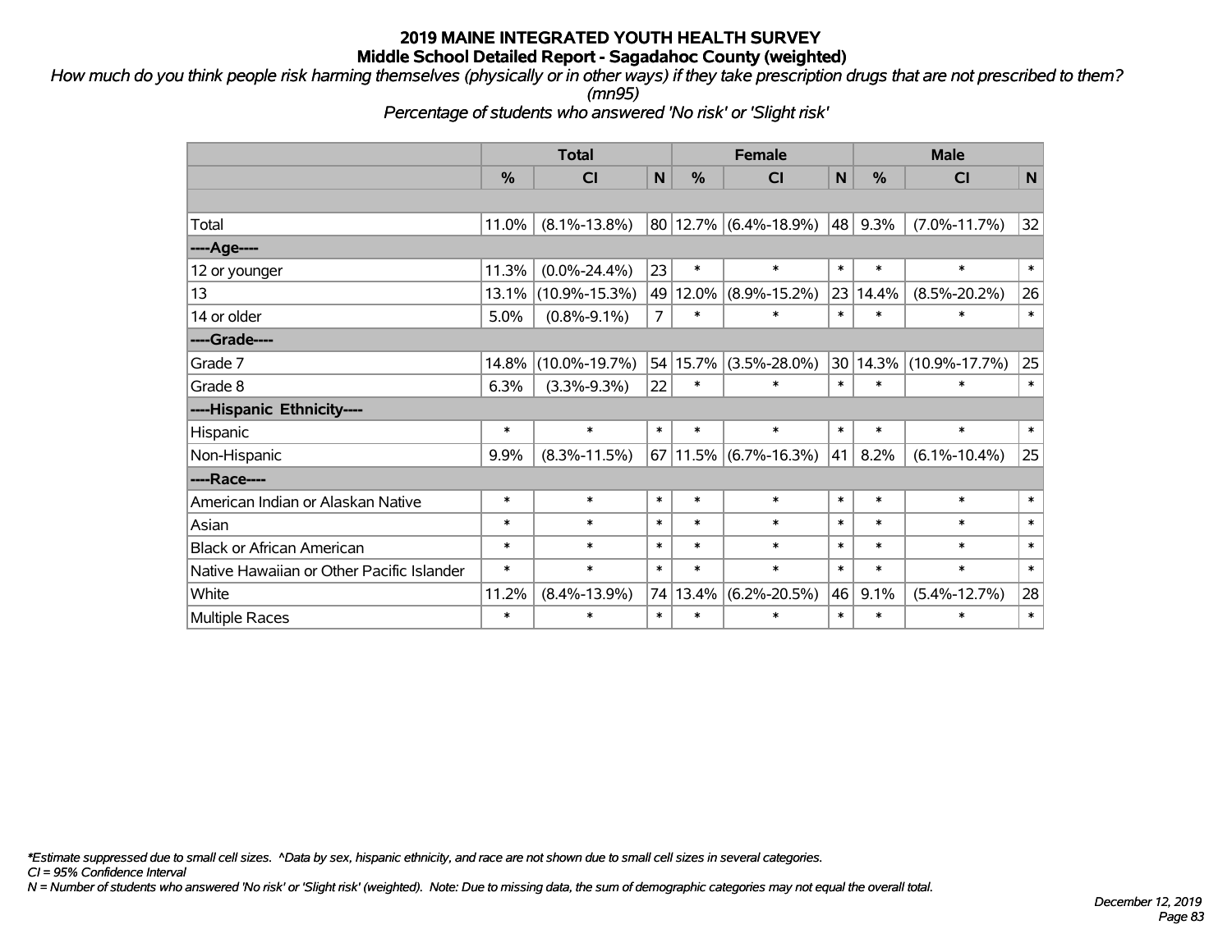# 2019 MAINE INTEGRATED YOUTH HEALTH SURVEY
## Middle School Detailed Report - Sagadahoc County (weighted)

*How much do you think people risk harming themselves (physically or in other ways) if they take prescription drugs that are not prescribed to them? (mn95)*

*Percentage of students who answered 'No risk' or 'Slight risk'*

| | Total | | | Female | | | Male | | |
|---|---|---|---|---|---|---|---|---|---|
| | % | CI | N | % | CI | N | % | CI | N |
| | | | | | | | | | |
| Total | 11.0% | (8.1%-13.8%) | 80 | 12.7% | (6.4%-18.9%) | 48 | 9.3% | (7.0%-11.7%) | 32 |
| ----Age---- | | | | | | | | | |
| 12 or younger | 11.3% | (0.0%-24.4%) | 23 | * | * | * | * | * | * |
| 13 | 13.1% | (10.9%-15.3%) | 49 | 12.0% | (8.9%-15.2%) | 23 | 14.4% | (8.5%-20.2%) | 26 |
| 14 or older | 5.0% | (0.8%-9.1%) | 7 | * | * | * | * | * | * |
| ----Grade---- | | | | | | | | | |
| Grade 7 | 14.8% | (10.0%-19.7%) | 54 | 15.7% | (3.5%-28.0%) | 30 | 14.3% | (10.9%-17.7%) | 25 |
| Grade 8 | 6.3% | (3.3%-9.3%) | 22 | * | * | * | * | * | * |
| ----Hispanic Ethnicity---- | | | | | | | | | |
| Hispanic | * | * | * | * | * | * | * | * | * |
| Non-Hispanic | 9.9% | (8.3%-11.5%) | 67 | 11.5% | (6.7%-16.3%) | 41 | 8.2% | (6.1%-10.4%) | 25 |
| ----Race---- | | | | | | | | | |
| American Indian or Alaskan Native | * | * | * | * | * | * | * | * | * |
| Asian | * | * | * | * | * | * | * | * | * |
| Black or African American | * | * | * | * | * | * | * | * | * |
| Native Hawaiian or Other Pacific Islander | * | * | * | * | * | * | * | * | * |
| White | 11.2% | (8.4%-13.9%) | 74 | 13.4% | (6.2%-20.5%) | 46 | 9.1% | (5.4%-12.7%) | 28 |
| Multiple Races | * | * | * | * | * | * | * | * | * |

*\*Estimate suppressed due to small cell sizes. ^Data by sex, hispanic ethnicity, and race are not shown due to small cell sizes in several categories.*

*CI = 95% Confidence Interval*

*N = Number of students who answered 'No risk' or 'Slight risk' (weighted). Note: Due to missing data, the sum of demographic categories may not equal the overall total.*

*December 12, 2019*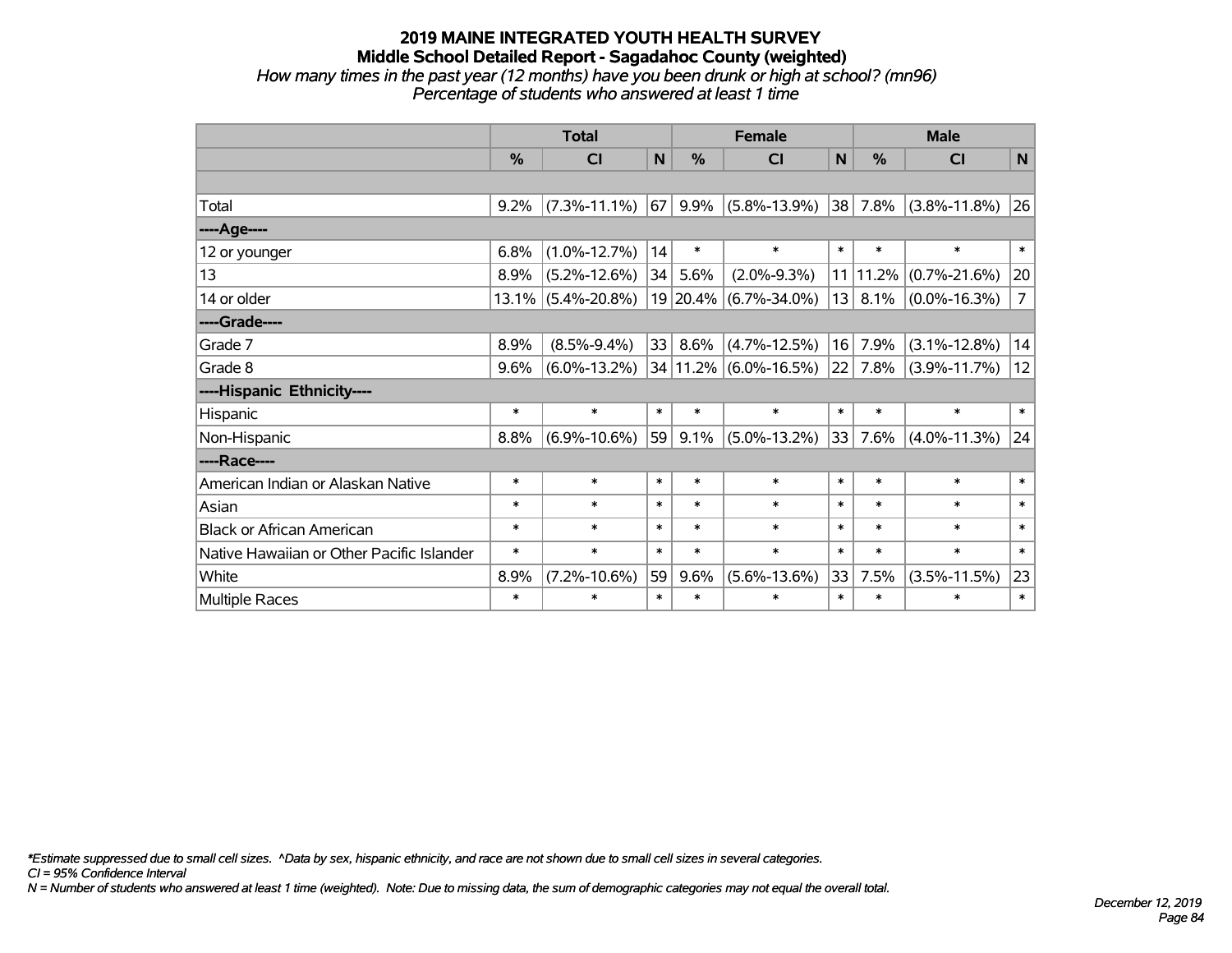# 2019 MAINE INTEGRATED YOUTH HEALTH SURVEY
## Middle School Detailed Report - Sagadahoc County (weighted)
*How many times in the past year (12 months) have you been drunk or high at school? (mn96)*
*Percentage of students who answered at least 1 time*

| | Total | | | Female | | | Male | | |
|---|---|---|---|---|---|---|---|---|---|
| | % | CI | N | % | CI | N | % | CI | N |
| | | | | | | | | | |
| Total | 9.2% | (7.3%-11.1%) | 67 | 9.9% | (5.8%-13.9%) | 38 | 7.8% | (3.8%-11.8%) | 26 |
| ----Age---- | | | | | | | | | |
| 12 or younger | 6.8% | (1.0%-12.7%) | 14 | * | * | * | * | * | * |
| 13 | 8.9% | (5.2%-12.6%) | 34 | 5.6% | (2.0%-9.3%) | 11 | 11.2% | (0.7%-21.6%) | 20 |
| 14 or older | 13.1% | (5.4%-20.8%) | 19 | 20.4% | (6.7%-34.0%) | 13 | 8.1% | (0.0%-16.3%) | 7 |
| ----Grade---- | | | | | | | | | |
| Grade 7 | 8.9% | (8.5%-9.4%) | 33 | 8.6% | (4.7%-12.5%) | 16 | 7.9% | (3.1%-12.8%) | 14 |
| Grade 8 | 9.6% | (6.0%-13.2%) | 34 | 11.2% | (6.0%-16.5%) | 22 | 7.8% | (3.9%-11.7%) | 12 |
| ----Hispanic Ethnicity---- | | | | | | | | | |
| Hispanic | * | * | * | * | * | * | * | * | * |
| Non-Hispanic | 8.8% | (6.9%-10.6%) | 59 | 9.1% | (5.0%-13.2%) | 33 | 7.6% | (4.0%-11.3%) | 24 |
| ----Race---- | | | | | | | | | |
| American Indian or Alaskan Native | * | * | * | * | * | * | * | * | * |
| Asian | * | * | * | * | * | * | * | * | * |
| Black or African American | * | * | * | * | * | * | * | * | * |
| Native Hawaiian or Other Pacific Islander | * | * | * | * | * | * | * | * | * |
| White | 8.9% | (7.2%-10.6%) | 59 | 9.6% | (5.6%-13.6%) | 33 | 7.5% | (3.5%-11.5%) | 23 |
| Multiple Races | * | * | * | * | * | * | * | * | * |

*\*Estimate suppressed due to small cell sizes. ^Data by sex, hispanic ethnicity, and race are not shown due to small cell sizes in several categories.*
*CI = 95% Confidence Interval*
*N = Number of students who answered at least 1 time (weighted). Note: Due to missing data, the sum of demographic categories may not equal the overall total.*

*December 12, 2019*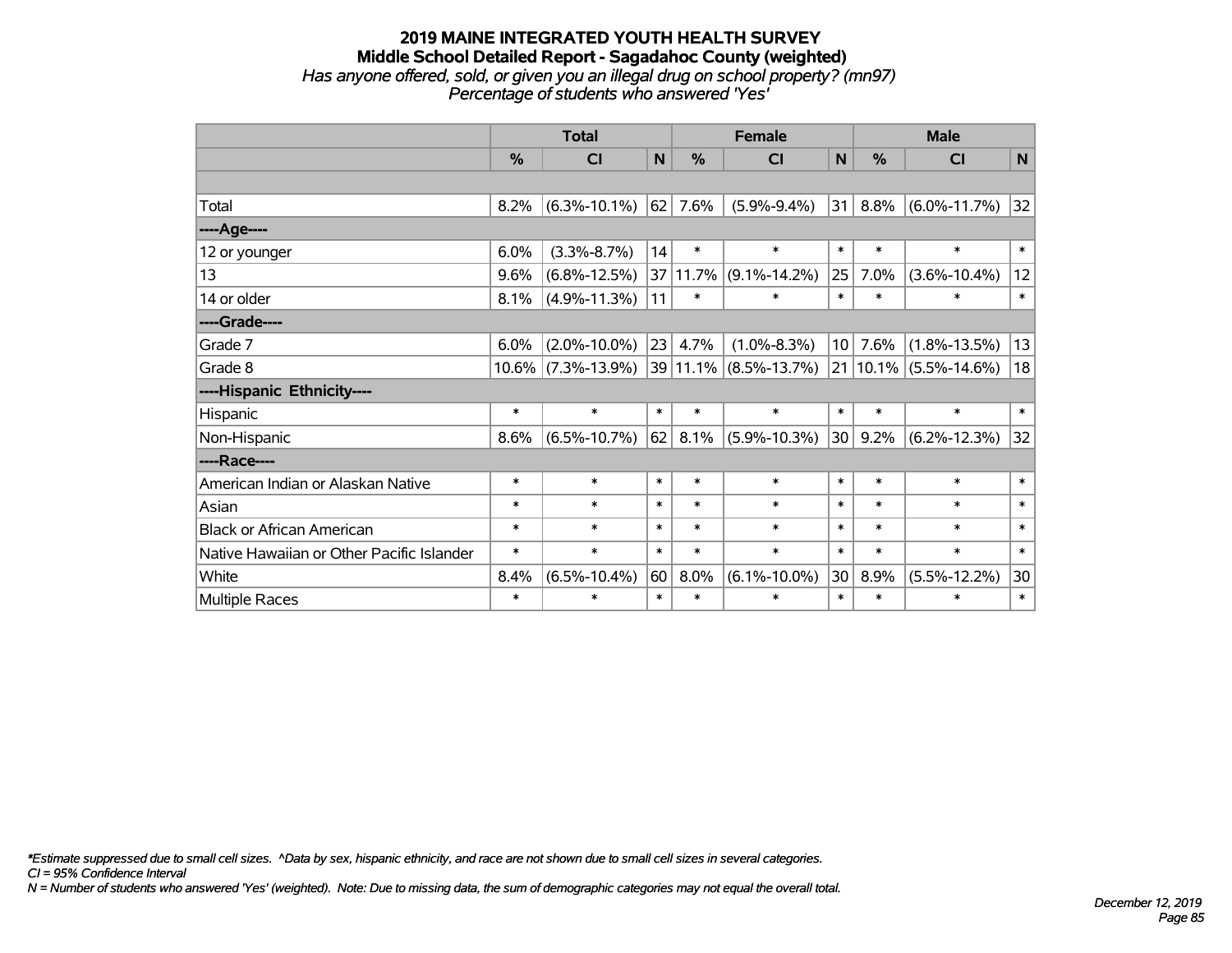# 2019 MAINE INTEGRATED YOUTH HEALTH SURVEY

## Middle School Detailed Report - Sagadahoc County (weighted)

*Has anyone offered, sold, or given you an illegal drug on school property? (mn97)*
*Percentage of students who answered 'Yes'*

| | Total | | | Female | | | Male | | |
|---|---|---|---|---|---|---|---|---|---|
| | % | CI | N | % | CI | N | % | CI | N |
| | | | | | | | | | |
| Total | 8.2% | (6.3%-10.1%) | 62 | 7.6% | (5.9%-9.4%) | 31 | 8.8% | (6.0%-11.7%) | 32 |
| ----Age---- | | | | | | | | | |
| 12 or younger | 6.0% | (3.3%-8.7%) | 14 | * | * | * | * | * | * |
| 13 | 9.6% | (6.8%-12.5%) | 37 | 11.7% | (9.1%-14.2%) | 25 | 7.0% | (3.6%-10.4%) | 12 |
| 14 or older | 8.1% | (4.9%-11.3%) | 11 | * | * | * | * | * | * |
| ----Grade---- | | | | | | | | | |
| Grade 7 | 6.0% | (2.0%-10.0%) | 23 | 4.7% | (1.0%-8.3%) | 10 | 7.6% | (1.8%-13.5%) | 13 |
| Grade 8 | 10.6% | (7.3%-13.9%) | 39 | 11.1% | (8.5%-13.7%) | 21 | 10.1% | (5.5%-14.6%) | 18 |
| ----Hispanic Ethnicity---- | | | | | | | | | |
| Hispanic | * | * | * | * | * | * | * | * | * |
| Non-Hispanic | 8.6% | (6.5%-10.7%) | 62 | 8.1% | (5.9%-10.3%) | 30 | 9.2% | (6.2%-12.3%) | 32 |
| ----Race---- | | | | | | | | | |
| American Indian or Alaskan Native | * | * | * | * | * | * | * | * | * |
| Asian | * | * | * | * | * | * | * | * | * |
| Black or African American | * | * | * | * | * | * | * | * | * |
| Native Hawaiian or Other Pacific Islander | * | * | * | * | * | * | * | * | * |
| White | 8.4% | (6.5%-10.4%) | 60 | 8.0% | (6.1%-10.0%) | 30 | 8.9% | (5.5%-12.2%) | 30 |
| Multiple Races | * | * | * | * | * | * | * | * | * |

*\*Estimate suppressed due to small cell sizes. ^Data by sex, hispanic ethnicity, and race are not shown due to small cell sizes in several categories.*
*CI = 95% Confidence Interval*
*N = Number of students who answered 'Yes' (weighted). Note: Due to missing data, the sum of demographic categories may not equal the overall total.*

*December 12, 2019*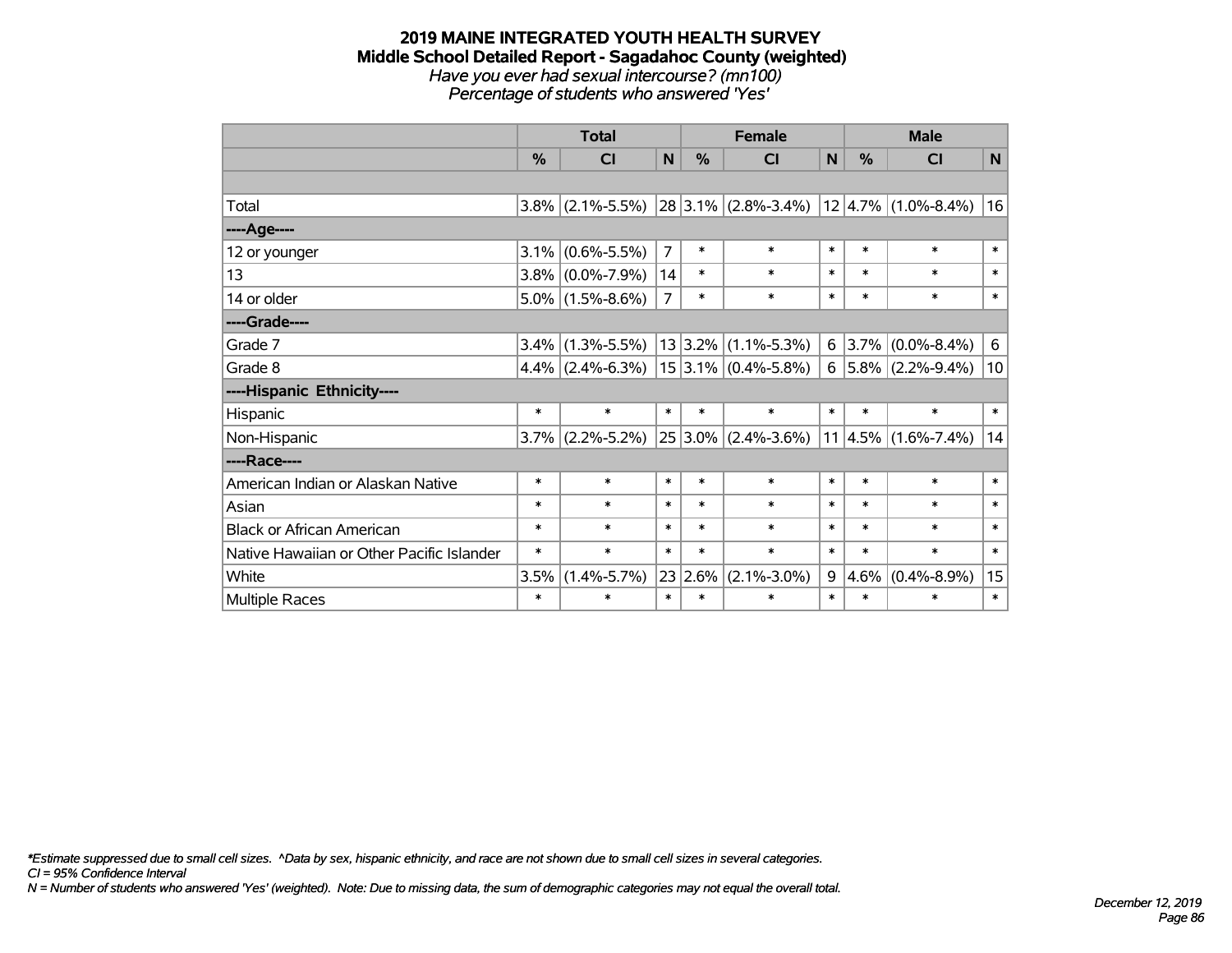# 2019 MAINE INTEGRATED YOUTH HEALTH SURVEY

## Middle School Detailed Report - Sagadahoc County (weighted)

*Have you ever had sexual intercourse? (mn100)*

*Percentage of students who answered 'Yes'*

| | Total | | | Female | | | Male | | |
|---|---|---|---|---|---|---|---|---|---|
| | % | CI | N | % | CI | N | % | CI | N |
| | | | | | | | | | |
| Total | 3.8% | (2.1%-5.5%) | 28 | 3.1% | (2.8%-3.4%) | 12 | 4.7% | (1.0%-8.4%) | 16 |
| ----Age---- | | | | | | | | | |
| 12 or younger | 3.1% | (0.6%-5.5%) | 7 | * | * | * | * | * | * |
| 13 | 3.8% | (0.0%-7.9%) | 14 | * | * | * | * | * | * |
| 14 or older | 5.0% | (1.5%-8.6%) | 7 | * | * | * | * | * | * |
| ----Grade---- | | | | | | | | | |
| Grade 7 | 3.4% | (1.3%-5.5%) | 13 | 3.2% | (1.1%-5.3%) | 6 | 3.7% | (0.0%-8.4%) | 6 |
| Grade 8 | 4.4% | (2.4%-6.3%) | 15 | 3.1% | (0.4%-5.8%) | 6 | 5.8% | (2.2%-9.4%) | 10 |
| ----Hispanic Ethnicity---- | | | | | | | | | |
| Hispanic | * | * | * | * | * | * | * | * | * |
| Non-Hispanic | 3.7% | (2.2%-5.2%) | 25 | 3.0% | (2.4%-3.6%) | 11 | 4.5% | (1.6%-7.4%) | 14 |
| ----Race---- | | | | | | | | | |
| American Indian or Alaskan Native | * | * | * | * | * | * | * | * | * |
| Asian | * | * | * | * | * | * | * | * | * |
| Black or African American | * | * | * | * | * | * | * | * | * |
| Native Hawaiian or Other Pacific Islander | * | * | * | * | * | * | * | * | * |
| White | 3.5% | (1.4%-5.7%) | 23 | 2.6% | (2.1%-3.0%) | 9 | 4.6% | (0.4%-8.9%) | 15 |
| Multiple Races | * | * | * | * | * | * | * | * | * |

*\*Estimate suppressed due to small cell sizes. ^Data by sex, hispanic ethnicity, and race are not shown due to small cell sizes in several categories.*
*CI = 95% Confidence Interval*
*N = Number of students who answered 'Yes' (weighted). Note: Due to missing data, the sum of demographic categories may not equal the overall total.*

*December 12, 2019*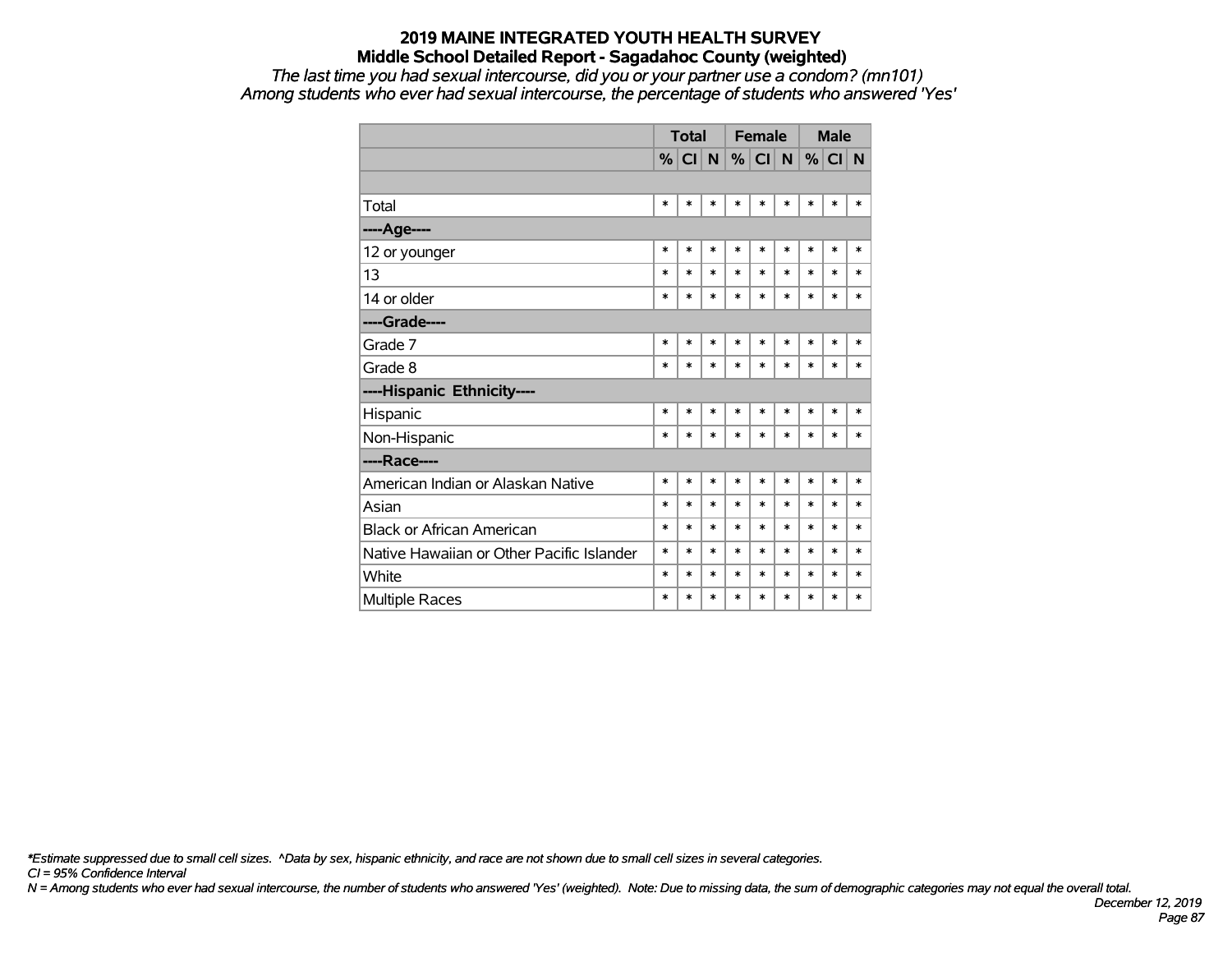# 2019 MAINE INTEGRATED YOUTH HEALTH SURVEY
## Middle School Detailed Report - Sagadahoc County (weighted)
*The last time you had sexual intercourse, did you or your partner use a condom? (mn101)*
*Among students who ever had sexual intercourse, the percentage of students who answered 'Yes'*

| | Total | | | Female | | | Male | | |
|---|---|---|---|---|---|---|---|---|---|
| | % | CI | N | % | CI | N | % | CI | N |
| | | | | | | | | | |
| Total | * | * | * | * | * | * | * | * | * |
| **----Age----** | | | | | | | | | |
| 12 or younger | * | * | * | * | * | * | * | * | * |
| 13 | * | * | * | * | * | * | * | * | * |
| 14 or older | * | * | * | * | * | * | * | * | * |
| **----Grade----** | | | | | | | | | |
| Grade 7 | * | * | * | * | * | * | * | * | * |
| Grade 8 | * | * | * | * | * | * | * | * | * |
| **----Hispanic Ethnicity----** | | | | | | | | | |
| Hispanic | * | * | * | * | * | * | * | * | * |
| Non-Hispanic | * | * | * | * | * | * | * | * | * |
| **----Race----** | | | | | | | | | |
| American Indian or Alaskan Native | * | * | * | * | * | * | * | * | * |
| Asian | * | * | * | * | * | * | * | * | * |
| Black or African American | * | * | * | * | * | * | * | * | * |
| Native Hawaiian or Other Pacific Islander | * | * | * | * | * | * | * | * | * |
| White | * | * | * | * | * | * | * | * | * |
| Multiple Races | * | * | * | * | * | * | * | * | * |

*\*Estimate suppressed due to small cell sizes. ^Data by sex, hispanic ethnicity, and race are not shown due to small cell sizes in several categories.*
*CI = 95% Confidence Interval*
*N = Among students who ever had sexual intercourse, the number of students who answered 'Yes' (weighted). Note: Due to missing data, the sum of demographic categories may not equal the overall total.*

*December 12, 2019*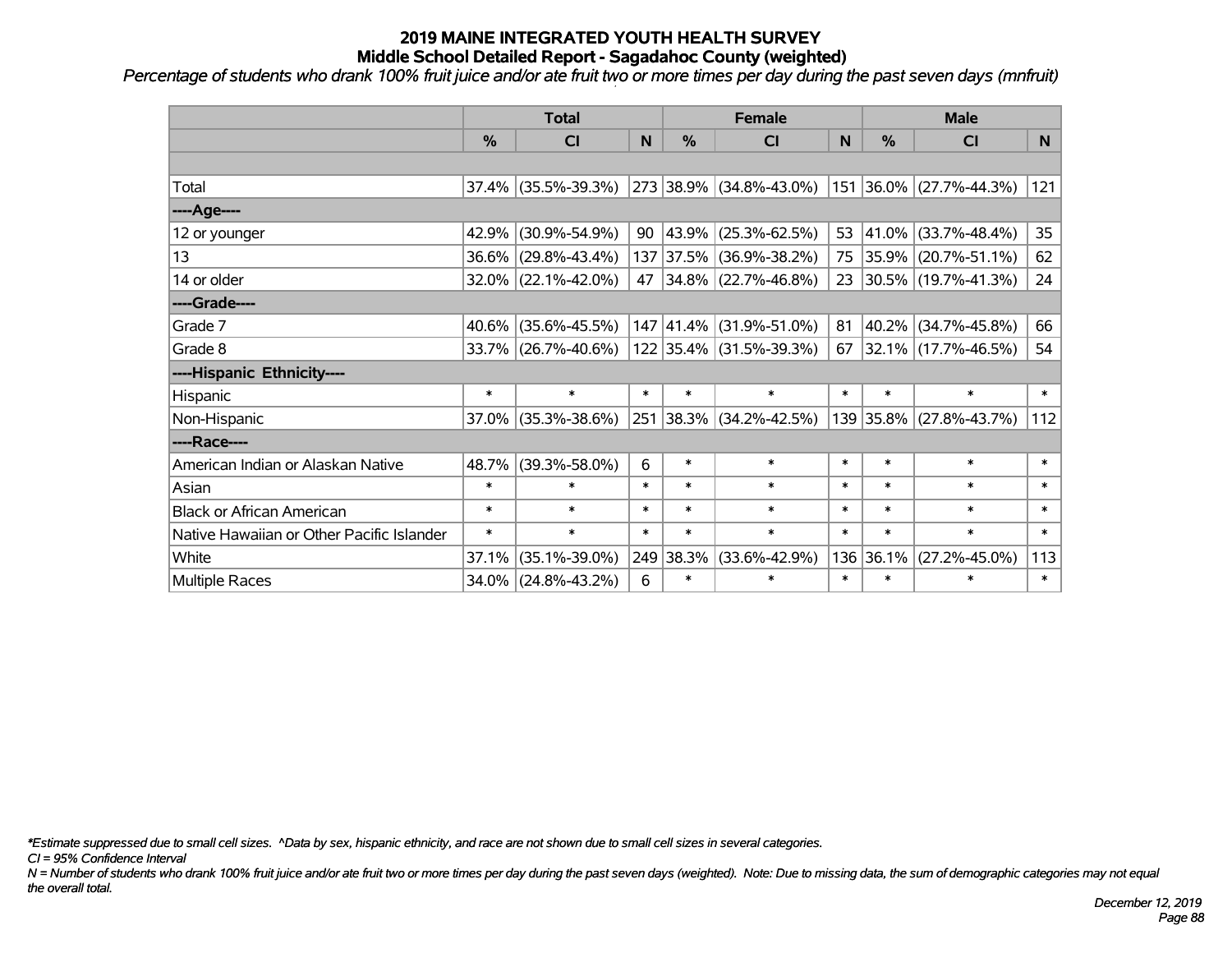# 2019 MAINE INTEGRATED YOUTH HEALTH SURVEY
## Middle School Detailed Report - Sagadahoc County (weighted)

*Percentage of students who drank 100% fruit juice and/or ate fruit two or more times per day during the past seven days (mnfruit)*

| | Total | | | Female | | | Male | | |
|---|---|---|---|---|---|---|---|---|---|
| | % | CI | N | % | CI | N | % | CI | N |
| | | | | | | | | | |
| Total | 37.4% | (35.5%-39.3%) | 273 | 38.9% | (34.8%-43.0%) | 151 | 36.0% | (27.7%-44.3%) | 121 |
| ----Age---- | | | | | | | | | |
| 12 or younger | 42.9% | (30.9%-54.9%) | 90 | 43.9% | (25.3%-62.5%) | 53 | 41.0% | (33.7%-48.4%) | 35 |
| 13 | 36.6% | (29.8%-43.4%) | 137 | 37.5% | (36.9%-38.2%) | 75 | 35.9% | (20.7%-51.1%) | 62 |
| 14 or older | 32.0% | (22.1%-42.0%) | 47 | 34.8% | (22.7%-46.8%) | 23 | 30.5% | (19.7%-41.3%) | 24 |
| ----Grade---- | | | | | | | | | |
| Grade 7 | 40.6% | (35.6%-45.5%) | 147 | 41.4% | (31.9%-51.0%) | 81 | 40.2% | (34.7%-45.8%) | 66 |
| Grade 8 | 33.7% | (26.7%-40.6%) | 122 | 35.4% | (31.5%-39.3%) | 67 | 32.1% | (17.7%-46.5%) | 54 |
| ----Hispanic Ethnicity---- | | | | | | | | | |
| Hispanic | * | * | * | * | * | * | * | * | * |
| Non-Hispanic | 37.0% | (35.3%-38.6%) | 251 | 38.3% | (34.2%-42.5%) | 139 | 35.8% | (27.8%-43.7%) | 112 |
| ----Race---- | | | | | | | | | |
| American Indian or Alaskan Native | 48.7% | (39.3%-58.0%) | 6 | * | * | * | * | * | * |
| Asian | * | * | * | * | * | * | * | * | * |
| Black or African American | * | * | * | * | * | * | * | * | * |
| Native Hawaiian or Other Pacific Islander | * | * | * | * | * | * | * | * | * |
| White | 37.1% | (35.1%-39.0%) | 249 | 38.3% | (33.6%-42.9%) | 136 | 36.1% | (27.2%-45.0%) | 113 |
| Multiple Races | 34.0% | (24.8%-43.2%) | 6 | * | * | * | * | * | * |

*\*Estimate suppressed due to small cell sizes. ^Data by sex, hispanic ethnicity, and race are not shown due to small cell sizes in several categories.*

*CI = 95% Confidence Interval*

*N = Number of students who drank 100% fruit juice and/or ate fruit two or more times per day during the past seven days (weighted). Note: Due to missing data, the sum of demographic categories may not equal the overall total.*

*December 12, 2019*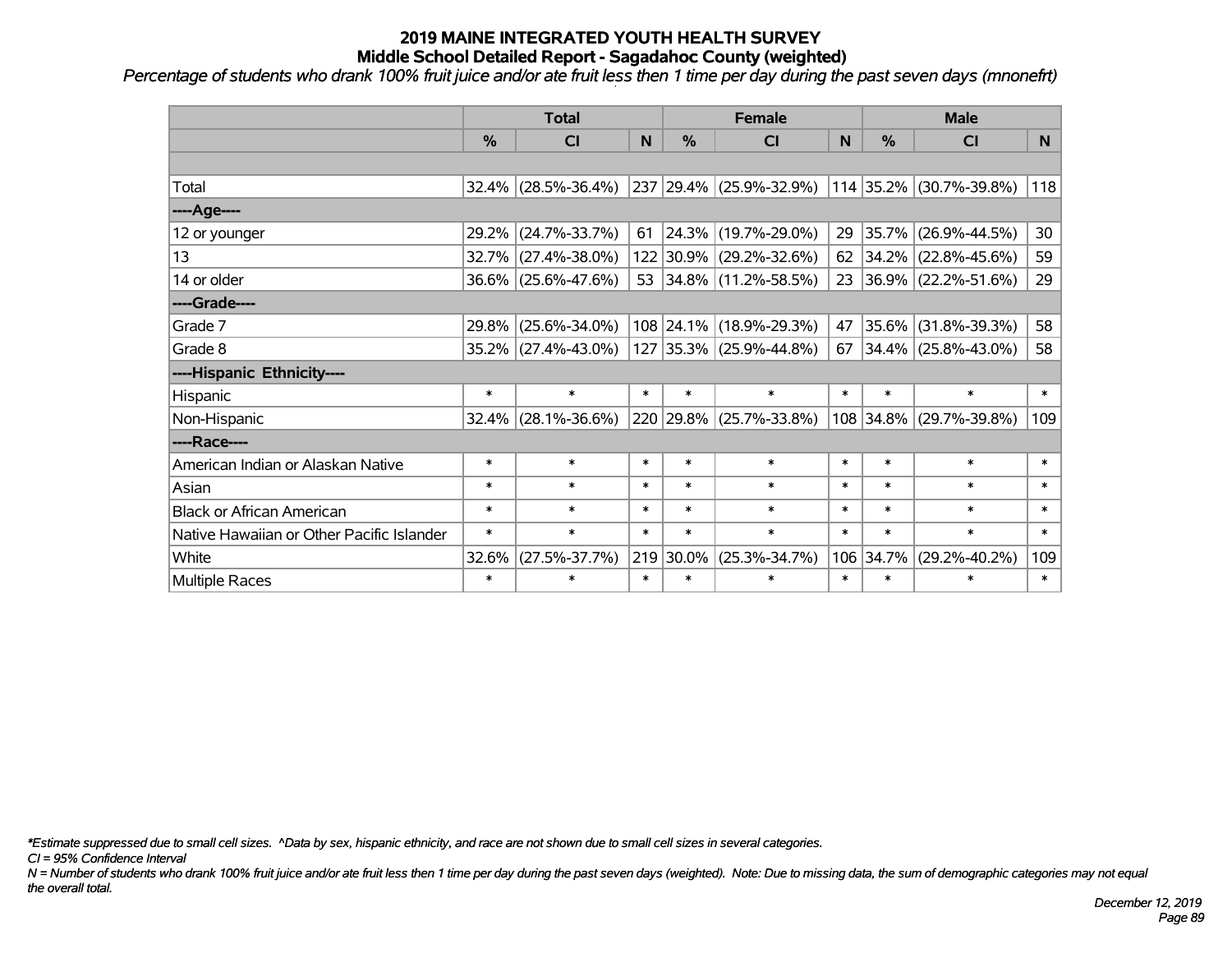# 2019 MAINE INTEGRATED YOUTH HEALTH SURVEY
## Middle School Detailed Report - Sagadahoc County (weighted)

*Percentage of students who drank 100% fruit juice and/or ate fruit less then 1 time per day during the past seven days (mnonefrt)*

| | Total | | | Female | | | Male | | |
|---|---|---|---|---|---|---|---|---|---|
| | % | CI | N | % | CI | N | % | CI | N |
| | | | | | | | | | |
| Total | 32.4% | (28.5%-36.4%) | 237 | 29.4% | (25.9%-32.9%) | 114 | 35.2% | (30.7%-39.8%) | 118 |
| ----Age---- | | | | | | | | | |
| 12 or younger | 29.2% | (24.7%-33.7%) | 61 | 24.3% | (19.7%-29.0%) | 29 | 35.7% | (26.9%-44.5%) | 30 |
| 13 | 32.7% | (27.4%-38.0%) | 122 | 30.9% | (29.2%-32.6%) | 62 | 34.2% | (22.8%-45.6%) | 59 |
| 14 or older | 36.6% | (25.6%-47.6%) | 53 | 34.8% | (11.2%-58.5%) | 23 | 36.9% | (22.2%-51.6%) | 29 |
| ----Grade---- | | | | | | | | | |
| Grade 7 | 29.8% | (25.6%-34.0%) | 108 | 24.1% | (18.9%-29.3%) | 47 | 35.6% | (31.8%-39.3%) | 58 |
| Grade 8 | 35.2% | (27.4%-43.0%) | 127 | 35.3% | (25.9%-44.8%) | 67 | 34.4% | (25.8%-43.0%) | 58 |
| ----Hispanic Ethnicity---- | | | | | | | | | |
| Hispanic | * | * | * | * | * | * | * | * | * |
| Non-Hispanic | 32.4% | (28.1%-36.6%) | 220 | 29.8% | (25.7%-33.8%) | 108 | 34.8% | (29.7%-39.8%) | 109 |
| ----Race---- | | | | | | | | | |
| American Indian or Alaskan Native | * | * | * | * | * | * | * | * | * |
| Asian | * | * | * | * | * | * | * | * | * |
| Black or African American | * | * | * | * | * | * | * | * | * |
| Native Hawaiian or Other Pacific Islander | * | * | * | * | * | * | * | * | * |
| White | 32.6% | (27.5%-37.7%) | 219 | 30.0% | (25.3%-34.7%) | 106 | 34.7% | (29.2%-40.2%) | 109 |
| Multiple Races | * | * | * | * | * | * | * | * | * |

*\*Estimate suppressed due to small cell sizes. ^Data by sex, hispanic ethnicity, and race are not shown due to small cell sizes in several categories.*

*CI = 95% Confidence Interval*

*N = Number of students who drank 100% fruit juice and/or ate fruit less then 1 time per day during the past seven days (weighted). Note: Due to missing data, the sum of demographic categories may not equal the overall total.*

*December 12, 2019*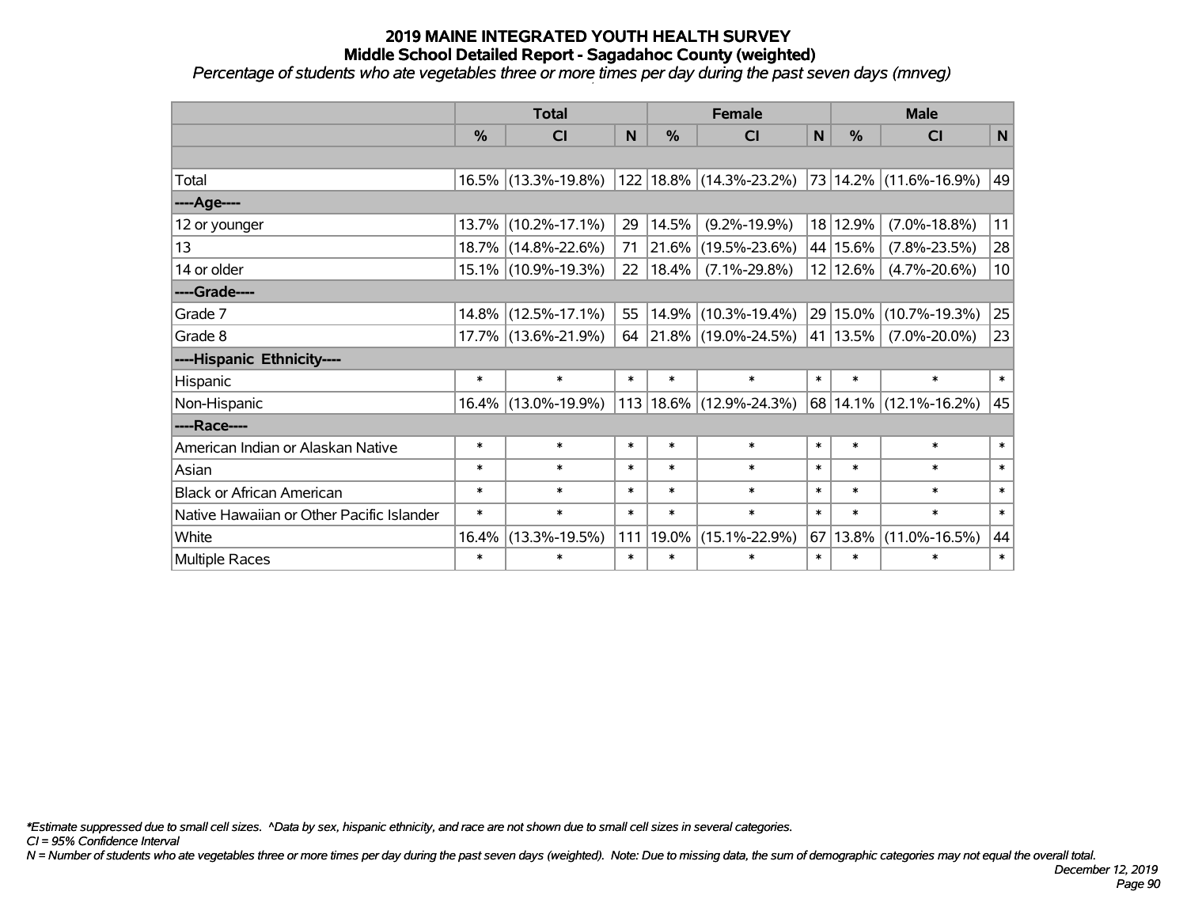# 2019 MAINE INTEGRATED YOUTH HEALTH SURVEY
## Middle School Detailed Report - Sagadahoc County (weighted)
*Percentage of students who ate vegetables three or more times per day during the past seven days (mnveg)*

| | Total | | | Female | | | Male | | |
|---|---|---|---|---|---|---|---|---|---|
| | % | CI | N | % | CI | N | % | CI | N |
| | | | | | | | | | |
| Total | 16.5% | (13.3%-19.8%) | 122 | 18.8% | (14.3%-23.2%) | 73 | 14.2% | (11.6%-16.9%) | 49 |
| ----Age---- | | | | | | | | | |
| 12 or younger | 13.7% | (10.2%-17.1%) | 29 | 14.5% | (9.2%-19.9%) | 18 | 12.9% | (7.0%-18.8%) | 11 |
| 13 | 18.7% | (14.8%-22.6%) | 71 | 21.6% | (19.5%-23.6%) | 44 | 15.6% | (7.8%-23.5%) | 28 |
| 14 or older | 15.1% | (10.9%-19.3%) | 22 | 18.4% | (7.1%-29.8%) | 12 | 12.6% | (4.7%-20.6%) | 10 |
| ----Grade---- | | | | | | | | | |
| Grade 7 | 14.8% | (12.5%-17.1%) | 55 | 14.9% | (10.3%-19.4%) | 29 | 15.0% | (10.7%-19.3%) | 25 |
| Grade 8 | 17.7% | (13.6%-21.9%) | 64 | 21.8% | (19.0%-24.5%) | 41 | 13.5% | (7.0%-20.0%) | 23 |
| ----Hispanic Ethnicity---- | | | | | | | | | |
| Hispanic | * | * | * | * | * | * | * | * | * |
| Non-Hispanic | 16.4% | (13.0%-19.9%) | 113 | 18.6% | (12.9%-24.3%) | 68 | 14.1% | (12.1%-16.2%) | 45 |
| ----Race---- | | | | | | | | | |
| American Indian or Alaskan Native | * | * | * | * | * | * | * | * | * |
| Asian | * | * | * | * | * | * | * | * | * |
| Black or African American | * | * | * | * | * | * | * | * | * |
| Native Hawaiian or Other Pacific Islander | * | * | * | * | * | * | * | * | * |
| White | 16.4% | (13.3%-19.5%) | 111 | 19.0% | (15.1%-22.9%) | 67 | 13.8% | (11.0%-16.5%) | 44 |
| Multiple Races | * | * | * | * | * | * | * | * | * |

*Estimate suppressed due to small cell sizes. ^Data by sex, hispanic ethnicity, and race are not shown due to small cell sizes in several categories.

CI = 95% Confidence Interval

N = Number of students who ate vegetables three or more times per day during the past seven days (weighted). Note: Due to missing data, the sum of demographic categories may not equal the overall total.

December 12, 2019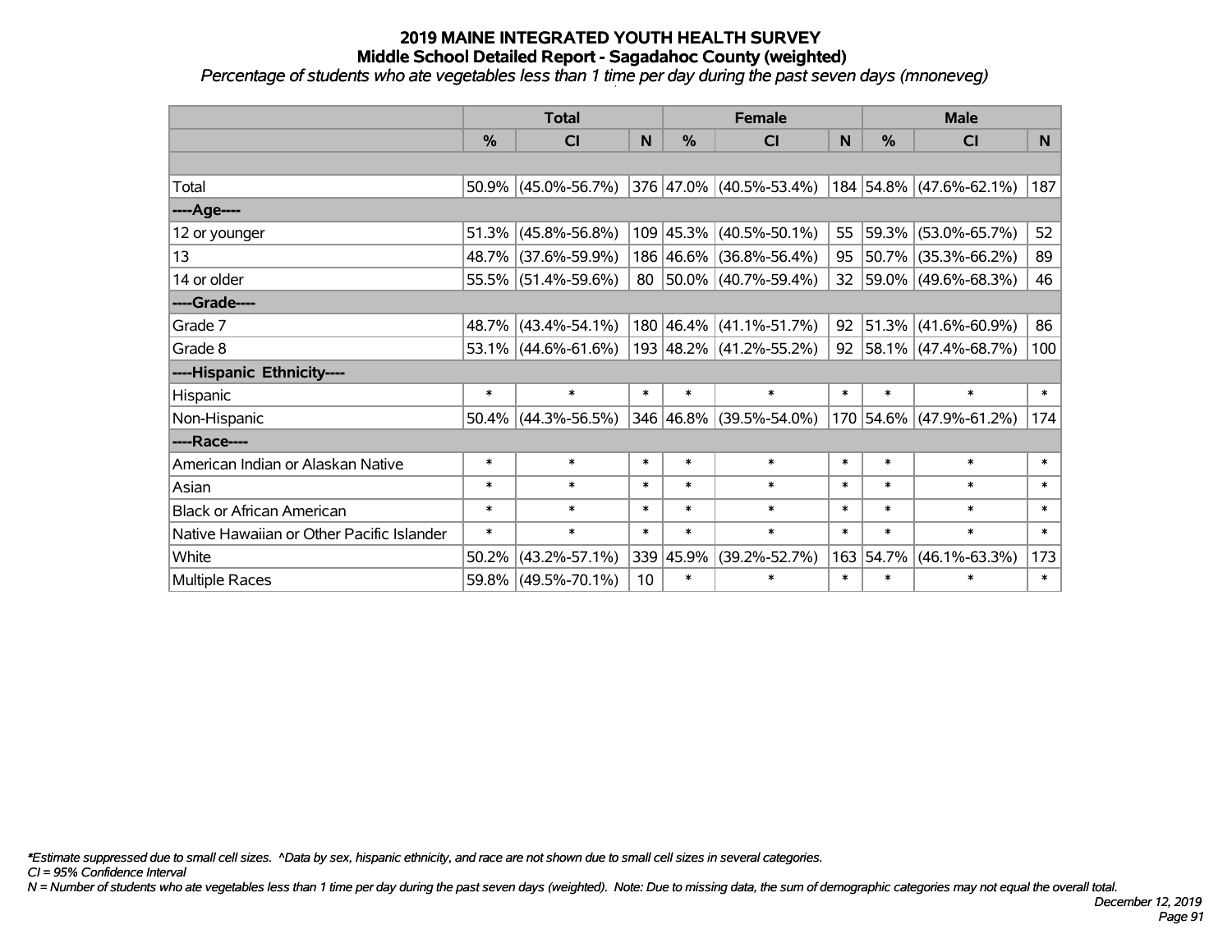# 2019 MAINE INTEGRATED YOUTH HEALTH SURVEY
## Middle School Detailed Report - Sagadahoc County (weighted)
*Percentage of students who ate vegetables less than 1 time per day during the past seven days (mnoneveg)*

| | Total | | | Female | | | Male | | |
|---|---|---|---|---|---|---|---|---|---|
| | % | CI | N | % | CI | N | % | CI | N |
| | | | | | | | | | |
| Total | 50.9% | (45.0%-56.7%) | 376 | 47.0% | (40.5%-53.4%) | 184 | 54.8% | (47.6%-62.1%) | 187 |
| ----Age---- | | | | | | | | | |
| 12 or younger | 51.3% | (45.8%-56.8%) | 109 | 45.3% | (40.5%-50.1%) | 55 | 59.3% | (53.0%-65.7%) | 52 |
| 13 | 48.7% | (37.6%-59.9%) | 186 | 46.6% | (36.8%-56.4%) | 95 | 50.7% | (35.3%-66.2%) | 89 |
| 14 or older | 55.5% | (51.4%-59.6%) | 80 | 50.0% | (40.7%-59.4%) | 32 | 59.0% | (49.6%-68.3%) | 46 |
| ----Grade---- | | | | | | | | | |
| Grade 7 | 48.7% | (43.4%-54.1%) | 180 | 46.4% | (41.1%-51.7%) | 92 | 51.3% | (41.6%-60.9%) | 86 |
| Grade 8 | 53.1% | (44.6%-61.6%) | 193 | 48.2% | (41.2%-55.2%) | 92 | 58.1% | (47.4%-68.7%) | 100 |
| ----Hispanic Ethnicity---- | | | | | | | | | |
| Hispanic | * | * | * | * | * | * | * | * | * |
| Non-Hispanic | 50.4% | (44.3%-56.5%) | 346 | 46.8% | (39.5%-54.0%) | 170 | 54.6% | (47.9%-61.2%) | 174 |
| ----Race---- | | | | | | | | | |
| American Indian or Alaskan Native | * | * | * | * | * | * | * | * | * |
| Asian | * | * | * | * | * | * | * | * | * |
| Black or African American | * | * | * | * | * | * | * | * | * |
| Native Hawaiian or Other Pacific Islander | * | * | * | * | * | * | * | * | * |
| White | 50.2% | (43.2%-57.1%) | 339 | 45.9% | (39.2%-52.7%) | 163 | 54.7% | (46.1%-63.3%) | 173 |
| Multiple Races | 59.8% | (49.5%-70.1%) | 10 | * | * | * | * | * | * |

*\*Estimate suppressed due to small cell sizes. ^Data by sex, hispanic ethnicity, and race are not shown due to small cell sizes in several categories.*

*CI = 95% Confidence Interval*

*N = Number of students who ate vegetables less than 1 time per day during the past seven days (weighted). Note: Due to missing data, the sum of demographic categories may not equal the overall total.*

*December 12, 2019*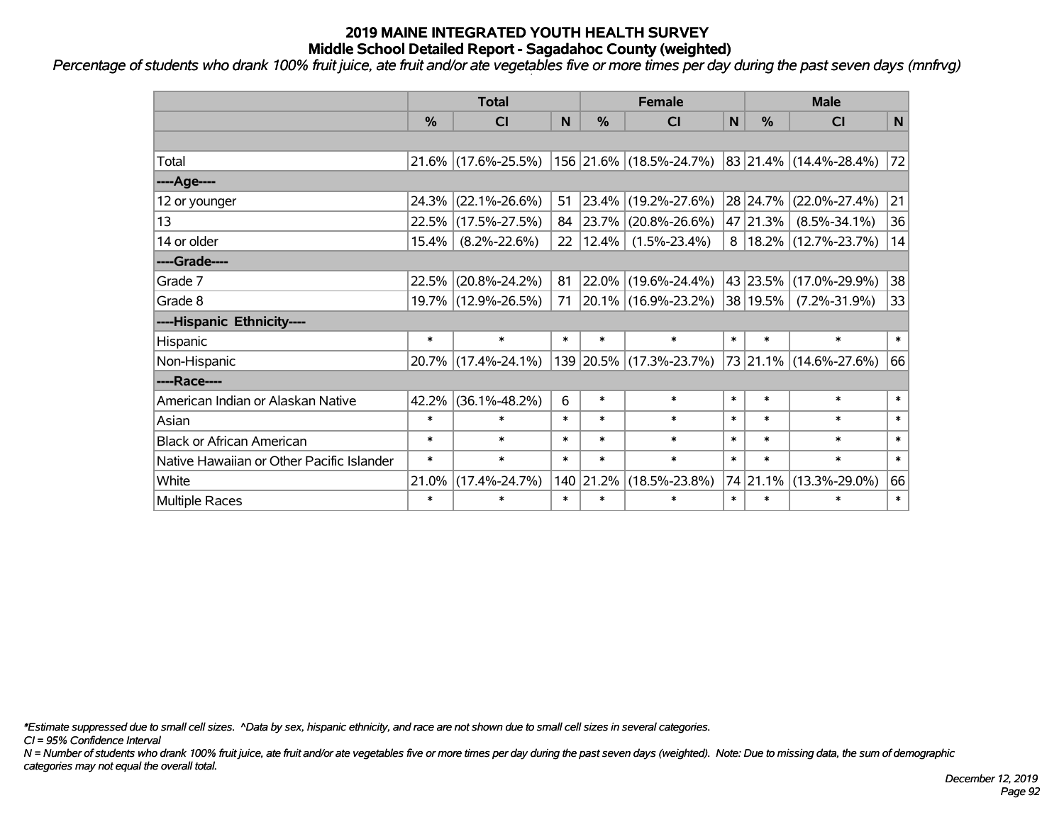# 2019 MAINE INTEGRATED YOUTH HEALTH SURVEY
## Middle School Detailed Report - Sagadahoc County (weighted)

*Percentage of students who drank 100% fruit juice, ate fruit and/or ate vegetables five or more times per day during the past seven days (mnfrvg)*

| | Total | | | Female | | | Male | | |
|---|---|---|---|---|---|---|---|---|---|
| | % | CI | N | % | CI | N | % | CI | N |
| | | | | | | | | | |
| Total | 21.6% | (17.6%-25.5%) | 156 | 21.6% | (18.5%-24.7%) | 83 | 21.4% | (14.4%-28.4%) | 72 |
| ----Age---- | | | | | | | | | |
| 12 or younger | 24.3% | (22.1%-26.6%) | 51 | 23.4% | (19.2%-27.6%) | 28 | 24.7% | (22.0%-27.4%) | 21 |
| 13 | 22.5% | (17.5%-27.5%) | 84 | 23.7% | (20.8%-26.6%) | 47 | 21.3% | (8.5%-34.1%) | 36 |
| 14 or older | 15.4% | (8.2%-22.6%) | 22 | 12.4% | (1.5%-23.4%) | 8 | 18.2% | (12.7%-23.7%) | 14 |
| ----Grade---- | | | | | | | | | |
| Grade 7 | 22.5% | (20.8%-24.2%) | 81 | 22.0% | (19.6%-24.4%) | 43 | 23.5% | (17.0%-29.9%) | 38 |
| Grade 8 | 19.7% | (12.9%-26.5%) | 71 | 20.1% | (16.9%-23.2%) | 38 | 19.5% | (7.2%-31.9%) | 33 |
| ----Hispanic Ethnicity---- | | | | | | | | | |
| Hispanic | * | * | * | * | * | * | * | * | * |
| Non-Hispanic | 20.7% | (17.4%-24.1%) | 139 | 20.5% | (17.3%-23.7%) | 73 | 21.1% | (14.6%-27.6%) | 66 |
| ----Race---- | | | | | | | | | |
| American Indian or Alaskan Native | 42.2% | (36.1%-48.2%) | 6 | * | * | * | * | * | * |
| Asian | * | * | * | * | * | * | * | * | * |
| Black or African American | * | * | * | * | * | * | * | * | * |
| Native Hawaiian or Other Pacific Islander | * | * | * | * | * | * | * | * | * |
| White | 21.0% | (17.4%-24.7%) | 140 | 21.2% | (18.5%-23.8%) | 74 | 21.1% | (13.3%-29.0%) | 66 |
| Multiple Races | * | * | * | * | * | * | * | * | * |

*\*Estimate suppressed due to small cell sizes. ^Data by sex, hispanic ethnicity, and race are not shown due to small cell sizes in several categories.*

*CI = 95% Confidence Interval*

*N = Number of students who drank 100% fruit juice, ate fruit and/or ate vegetables five or more times per day during the past seven days (weighted). Note: Due to missing data, the sum of demographic categories may not equal the overall total.*

*December 12, 2019*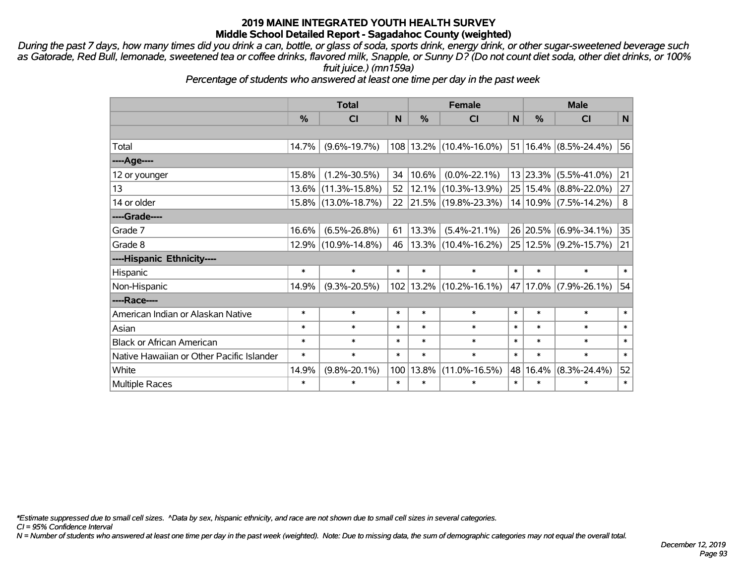# 2019 MAINE INTEGRATED YOUTH HEALTH SURVEY
## Middle School Detailed Report - Sagadahoc County (weighted)

*During the past 7 days, how many times did you drink a can, bottle, or glass of soda, sports drink, energy drink, or other sugar-sweetened beverage such as Gatorade, Red Bull, lemonade, sweetened tea or coffee drinks, flavored milk, Snapple, or Sunny D? (Do not count diet soda, other diet drinks, or 100% fruit juice.) (mn159a)*

*Percentage of students who answered at least one time per day in the past week*

| | Total | | | Female | | | Male | | |
|---|---|---|---|---|---|---|---|---|---|
| | % | CI | N | % | CI | N | % | CI | N |
| Total | 14.7% | (9.6%-19.7%) | 108 | 13.2% | (10.4%-16.0%) | 51 | 16.4% | (8.5%-24.4%) | 56 |
| ----Age---- | | | | | | | | | |
| 12 or younger | 15.8% | (1.2%-30.5%) | 34 | 10.6% | (0.0%-22.1%) | 13 | 23.3% | (5.5%-41.0%) | 21 |
| 13 | 13.6% | (11.3%-15.8%) | 52 | 12.1% | (10.3%-13.9%) | 25 | 15.4% | (8.8%-22.0%) | 27 |
| 14 or older | 15.8% | (13.0%-18.7%) | 22 | 21.5% | (19.8%-23.3%) | 14 | 10.9% | (7.5%-14.2%) | 8 |
| ----Grade---- | | | | | | | | | |
| Grade 7 | 16.6% | (6.5%-26.8%) | 61 | 13.3% | (5.4%-21.1%) | 26 | 20.5% | (6.9%-34.1%) | 35 |
| Grade 8 | 12.9% | (10.9%-14.8%) | 46 | 13.3% | (10.4%-16.2%) | 25 | 12.5% | (9.2%-15.7%) | 21 |
| ----Hispanic Ethnicity---- | | | | | | | | | |
| Hispanic | * | * | * | * | * | * | * | * | * |
| Non-Hispanic | 14.9% | (9.3%-20.5%) | 102 | 13.2% | (10.2%-16.1%) | 47 | 17.0% | (7.9%-26.1%) | 54 |
| ----Race---- | | | | | | | | | |
| American Indian or Alaskan Native | * | * | * | * | * | * | * | * | * |
| Asian | * | * | * | * | * | * | * | * | * |
| Black or African American | * | * | * | * | * | * | * | * | * |
| Native Hawaiian or Other Pacific Islander | * | * | * | * | * | * | * | * | * |
| White | 14.9% | (9.8%-20.1%) | 100 | 13.8% | (11.0%-16.5%) | 48 | 16.4% | (8.3%-24.4%) | 52 |
| Multiple Races | * | * | * | * | * | * | * | * | * |

*\*Estimate suppressed due to small cell sizes. ^Data by sex, hispanic ethnicity, and race are not shown due to small cell sizes in several categories.*

*CI = 95% Confidence Interval*

*N = Number of students who answered at least one time per day in the past week (weighted). Note: Due to missing data, the sum of demographic categories may not equal the overall total.*

*December 12, 2019*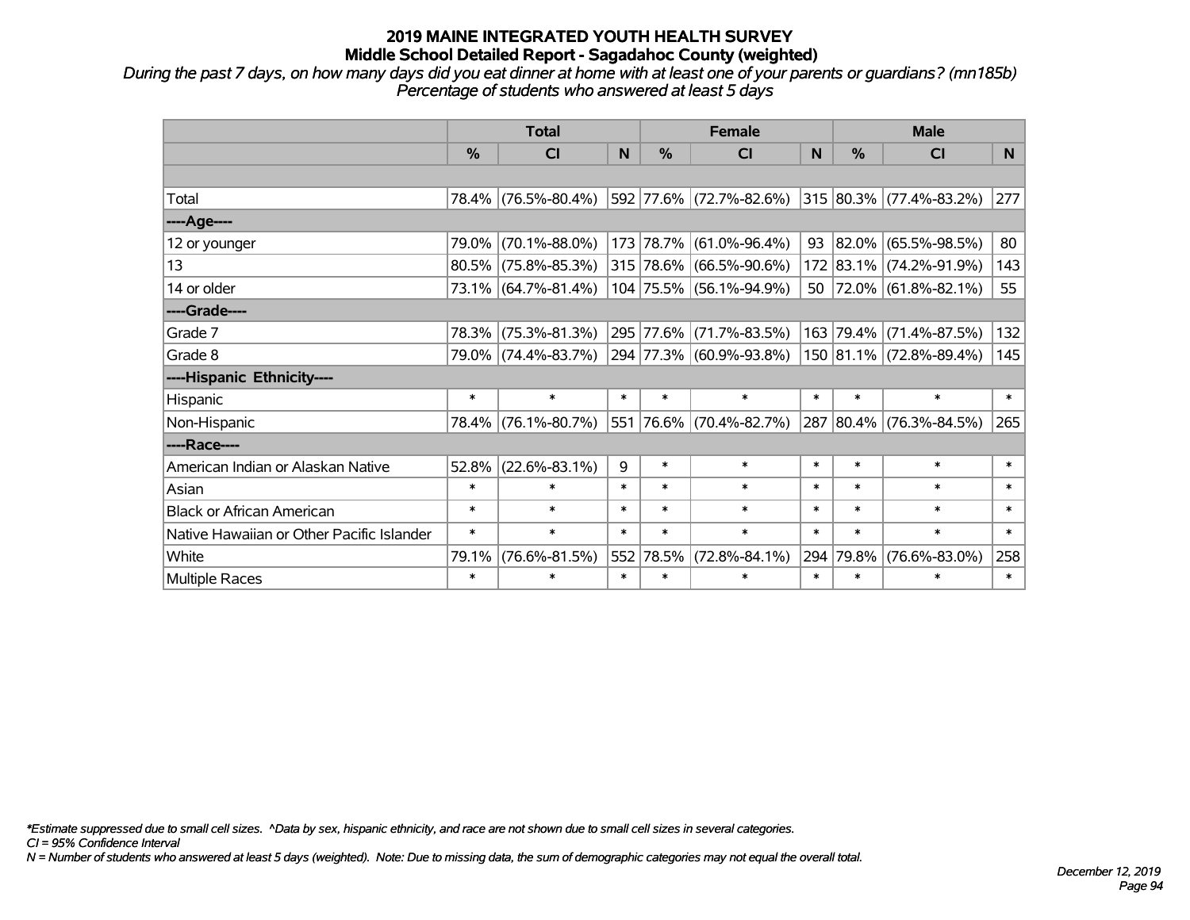# 2019 MAINE INTEGRATED YOUTH HEALTH SURVEY
## Middle School Detailed Report - Sagadahoc County (weighted)

*During the past 7 days, on how many days did you eat dinner at home with at least one of your parents or guardians? (mn185b) Percentage of students who answered at least 5 days*

| | Total | | | Female | | | Male | | |
|---|---|---|---|---|---|---|---|---|---|
| | % | CI | N | % | CI | N | % | CI | N |
| | | | | | | | | | |
| Total | 78.4% | (76.5%-80.4%) | 592 | 77.6% | (72.7%-82.6%) | 315 | 80.3% | (77.4%-83.2%) | 277 |
| ----Age---- | | | | | | | | | |
| 12 or younger | 79.0% | (70.1%-88.0%) | 173 | 78.7% | (61.0%-96.4%) | 93 | 82.0% | (65.5%-98.5%) | 80 |
| 13 | 80.5% | (75.8%-85.3%) | 315 | 78.6% | (66.5%-90.6%) | 172 | 83.1% | (74.2%-91.9%) | 143 |
| 14 or older | 73.1% | (64.7%-81.4%) | 104 | 75.5% | (56.1%-94.9%) | 50 | 72.0% | (61.8%-82.1%) | 55 |
| ----Grade---- | | | | | | | | | |
| Grade 7 | 78.3% | (75.3%-81.3%) | 295 | 77.6% | (71.7%-83.5%) | 163 | 79.4% | (71.4%-87.5%) | 132 |
| Grade 8 | 79.0% | (74.4%-83.7%) | 294 | 77.3% | (60.9%-93.8%) | 150 | 81.1% | (72.8%-89.4%) | 145 |
| ----Hispanic Ethnicity---- | | | | | | | | | |
| Hispanic | * | * | * | * | * | * | * | * | * |
| Non-Hispanic | 78.4% | (76.1%-80.7%) | 551 | 76.6% | (70.4%-82.7%) | 287 | 80.4% | (76.3%-84.5%) | 265 |
| ----Race---- | | | | | | | | | |
| American Indian or Alaskan Native | 52.8% | (22.6%-83.1%) | 9 | * | * | * | * | * | * |
| Asian | * | * | * | * | * | * | * | * | * |
| Black or African American | * | * | * | * | * | * | * | * | * |
| Native Hawaiian or Other Pacific Islander | * | * | * | * | * | * | * | * | * |
| White | 79.1% | (76.6%-81.5%) | 552 | 78.5% | (72.8%-84.1%) | 294 | 79.8% | (76.6%-83.0%) | 258 |
| Multiple Races | * | * | * | * | * | * | * | * | * |

*\*Estimate suppressed due to small cell sizes. ^Data by sex, hispanic ethnicity, and race are not shown due to small cell sizes in several categories.*

*CI = 95% Confidence Interval*

*N = Number of students who answered at least 5 days (weighted). Note: Due to missing data, the sum of demographic categories may not equal the overall total.*

*December 12, 2019*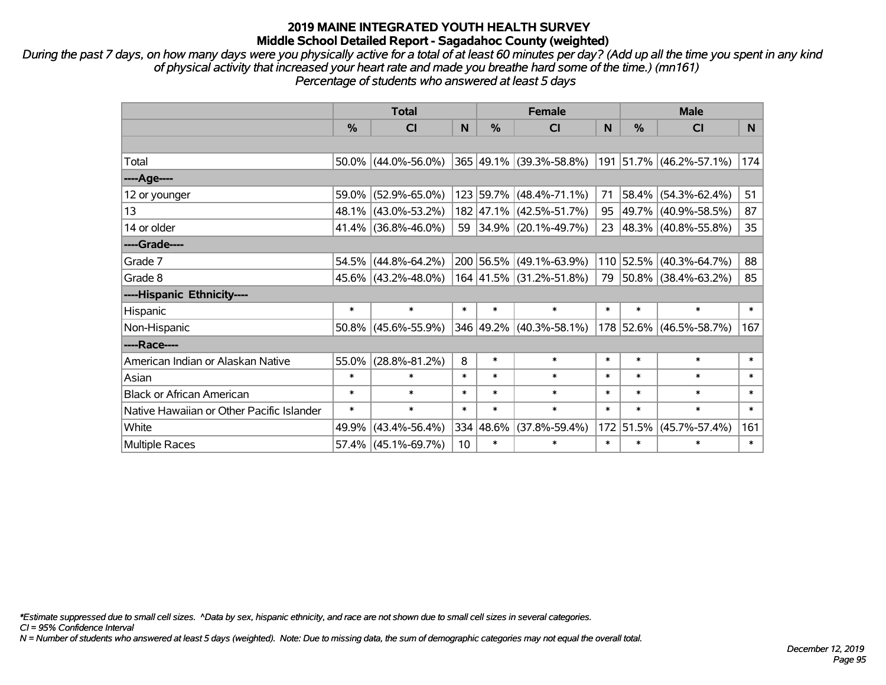# 2019 MAINE INTEGRATED YOUTH HEALTH SURVEY
## Middle School Detailed Report - Sagadahoc County (weighted)

*During the past 7 days, on how many days were you physically active for a total of at least 60 minutes per day? (Add up all the time you spent in any kind of physical activity that increased your heart rate and made you breathe hard some of the time.) (mn161)*
*Percentage of students who answered at least 5 days*

| | Total | | | Female | | | Male | | |
|---|---|---|---|---|---|---|---|---|---|
| | % | CI | N | % | CI | N | % | CI | N |
| | | | | | | | | | |
| Total | 50.0% | (44.0%-56.0%) | 365 | 49.1% | (39.3%-58.8%) | 191 | 51.7% | (46.2%-57.1%) | 174 |
| ----Age---- | | | | | | | | | |
| 12 or younger | 59.0% | (52.9%-65.0%) | 123 | 59.7% | (48.4%-71.1%) | 71 | 58.4% | (54.3%-62.4%) | 51 |
| 13 | 48.1% | (43.0%-53.2%) | 182 | 47.1% | (42.5%-51.7%) | 95 | 49.7% | (40.9%-58.5%) | 87 |
| 14 or older | 41.4% | (36.8%-46.0%) | 59 | 34.9% | (20.1%-49.7%) | 23 | 48.3% | (40.8%-55.8%) | 35 |
| ----Grade---- | | | | | | | | | |
| Grade 7 | 54.5% | (44.8%-64.2%) | 200 | 56.5% | (49.1%-63.9%) | 110 | 52.5% | (40.3%-64.7%) | 88 |
| Grade 8 | 45.6% | (43.2%-48.0%) | 164 | 41.5% | (31.2%-51.8%) | 79 | 50.8% | (38.4%-63.2%) | 85 |
| ----Hispanic Ethnicity---- | | | | | | | | | |
| Hispanic | * | * | * | * | * | * | * | * | * |
| Non-Hispanic | 50.8% | (45.6%-55.9%) | 346 | 49.2% | (40.3%-58.1%) | 178 | 52.6% | (46.5%-58.7%) | 167 |
| ----Race---- | | | | | | | | | |
| American Indian or Alaskan Native | 55.0% | (28.8%-81.2%) | 8 | * | * | * | * | * | * |
| Asian | * | * | * | * | * | * | * | * | * |
| Black or African American | * | * | * | * | * | * | * | * | * |
| Native Hawaiian or Other Pacific Islander | * | * | * | * | * | * | * | * | * |
| White | 49.9% | (43.4%-56.4%) | 334 | 48.6% | (37.8%-59.4%) | 172 | 51.5% | (45.7%-57.4%) | 161 |
| Multiple Races | 57.4% | (45.1%-69.7%) | 10 | * | * | * | * | * | * |

*\*Estimate suppressed due to small cell sizes. ^Data by sex, hispanic ethnicity, and race are not shown due to small cell sizes in several categories.*
*CI = 95% Confidence Interval*
*N = Number of students who answered at least 5 days (weighted). Note: Due to missing data, the sum of demographic categories may not equal the overall total.*

*December 12, 2019*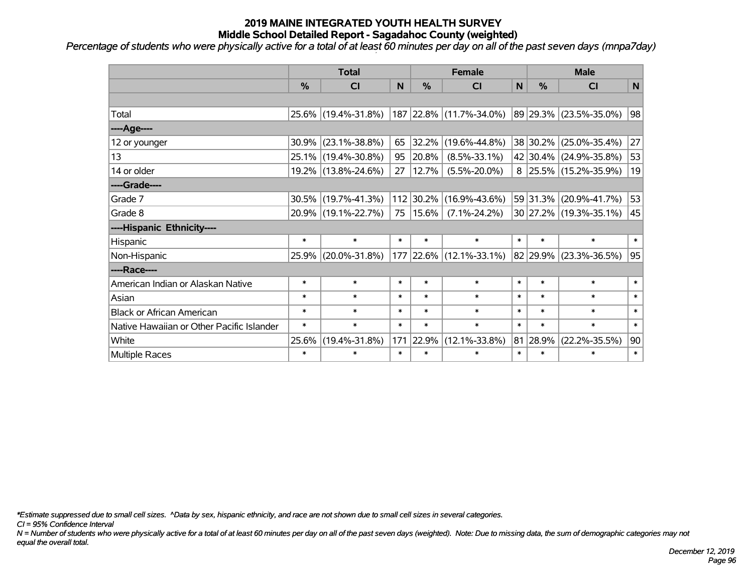# 2019 MAINE INTEGRATED YOUTH HEALTH SURVEY
## Middle School Detailed Report - Sagadahoc County (weighted)

*Percentage of students who were physically active for a total of at least 60 minutes per day on all of the past seven days (mnpa7day)*

| | Total | | | Female | | | Male | | |
|---|---|---|---|---|---|---|---|---|---|
| | % | CI | N | % | CI | N | % | CI | N |
| | | | | | | | | | |
| Total | 25.6% | (19.4%-31.8%) | 187 | 22.8% | (11.7%-34.0%) | 89 | 29.3% | (23.5%-35.0%) | 98 |
| ----Age---- | | | | | | | | | |
| 12 or younger | 30.9% | (23.1%-38.8%) | 65 | 32.2% | (19.6%-44.8%) | 38 | 30.2% | (25.0%-35.4%) | 27 |
| 13 | 25.1% | (19.4%-30.8%) | 95 | 20.8% | (8.5%-33.1%) | 42 | 30.4% | (24.9%-35.8%) | 53 |
| 14 or older | 19.2% | (13.8%-24.6%) | 27 | 12.7% | (5.5%-20.0%) | 8 | 25.5% | (15.2%-35.9%) | 19 |
| ----Grade---- | | | | | | | | | |
| Grade 7 | 30.5% | (19.7%-41.3%) | 112 | 30.2% | (16.9%-43.6%) | 59 | 31.3% | (20.9%-41.7%) | 53 |
| Grade 8 | 20.9% | (19.1%-22.7%) | 75 | 15.6% | (7.1%-24.2%) | 30 | 27.2% | (19.3%-35.1%) | 45 |
| ----Hispanic Ethnicity---- | | | | | | | | | |
| Hispanic | * | * | * | * | * | * | * | * | * |
| Non-Hispanic | 25.9% | (20.0%-31.8%) | 177 | 22.6% | (12.1%-33.1%) | 82 | 29.9% | (23.3%-36.5%) | 95 |
| ----Race---- | | | | | | | | | |
| American Indian or Alaskan Native | * | * | * | * | * | * | * | * | * |
| Asian | * | * | * | * | * | * | * | * | * |
| Black or African American | * | * | * | * | * | * | * | * | * |
| Native Hawaiian or Other Pacific Islander | * | * | * | * | * | * | * | * | * |
| White | 25.6% | (19.4%-31.8%) | 171 | 22.9% | (12.1%-33.8%) | 81 | 28.9% | (22.2%-35.5%) | 90 |
| Multiple Races | * | * | * | * | * | * | * | * | * |

*\*Estimate suppressed due to small cell sizes. ^Data by sex, hispanic ethnicity, and race are not shown due to small cell sizes in several categories.*

*CI = 95% Confidence Interval*

*N = Number of students who were physically active for a total of at least 60 minutes per day on all of the past seven days (weighted). Note: Due to missing data, the sum of demographic categories may not equal the overall total.*

*December 12, 2019*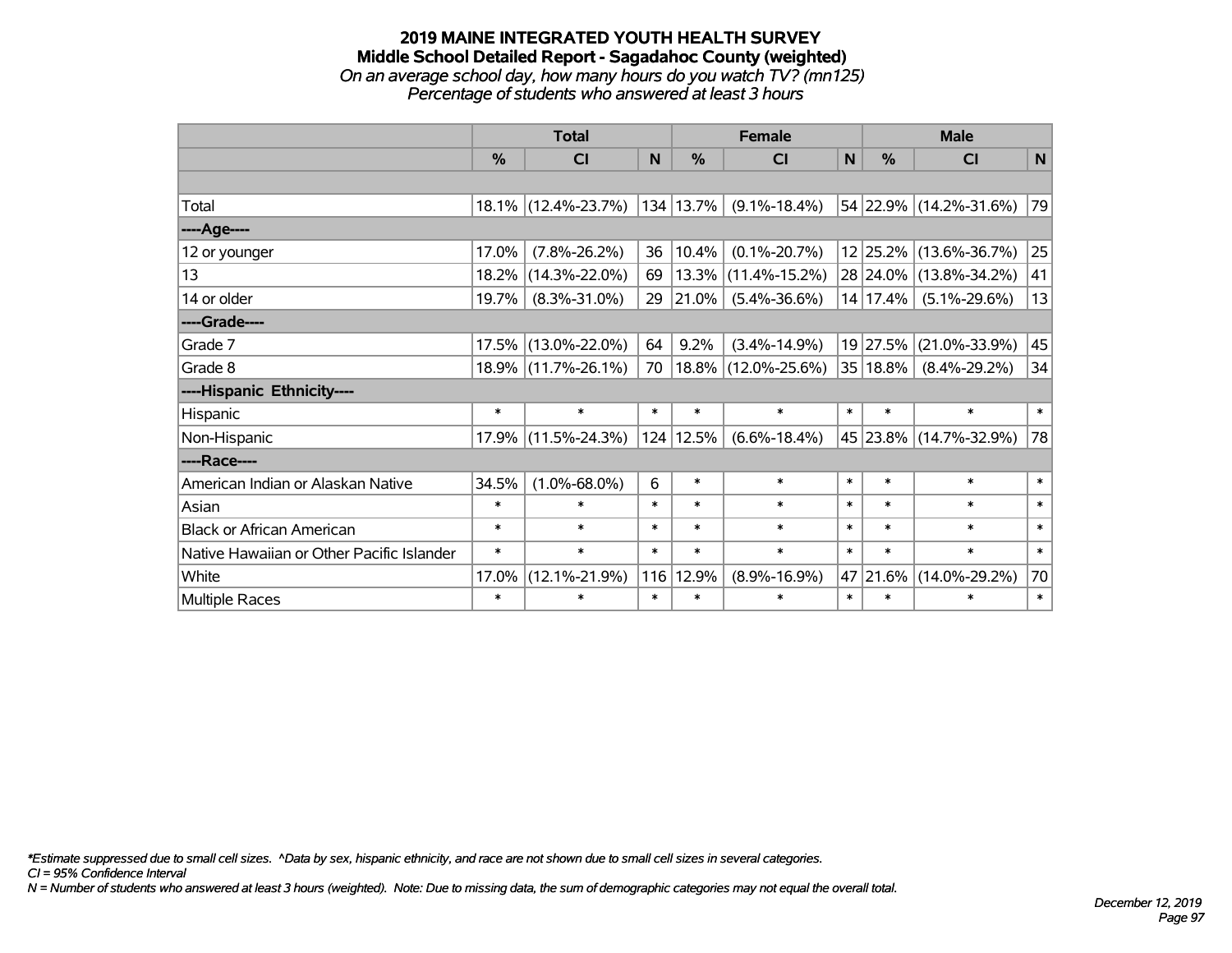# 2019 MAINE INTEGRATED YOUTH HEALTH SURVEY

## Middle School Detailed Report - Sagadahoc County (weighted)

*On an average school day, how many hours do you watch TV? (mn125)*

*Percentage of students who answered at least 3 hours*

| | Total | | | Female | | | Male | | |
|---|---|---|---|---|---|---|---|---|---|
| | % | CI | N | % | CI | N | % | CI | N |
| | | | | | | | | | |
| Total | 18.1% | (12.4%-23.7%) | 134 | 13.7% | (9.1%-18.4%) | 54 | 22.9% | (14.2%-31.6%) | 79 |
| ----Age---- | | | | | | | | | |
| 12 or younger | 17.0% | (7.8%-26.2%) | 36 | 10.4% | (0.1%-20.7%) | 12 | 25.2% | (13.6%-36.7%) | 25 |
| 13 | 18.2% | (14.3%-22.0%) | 69 | 13.3% | (11.4%-15.2%) | 28 | 24.0% | (13.8%-34.2%) | 41 |
| 14 or older | 19.7% | (8.3%-31.0%) | 29 | 21.0% | (5.4%-36.6%) | 14 | 17.4% | (5.1%-29.6%) | 13 |
| ----Grade---- | | | | | | | | | |
| Grade 7 | 17.5% | (13.0%-22.0%) | 64 | 9.2% | (3.4%-14.9%) | 19 | 27.5% | (21.0%-33.9%) | 45 |
| Grade 8 | 18.9% | (11.7%-26.1%) | 70 | 18.8% | (12.0%-25.6%) | 35 | 18.8% | (8.4%-29.2%) | 34 |
| ----Hispanic Ethnicity---- | | | | | | | | | |
| Hispanic | * | * | * | * | * | * | * | * | * |
| Non-Hispanic | 17.9% | (11.5%-24.3%) | 124 | 12.5% | (6.6%-18.4%) | 45 | 23.8% | (14.7%-32.9%) | 78 |
| ----Race---- | | | | | | | | | |
| American Indian or Alaskan Native | 34.5% | (1.0%-68.0%) | 6 | * | * | * | * | * | * |
| Asian | * | * | * | * | * | * | * | * | * |
| Black or African American | * | * | * | * | * | * | * | * | * |
| Native Hawaiian or Other Pacific Islander | * | * | * | * | * | * | * | * | * |
| White | 17.0% | (12.1%-21.9%) | 116 | 12.9% | (8.9%-16.9%) | 47 | 21.6% | (14.0%-29.2%) | 70 |
| Multiple Races | * | * | * | * | * | * | * | * | * |

*\*Estimate suppressed due to small cell sizes. ^Data by sex, hispanic ethnicity, and race are not shown due to small cell sizes in several categories.*

*CI = 95% Confidence Interval*

*N = Number of students who answered at least 3 hours (weighted). Note: Due to missing data, the sum of demographic categories may not equal the overall total.*

*December 12, 2019*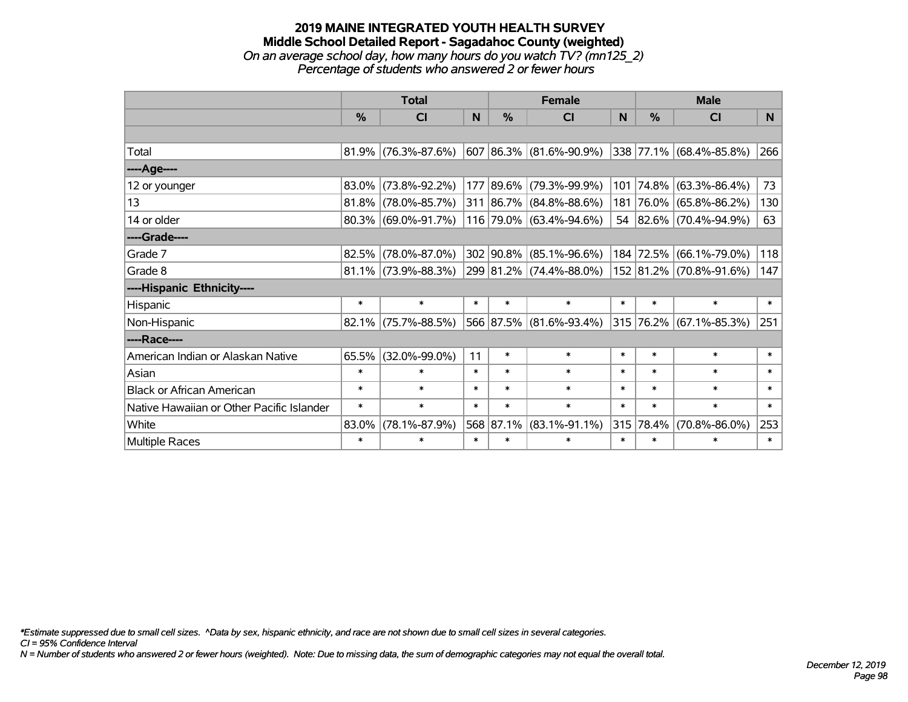# 2019 MAINE INTEGRATED YOUTH HEALTH SURVEY

## Middle School Detailed Report - Sagadahoc County (weighted)

*On an average school day, how many hours do you watch TV? (mn125_2)*

*Percentage of students who answered 2 or fewer hours*

| | Total | | | Female | | | Male | | |
|---|---|---|---|---|---|---|---|---|---|
| | % | CI | N | % | CI | N | % | CI | N |
| Total | 81.9% | (76.3%-87.6%) | 607 | 86.3% | (81.6%-90.9%) | 338 | 77.1% | (68.4%-85.8%) | 266 |
| ----Age---- | | | | | | | | | |
| 12 or younger | 83.0% | (73.8%-92.2%) | 177 | 89.6% | (79.3%-99.9%) | 101 | 74.8% | (63.3%-86.4%) | 73 |
| 13 | 81.8% | (78.0%-85.7%) | 311 | 86.7% | (84.8%-88.6%) | 181 | 76.0% | (65.8%-86.2%) | 130 |
| 14 or older | 80.3% | (69.0%-91.7%) | 116 | 79.0% | (63.4%-94.6%) | 54 | 82.6% | (70.4%-94.9%) | 63 |
| ----Grade---- | | | | | | | | | |
| Grade 7 | 82.5% | (78.0%-87.0%) | 302 | 90.8% | (85.1%-96.6%) | 184 | 72.5% | (66.1%-79.0%) | 118 |
| Grade 8 | 81.1% | (73.9%-88.3%) | 299 | 81.2% | (74.4%-88.0%) | 152 | 81.2% | (70.8%-91.6%) | 147 |
| ----Hispanic Ethnicity---- | | | | | | | | | |
| Hispanic | * | * | * | * | * | * | * | * | * |
| Non-Hispanic | 82.1% | (75.7%-88.5%) | 566 | 87.5% | (81.6%-93.4%) | 315 | 76.2% | (67.1%-85.3%) | 251 |
| ----Race---- | | | | | | | | | |
| American Indian or Alaskan Native | 65.5% | (32.0%-99.0%) | 11 | * | * | * | * | * | * |
| Asian | * | * | * | * | * | * | * | * | * |
| Black or African American | * | * | * | * | * | * | * | * | * |
| Native Hawaiian or Other Pacific Islander | * | * | * | * | * | * | * | * | * |
| White | 83.0% | (78.1%-87.9%) | 568 | 87.1% | (83.1%-91.1%) | 315 | 78.4% | (70.8%-86.0%) | 253 |
| Multiple Races | * | * | * | * | * | * | * | * | * |

*\*Estimate suppressed due to small cell sizes. ^Data by sex, hispanic ethnicity, and race are not shown due to small cell sizes in several categories.*

*CI = 95% Confidence Interval*

*N = Number of students who answered 2 or fewer hours (weighted). Note: Due to missing data, the sum of demographic categories may not equal the overall total.*

*December 12, 2019*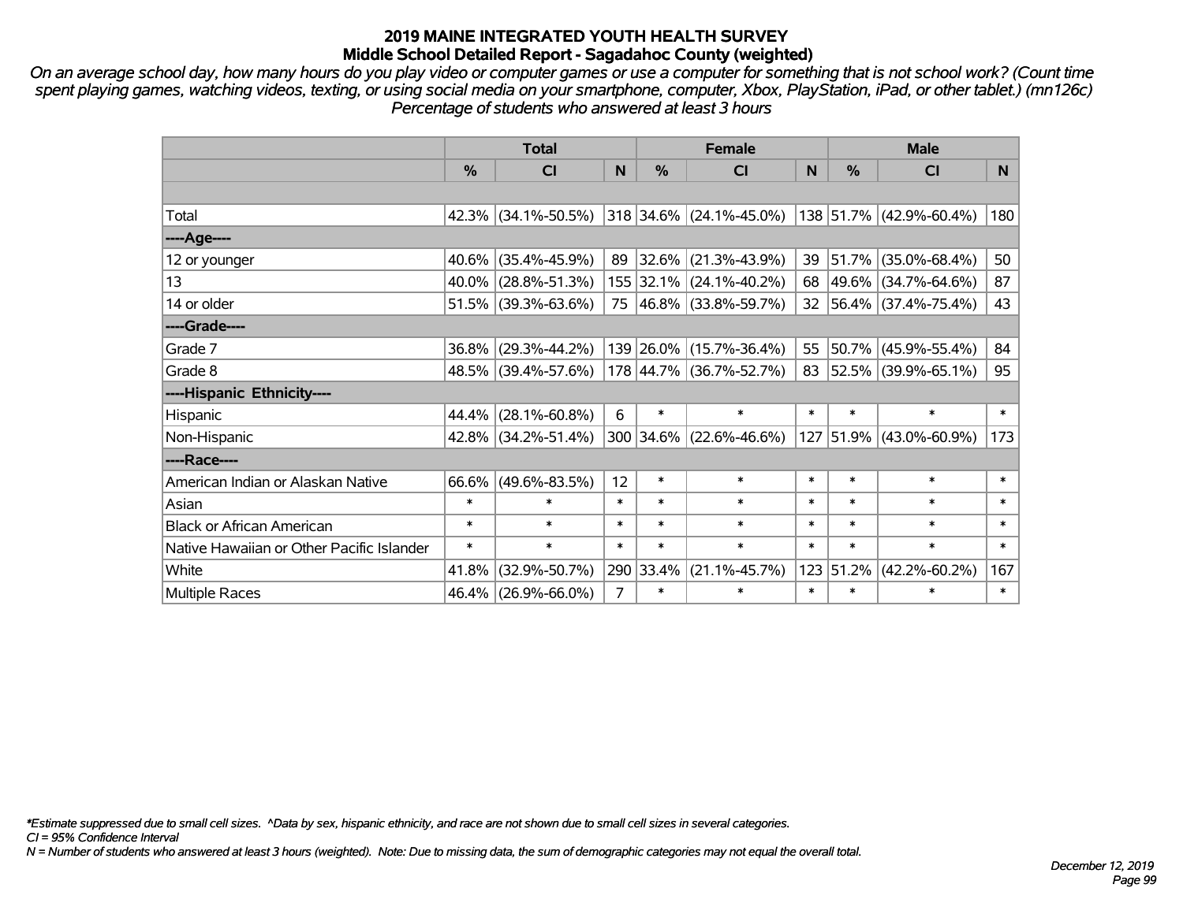# 2019 MAINE INTEGRATED YOUTH HEALTH SURVEY
## Middle School Detailed Report - Sagadahoc County (weighted)

*On an average school day, how many hours do you play video or computer games or use a computer for something that is not school work? (Count time spent playing games, watching videos, texting, or using social media on your smartphone, computer, Xbox, PlayStation, iPad, or other tablet.) (mn126c) Percentage of students who answered at least 3 hours*

| | Total | | | Female | | | Male | | |
|---|---|---|---|---|---|---|---|---|---|
| | % | CI | N | % | CI | N | % | CI | N |
| Total | 42.3% | (34.1%-50.5%) | 318 | 34.6% | (24.1%-45.0%) | 138 | 51.7% | (42.9%-60.4%) | 180 |
| ----Age---- | | | | | | | | | |
| 12 or younger | 40.6% | (35.4%-45.9%) | 89 | 32.6% | (21.3%-43.9%) | 39 | 51.7% | (35.0%-68.4%) | 50 |
| 13 | 40.0% | (28.8%-51.3%) | 155 | 32.1% | (24.1%-40.2%) | 68 | 49.6% | (34.7%-64.6%) | 87 |
| 14 or older | 51.5% | (39.3%-63.6%) | 75 | 46.8% | (33.8%-59.7%) | 32 | 56.4% | (37.4%-75.4%) | 43 |
| ----Grade---- | | | | | | | | | |
| Grade 7 | 36.8% | (29.3%-44.2%) | 139 | 26.0% | (15.7%-36.4%) | 55 | 50.7% | (45.9%-55.4%) | 84 |
| Grade 8 | 48.5% | (39.4%-57.6%) | 178 | 44.7% | (36.7%-52.7%) | 83 | 52.5% | (39.9%-65.1%) | 95 |
| ----Hispanic Ethnicity---- | | | | | | | | | |
| Hispanic | 44.4% | (28.1%-60.8%) | 6 | * | * | * | * | * | * |
| Non-Hispanic | 42.8% | (34.2%-51.4%) | 300 | 34.6% | (22.6%-46.6%) | 127 | 51.9% | (43.0%-60.9%) | 173 |
| ----Race---- | | | | | | | | | |
| American Indian or Alaskan Native | 66.6% | (49.6%-83.5%) | 12 | * | * | * | * | * | * |
| Asian | * | * | * | * | * | * | * | * | * |
| Black or African American | * | * | * | * | * | * | * | * | * |
| Native Hawaiian or Other Pacific Islander | * | * | * | * | * | * | * | * | * |
| White | 41.8% | (32.9%-50.7%) | 290 | 33.4% | (21.1%-45.7%) | 123 | 51.2% | (42.2%-60.2%) | 167 |
| Multiple Races | 46.4% | (26.9%-66.0%) | 7 | * | * | * | * | * | * |

*\*Estimate suppressed due to small cell sizes. ^Data by sex, hispanic ethnicity, and race are not shown due to small cell sizes in several categories.*

*CI = 95% Confidence Interval*

*N = Number of students who answered at least 3 hours (weighted). Note: Due to missing data, the sum of demographic categories may not equal the overall total.*

*December 12, 2019*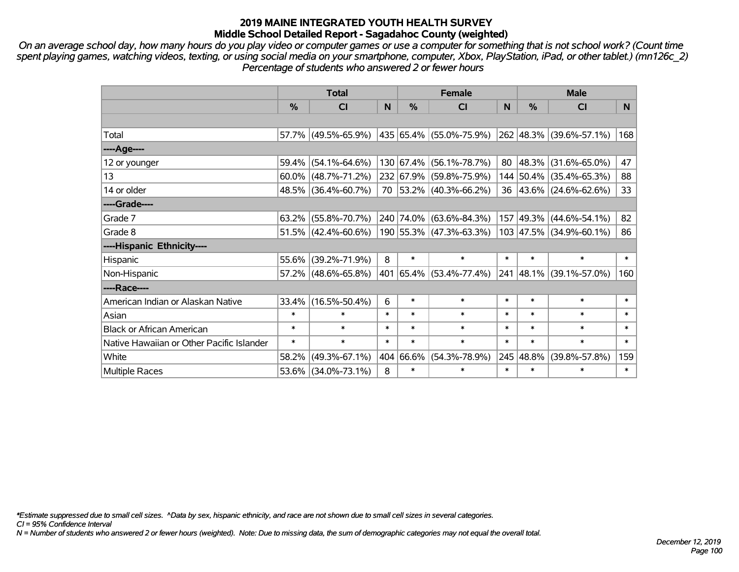# 2019 MAINE INTEGRATED YOUTH HEALTH SURVEY
## Middle School Detailed Report - Sagadahoc County (weighted)

*On an average school day, how many hours do you play video or computer games or use a computer for something that is not school work? (Count time spent playing games, watching videos, texting, or using social media on your smartphone, computer, Xbox, PlayStation, iPad, or other tablet.) (mn126c_2)*
*Percentage of students who answered 2 or fewer hours*

| | Total | | | Female | | | Male | | |
|---|---|---|---|---|---|---|---|---|---|
| | % | CI | N | % | CI | N | % | CI | N |
| Total | 57.7% | (49.5%-65.9%) | 435 | 65.4% | (55.0%-75.9%) | 262 | 48.3% | (39.6%-57.1%) | 168 |
| ----Age---- | | | | | | | | | |
| 12 or younger | 59.4% | (54.1%-64.6%) | 130 | 67.4% | (56.1%-78.7%) | 80 | 48.3% | (31.6%-65.0%) | 47 |
| 13 | 60.0% | (48.7%-71.2%) | 232 | 67.9% | (59.8%-75.9%) | 144 | 50.4% | (35.4%-65.3%) | 88 |
| 14 or older | 48.5% | (36.4%-60.7%) | 70 | 53.2% | (40.3%-66.2%) | 36 | 43.6% | (24.6%-62.6%) | 33 |
| ----Grade---- | | | | | | | | | |
| Grade 7 | 63.2% | (55.8%-70.7%) | 240 | 74.0% | (63.6%-84.3%) | 157 | 49.3% | (44.6%-54.1%) | 82 |
| Grade 8 | 51.5% | (42.4%-60.6%) | 190 | 55.3% | (47.3%-63.3%) | 103 | 47.5% | (34.9%-60.1%) | 86 |
| ----Hispanic Ethnicity---- | | | | | | | | | |
| Hispanic | 55.6% | (39.2%-71.9%) | 8 | * | * | * | * | * | * |
| Non-Hispanic | 57.2% | (48.6%-65.8%) | 401 | 65.4% | (53.4%-77.4%) | 241 | 48.1% | (39.1%-57.0%) | 160 |
| ----Race---- | | | | | | | | | |
| American Indian or Alaskan Native | 33.4% | (16.5%-50.4%) | 6 | * | * | * | * | * | * |
| Asian | * | * | * | * | * | * | * | * | * |
| Black or African American | * | * | * | * | * | * | * | * | * |
| Native Hawaiian or Other Pacific Islander | * | * | * | * | * | * | * | * | * |
| White | 58.2% | (49.3%-67.1%) | 404 | 66.6% | (54.3%-78.9%) | 245 | 48.8% | (39.8%-57.8%) | 159 |
| Multiple Races | 53.6% | (34.0%-73.1%) | 8 | * | * | * | * | * | * |

*\*Estimate suppressed due to small cell sizes. ^Data by sex, hispanic ethnicity, and race are not shown due to small cell sizes in several categories.*
*CI = 95% Confidence Interval*
*N = Number of students who answered 2 or fewer hours (weighted). Note: Due to missing data, the sum of demographic categories may not equal the overall total.*

*December 12, 2019*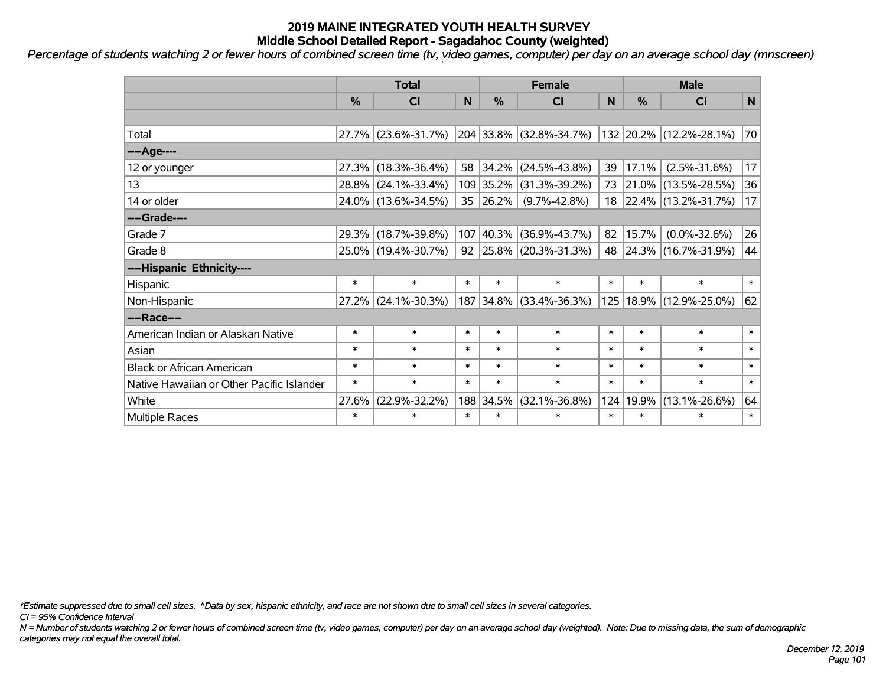# 2019 MAINE INTEGRATED YOUTH HEALTH SURVEY
## Middle School Detailed Report - Sagadahoc County (weighted)

*Percentage of students watching 2 or fewer hours of combined screen time (tv, video games, computer) per day on an average school day (mnscreen)*

| | Total | | | Female | | | Male | | |
|---|---|---|---|---|---|---|---|---|---|
| | % | CI | N | % | CI | N | % | CI | N |
| | | | | | | | | | |
| Total | 27.7% | (23.6%-31.7%) | 204 | 33.8% | (32.8%-34.7%) | 132 | 20.2% | (12.2%-28.1%) | 70 |
| ----Age---- | | | | | | | | | |
| 12 or younger | 27.3% | (18.3%-36.4%) | 58 | 34.2% | (24.5%-43.8%) | 39 | 17.1% | (2.5%-31.6%) | 17 |
| 13 | 28.8% | (24.1%-33.4%) | 109 | 35.2% | (31.3%-39.2%) | 73 | 21.0% | (13.5%-28.5%) | 36 |
| 14 or older | 24.0% | (13.6%-34.5%) | 35 | 26.2% | (9.7%-42.8%) | 18 | 22.4% | (13.2%-31.7%) | 17 |
| ----Grade---- | | | | | | | | | |
| Grade 7 | 29.3% | (18.7%-39.8%) | 107 | 40.3% | (36.9%-43.7%) | 82 | 15.7% | (0.0%-32.6%) | 26 |
| Grade 8 | 25.0% | (19.4%-30.7%) | 92 | 25.8% | (20.3%-31.3%) | 48 | 24.3% | (16.7%-31.9%) | 44 |
| ----Hispanic Ethnicity---- | | | | | | | | | |
| Hispanic | * | * | * | * | * | * | * | * | * |
| Non-Hispanic | 27.2% | (24.1%-30.3%) | 187 | 34.8% | (33.4%-36.3%) | 125 | 18.9% | (12.9%-25.0%) | 62 |
| ----Race---- | | | | | | | | | |
| American Indian or Alaskan Native | * | * | * | * | * | * | * | * | * |
| Asian | * | * | * | * | * | * | * | * | * |
| Black or African American | * | * | * | * | * | * | * | * | * |
| Native Hawaiian or Other Pacific Islander | * | * | * | * | * | * | * | * | * |
| White | 27.6% | (22.9%-32.2%) | 188 | 34.5% | (32.1%-36.8%) | 124 | 19.9% | (13.1%-26.6%) | 64 |
| Multiple Races | * | * | * | * | * | * | * | * | * |

*\*Estimate suppressed due to small cell sizes. ^Data by sex, hispanic ethnicity, and race are not shown due to small cell sizes in several categories.*

*CI = 95% Confidence Interval*

*N = Number of students watching 2 or fewer hours of combined screen time (tv, video games, computer) per day on an average school day (weighted). Note: Due to missing data, the sum of demographic categories may not equal the overall total.*

*December 12, 2019*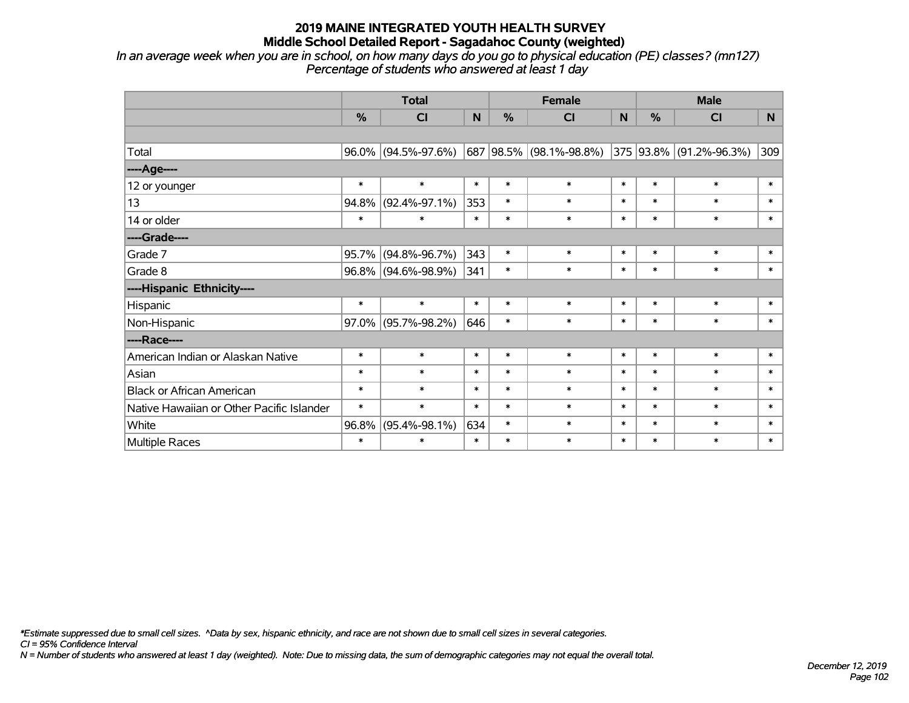# 2019 MAINE INTEGRATED YOUTH HEALTH SURVEY
## Middle School Detailed Report - Sagadahoc County (weighted)
*In an average week when you are in school, on how many days do you go to physical education (PE) classes? (mn127)*
*Percentage of students who answered at least 1 day*

| | Total | | | Female | | | Male | | |
|---|---|---|---|---|---|---|---|---|---|
| | % | CI | N | % | CI | N | % | CI | N |
| | | | | | | | | | |
| Total | 96.0% | (94.5%-97.6%) | 687 | 98.5% | (98.1%-98.8%) | 375 | 93.8% | (91.2%-96.3%) | 309 |
| ----Age---- | | | | | | | | | |
| 12 or younger | * | * | * | * | * | * | * | * | * |
| 13 | 94.8% | (92.4%-97.1%) | 353 | * | * | * | * | * | * |
| 14 or older | * | * | * | * | * | * | * | * | * |
| ----Grade---- | | | | | | | | | |
| Grade 7 | 95.7% | (94.8%-96.7%) | 343 | * | * | * | * | * | * |
| Grade 8 | 96.8% | (94.6%-98.9%) | 341 | * | * | * | * | * | * |
| ----Hispanic Ethnicity---- | | | | | | | | | |
| Hispanic | * | * | * | * | * | * | * | * | * |
| Non-Hispanic | 97.0% | (95.7%-98.2%) | 646 | * | * | * | * | * | * |
| ----Race---- | | | | | | | | | |
| American Indian or Alaskan Native | * | * | * | * | * | * | * | * | * |
| Asian | * | * | * | * | * | * | * | * | * |
| Black or African American | * | * | * | * | * | * | * | * | * |
| Native Hawaiian or Other Pacific Islander | * | * | * | * | * | * | * | * | * |
| White | 96.8% | (95.4%-98.1%) | 634 | * | * | * | * | * | * |
| Multiple Races | * | * | * | * | * | * | * | * | * |

*\*Estimate suppressed due to small cell sizes. ^Data by sex, hispanic ethnicity, and race are not shown due to small cell sizes in several categories.*
*CI = 95% Confidence Interval*
*N = Number of students who answered at least 1 day (weighted). Note: Due to missing data, the sum of demographic categories may not equal the overall total.*

*December 12, 2019*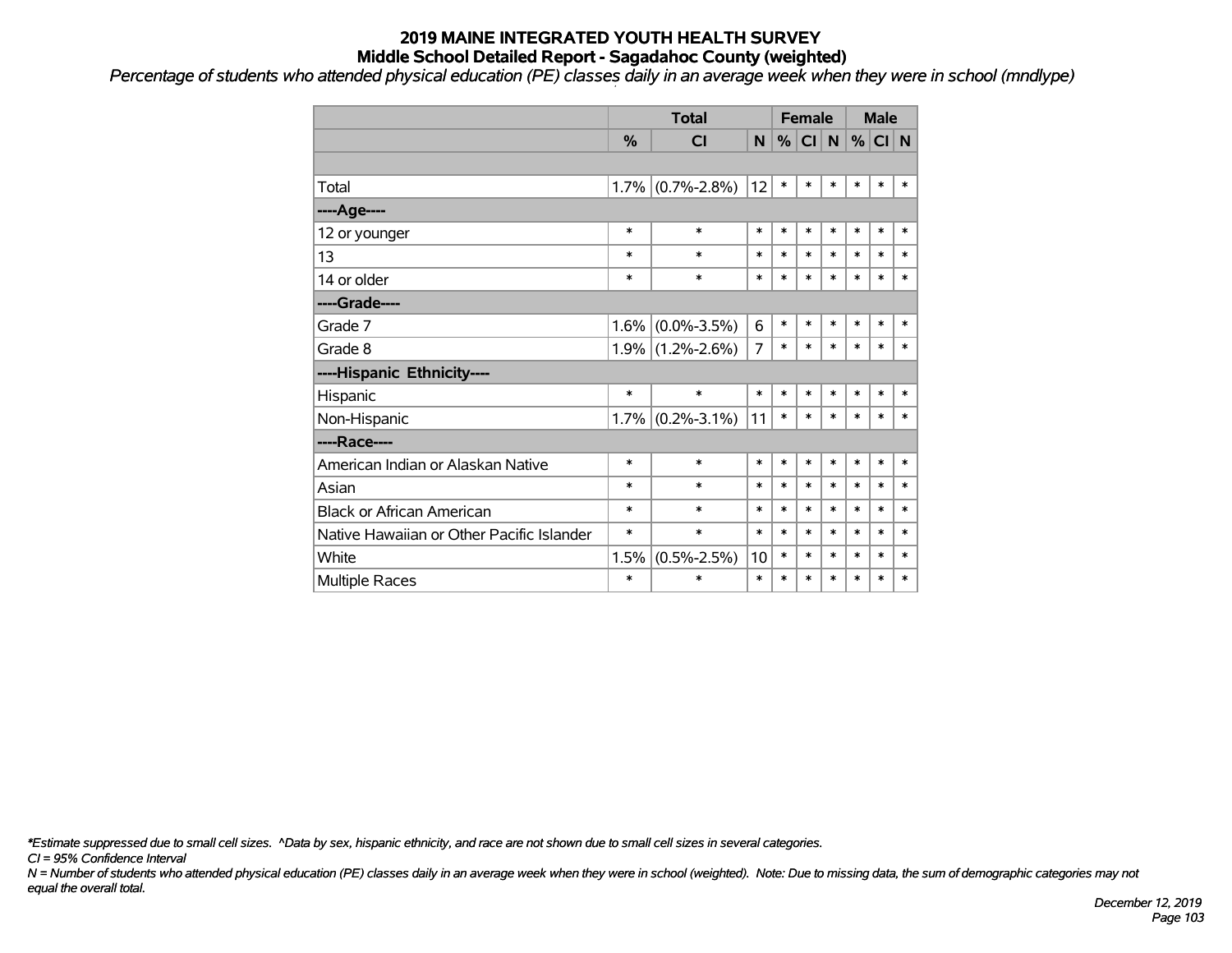# 2019 MAINE INTEGRATED YOUTH HEALTH SURVEY
## Middle School Detailed Report - Sagadahoc County (weighted)

*Percentage of students who attended physical education (PE) classes daily in an average week when they were in school (mndlype)*

| | Total | | | Female | | | Male | | |
|---|---|---|---|---|---|---|---|---|---|
| | % | CI | N | % | CI | N | % | CI | N |
| | | | | | | | | | |
| Total | 1.7% | (0.7%-2.8%) | 12 | * | * | * | * | * | * |
| **----Age----** | | | | | | | | | |
| 12 or younger | * | * | * | * | * | * | * | * | * |
| 13 | * | * | * | * | * | * | * | * | * |
| 14 or older | * | * | * | * | * | * | * | * | * |
| **----Grade----** | | | | | | | | | |
| Grade 7 | 1.6% | (0.0%-3.5%) | 6 | * | * | * | * | * | * |
| Grade 8 | 1.9% | (1.2%-2.6%) | 7 | * | * | * | * | * | * |
| **----Hispanic Ethnicity----** | | | | | | | | | |
| Hispanic | * | * | * | * | * | * | * | * | * |
| Non-Hispanic | 1.7% | (0.2%-3.1%) | 11 | * | * | * | * | * | * |
| **----Race----** | | | | | | | | | |
| American Indian or Alaskan Native | * | * | * | * | * | * | * | * | * |
| Asian | * | * | * | * | * | * | * | * | * |
| Black or African American | * | * | * | * | * | * | * | * | * |
| Native Hawaiian or Other Pacific Islander | * | * | * | * | * | * | * | * | * |
| White | 1.5% | (0.5%-2.5%) | 10 | * | * | * | * | * | * |
| Multiple Races | * | * | * | * | * | * | * | * | * |

*\*Estimate suppressed due to small cell sizes. ^Data by sex, hispanic ethnicity, and race are not shown due to small cell sizes in several categories.*

*CI = 95% Confidence Interval*

*N = Number of students who attended physical education (PE) classes daily in an average week when they were in school (weighted). Note: Due to missing data, the sum of demographic categories may not equal the overall total.*

*December 12, 2019*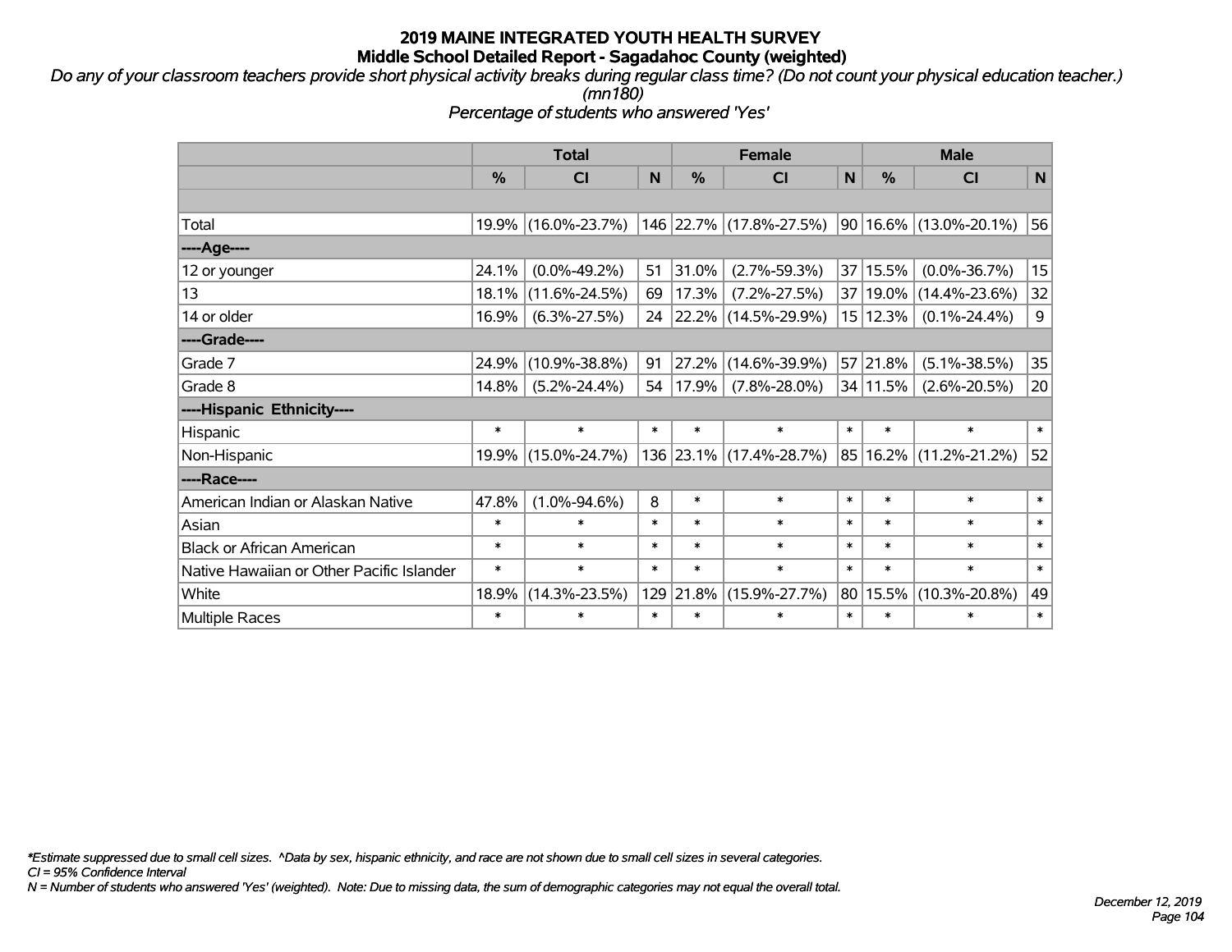# 2019 MAINE INTEGRATED YOUTH HEALTH SURVEY
## Middle School Detailed Report - Sagadahoc County (weighted)

*Do any of your classroom teachers provide short physical activity breaks during regular class time? (Do not count your physical education teacher.) (mn180)*

*Percentage of students who answered 'Yes'*

| | Total | | | Female | | | Male | | |
|---|---|---|---|---|---|---|---|---|---|
| | % | CI | N | % | CI | N | % | CI | N |
| | | | | | | | | | |
| Total | 19.9% | (16.0%-23.7%) | 146 | 22.7% | (17.8%-27.5%) | 90 | 16.6% | (13.0%-20.1%) | 56 |
| ----Age---- | | | | | | | | | |
| 12 or younger | 24.1% | (0.0%-49.2%) | 51 | 31.0% | (2.7%-59.3%) | 37 | 15.5% | (0.0%-36.7%) | 15 |
| 13 | 18.1% | (11.6%-24.5%) | 69 | 17.3% | (7.2%-27.5%) | 37 | 19.0% | (14.4%-23.6%) | 32 |
| 14 or older | 16.9% | (6.3%-27.5%) | 24 | 22.2% | (14.5%-29.9%) | 15 | 12.3% | (0.1%-24.4%) | 9 |
| ----Grade---- | | | | | | | | | |
| Grade 7 | 24.9% | (10.9%-38.8%) | 91 | 27.2% | (14.6%-39.9%) | 57 | 21.8% | (5.1%-38.5%) | 35 |
| Grade 8 | 14.8% | (5.2%-24.4%) | 54 | 17.9% | (7.8%-28.0%) | 34 | 11.5% | (2.6%-20.5%) | 20 |
| ----Hispanic Ethnicity---- | | | | | | | | | |
| Hispanic | * | * | * | * | * | * | * | * | * |
| Non-Hispanic | 19.9% | (15.0%-24.7%) | 136 | 23.1% | (17.4%-28.7%) | 85 | 16.2% | (11.2%-21.2%) | 52 |
| ----Race---- | | | | | | | | | |
| American Indian or Alaskan Native | 47.8% | (1.0%-94.6%) | 8 | * | * | * | * | * | * |
| Asian | * | * | * | * | * | * | * | * | * |
| Black or African American | * | * | * | * | * | * | * | * | * |
| Native Hawaiian or Other Pacific Islander | * | * | * | * | * | * | * | * | * |
| White | 18.9% | (14.3%-23.5%) | 129 | 21.8% | (15.9%-27.7%) | 80 | 15.5% | (10.3%-20.8%) | 49 |
| Multiple Races | * | * | * | * | * | * | * | * | * |

*\*Estimate suppressed due to small cell sizes. ^Data by sex, hispanic ethnicity, and race are not shown due to small cell sizes in several categories.*

*CI = 95% Confidence Interval*

*N = Number of students who answered 'Yes' (weighted). Note: Due to missing data, the sum of demographic categories may not equal the overall total.*

*December 12, 2019*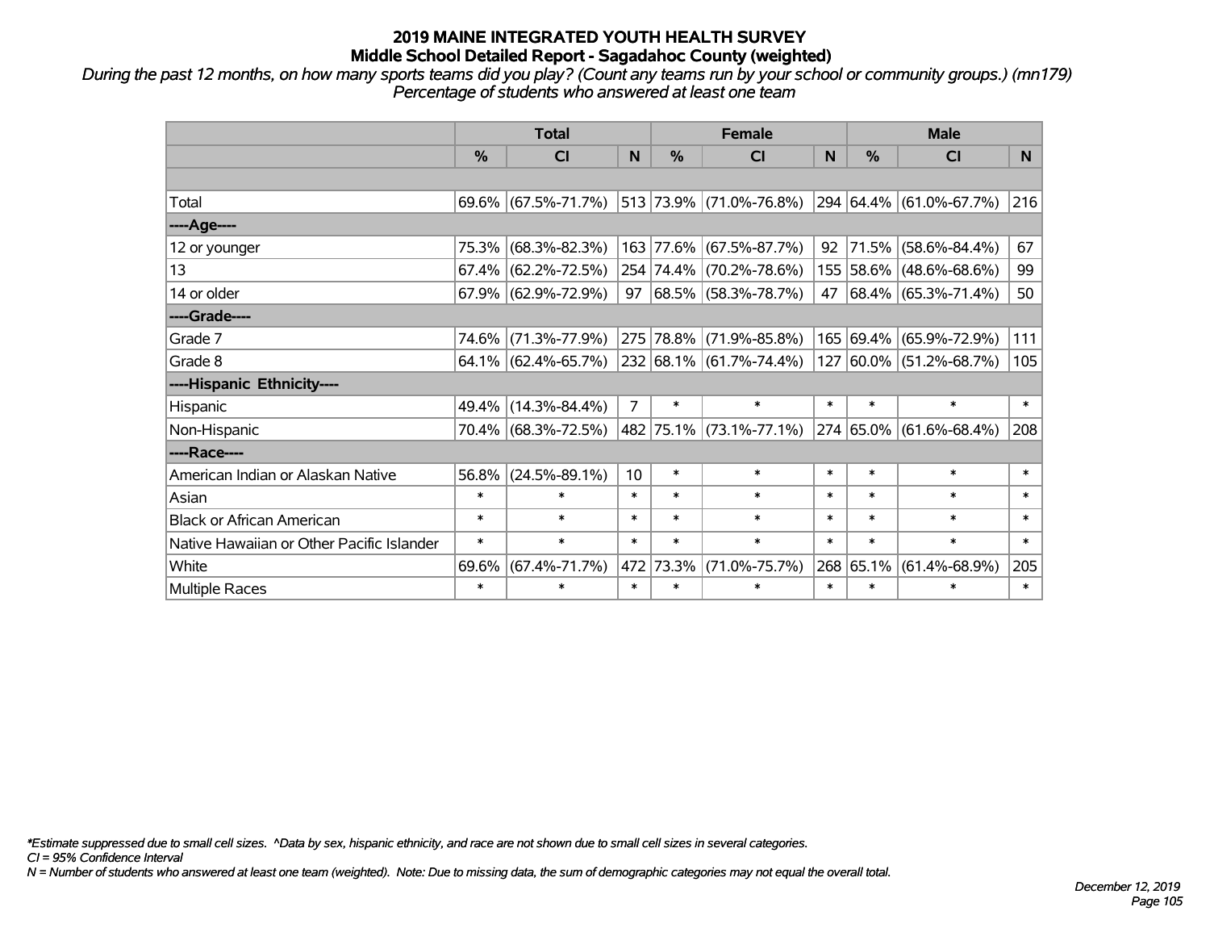# 2019 MAINE INTEGRATED YOUTH HEALTH SURVEY
## Middle School Detailed Report - Sagadahoc County (weighted)

*During the past 12 months, on how many sports teams did you play? (Count any teams run by your school or community groups.) (mn179)*
*Percentage of students who answered at least one team*

| | Total | | | Female | | | Male | | |
|---|---|---|---|---|---|---|---|---|---|
| | % | CI | N | % | CI | N | % | CI | N |
| | | | | | | | | | |
| Total | 69.6% | (67.5%-71.7%) | 513 | 73.9% | (71.0%-76.8%) | 294 | 64.4% | (61.0%-67.7%) | 216 |
| ----Age---- | | | | | | | | | |
| 12 or younger | 75.3% | (68.3%-82.3%) | 163 | 77.6% | (67.5%-87.7%) | 92 | 71.5% | (58.6%-84.4%) | 67 |
| 13 | 67.4% | (62.2%-72.5%) | 254 | 74.4% | (70.2%-78.6%) | 155 | 58.6% | (48.6%-68.6%) | 99 |
| 14 or older | 67.9% | (62.9%-72.9%) | 97 | 68.5% | (58.3%-78.7%) | 47 | 68.4% | (65.3%-71.4%) | 50 |
| ----Grade---- | | | | | | | | | |
| Grade 7 | 74.6% | (71.3%-77.9%) | 275 | 78.8% | (71.9%-85.8%) | 165 | 69.4% | (65.9%-72.9%) | 111 |
| Grade 8 | 64.1% | (62.4%-65.7%) | 232 | 68.1% | (61.7%-74.4%) | 127 | 60.0% | (51.2%-68.7%) | 105 |
| ----Hispanic Ethnicity---- | | | | | | | | | |
| Hispanic | 49.4% | (14.3%-84.4%) | 7 | * | * | * | * | * | * |
| Non-Hispanic | 70.4% | (68.3%-72.5%) | 482 | 75.1% | (73.1%-77.1%) | 274 | 65.0% | (61.6%-68.4%) | 208 |
| ----Race---- | | | | | | | | | |
| American Indian or Alaskan Native | 56.8% | (24.5%-89.1%) | 10 | * | * | * | * | * | * |
| Asian | * | * | * | * | * | * | * | * | * |
| Black or African American | * | * | * | * | * | * | * | * | * |
| Native Hawaiian or Other Pacific Islander | * | * | * | * | * | * | * | * | * |
| White | 69.6% | (67.4%-71.7%) | 472 | 73.3% | (71.0%-75.7%) | 268 | 65.1% | (61.4%-68.9%) | 205 |
| Multiple Races | * | * | * | * | * | * | * | * | * |

*\*Estimate suppressed due to small cell sizes. ^Data by sex, hispanic ethnicity, and race are not shown due to small cell sizes in several categories.*
*CI = 95% Confidence Interval*
*N = Number of students who answered at least one team (weighted). Note: Due to missing data, the sum of demographic categories may not equal the overall total.*

*December 12, 2019*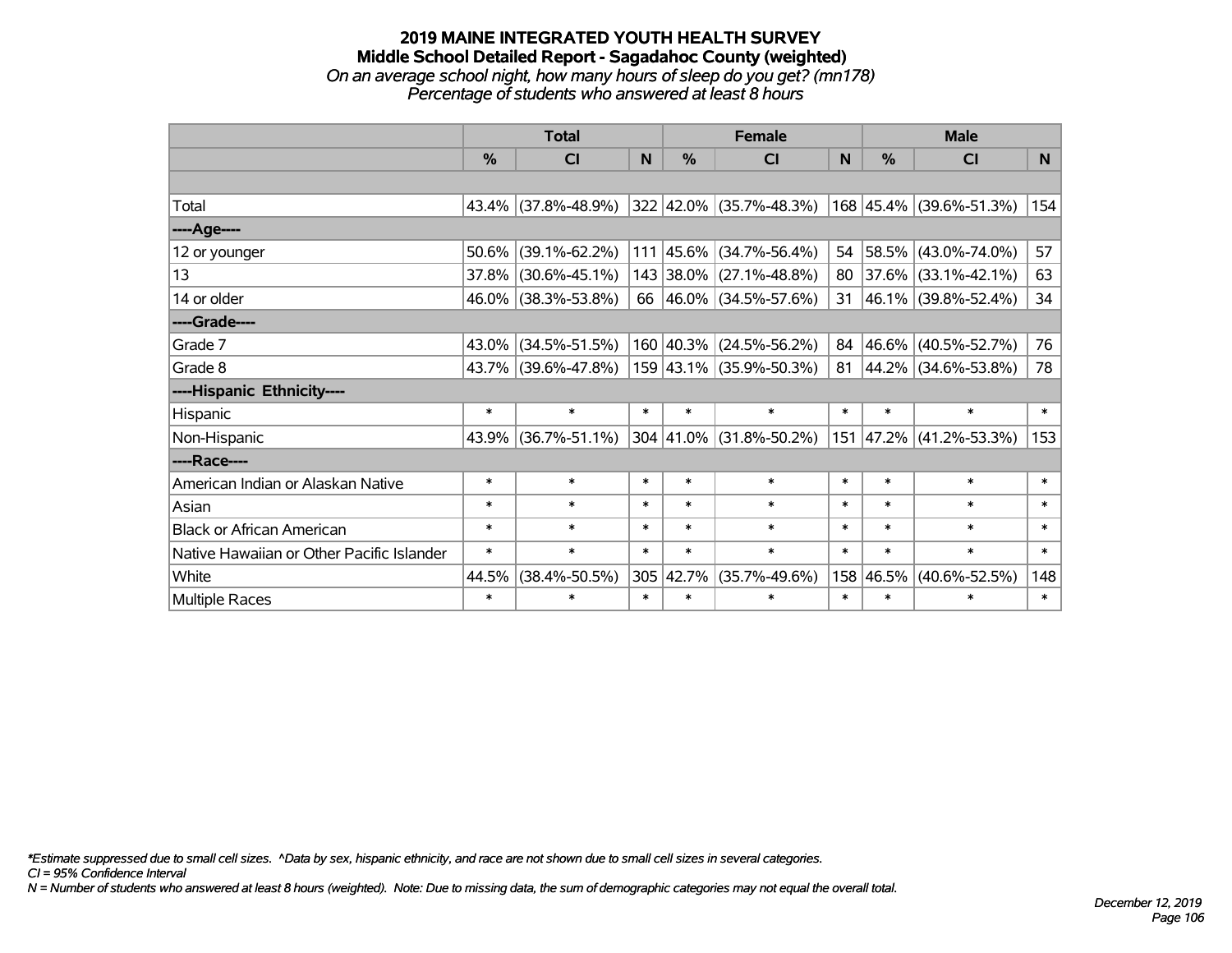# 2019 MAINE INTEGRATED YOUTH HEALTH SURVEY
## Middle School Detailed Report - Sagadahoc County (weighted)
*On an average school night, how many hours of sleep do you get? (mn178)*
*Percentage of students who answered at least 8 hours*

| | Total | | | Female | | | Male | | |
|---|---|---|---|---|---|---|---|---|---|
| | % | CI | N | % | CI | N | % | CI | N |
| | | | | | | | | | |
| Total | 43.4% | (37.8%-48.9%) | 322 | 42.0% | (35.7%-48.3%) | 168 | 45.4% | (39.6%-51.3%) | 154 |
| ----Age---- | | | | | | | | | |
| 12 or younger | 50.6% | (39.1%-62.2%) | 111 | 45.6% | (34.7%-56.4%) | 54 | 58.5% | (43.0%-74.0%) | 57 |
| 13 | 37.8% | (30.6%-45.1%) | 143 | 38.0% | (27.1%-48.8%) | 80 | 37.6% | (33.1%-42.1%) | 63 |
| 14 or older | 46.0% | (38.3%-53.8%) | 66 | 46.0% | (34.5%-57.6%) | 31 | 46.1% | (39.8%-52.4%) | 34 |
| ----Grade---- | | | | | | | | | |
| Grade 7 | 43.0% | (34.5%-51.5%) | 160 | 40.3% | (24.5%-56.2%) | 84 | 46.6% | (40.5%-52.7%) | 76 |
| Grade 8 | 43.7% | (39.6%-47.8%) | 159 | 43.1% | (35.9%-50.3%) | 81 | 44.2% | (34.6%-53.8%) | 78 |
| ----Hispanic Ethnicity---- | | | | | | | | | |
| Hispanic | * | * | * | * | * | * | * | * | * |
| Non-Hispanic | 43.9% | (36.7%-51.1%) | 304 | 41.0% | (31.8%-50.2%) | 151 | 47.2% | (41.2%-53.3%) | 153 |
| ----Race---- | | | | | | | | | |
| American Indian or Alaskan Native | * | * | * | * | * | * | * | * | * |
| Asian | * | * | * | * | * | * | * | * | * |
| Black or African American | * | * | * | * | * | * | * | * | * |
| Native Hawaiian or Other Pacific Islander | * | * | * | * | * | * | * | * | * |
| White | 44.5% | (38.4%-50.5%) | 305 | 42.7% | (35.7%-49.6%) | 158 | 46.5% | (40.6%-52.5%) | 148 |
| Multiple Races | * | * | * | * | * | * | * | * | * |

*\*Estimate suppressed due to small cell sizes. ^Data by sex, hispanic ethnicity, and race are not shown due to small cell sizes in several categories.*
*CI = 95% Confidence Interval*
*N = Number of students who answered at least 8 hours (weighted). Note: Due to missing data, the sum of demographic categories may not equal the overall total.*

*December 12, 2019*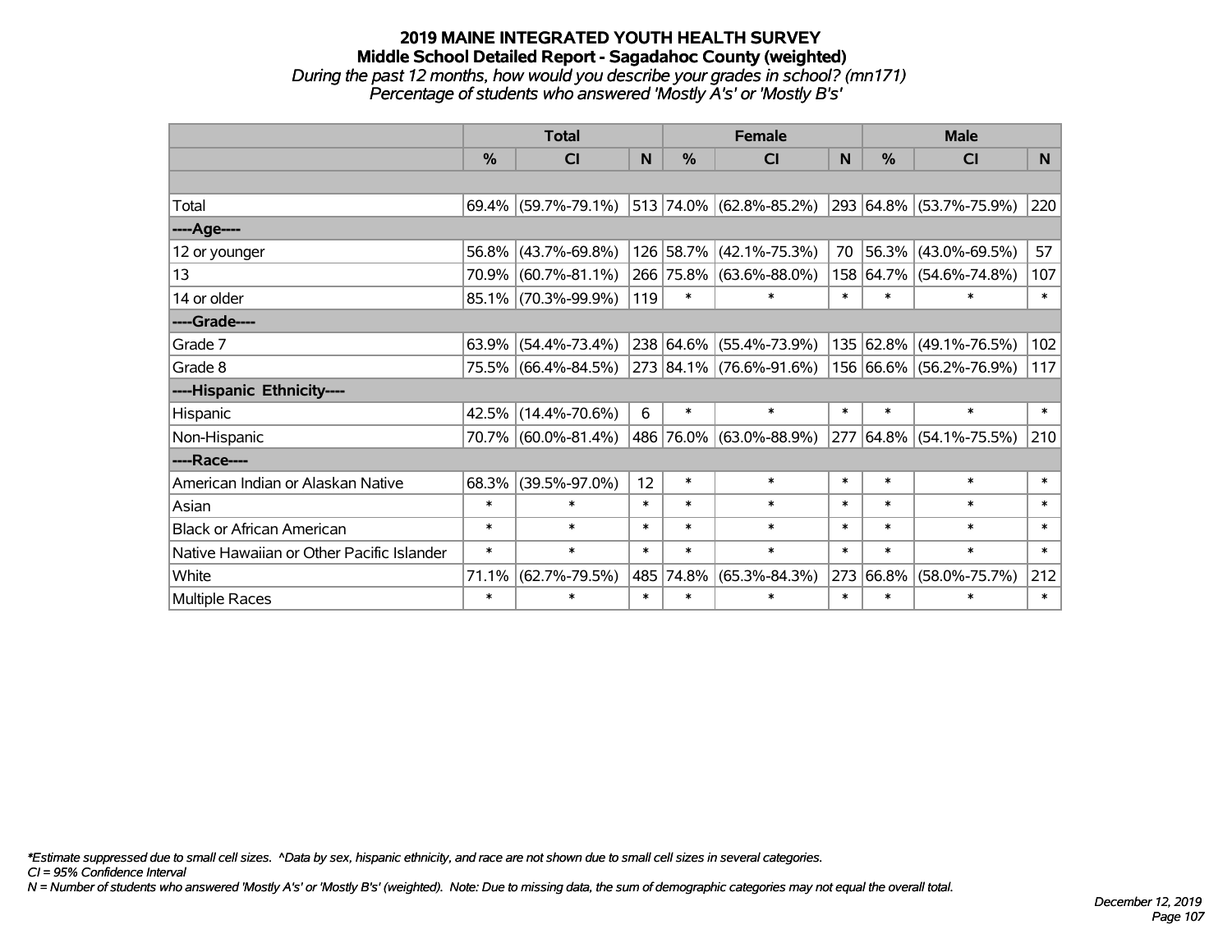# 2019 MAINE INTEGRATED YOUTH HEALTH SURVEY

## Middle School Detailed Report - Sagadahoc County (weighted)

*During the past 12 months, how would you describe your grades in school? (mn171)*

*Percentage of students who answered 'Mostly A's' or 'Mostly B's'*

| | Total | | | Female | | | Male | | |
|---|---|---|---|---|---|---|---|---|---|
| | % | CI | N | % | CI | N | % | CI | N |
| Total | 69.4% | (59.7%-79.1%) | 513 | 74.0% | (62.8%-85.2%) | 293 | 64.8% | (53.7%-75.9%) | 220 |
| ----Age---- | | | | | | | | | |
| 12 or younger | 56.8% | (43.7%-69.8%) | 126 | 58.7% | (42.1%-75.3%) | 70 | 56.3% | (43.0%-69.5%) | 57 |
| 13 | 70.9% | (60.7%-81.1%) | 266 | 75.8% | (63.6%-88.0%) | 158 | 64.7% | (54.6%-74.8%) | 107 |
| 14 or older | 85.1% | (70.3%-99.9%) | 119 | * | * | * | * | * | * |
| ----Grade---- | | | | | | | | | |
| Grade 7 | 63.9% | (54.4%-73.4%) | 238 | 64.6% | (55.4%-73.9%) | 135 | 62.8% | (49.1%-76.5%) | 102 |
| Grade 8 | 75.5% | (66.4%-84.5%) | 273 | 84.1% | (76.6%-91.6%) | 156 | 66.6% | (56.2%-76.9%) | 117 |
| ----Hispanic Ethnicity---- | | | | | | | | | |
| Hispanic | 42.5% | (14.4%-70.6%) | 6 | * | * | * | * | * | * |
| Non-Hispanic | 70.7% | (60.0%-81.4%) | 486 | 76.0% | (63.0%-88.9%) | 277 | 64.8% | (54.1%-75.5%) | 210 |
| ----Race---- | | | | | | | | | |
| American Indian or Alaskan Native | 68.3% | (39.5%-97.0%) | 12 | * | * | * | * | * | * |
| Asian | * | * | * | * | * | * | * | * | * |
| Black or African American | * | * | * | * | * | * | * | * | * |
| Native Hawaiian or Other Pacific Islander | * | * | * | * | * | * | * | * | * |
| White | 71.1% | (62.7%-79.5%) | 485 | 74.8% | (65.3%-84.3%) | 273 | 66.8% | (58.0%-75.7%) | 212 |
| Multiple Races | * | * | * | * | * | * | * | * | * |

*\*Estimate suppressed due to small cell sizes. ^Data by sex, hispanic ethnicity, and race are not shown due to small cell sizes in several categories.*

*CI = 95% Confidence Interval*

*N = Number of students who answered 'Mostly A's' or 'Mostly B's' (weighted). Note: Due to missing data, the sum of demographic categories may not equal the overall total.*

*December 12, 2019*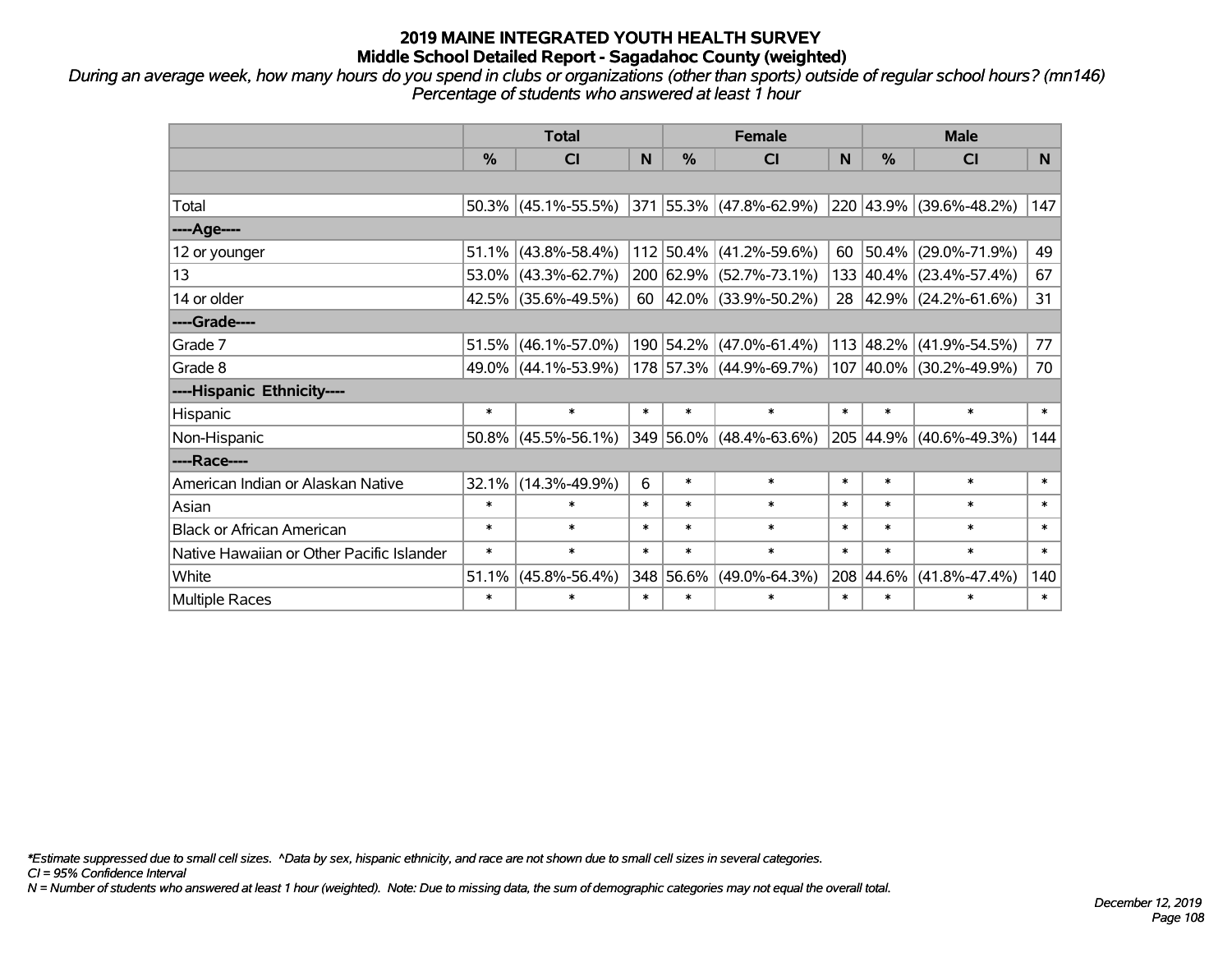# 2019 MAINE INTEGRATED YOUTH HEALTH SURVEY
## Middle School Detailed Report - Sagadahoc County (weighted)

*During an average week, how many hours do you spend in clubs or organizations (other than sports) outside of regular school hours? (mn146)*
*Percentage of students who answered at least 1 hour*

| | Total | | | Female | | | Male | | |
|---|---|---|---|---|---|---|---|---|---|
| | % | CI | N | % | CI | N | % | CI | N |
| | | | | | | | | | |
| Total | 50.3% | (45.1%-55.5%) | 371 | 55.3% | (47.8%-62.9%) | 220 | 43.9% | (39.6%-48.2%) | 147 |
| ----Age---- | | | | | | | | | |
| 12 or younger | 51.1% | (43.8%-58.4%) | 112 | 50.4% | (41.2%-59.6%) | 60 | 50.4% | (29.0%-71.9%) | 49 |
| 13 | 53.0% | (43.3%-62.7%) | 200 | 62.9% | (52.7%-73.1%) | 133 | 40.4% | (23.4%-57.4%) | 67 |
| 14 or older | 42.5% | (35.6%-49.5%) | 60 | 42.0% | (33.9%-50.2%) | 28 | 42.9% | (24.2%-61.6%) | 31 |
| ----Grade---- | | | | | | | | | |
| Grade 7 | 51.5% | (46.1%-57.0%) | 190 | 54.2% | (47.0%-61.4%) | 113 | 48.2% | (41.9%-54.5%) | 77 |
| Grade 8 | 49.0% | (44.1%-53.9%) | 178 | 57.3% | (44.9%-69.7%) | 107 | 40.0% | (30.2%-49.9%) | 70 |
| ----Hispanic Ethnicity---- | | | | | | | | | |
| Hispanic | * | * | * | * | * | * | * | * | * |
| Non-Hispanic | 50.8% | (45.5%-56.1%) | 349 | 56.0% | (48.4%-63.6%) | 205 | 44.9% | (40.6%-49.3%) | 144 |
| ----Race---- | | | | | | | | | |
| American Indian or Alaskan Native | 32.1% | (14.3%-49.9%) | 6 | * | * | * | * | * | * |
| Asian | * | * | * | * | * | * | * | * | * |
| Black or African American | * | * | * | * | * | * | * | * | * |
| Native Hawaiian or Other Pacific Islander | * | * | * | * | * | * | * | * | * |
| White | 51.1% | (45.8%-56.4%) | 348 | 56.6% | (49.0%-64.3%) | 208 | 44.6% | (41.8%-47.4%) | 140 |
| Multiple Races | * | * | * | * | * | * | * | * | * |

*Estimate suppressed due to small cell sizes. ^Data by sex, hispanic ethnicity, and race are not shown due to small cell sizes in several categories.
CI = 95% Confidence Interval
N = Number of students who answered at least 1 hour (weighted). Note: Due to missing data, the sum of demographic categories may not equal the overall total.

December 12, 2019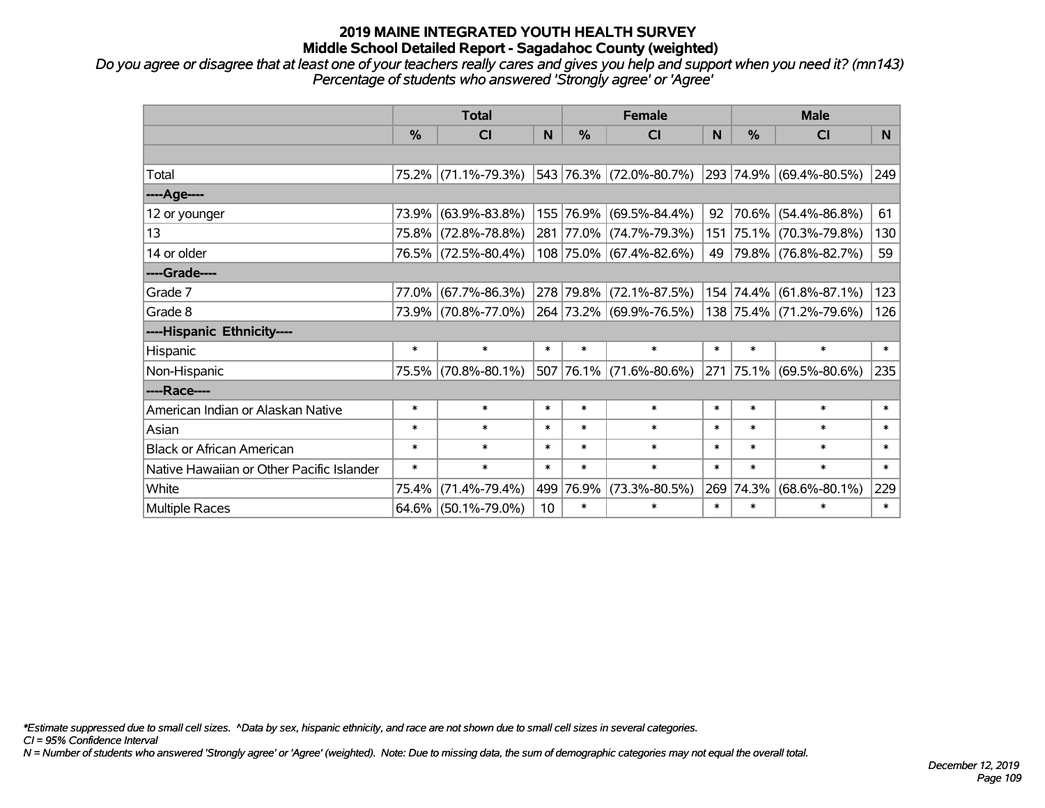# 2019 MAINE INTEGRATED YOUTH HEALTH SURVEY
## Middle School Detailed Report - Sagadahoc County (weighted)

*Do you agree or disagree that at least one of your teachers really cares and gives you help and support when you need it? (mn143)*
*Percentage of students who answered 'Strongly agree' or 'Agree'*

| | Total | | | Female | | | Male | | |
|---|---|---|---|---|---|---|---|---|---|
| | % | CI | N | % | CI | N | % | CI | N |
| | | | | | | | | | |
| Total | 75.2% | (71.1%-79.3%) | 543 | 76.3% | (72.0%-80.7%) | 293 | 74.9% | (69.4%-80.5%) | 249 |
| ----Age---- | | | | | | | | | |
| 12 or younger | 73.9% | (63.9%-83.8%) | 155 | 76.9% | (69.5%-84.4%) | 92 | 70.6% | (54.4%-86.8%) | 61 |
| 13 | 75.8% | (72.8%-78.8%) | 281 | 77.0% | (74.7%-79.3%) | 151 | 75.1% | (70.3%-79.8%) | 130 |
| 14 or older | 76.5% | (72.5%-80.4%) | 108 | 75.0% | (67.4%-82.6%) | 49 | 79.8% | (76.8%-82.7%) | 59 |
| ----Grade---- | | | | | | | | | |
| Grade 7 | 77.0% | (67.7%-86.3%) | 278 | 79.8% | (72.1%-87.5%) | 154 | 74.4% | (61.8%-87.1%) | 123 |
| Grade 8 | 73.9% | (70.8%-77.0%) | 264 | 73.2% | (69.9%-76.5%) | 138 | 75.4% | (71.2%-79.6%) | 126 |
| ----Hispanic Ethnicity---- | | | | | | | | | |
| Hispanic | * | * | * | * | * | * | * | * | * |
| Non-Hispanic | 75.5% | (70.8%-80.1%) | 507 | 76.1% | (71.6%-80.6%) | 271 | 75.1% | (69.5%-80.6%) | 235 |
| ----Race---- | | | | | | | | | |
| American Indian or Alaskan Native | * | * | * | * | * | * | * | * | * |
| Asian | * | * | * | * | * | * | * | * | * |
| Black or African American | * | * | * | * | * | * | * | * | * |
| Native Hawaiian or Other Pacific Islander | * | * | * | * | * | * | * | * | * |
| White | 75.4% | (71.4%-79.4%) | 499 | 76.9% | (73.3%-80.5%) | 269 | 74.3% | (68.6%-80.1%) | 229 |
| Multiple Races | 64.6% | (50.1%-79.0%) | 10 | * | * | * | * | * | * |

*\*Estimate suppressed due to small cell sizes. ^Data by sex, hispanic ethnicity, and race are not shown due to small cell sizes in several categories.*
*CI = 95% Confidence Interval*
*N = Number of students who answered 'Strongly agree' or 'Agree' (weighted). Note: Due to missing data, the sum of demographic categories may not equal the overall total.*

*December 12, 2019*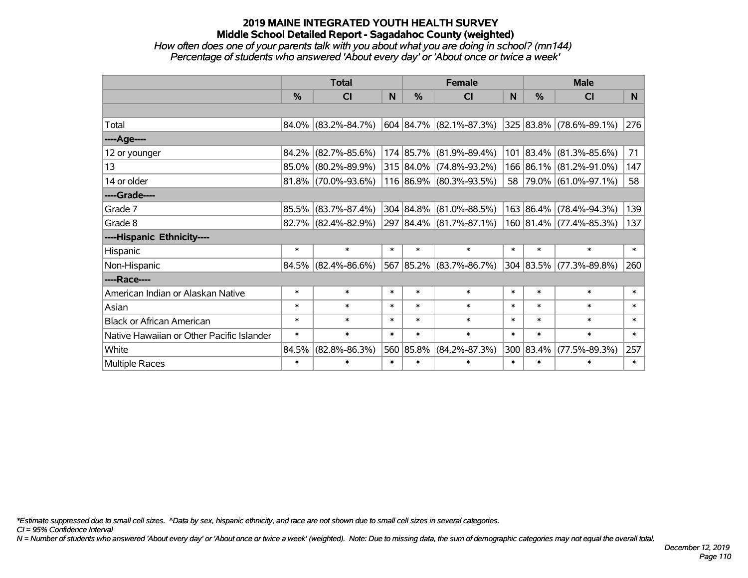# 2019 MAINE INTEGRATED YOUTH HEALTH SURVEY

## Middle School Detailed Report - Sagadahoc County (weighted)

*How often does one of your parents talk with you about what you are doing in school? (mn144)*

*Percentage of students who answered 'About every day' or 'About once or twice a week'*

| | Total | | | Female | | | Male | | |
|---|---|---|---|---|---|---|---|---|---|
| | % | CI | N | % | CI | N | % | CI | N |
| Total | 84.0% | (83.2%-84.7%) | 604 | 84.7% | (82.1%-87.3%) | 325 | 83.8% | (78.6%-89.1%) | 276 |
| ----Age---- | | | | | | | | | |
| 12 or younger | 84.2% | (82.7%-85.6%) | 174 | 85.7% | (81.9%-89.4%) | 101 | 83.4% | (81.3%-85.6%) | 71 |
| 13 | 85.0% | (80.2%-89.9%) | 315 | 84.0% | (74.8%-93.2%) | 166 | 86.1% | (81.2%-91.0%) | 147 |
| 14 or older | 81.8% | (70.0%-93.6%) | 116 | 86.9% | (80.3%-93.5%) | 58 | 79.0% | (61.0%-97.1%) | 58 |
| ----Grade---- | | | | | | | | | |
| Grade 7 | 85.5% | (83.7%-87.4%) | 304 | 84.8% | (81.0%-88.5%) | 163 | 86.4% | (78.4%-94.3%) | 139 |
| Grade 8 | 82.7% | (82.4%-82.9%) | 297 | 84.4% | (81.7%-87.1%) | 160 | 81.4% | (77.4%-85.3%) | 137 |
| ----Hispanic Ethnicity---- | | | | | | | | | |
| Hispanic | * | * | * | * | * | * | * | * | * |
| Non-Hispanic | 84.5% | (82.4%-86.6%) | 567 | 85.2% | (83.7%-86.7%) | 304 | 83.5% | (77.3%-89.8%) | 260 |
| ----Race---- | | | | | | | | | |
| American Indian or Alaskan Native | * | * | * | * | * | * | * | * | * |
| Asian | * | * | * | * | * | * | * | * | * |
| Black or African American | * | * | * | * | * | * | * | * | * |
| Native Hawaiian or Other Pacific Islander | * | * | * | * | * | * | * | * | * |
| White | 84.5% | (82.8%-86.3%) | 560 | 85.8% | (84.2%-87.3%) | 300 | 83.4% | (77.5%-89.3%) | 257 |
| Multiple Races | * | * | * | * | * | * | * | * | * |

*\*Estimate suppressed due to small cell sizes. ^Data by sex, hispanic ethnicity, and race are not shown due to small cell sizes in several categories.*

*CI = 95% Confidence Interval*

*N = Number of students who answered 'About every day' or 'About once or twice a week' (weighted). Note: Due to missing data, the sum of demographic categories may not equal the overall total.*

*December 12, 2019*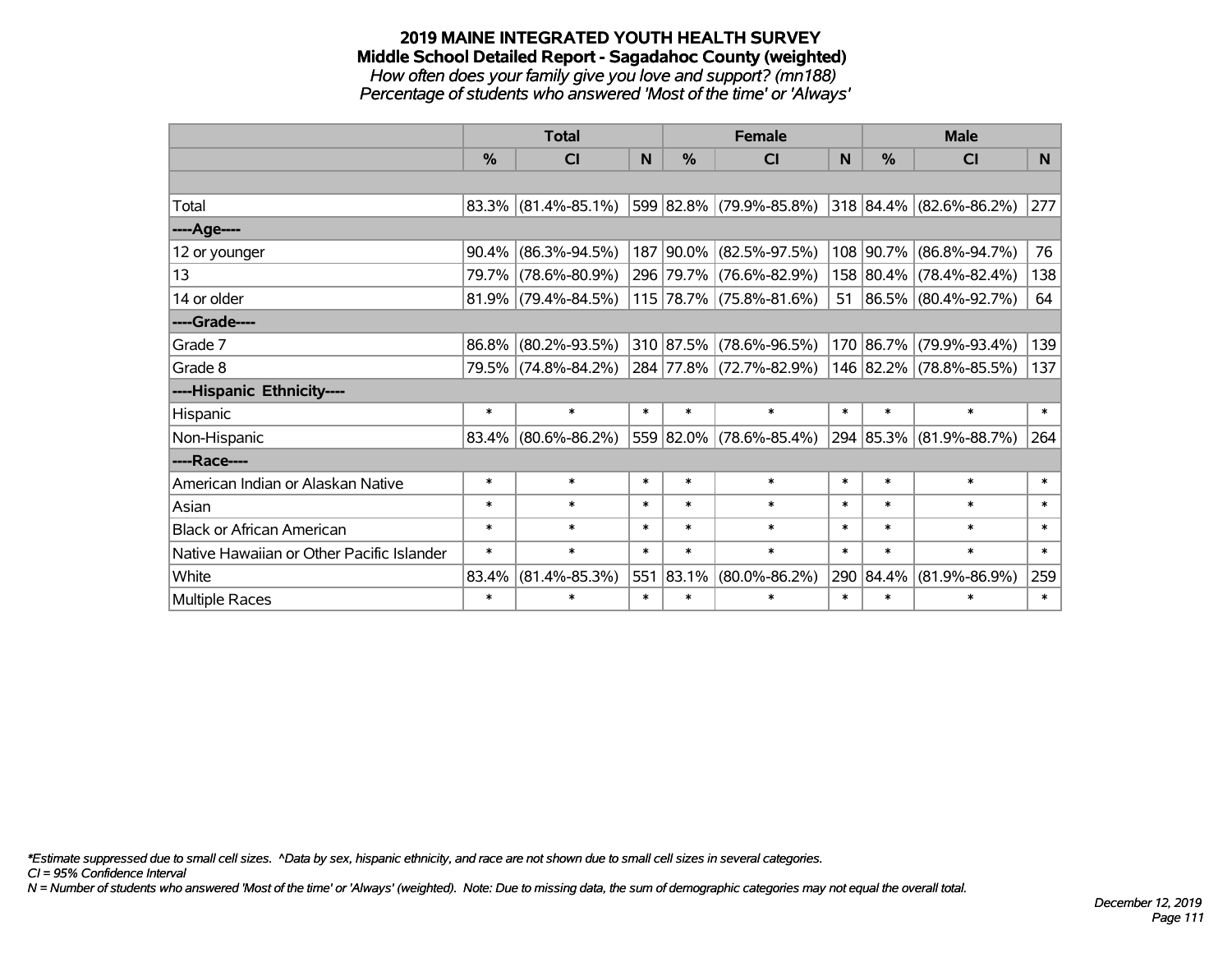# 2019 MAINE INTEGRATED YOUTH HEALTH SURVEY
## Middle School Detailed Report - Sagadahoc County (weighted)
*How often does your family give you love and support? (mn188)*
*Percentage of students who answered 'Most of the time' or 'Always'*

| | Total | | | Female | | | Male | | |
|---|---|---|---|---|---|---|---|---|---|
| | % | CI | N | % | CI | N | % | CI | N |
| | | | | | | | | | |
| Total | 83.3% | (81.4%-85.1%) | 599 | 82.8% | (79.9%-85.8%) | 318 | 84.4% | (82.6%-86.2%) | 277 |
| ----Age---- | | | | | | | | | |
| 12 or younger | 90.4% | (86.3%-94.5%) | 187 | 90.0% | (82.5%-97.5%) | 108 | 90.7% | (86.8%-94.7%) | 76 |
| 13 | 79.7% | (78.6%-80.9%) | 296 | 79.7% | (76.6%-82.9%) | 158 | 80.4% | (78.4%-82.4%) | 138 |
| 14 or older | 81.9% | (79.4%-84.5%) | 115 | 78.7% | (75.8%-81.6%) | 51 | 86.5% | (80.4%-92.7%) | 64 |
| ----Grade---- | | | | | | | | | |
| Grade 7 | 86.8% | (80.2%-93.5%) | 310 | 87.5% | (78.6%-96.5%) | 170 | 86.7% | (79.9%-93.4%) | 139 |
| Grade 8 | 79.5% | (74.8%-84.2%) | 284 | 77.8% | (72.7%-82.9%) | 146 | 82.2% | (78.8%-85.5%) | 137 |
| ----Hispanic Ethnicity---- | | | | | | | | | |
| Hispanic | * | * | * | * | * | * | * | * | * |
| Non-Hispanic | 83.4% | (80.6%-86.2%) | 559 | 82.0% | (78.6%-85.4%) | 294 | 85.3% | (81.9%-88.7%) | 264 |
| ----Race---- | | | | | | | | | |
| American Indian or Alaskan Native | * | * | * | * | * | * | * | * | * |
| Asian | * | * | * | * | * | * | * | * | * |
| Black or African American | * | * | * | * | * | * | * | * | * |
| Native Hawaiian or Other Pacific Islander | * | * | * | * | * | * | * | * | * |
| White | 83.4% | (81.4%-85.3%) | 551 | 83.1% | (80.0%-86.2%) | 290 | 84.4% | (81.9%-86.9%) | 259 |
| Multiple Races | * | * | * | * | * | * | * | * | * |

*\*Estimate suppressed due to small cell sizes. ^Data by sex, hispanic ethnicity, and race are not shown due to small cell sizes in several categories.*
*CI = 95% Confidence Interval*
*N = Number of students who answered 'Most of the time' or 'Always' (weighted). Note: Due to missing data, the sum of demographic categories may not equal the overall total.*

*December 12, 2019*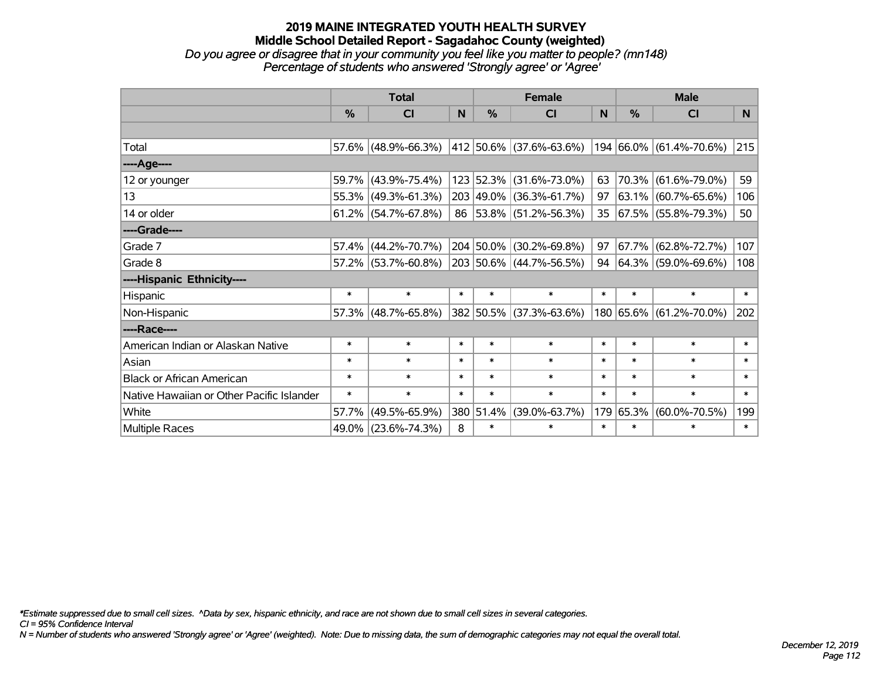# 2019 MAINE INTEGRATED YOUTH HEALTH SURVEY
## Middle School Detailed Report - Sagadahoc County (weighted)
*Do you agree or disagree that in your community you feel like you matter to people? (mn148)*
*Percentage of students who answered 'Strongly agree' or 'Agree'*

| | Total | | | Female | | | Male | | |
|---|---|---|---|---|---|---|---|---|---|
| | % | CI | N | % | CI | N | % | CI | N |
| | | | | | | | | | |
| Total | 57.6% | (48.9%-66.3%) | 412 | 50.6% | (37.6%-63.6%) | 194 | 66.0% | (61.4%-70.6%) | 215 |
| ----Age---- | | | | | | | | | |
| 12 or younger | 59.7% | (43.9%-75.4%) | 123 | 52.3% | (31.6%-73.0%) | 63 | 70.3% | (61.6%-79.0%) | 59 |
| 13 | 55.3% | (49.3%-61.3%) | 203 | 49.0% | (36.3%-61.7%) | 97 | 63.1% | (60.7%-65.6%) | 106 |
| 14 or older | 61.2% | (54.7%-67.8%) | 86 | 53.8% | (51.2%-56.3%) | 35 | 67.5% | (55.8%-79.3%) | 50 |
| ----Grade---- | | | | | | | | | |
| Grade 7 | 57.4% | (44.2%-70.7%) | 204 | 50.0% | (30.2%-69.8%) | 97 | 67.7% | (62.8%-72.7%) | 107 |
| Grade 8 | 57.2% | (53.7%-60.8%) | 203 | 50.6% | (44.7%-56.5%) | 94 | 64.3% | (59.0%-69.6%) | 108 |
| ----Hispanic Ethnicity---- | | | | | | | | | |
| Hispanic | * | * | * | * | * | * | * | * | * |
| Non-Hispanic | 57.3% | (48.7%-65.8%) | 382 | 50.5% | (37.3%-63.6%) | 180 | 65.6% | (61.2%-70.0%) | 202 |
| ----Race---- | | | | | | | | | |
| American Indian or Alaskan Native | * | * | * | * | * | * | * | * | * |
| Asian | * | * | * | * | * | * | * | * | * |
| Black or African American | * | * | * | * | * | * | * | * | * |
| Native Hawaiian or Other Pacific Islander | * | * | * | * | * | * | * | * | * |
| White | 57.7% | (49.5%-65.9%) | 380 | 51.4% | (39.0%-63.7%) | 179 | 65.3% | (60.0%-70.5%) | 199 |
| Multiple Races | 49.0% | (23.6%-74.3%) | 8 | * | * | * | * | * | * |

*Estimate suppressed due to small cell sizes. ^Data by sex, hispanic ethnicity, and race are not shown due to small cell sizes in several categories.
*CI = 95% Confidence Interval*
*N = Number of students who answered 'Strongly agree' or 'Agree' (weighted). Note: Due to missing data, the sum of demographic categories may not equal the overall total.*

*December 12, 2019*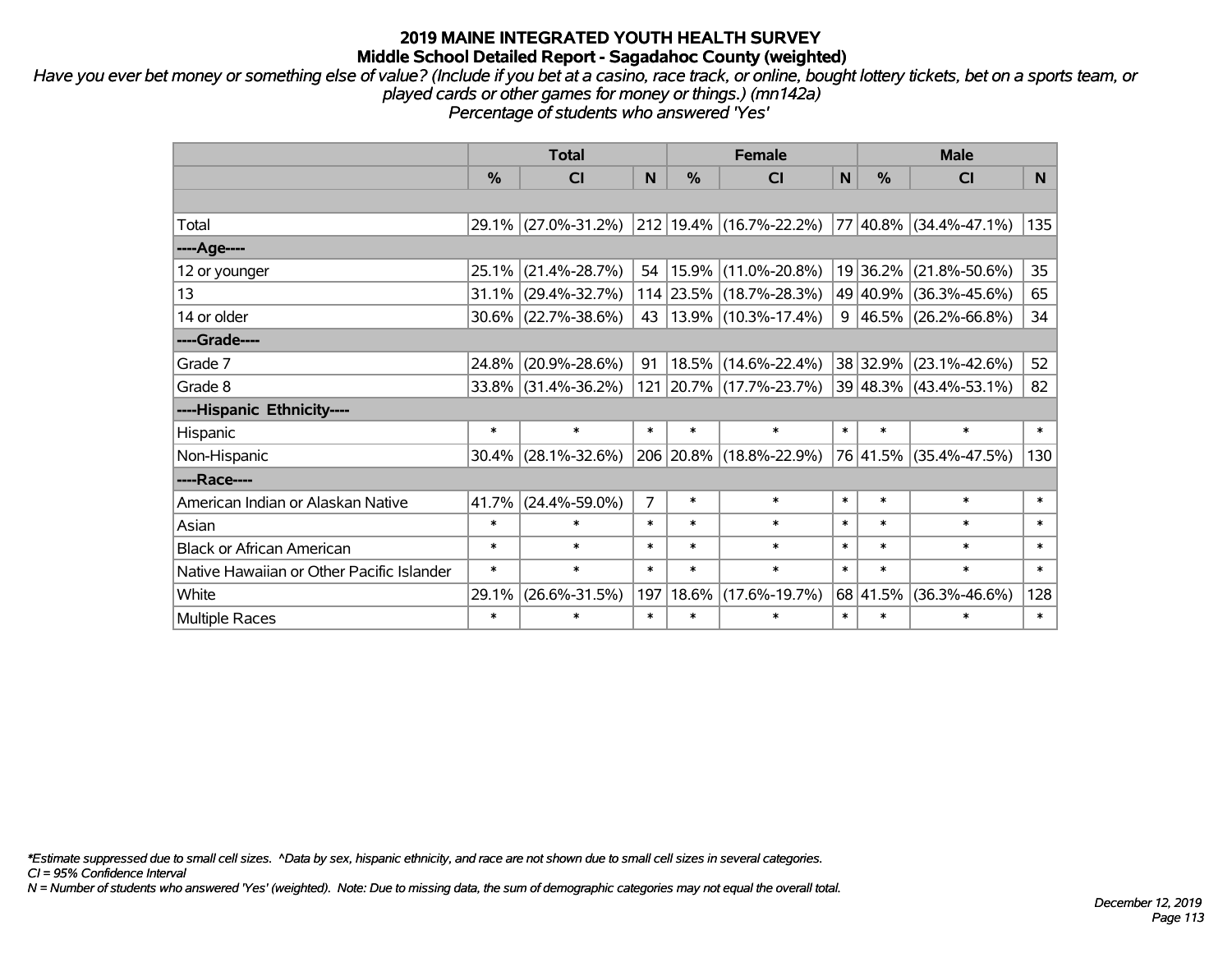# 2019 MAINE INTEGRATED YOUTH HEALTH SURVEY
## Middle School Detailed Report - Sagadahoc County (weighted)

*Have you ever bet money or something else of value? (Include if you bet at a casino, race track, or online, bought lottery tickets, bet on a sports team, or played cards or other games for money or things.) (mn142a)*
*Percentage of students who answered 'Yes'*

| | Total | | | Female | | | Male | | |
|---|---|---|---|---|---|---|---|---|---|
| | % | CI | N | % | CI | N | % | CI | N |
| | | | | | | | | | |
| Total | 29.1% | (27.0%-31.2%) | 212 | 19.4% | (16.7%-22.2%) | 77 | 40.8% | (34.4%-47.1%) | 135 |
| ----Age---- | | | | | | | | | |
| 12 or younger | 25.1% | (21.4%-28.7%) | 54 | 15.9% | (11.0%-20.8%) | 19 | 36.2% | (21.8%-50.6%) | 35 |
| 13 | 31.1% | (29.4%-32.7%) | 114 | 23.5% | (18.7%-28.3%) | 49 | 40.9% | (36.3%-45.6%) | 65 |
| 14 or older | 30.6% | (22.7%-38.6%) | 43 | 13.9% | (10.3%-17.4%) | 9 | 46.5% | (26.2%-66.8%) | 34 |
| ----Grade---- | | | | | | | | | |
| Grade 7 | 24.8% | (20.9%-28.6%) | 91 | 18.5% | (14.6%-22.4%) | 38 | 32.9% | (23.1%-42.6%) | 52 |
| Grade 8 | 33.8% | (31.4%-36.2%) | 121 | 20.7% | (17.7%-23.7%) | 39 | 48.3% | (43.4%-53.1%) | 82 |
| ----Hispanic Ethnicity---- | | | | | | | | | |
| Hispanic | * | * | * | * | * | * | * | * | * |
| Non-Hispanic | 30.4% | (28.1%-32.6%) | 206 | 20.8% | (18.8%-22.9%) | 76 | 41.5% | (35.4%-47.5%) | 130 |
| ----Race---- | | | | | | | | | |
| American Indian or Alaskan Native | 41.7% | (24.4%-59.0%) | 7 | * | * | * | * | * | * |
| Asian | * | * | * | * | * | * | * | * | * |
| Black or African American | * | * | * | * | * | * | * | * | * |
| Native Hawaiian or Other Pacific Islander | * | * | * | * | * | * | * | * | * |
| White | 29.1% | (26.6%-31.5%) | 197 | 18.6% | (17.6%-19.7%) | 68 | 41.5% | (36.3%-46.6%) | 128 |
| Multiple Races | * | * | * | * | * | * | * | * | * |

*\*Estimate suppressed due to small cell sizes. ^Data by sex, hispanic ethnicity, and race are not shown due to small cell sizes in several categories.*
*CI = 95% Confidence Interval*
*N = Number of students who answered 'Yes' (weighted). Note: Due to missing data, the sum of demographic categories may not equal the overall total.*

*December 12, 2019*